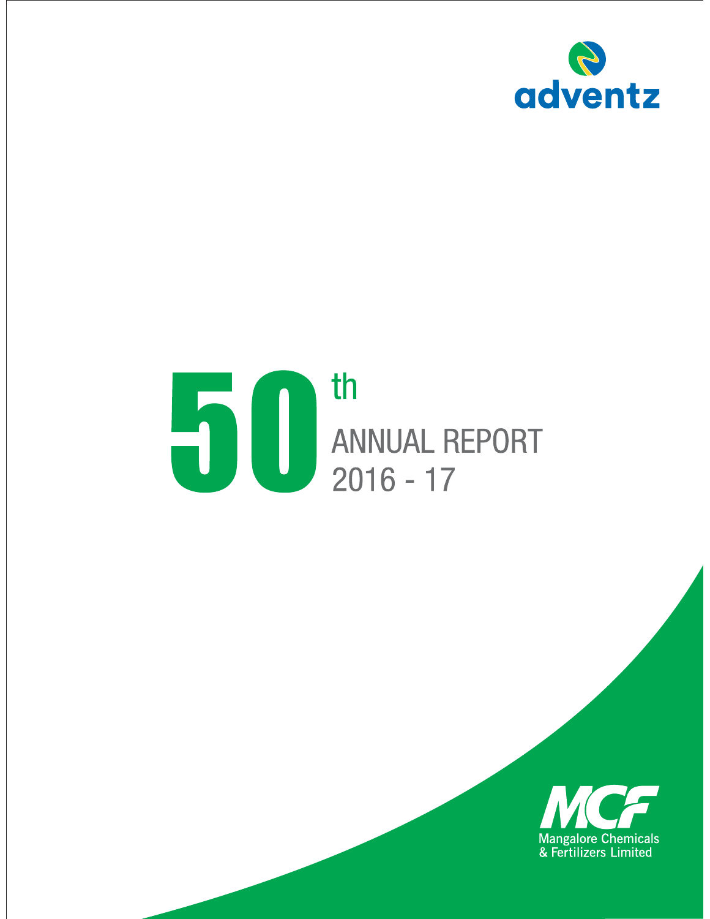adventz

# 50th ANNUAL REPORT 2016 - 17

MCF

Mangalore Chemicals & Fertilizers Limited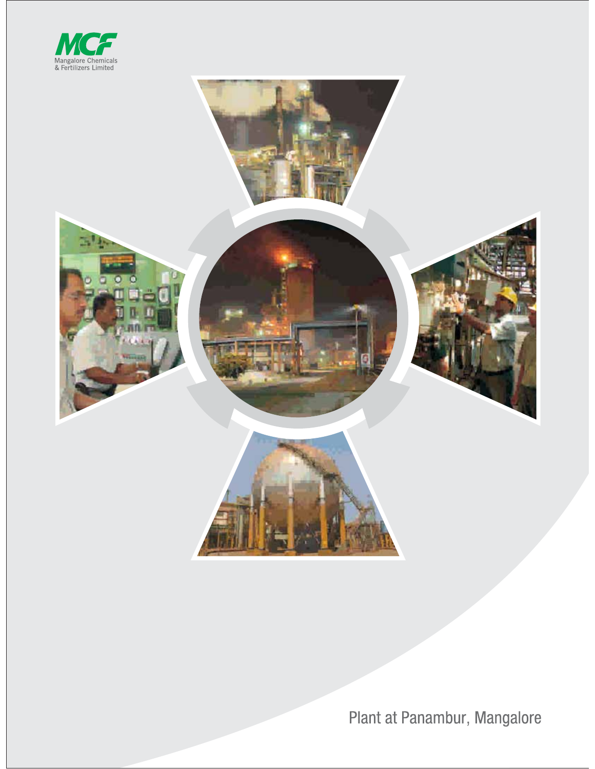MCF

Mangalore Chemicals & Fertilizers Limited

Plant at Panambur, Mangalore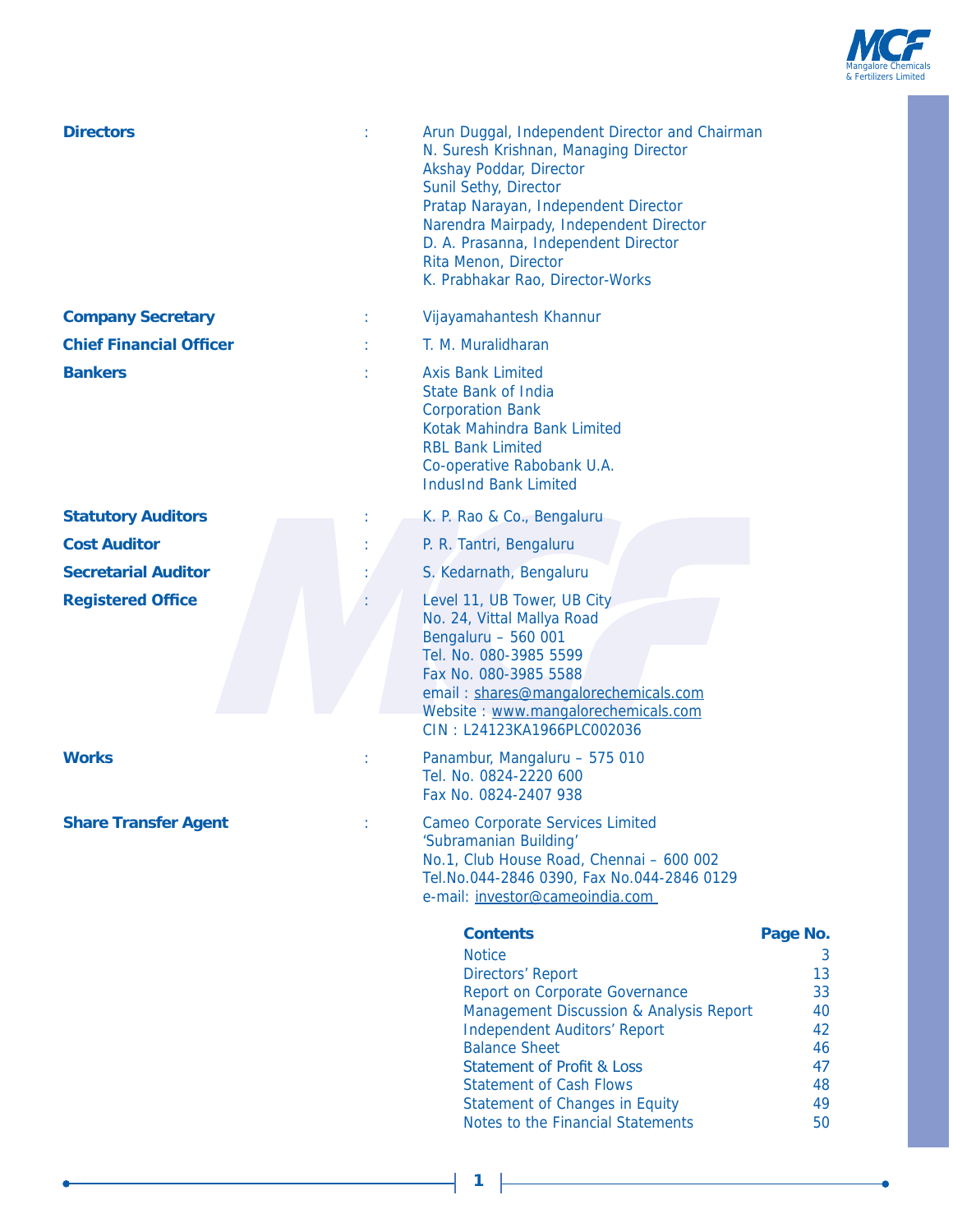| | | |
|---|---|---|
| **Directors** | : | Arun Duggal, Independent Director and Chairman<br>N. Suresh Krishnan, Managing Director<br>Akshay Poddar, Director<br>Sunil Sethy, Director<br>Pratap Narayan, Independent Director<br>Narendra Mairpady, Independent Director<br>D. A. Prasanna, Independent Director<br>Rita Menon, Director<br>K. Prabhakar Rao, Director-Works |
| **Company Secretary** | : | Vijayamahantesh Khannur |
| **Chief Financial Officer** | : | T. M. Muralidharan |
| **Bankers** | : | Axis Bank Limited<br>State Bank of India<br>Corporation Bank<br>Kotak Mahindra Bank Limited<br>RBL Bank Limited<br>Co-operative Rabobank U.A.<br>IndusInd Bank Limited |
| **Statutory Auditors** | : | K. P. Rao & Co., Bengaluru |
| **Cost Auditor** | : | P. R. Tantri, Bengaluru |
| **Secretarial Auditor** | : | S. Kedarnath, Bengaluru |
| **Registered Office** | : | Level 11, UB Tower, UB City<br>No. 24, Vittal Mallya Road<br>Bengaluru – 560 001<br>Tel. No. 080-3985 5599<br>Fax No. 080-3985 5588<br>email : shares@mangalorechemicals.com<br>Website : www.mangalorechemicals.com<br>CIN : L24123KA1966PLC002036 |
| **Works** | : | Panambur, Mangaluru – 575 010<br>Tel. No. 0824-2220 600<br>Fax No. 0824-2407 938 |
| **Share Transfer Agent** | : | Cameo Corporate Services Limited<br>'Subramanian Building'<br>No.1, Club House Road, Chennai – 600 002<br>Tel.No.044-2846 0390, Fax No.044-2846 0129<br>e-mail: investor@cameoindia.com |

| **Contents** | **Page No.** |
|---|---|
| Notice | 3 |
| Directors' Report | 13 |
| Report on Corporate Governance | 33 |
| Management Discussion & Analysis Report | 40 |
| Independent Auditors' Report | 42 |
| Balance Sheet | 46 |
| Statement of Profit & Loss | 47 |
| Statement of Cash Flows | 48 |
| Statement of Changes in Equity | 49 |
| Notes to the Financial Statements | 50 |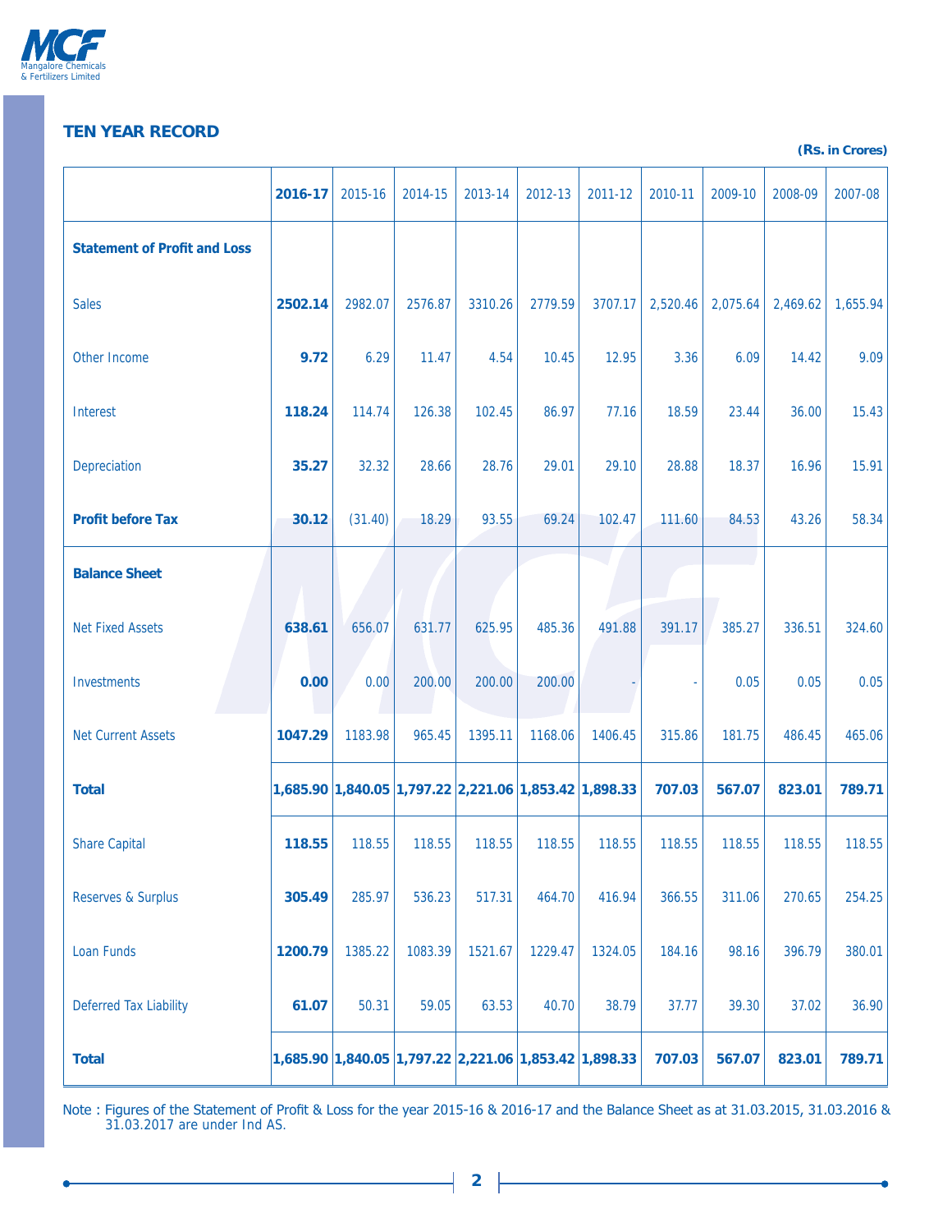## TEN YEAR RECORD

**(Rs. in Crores)**

| | **2016-17** | 2015-16 | 2014-15 | 2013-14 | 2012-13 | 2011-12 | 2010-11 | 2009-10 | 2008-09 | 2007-08 |
|---|---|---|---|---|---|---|---|---|---|---|
| **Statement of Profit and Loss** | | | | | | | | | | |
| Sales | **2502.14** | 2982.07 | 2576.87 | 3310.26 | 2779.59 | 3707.17 | 2,520.46 | 2,075.64 | 2,469.62 | 1,655.94 |
| Other Income | **9.72** | 6.29 | 11.47 | 4.54 | 10.45 | 12.95 | 3.36 | 6.09 | 14.42 | 9.09 |
| Interest | **118.24** | 114.74 | 126.38 | 102.45 | 86.97 | 77.16 | 18.59 | 23.44 | 36.00 | 15.43 |
| Depreciation | **35.27** | 32.32 | 28.66 | 28.76 | 29.01 | 29.10 | 28.88 | 18.37 | 16.96 | 15.91 |
| **Profit before Tax** | **30.12** | (31.40) | 18.29 | 93.55 | 69.24 | 102.47 | 111.60 | 84.53 | 43.26 | 58.34 |
| **Balance Sheet** | | | | | | | | | | |
| Net Fixed Assets | **638.61** | 656.07 | 631.77 | 625.95 | 485.36 | 491.88 | 391.17 | 385.27 | 336.51 | 324.60 |
| Investments | **0.00** | 0.00 | 200.00 | 200.00 | 200.00 | - | - | 0.05 | 0.05 | 0.05 |
| Net Current Assets | **1047.29** | 1183.98 | 965.45 | 1395.11 | 1168.06 | 1406.45 | 315.86 | 181.75 | 486.45 | 465.06 |
| **Total** | **1,685.90** | **1,840.05** | **1,797.22** | **2,221.06** | **1,853.42** | **1,898.33** | **707.03** | **567.07** | **823.01** | **789.71** |
| Share Capital | **118.55** | 118.55 | 118.55 | 118.55 | 118.55 | 118.55 | 118.55 | 118.55 | 118.55 | 118.55 |
| Reserves & Surplus | **305.49** | 285.97 | 536.23 | 517.31 | 464.70 | 416.94 | 366.55 | 311.06 | 270.65 | 254.25 |
| Loan Funds | **1200.79** | 1385.22 | 1083.39 | 1521.67 | 1229.47 | 1324.05 | 184.16 | 98.16 | 396.79 | 380.01 |
| Deferred Tax Liability | **61.07** | 50.31 | 59.05 | 63.53 | 40.70 | 38.79 | 37.77 | 39.30 | 37.02 | 36.90 |
| **Total** | **1,685.90** | **1,840.05** | **1,797.22** | **2,221.06** | **1,853.42** | **1,898.33** | **707.03** | **567.07** | **823.01** | **789.71** |

Note : Figures of the Statement of Profit & Loss for the year 2015-16 & 2016-17 and the Balance Sheet as at 31.03.2015, 31.03.2016 & 31.03.2017 are under Ind AS.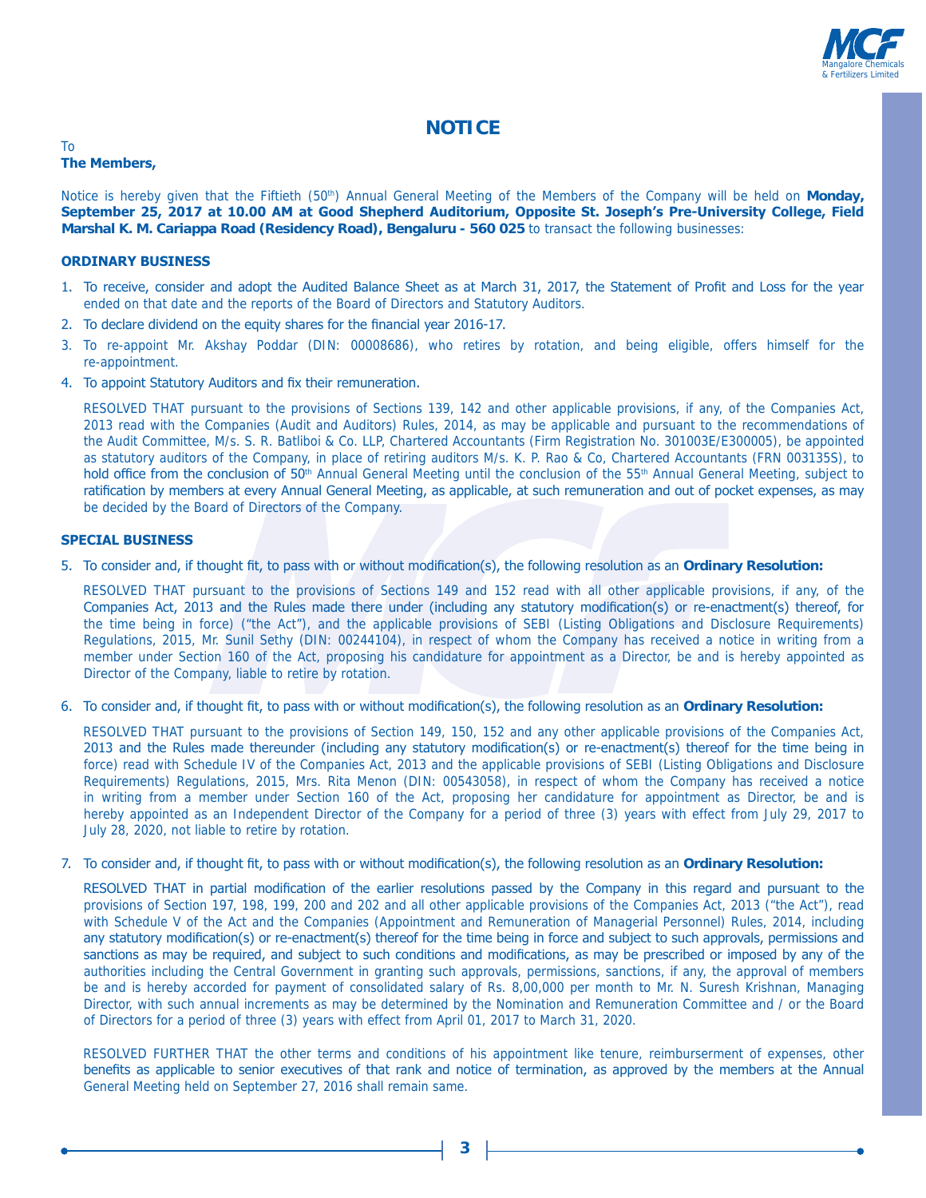# NOTICE

To
**The Members,**

Notice is hereby given that the Fiftieth (50th) Annual General Meeting of the Members of the Company will be held on **Monday, September 25, 2017 at 10.00 AM at Good Shepherd Auditorium, Opposite St. Joseph's Pre-University College, Field Marshal K. M. Cariappa Road (Residency Road), Bengaluru - 560 025** to transact the following businesses:

## ORDINARY BUSINESS

1. To receive, consider and adopt the Audited Balance Sheet as at March 31, 2017, the Statement of Profit and Loss for the year ended on that date and the reports of the Board of Directors and Statutory Auditors.
2. To declare dividend on the equity shares for the financial year 2016-17.
3. To re-appoint Mr. Akshay Poddar (DIN: 00008686), who retires by rotation, and being eligible, offers himself for the re-appointment.
4. To appoint Statutory Auditors and fix their remuneration.

   RESOLVED THAT pursuant to the provisions of Sections 139, 142 and other applicable provisions, if any, of the Companies Act, 2013 read with the Companies (Audit and Auditors) Rules, 2014, as may be applicable and pursuant to the recommendations of the Audit Committee, M/s. S. R. Batliboi & Co. LLP, Chartered Accountants (Firm Registration No. 301003E/E300005), be appointed as statutory auditors of the Company, in place of retiring auditors M/s. K. P. Rao & Co, Chartered Accountants (FRN 003135S), to hold office from the conclusion of 50th Annual General Meeting until the conclusion of the 55th Annual General Meeting, subject to ratification by members at every Annual General Meeting, as applicable, at such remuneration and out of pocket expenses, as may be decided by the Board of Directors of the Company.

## SPECIAL BUSINESS

5. To consider and, if thought fit, to pass with or without modification(s), the following resolution as an **Ordinary Resolution:**

   RESOLVED THAT pursuant to the provisions of Sections 149 and 152 read with all other applicable provisions, if any, of the Companies Act, 2013 and the Rules made there under (including any statutory modification(s) or re-enactment(s) thereof, for the time being in force) ("the Act"), and the applicable provisions of SEBI (Listing Obligations and Disclosure Requirements) Regulations, 2015, Mr. Sunil Sethy (DIN: 00244104), in respect of whom the Company has received a notice in writing from a member under Section 160 of the Act, proposing his candidature for appointment as a Director, be and is hereby appointed as Director of the Company, liable to retire by rotation.

6. To consider and, if thought fit, to pass with or without modification(s), the following resolution as an **Ordinary Resolution:**

   RESOLVED THAT pursuant to the provisions of Section 149, 150, 152 and any other applicable provisions of the Companies Act, 2013 and the Rules made thereunder (including any statutory modification(s) or re-enactment(s) thereof for the time being in force) read with Schedule IV of the Companies Act, 2013 and the applicable provisions of SEBI (Listing Obligations and Disclosure Requirements) Regulations, 2015, Mrs. Rita Menon (DIN: 00543058), in respect of whom the Company has received a notice in writing from a member under Section 160 of the Act, proposing her candidature for appointment as Director, be and is hereby appointed as an Independent Director of the Company for a period of three (3) years with effect from July 29, 2017 to July 28, 2020, not liable to retire by rotation.

7. To consider and, if thought fit, to pass with or without modification(s), the following resolution as an **Ordinary Resolution:**

   RESOLVED THAT in partial modification of the earlier resolutions passed by the Company in this regard and pursuant to the provisions of Section 197, 198, 199, 200 and 202 and all other applicable provisions of the Companies Act, 2013 ("the Act"), read with Schedule V of the Act and the Companies (Appointment and Remuneration of Managerial Personnel) Rules, 2014, including any statutory modification(s) or re-enactment(s) thereof for the time being in force and subject to such approvals, permissions and sanctions as may be required, and subject to such conditions and modifications, as may be prescribed or imposed by any of the authorities including the Central Government in granting such approvals, permissions, sanctions, if any, the approval of members be and is hereby accorded for payment of consolidated salary of Rs. 8,00,000 per month to Mr. N. Suresh Krishnan, Managing Director, with such annual increments as may be determined by the Nomination and Remuneration Committee and / or the Board of Directors for a period of three (3) years with effect from April 01, 2017 to March 31, 2020.

   RESOLVED FURTHER THAT the other terms and conditions of his appointment like tenure, reimbursement of expenses, other benefits as applicable to senior executives of that rank and notice of termination, as approved by the members at the Annual General Meeting held on September 27, 2016 shall remain same.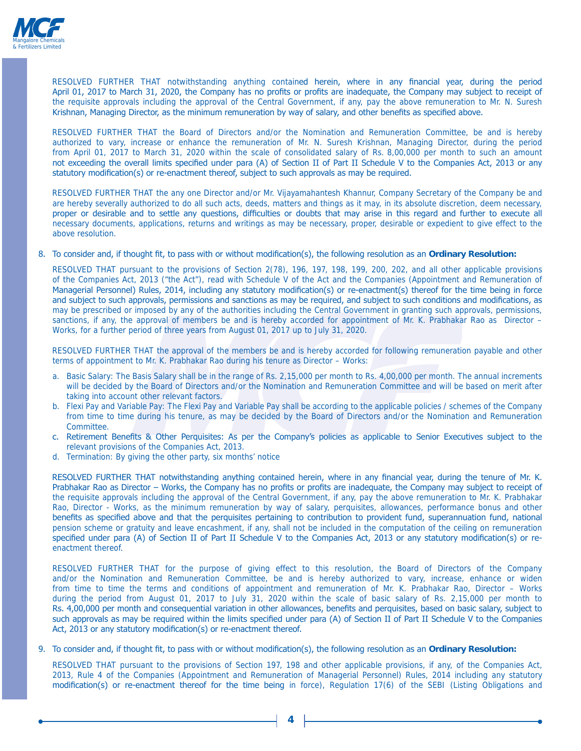RESOLVED FURTHER THAT notwithstanding anything contained herein, where in any financial year, during the period April 01, 2017 to March 31, 2020, the Company has no profits or profits are inadequate, the Company may subject to receipt of the requisite approvals including the approval of the Central Government, if any, pay the above remuneration to Mr. N. Suresh Krishnan, Managing Director, as the minimum remuneration by way of salary, and other benefits as specified above.

RESOLVED FURTHER THAT the Board of Directors and/or the Nomination and Remuneration Committee, be and is hereby authorized to vary, increase or enhance the remuneration of Mr. N. Suresh Krishnan, Managing Director, during the period from April 01, 2017 to March 31, 2020 within the scale of consolidated salary of Rs. 8,00,000 per month to such an amount not exceeding the overall limits specified under para (A) of Section II of Part II Schedule V to the Companies Act, 2013 or any statutory modification(s) or re-enactment thereof, subject to such approvals as may be required.

RESOLVED FURTHER THAT the any one Director and/or Mr. Vijayamahantesh Khannur, Company Secretary of the Company be and are hereby severally authorized to do all such acts, deeds, matters and things as it may, in its absolute discretion, deem necessary, proper or desirable and to settle any questions, difficulties or doubts that may arise in this regard and further to execute all necessary documents, applications, returns and writings as may be necessary, proper, desirable or expedient to give effect to the above resolution.

8. To consider and, if thought fit, to pass with or without modification(s), the following resolution as an **Ordinary Resolution:**

RESOLVED THAT pursuant to the provisions of Section 2(78), 196, 197, 198, 199, 200, 202, and all other applicable provisions of the Companies Act, 2013 ("the Act"), read with Schedule V of the Act and the Companies (Appointment and Remuneration of Managerial Personnel) Rules, 2014, including any statutory modification(s) or re-enactment(s) thereof for the time being in force and subject to such approvals, permissions and sanctions as may be required, and subject to such conditions and modifications, as may be prescribed or imposed by any of the authorities including the Central Government in granting such approvals, permissions, sanctions, if any, the approval of members be and is hereby accorded for appointment of Mr. K. Prabhakar Rao as Director – Works, for a further period of three years from August 01, 2017 up to July 31, 2020.

RESOLVED FURTHER THAT the approval of the members be and is hereby accorded for following remuneration payable and other terms of appointment to Mr. K. Prabhakar Rao during his tenure as Director – Works:

a. Basic Salary: The Basis Salary shall be in the range of Rs. 2,15,000 per month to Rs. 4,00,000 per month. The annual increments will be decided by the Board of Directors and/or the Nomination and Remuneration Committee and will be based on merit after taking into account other relevant factors.
b. Flexi Pay and Variable Pay: The Flexi Pay and Variable Pay shall be according to the applicable policies / schemes of the Company from time to time during his tenure, as may be decided by the Board of Directors and/or the Nomination and Remuneration Committee.
c. Retirement Benefits & Other Perquisites: As per the Company's policies as applicable to Senior Executives subject to the relevant provisions of the Companies Act, 2013.
d. Termination: By giving the other party, six months' notice

RESOLVED FURTHER THAT notwithstanding anything contained herein, where in any financial year, during the tenure of Mr. K. Prabhakar Rao as Director – Works, the Company has no profits or profits are inadequate, the Company may subject to receipt of the requisite approvals including the approval of the Central Government, if any, pay the above remuneration to Mr. K. Prabhakar Rao, Director - Works, as the minimum remuneration by way of salary, perquisites, allowances, performance bonus and other benefits as specified above and that the perquisites pertaining to contribution to provident fund, superannuation fund, national pension scheme or gratuity and leave encashment, if any, shall not be included in the computation of the ceiling on remuneration specified under para (A) of Section II of Part II Schedule V to the Companies Act, 2013 or any statutory modification(s) or re-enactment thereof.

RESOLVED FURTHER THAT for the purpose of giving effect to this resolution, the Board of Directors of the Company and/or the Nomination and Remuneration Committee, be and is hereby authorized to vary, increase, enhance or widen from time to time the terms and conditions of appointment and remuneration of Mr. K. Prabhakar Rao, Director – Works during the period from August 01, 2017 to July 31, 2020 within the scale of basic salary of Rs. 2,15,000 per month to Rs. 4,00,000 per month and consequential variation in other allowances, benefits and perquisites, based on basic salary, subject to such approvals as may be required within the limits specified under para (A) of Section II of Part II Schedule V to the Companies Act, 2013 or any statutory modification(s) or re-enactment thereof.

9. To consider and, if thought fit, to pass with or without modification(s), the following resolution as an **Ordinary Resolution:**

RESOLVED THAT pursuant to the provisions of Section 197, 198 and other applicable provisions, if any, of the Companies Act, 2013, Rule 4 of the Companies (Appointment and Remuneration of Managerial Personnel) Rules, 2014 including any statutory modification(s) or re-enactment thereof for the time being in force), Regulation 17(6) of the SEBI (Listing Obligations and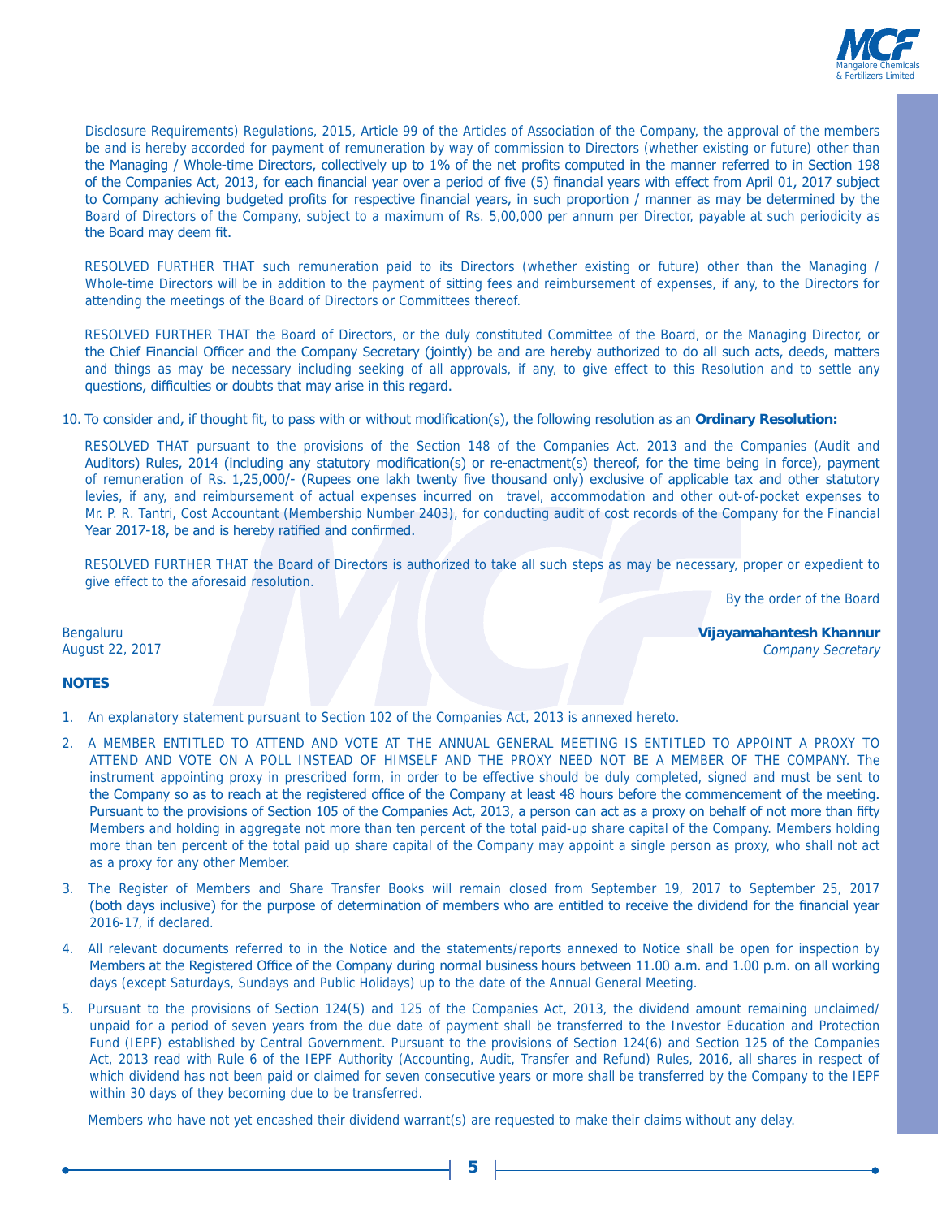Disclosure Requirements) Regulations, 2015, Article 99 of the Articles of Association of the Company, the approval of the members be and is hereby accorded for payment of remuneration by way of commission to Directors (whether existing or future) other than the Managing / Whole-time Directors, collectively up to 1% of the net profits computed in the manner referred to in Section 198 of the Companies Act, 2013, for each financial year over a period of five (5) financial years with effect from April 01, 2017 subject to Company achieving budgeted profits for respective financial years, in such proportion / manner as may be determined by the Board of Directors of the Company, subject to a maximum of Rs. 5,00,000 per annum per Director, payable at such periodicity as the Board may deem fit.

RESOLVED FURTHER THAT such remuneration paid to its Directors (whether existing or future) other than the Managing / Whole-time Directors will be in addition to the payment of sitting fees and reimbursement of expenses, if any, to the Directors for attending the meetings of the Board of Directors or Committees thereof.

RESOLVED FURTHER THAT the Board of Directors, or the duly constituted Committee of the Board, or the Managing Director, or the Chief Financial Officer and the Company Secretary (jointly) be and are hereby authorized to do all such acts, deeds, matters and things as may be necessary including seeking of all approvals, if any, to give effect to this Resolution and to settle any questions, difficulties or doubts that may arise in this regard.

10. To consider and, if thought fit, to pass with or without modification(s), the following resolution as an **Ordinary Resolution:**

RESOLVED THAT pursuant to the provisions of the Section 148 of the Companies Act, 2013 and the Companies (Audit and Auditors) Rules, 2014 (including any statutory modification(s) or re-enactment(s) thereof, for the time being in force), payment of remuneration of Rs. 1,25,000/- (Rupees one lakh twenty five thousand only) exclusive of applicable tax and other statutory levies, if any, and reimbursement of actual expenses incurred on travel, accommodation and other out-of-pocket expenses to Mr. P. R. Tantri, Cost Accountant (Membership Number 2403), for conducting audit of cost records of the Company for the Financial Year 2017-18, be and is hereby ratified and confirmed.

RESOLVED FURTHER THAT the Board of Directors is authorized to take all such steps as may be necessary, proper or expedient to give effect to the aforesaid resolution.

By the order of the Board

Bengaluru
August 22, 2017

**Vijayamahantesh Khannur**
*Company Secretary*

**NOTES**

1. An explanatory statement pursuant to Section 102 of the Companies Act, 2013 is annexed hereto.

2. A MEMBER ENTITLED TO ATTEND AND VOTE AT THE ANNUAL GENERAL MEETING IS ENTITLED TO APPOINT A PROXY TO ATTEND AND VOTE ON A POLL INSTEAD OF HIMSELF AND THE PROXY NEED NOT BE A MEMBER OF THE COMPANY. The instrument appointing proxy in prescribed form, in order to be effective should be duly completed, signed and must be sent to the Company so as to reach at the registered office of the Company at least 48 hours before the commencement of the meeting. Pursuant to the provisions of Section 105 of the Companies Act, 2013, a person can act as a proxy on behalf of not more than fifty Members and holding in aggregate not more than ten percent of the total paid-up share capital of the Company. Members holding more than ten percent of the total paid up share capital of the Company may appoint a single person as proxy, who shall not act as a proxy for any other Member.

3. The Register of Members and Share Transfer Books will remain closed from September 19, 2017 to September 25, 2017 (both days inclusive) for the purpose of determination of members who are entitled to receive the dividend for the financial year 2016-17, if declared.

4. All relevant documents referred to in the Notice and the statements/reports annexed to Notice shall be open for inspection by Members at the Registered Office of the Company during normal business hours between 11.00 a.m. and 1.00 p.m. on all working days (except Saturdays, Sundays and Public Holidays) up to the date of the Annual General Meeting.

5. Pursuant to the provisions of Section 124(5) and 125 of the Companies Act, 2013, the dividend amount remaining unclaimed/ unpaid for a period of seven years from the due date of payment shall be transferred to the Investor Education and Protection Fund (IEPF) established by Central Government. Pursuant to the provisions of Section 124(6) and Section 125 of the Companies Act, 2013 read with Rule 6 of the IEPF Authority (Accounting, Audit, Transfer and Refund) Rules, 2016, all shares in respect of which dividend has not been paid or claimed for seven consecutive years or more shall be transferred by the Company to the IEPF within 30 days of they becoming due to be transferred.

   Members who have not yet encashed their dividend warrant(s) are requested to make their claims without any delay.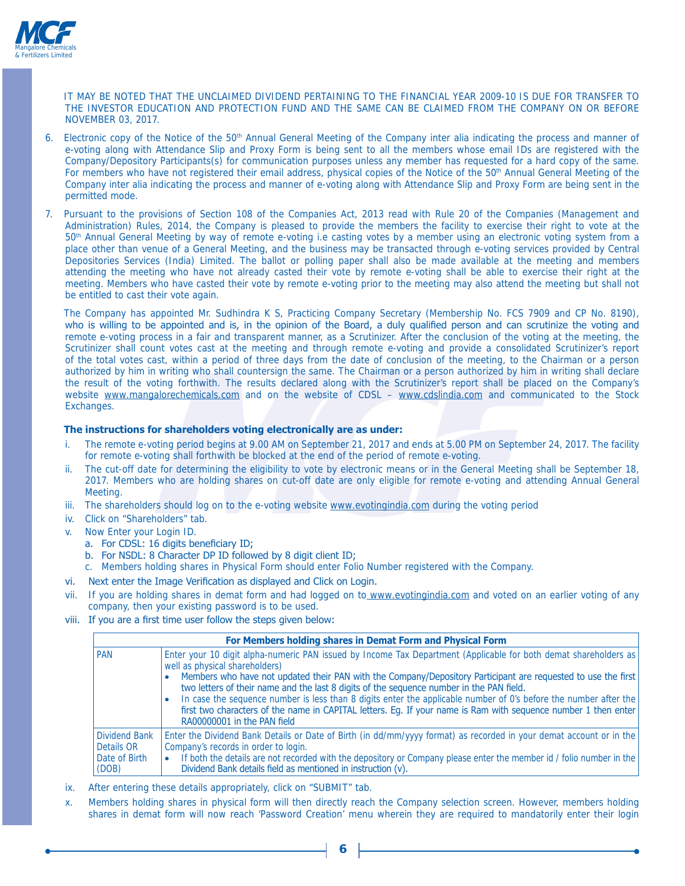IT MAY BE NOTED THAT THE UNCLAIMED DIVIDEND PERTAINING TO THE FINANCIAL YEAR 2009-10 IS DUE FOR TRANSFER TO THE INVESTOR EDUCATION AND PROTECTION FUND AND THE SAME CAN BE CLAIMED FROM THE COMPANY ON OR BEFORE NOVEMBER 03, 2017.

6. Electronic copy of the Notice of the 50th Annual General Meeting of the Company inter alia indicating the process and manner of e-voting along with Attendance Slip and Proxy Form is being sent to all the members whose email IDs are registered with the Company/Depository Participants(s) for communication purposes unless any member has requested for a hard copy of the same. For members who have not registered their email address, physical copies of the Notice of the 50th Annual General Meeting of the Company inter alia indicating the process and manner of e-voting along with Attendance Slip and Proxy Form are being sent in the permitted mode.

7. Pursuant to the provisions of Section 108 of the Companies Act, 2013 read with Rule 20 of the Companies (Management and Administration) Rules, 2014, the Company is pleased to provide the members the facility to exercise their right to vote at the 50th Annual General Meeting by way of remote e-voting i.e casting votes by a member using an electronic voting system from a place other than venue of a General Meeting, and the business may be transacted through e-voting services provided by Central Depositories Services (India) Limited. The ballot or polling paper shall also be made available at the meeting and members attending the meeting who have not already casted their vote by remote e-voting shall be able to exercise their right at the meeting. Members who have casted their vote by remote e-voting prior to the meeting may also attend the meeting but shall not be entitled to cast their vote again.

   The Company has appointed Mr. Sudhindra K S, Practicing Company Secretary (Membership No. FCS 7909 and CP No. 8190), who is willing to be appointed and is, in the opinion of the Board, a duly qualified person and can scrutinize the voting and remote e-voting process in a fair and transparent manner, as a Scrutinizer. After the conclusion of the voting at the meeting, the Scrutinizer shall count votes cast at the meeting and through remote e-voting and provide a consolidated Scrutinizer's report of the total votes cast, within a period of three days from the date of conclusion of the meeting, to the Chairman or a person authorized by him in writing who shall countersign the same. The Chairman or a person authorized by him in writing shall declare the result of the voting forthwith. The results declared along with the Scrutinizer's report shall be placed on the Company's website www.mangalorechemicals.com and on the website of CDSL – www.cdslindia.com and communicated to the Stock Exchanges.

**The instructions for shareholders voting electronically are as under:**

i. The remote e-voting period begins at 9.00 AM on September 21, 2017 and ends at 5.00 PM on September 24, 2017. The facility for remote e-voting shall forthwith be blocked at the end of the period of remote e-voting.

ii. The cut-off date for determining the eligibility to vote by electronic means or in the General Meeting shall be September 18, 2017. Members who are holding shares on cut-off date are only eligible for remote e-voting and attending Annual General Meeting.

iii. The shareholders should log on to the e-voting website www.evotingindia.com during the voting period

iv. Click on "Shareholders" tab.

v. Now Enter your Login ID.
   a. For CDSL: 16 digits beneficiary ID;
   b. For NSDL: 8 Character DP ID followed by 8 digit client ID;
   c. Members holding shares in Physical Form should enter Folio Number registered with the Company.

vi. Next enter the Image Verification as displayed and Click on Login.

vii. If you are holding shares in demat form and had logged on to www.evotingindia.com and voted on an earlier voting of any company, then your existing password is to be used.

viii. If you are a first time user follow the steps given below:

| For Members holding shares in Demat Form and Physical Form | |
|---|---|
| PAN | Enter your 10 digit alpha-numeric PAN issued by Income Tax Department (Applicable for both demat shareholders as well as physical shareholders)<br>• Members who have not updated their PAN with the Company/Depository Participant are requested to use the first two letters of their name and the last 8 digits of the sequence number in the PAN field.<br>• In case the sequence number is less than 8 digits enter the applicable number of 0's before the number after the first two characters of the name in CAPITAL letters. Eg. If your name is Ram with sequence number 1 then enter RA00000001 in the PAN field |
| Dividend Bank Details OR Date of Birth (DOB) | Enter the Dividend Bank Details or Date of Birth (in dd/mm/yyyy format) as recorded in your demat account or in the Company's records in order to login.<br>• If both the details are not recorded with the depository or Company please enter the member id / folio number in the Dividend Bank details field as mentioned in instruction (v). |

ix. After entering these details appropriately, click on "SUBMIT" tab.

x. Members holding shares in physical form will then directly reach the Company selection screen. However, members holding shares in demat form will now reach 'Password Creation' menu wherein they are required to mandatorily enter their login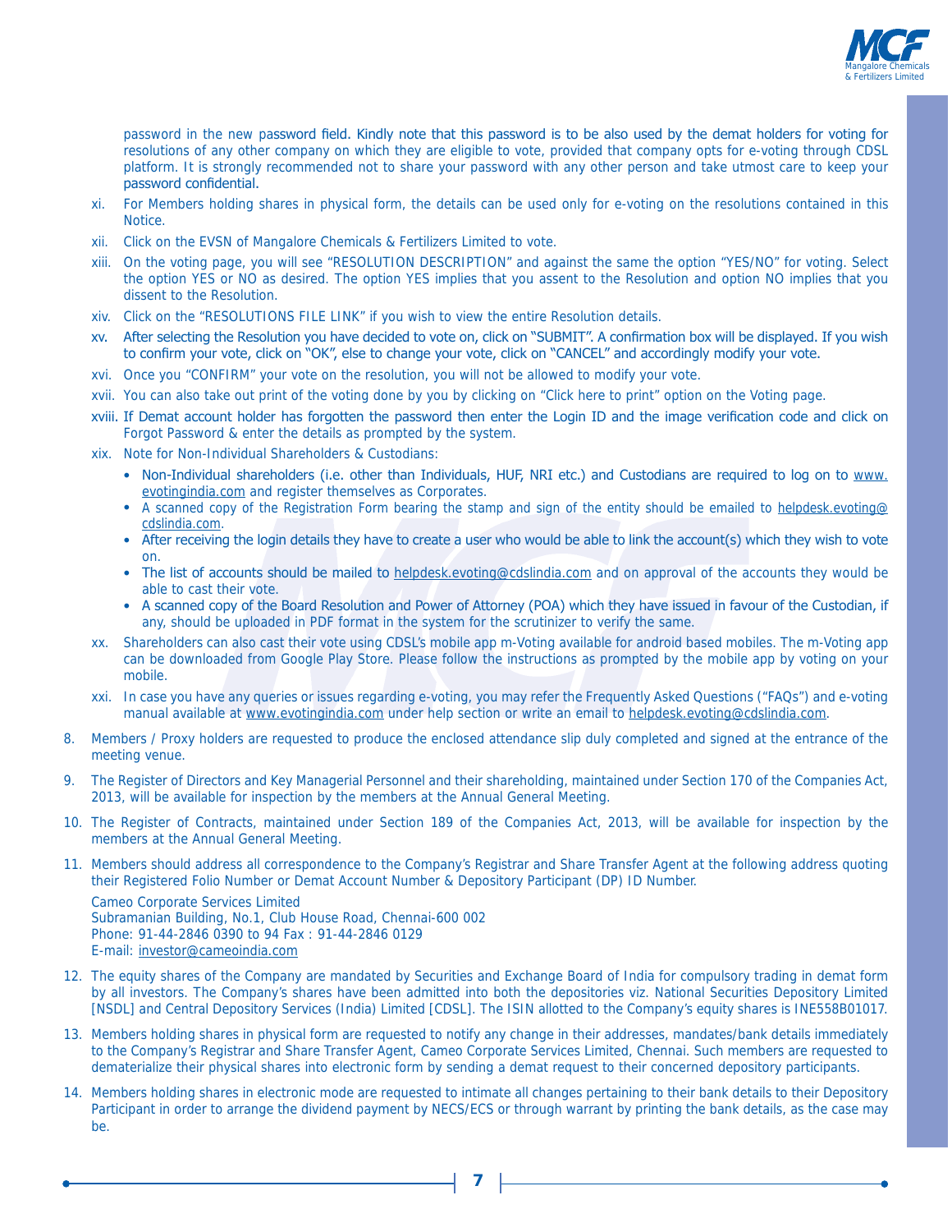password in the new password field. Kindly note that this password is to be also used by the demat holders for voting for resolutions of any other company on which they are eligible to vote, provided that company opts for e-voting through CDSL platform. It is strongly recommended not to share your password with any other person and take utmost care to keep your password confidential.

xi. For Members holding shares in physical form, the details can be used only for e-voting on the resolutions contained in this Notice.

xii. Click on the EVSN of Mangalore Chemicals & Fertilizers Limited to vote.

xiii. On the voting page, you will see "RESOLUTION DESCRIPTION" and against the same the option "YES/NO" for voting. Select the option YES or NO as desired. The option YES implies that you assent to the Resolution and option NO implies that you dissent to the Resolution.

xiv. Click on the "RESOLUTIONS FILE LINK" if you wish to view the entire Resolution details.

xv. After selecting the Resolution you have decided to vote on, click on "SUBMIT". A confirmation box will be displayed. If you wish to confirm your vote, click on "OK", else to change your vote, click on "CANCEL" and accordingly modify your vote.

xvi. Once you "CONFIRM" your vote on the resolution, you will not be allowed to modify your vote.

xvii. You can also take out print of the voting done by you by clicking on "Click here to print" option on the Voting page.

xviii. If Demat account holder has forgotten the password then enter the Login ID and the image verification code and click on Forgot Password & enter the details as prompted by the system.

xix. Note for Non-Individual Shareholders & Custodians:

- Non-Individual shareholders (i.e. other than Individuals, HUF, NRI etc.) and Custodians are required to log on to www.evotingindia.com and register themselves as Corporates.
- A scanned copy of the Registration Form bearing the stamp and sign of the entity should be emailed to helpdesk.evoting@cdslindia.com.
- After receiving the login details they have to create a user who would be able to link the account(s) which they wish to vote on.
- The list of accounts should be mailed to helpdesk.evoting@cdslindia.com and on approval of the accounts they would be able to cast their vote.
- A scanned copy of the Board Resolution and Power of Attorney (POA) which they have issued in favour of the Custodian, if any, should be uploaded in PDF format in the system for the scrutinizer to verify the same.

xx. Shareholders can also cast their vote using CDSL's mobile app m-Voting available for android based mobiles. The m-Voting app can be downloaded from Google Play Store. Please follow the instructions as prompted by the mobile app by voting on your mobile.

xxi. In case you have any queries or issues regarding e-voting, you may refer the Frequently Asked Questions ("FAQs") and e-voting manual available at www.evotingindia.com under help section or write an email to helpdesk.evoting@cdslindia.com.

8. Members / Proxy holders are requested to produce the enclosed attendance slip duly completed and signed at the entrance of the meeting venue.

9. The Register of Directors and Key Managerial Personnel and their shareholding, maintained under Section 170 of the Companies Act, 2013, will be available for inspection by the members at the Annual General Meeting.

10. The Register of Contracts, maintained under Section 189 of the Companies Act, 2013, will be available for inspection by the members at the Annual General Meeting.

11. Members should address all correspondence to the Company's Registrar and Share Transfer Agent at the following address quoting their Registered Folio Number or Demat Account Number & Depository Participant (DP) ID Number.

    Cameo Corporate Services Limited
    Subramanian Building, No.1, Club House Road, Chennai-600 002
    Phone: 91-44-2846 0390 to 94 Fax : 91-44-2846 0129
    E-mail: investor@cameoindia.com

12. The equity shares of the Company are mandated by Securities and Exchange Board of India for compulsory trading in demat form by all investors. The Company's shares have been admitted into both the depositories viz. National Securities Depository Limited [NSDL] and Central Depository Services (India) Limited [CDSL]. The ISIN allotted to the Company's equity shares is INE558B01017.

13. Members holding shares in physical form are requested to notify any change in their addresses, mandates/bank details immediately to the Company's Registrar and Share Transfer Agent, Cameo Corporate Services Limited, Chennai. Such members are requested to dematerialize their physical shares into electronic form by sending a demat request to their concerned depository participants.

14. Members holding shares in electronic mode are requested to intimate all changes pertaining to their bank details to their Depository Participant in order to arrange the dividend payment by NECS/ECS or through warrant by printing the bank details, as the case may be.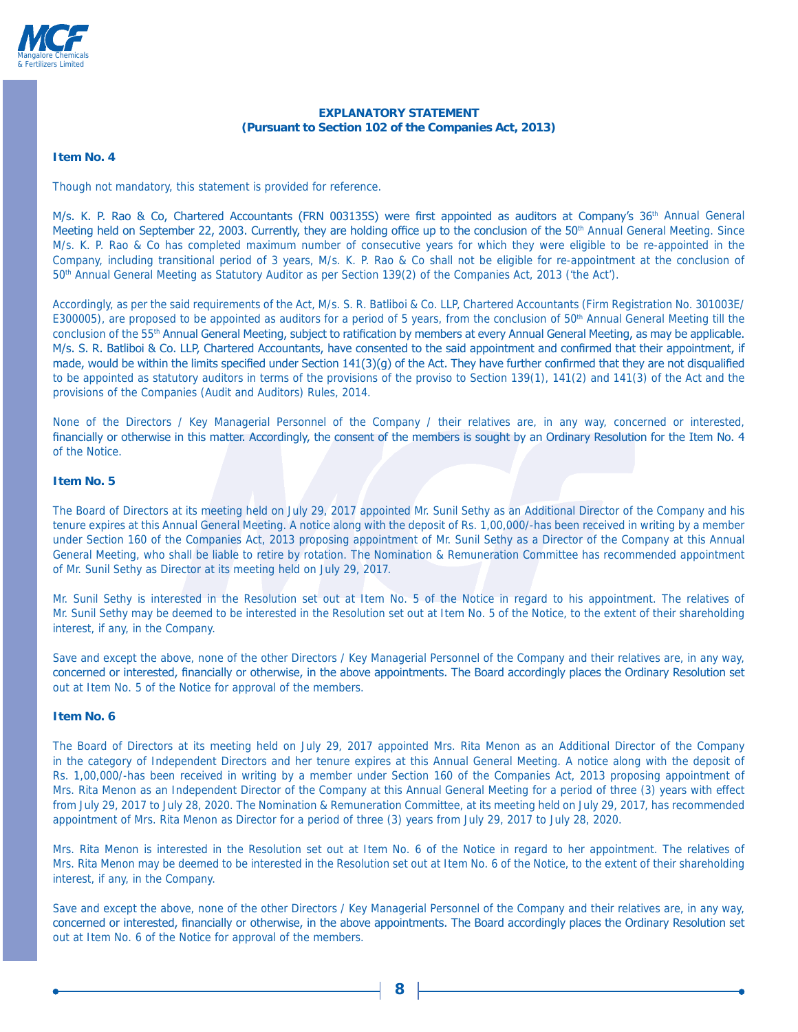## EXPLANATORY STATEMENT
### (Pursuant to Section 102 of the Companies Act, 2013)

**Item No. 4**

Though not mandatory, this statement is provided for reference.

M/s. K. P. Rao & Co, Chartered Accountants (FRN 003135S) were first appointed as auditors at Company's 36th Annual General Meeting held on September 22, 2003. Currently, they are holding office up to the conclusion of the 50th Annual General Meeting. Since M/s. K. P. Rao & Co has completed maximum number of consecutive years for which they were eligible to be re-appointed in the Company, including transitional period of 3 years, M/s. K. P. Rao & Co shall not be eligible for re-appointment at the conclusion of 50th Annual General Meeting as Statutory Auditor as per Section 139(2) of the Companies Act, 2013 ('the Act').

Accordingly, as per the said requirements of the Act, M/s. S. R. Batliboi & Co. LLP, Chartered Accountants (Firm Registration No. 301003E/E300005), are proposed to be appointed as auditors for a period of 5 years, from the conclusion of 50th Annual General Meeting till the conclusion of the 55th Annual General Meeting, subject to ratification by members at every Annual General Meeting, as may be applicable. M/s. S. R. Batliboi & Co. LLP, Chartered Accountants, have consented to the said appointment and confirmed that their appointment, if made, would be within the limits specified under Section 141(3)(g) of the Act. They have further confirmed that they are not disqualified to be appointed as statutory auditors in terms of the provisions of the proviso to Section 139(1), 141(2) and 141(3) of the Act and the provisions of the Companies (Audit and Auditors) Rules, 2014.

None of the Directors / Key Managerial Personnel of the Company / their relatives are, in any way, concerned or interested, financially or otherwise in this matter. Accordingly, the consent of the members is sought by an Ordinary Resolution for the Item No. 4 of the Notice.

**Item No. 5**

The Board of Directors at its meeting held on July 29, 2017 appointed Mr. Sunil Sethy as an Additional Director of the Company and his tenure expires at this Annual General Meeting. A notice along with the deposit of Rs. 1,00,000/-has been received in writing by a member under Section 160 of the Companies Act, 2013 proposing appointment of Mr. Sunil Sethy as a Director of the Company at this Annual General Meeting, who shall be liable to retire by rotation. The Nomination & Remuneration Committee has recommended appointment of Mr. Sunil Sethy as Director at its meeting held on July 29, 2017.

Mr. Sunil Sethy is interested in the Resolution set out at Item No. 5 of the Notice in regard to his appointment. The relatives of Mr. Sunil Sethy may be deemed to be interested in the Resolution set out at Item No. 5 of the Notice, to the extent of their shareholding interest, if any, in the Company.

Save and except the above, none of the other Directors / Key Managerial Personnel of the Company and their relatives are, in any way, concerned or interested, financially or otherwise, in the above appointments. The Board accordingly places the Ordinary Resolution set out at Item No. 5 of the Notice for approval of the members.

**Item No. 6**

The Board of Directors at its meeting held on July 29, 2017 appointed Mrs. Rita Menon as an Additional Director of the Company in the category of Independent Directors and her tenure expires at this Annual General Meeting. A notice along with the deposit of Rs. 1,00,000/-has been received in writing by a member under Section 160 of the Companies Act, 2013 proposing appointment of Mrs. Rita Menon as an Independent Director of the Company at this Annual General Meeting for a period of three (3) years with effect from July 29, 2017 to July 28, 2020. The Nomination & Remuneration Committee, at its meeting held on July 29, 2017, has recommended appointment of Mrs. Rita Menon as Director for a period of three (3) years from July 29, 2017 to July 28, 2020.

Mrs. Rita Menon is interested in the Resolution set out at Item No. 6 of the Notice in regard to her appointment. The relatives of Mrs. Rita Menon may be deemed to be interested in the Resolution set out at Item No. 6 of the Notice, to the extent of their shareholding interest, if any, in the Company.

Save and except the above, none of the other Directors / Key Managerial Personnel of the Company and their relatives are, in any way, concerned or interested, financially or otherwise, in the above appointments. The Board accordingly places the Ordinary Resolution set out at Item No. 6 of the Notice for approval of the members.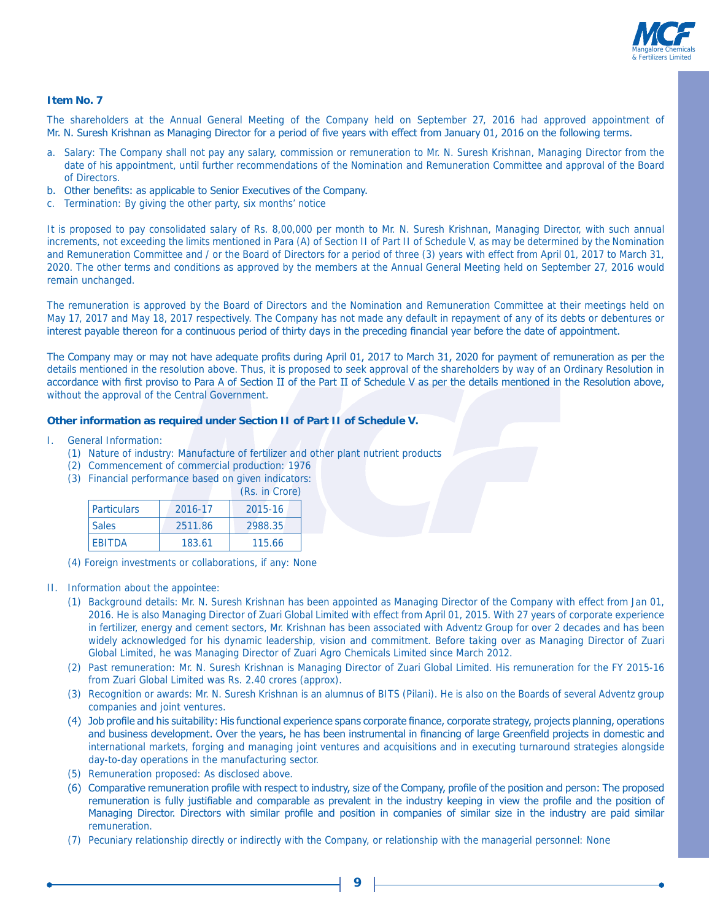**Item No. 7**

The shareholders at the Annual General Meeting of the Company held on September 27, 2016 had approved appointment of Mr. N. Suresh Krishnan as Managing Director for a period of five years with effect from January 01, 2016 on the following terms.

a. Salary: The Company shall not pay any salary, commission or remuneration to Mr. N. Suresh Krishnan, Managing Director from the date of his appointment, until further recommendations of the Nomination and Remuneration Committee and approval of the Board of Directors.
b. Other benefits: as applicable to Senior Executives of the Company.
c. Termination: By giving the other party, six months' notice

It is proposed to pay consolidated salary of Rs. 8,00,000 per month to Mr. N. Suresh Krishnan, Managing Director, with such annual increments, not exceeding the limits mentioned in Para (A) of Section II of Part II of Schedule V, as may be determined by the Nomination and Remuneration Committee and / or the Board of Directors for a period of three (3) years with effect from April 01, 2017 to March 31, 2020. The other terms and conditions as approved by the members at the Annual General Meeting held on September 27, 2016 would remain unchanged.

The remuneration is approved by the Board of Directors and the Nomination and Remuneration Committee at their meetings held on May 17, 2017 and May 18, 2017 respectively. The Company has not made any default in repayment of any of its debts or debentures or interest payable thereon for a continuous period of thirty days in the preceding financial year before the date of appointment.

The Company may or may not have adequate profits during April 01, 2017 to March 31, 2020 for payment of remuneration as per the details mentioned in the resolution above. Thus, it is proposed to seek approval of the shareholders by way of an Ordinary Resolution in accordance with first proviso to Para A of Section II of the Part II of Schedule V as per the details mentioned in the Resolution above, without the approval of the Central Government.

**Other information as required under Section II of Part II of Schedule V.**

I. General Information:
   (1) Nature of industry: Manufacture of fertilizer and other plant nutrient products
   (2) Commencement of commercial production: 1976
   (3) Financial performance based on given indicators:

(Rs. in Crore)

| Particulars | 2016-17 | 2015-16 |
|---|---|---|
| Sales | 2511.86 | 2988.35 |
| EBITDA | 183.61 | 115.66 |

   (4) Foreign investments or collaborations, if any: None

II. Information about the appointee:
   (1) Background details: Mr. N. Suresh Krishnan has been appointed as Managing Director of the Company with effect from Jan 01, 2016. He is also Managing Director of Zuari Global Limited with effect from April 01, 2015. With 27 years of corporate experience in fertilizer, energy and cement sectors, Mr. Krishnan has been associated with Adventz Group for over 2 decades and has been widely acknowledged for his dynamic leadership, vision and commitment. Before taking over as Managing Director of Zuari Global Limited, he was Managing Director of Zuari Agro Chemicals Limited since March 2012.
   (2) Past remuneration: Mr. N. Suresh Krishnan is Managing Director of Zuari Global Limited. His remuneration for the FY 2015-16 from Zuari Global Limited was Rs. 2.40 crores (approx).
   (3) Recognition or awards: Mr. N. Suresh Krishnan is an alumnus of BITS (Pilani). He is also on the Boards of several Adventz group companies and joint ventures.
   (4) Job profile and his suitability: His functional experience spans corporate finance, corporate strategy, projects planning, operations and business development. Over the years, he has been instrumental in financing of large Greenfield projects in domestic and international markets, forging and managing joint ventures and acquisitions and in executing turnaround strategies alongside day-to-day operations in the manufacturing sector.
   (5) Remuneration proposed: As disclosed above.
   (6) Comparative remuneration profile with respect to industry, size of the Company, profile of the position and person: The proposed remuneration is fully justifiable and comparable as prevalent in the industry keeping in view the profile and the position of Managing Director. Directors with similar profile and position in companies of similar size in the industry are paid similar remuneration.
   (7) Pecuniary relationship directly or indirectly with the Company, or relationship with the managerial personnel: None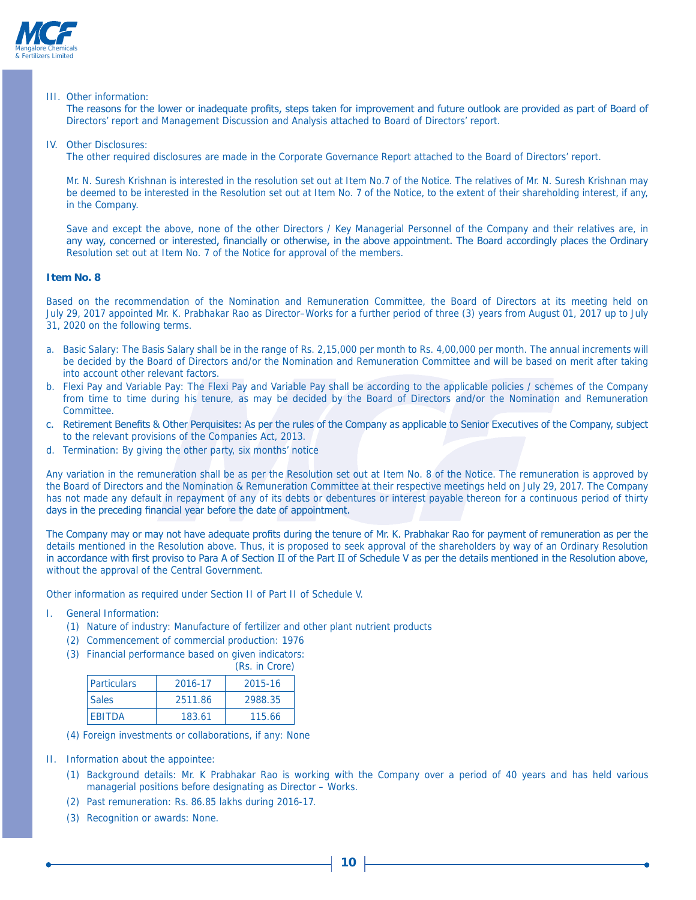III. Other information:

The reasons for the lower or inadequate profits, steps taken for improvement and future outlook are provided as part of Board of Directors' report and Management Discussion and Analysis attached to Board of Directors' report.

IV. Other Disclosures:

The other required disclosures are made in the Corporate Governance Report attached to the Board of Directors' report.

Mr. N. Suresh Krishnan is interested in the resolution set out at Item No.7 of the Notice. The relatives of Mr. N. Suresh Krishnan may be deemed to be interested in the Resolution set out at Item No. 7 of the Notice, to the extent of their shareholding interest, if any, in the Company.

Save and except the above, none of the other Directors / Key Managerial Personnel of the Company and their relatives are, in any way, concerned or interested, financially or otherwise, in the above appointment. The Board accordingly places the Ordinary Resolution set out at Item No. 7 of the Notice for approval of the members.

**Item No. 8**

Based on the recommendation of the Nomination and Remuneration Committee, the Board of Directors at its meeting held on July 29, 2017 appointed Mr. K. Prabhakar Rao as Director–Works for a further period of three (3) years from August 01, 2017 up to July 31, 2020 on the following terms.

a. Basic Salary: The Basis Salary shall be in the range of Rs. 2,15,000 per month to Rs. 4,00,000 per month. The annual increments will be decided by the Board of Directors and/or the Nomination and Remuneration Committee and will be based on merit after taking into account other relevant factors.
b. Flexi Pay and Variable Pay: The Flexi Pay and Variable Pay shall be according to the applicable policies / schemes of the Company from time to time during his tenure, as may be decided by the Board of Directors and/or the Nomination and Remuneration Committee.
c. Retirement Benefits & Other Perquisites: As per the rules of the Company as applicable to Senior Executives of the Company, subject to the relevant provisions of the Companies Act, 2013.
d. Termination: By giving the other party, six months' notice

Any variation in the remuneration shall be as per the Resolution set out at Item No. 8 of the Notice. The remuneration is approved by the Board of Directors and the Nomination & Remuneration Committee at their respective meetings held on July 29, 2017. The Company has not made any default in repayment of any of its debts or debentures or interest payable thereon for a continuous period of thirty days in the preceding financial year before the date of appointment.

The Company may or may not have adequate profits during the tenure of Mr. K. Prabhakar Rao for payment of remuneration as per the details mentioned in the Resolution above. Thus, it is proposed to seek approval of the shareholders by way of an Ordinary Resolution in accordance with first proviso to Para A of Section II of the Part II of Schedule V as per the details mentioned in the Resolution above, without the approval of the Central Government.

Other information as required under Section II of Part II of Schedule V.

I. General Information:
   (1) Nature of industry: Manufacture of fertilizer and other plant nutrient products
   (2) Commencement of commercial production: 1976
   (3) Financial performance based on given indicators:

(Rs. in Crore)

| Particulars | 2016-17 | 2015-16 |
|---|---|---|
| Sales | 2511.86 | 2988.35 |
| EBITDA | 183.61 | 115.66 |

   (4) Foreign investments or collaborations, if any: None

II. Information about the appointee:
   (1) Background details: Mr. K Prabhakar Rao is working with the Company over a period of 40 years and has held various managerial positions before designating as Director – Works.
   (2) Past remuneration: Rs. 86.85 lakhs during 2016-17.
   (3) Recognition or awards: None.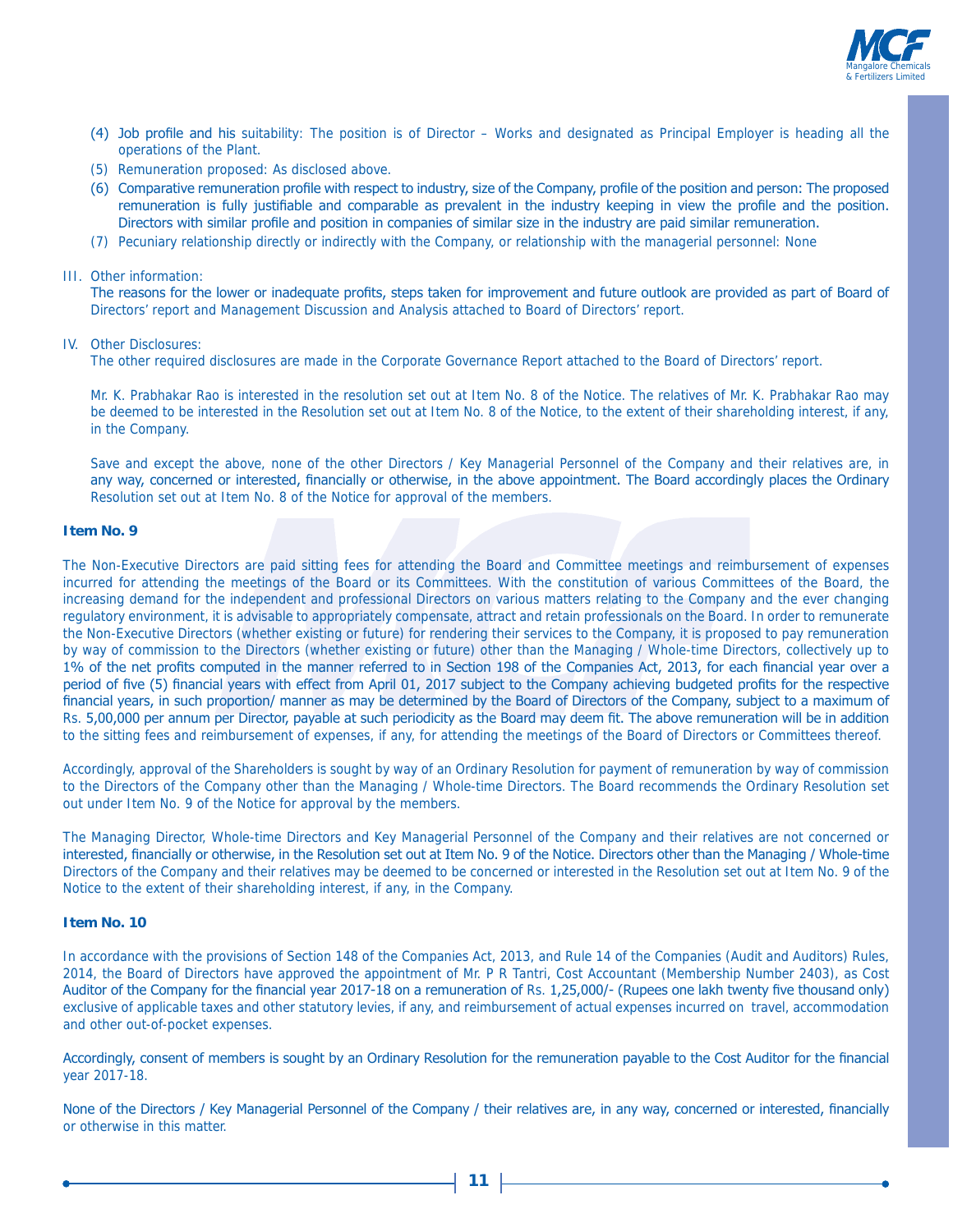(4) Job profile and his suitability: The position is of Director – Works and designated as Principal Employer is heading all the operations of the Plant.

(5) Remuneration proposed: As disclosed above.

(6) Comparative remuneration profile with respect to industry, size of the Company, profile of the position and person: The proposed remuneration is fully justifiable and comparable as prevalent in the industry keeping in view the profile and the position. Directors with similar profile and position in companies of similar size in the industry are paid similar remuneration.

(7) Pecuniary relationship directly or indirectly with the Company, or relationship with the managerial personnel: None

III. Other information:

The reasons for the lower or inadequate profits, steps taken for improvement and future outlook are provided as part of Board of Directors' report and Management Discussion and Analysis attached to Board of Directors' report.

IV. Other Disclosures:

The other required disclosures are made in the Corporate Governance Report attached to the Board of Directors' report.

Mr. K. Prabhakar Rao is interested in the resolution set out at Item No. 8 of the Notice. The relatives of Mr. K. Prabhakar Rao may be deemed to be interested in the Resolution set out at Item No. 8 of the Notice, to the extent of their shareholding interest, if any, in the Company.

Save and except the above, none of the other Directors / Key Managerial Personnel of the Company and their relatives are, in any way, concerned or interested, financially or otherwise, in the above appointment. The Board accordingly places the Ordinary Resolution set out at Item No. 8 of the Notice for approval of the members.

**Item No. 9**

The Non-Executive Directors are paid sitting fees for attending the Board and Committee meetings and reimbursement of expenses incurred for attending the meetings of the Board or its Committees. With the constitution of various Committees of the Board, the increasing demand for the independent and professional Directors on various matters relating to the Company and the ever changing regulatory environment, it is advisable to appropriately compensate, attract and retain professionals on the Board. In order to remunerate the Non-Executive Directors (whether existing or future) for rendering their services to the Company, it is proposed to pay remuneration by way of commission to the Directors (whether existing or future) other than the Managing / Whole-time Directors, collectively up to 1% of the net profits computed in the manner referred to in Section 198 of the Companies Act, 2013, for each financial year over a period of five (5) financial years with effect from April 01, 2017 subject to the Company achieving budgeted profits for the respective financial years, in such proportion/ manner as may be determined by the Board of Directors of the Company, subject to a maximum of Rs. 5,00,000 per annum per Director, payable at such periodicity as the Board may deem fit. The above remuneration will be in addition to the sitting fees and reimbursement of expenses, if any, for attending the meetings of the Board of Directors or Committees thereof.

Accordingly, approval of the Shareholders is sought by way of an Ordinary Resolution for payment of remuneration by way of commission to the Directors of the Company other than the Managing / Whole-time Directors. The Board recommends the Ordinary Resolution set out under Item No. 9 of the Notice for approval by the members.

The Managing Director, Whole-time Directors and Key Managerial Personnel of the Company and their relatives are not concerned or interested, financially or otherwise, in the Resolution set out at Item No. 9 of the Notice. Directors other than the Managing / Whole-time Directors of the Company and their relatives may be deemed to be concerned or interested in the Resolution set out at Item No. 9 of the Notice to the extent of their shareholding interest, if any, in the Company.

**Item No. 10**

In accordance with the provisions of Section 148 of the Companies Act, 2013, and Rule 14 of the Companies (Audit and Auditors) Rules, 2014, the Board of Directors have approved the appointment of Mr. P R Tantri, Cost Accountant (Membership Number 2403), as Cost Auditor of the Company for the financial year 2017-18 on a remuneration of Rs. 1,25,000/- (Rupees one lakh twenty five thousand only) exclusive of applicable taxes and other statutory levies, if any, and reimbursement of actual expenses incurred on travel, accommodation and other out-of-pocket expenses.

Accordingly, consent of members is sought by an Ordinary Resolution for the remuneration payable to the Cost Auditor for the financial year 2017-18.

None of the Directors / Key Managerial Personnel of the Company / their relatives are, in any way, concerned or interested, financially or otherwise in this matter.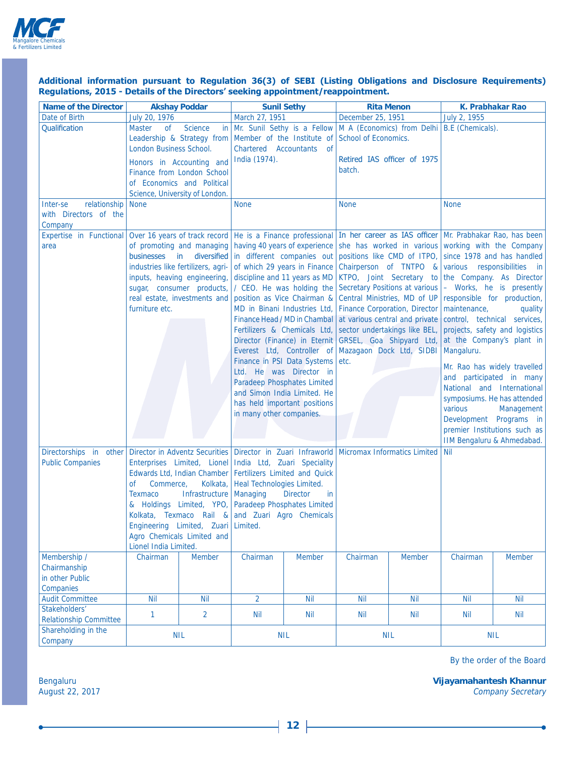**Additional information pursuant to Regulation 36(3) of SEBI (Listing Obligations and Disclosure Requirements) Regulations, 2015 - Details of the Directors' seeking appointment/reappointment.**

| Name of the Director | Akshay Poddar | | Sunil Sethy | | Rita Menon | | K. Prabhakar Rao | |
|---|---|---|---|---|---|---|---|---|
| Date of Birth | July 20, 1976 | | March 27, 1951 | | December 25, 1951 | | July 2, 1955 | |
| Qualification | Master of Science in Leadership & Strategy from London Business School. Honors in Accounting and Finance from London School of Economics and Political Science, University of London. | | Mr. Sunil Sethy is a Fellow Member of the Institute of Chartered Accountants of India (1974). | | M A (Economics) from Delhi School of Economics. Retired IAS officer of 1975 batch. | | B.E (Chemicals). | |
| Inter-se relationship with Directors of the Company | None | | None | | None | | None | |
| Expertise in Functional area | Over 16 years of track record of promoting and managing businesses in diversified industries like fertilizers, agri-inputs, heaving engineering, sugar, consumer products, real estate, investments and furniture etc. | | He is a Finance professional having 40 years of experience in different companies out of which 29 years in Finance discipline and 11 years as MD / CEO. He was holding the position as Vice Chairman & MD in Binani Industries Ltd, Finance Head / MD in Chambal Fertilizers & Chemicals Ltd, Director (Finance) in Eternit Everest Ltd, Controller of Finance in PSI Data Systems Ltd. He was Director in Paradeep Phosphates Limited and Simon India Limited. He has held important positions in many other companies. | | In her career as IAS officer she has worked in various positions like CMD of ITPO, Chairperson of TNTPO & KTPO, Joint Secretary to Secretary Positions at various Central Ministries, MD of UP Finance Corporation, Director at various central and private sector undertakings like BEL, GRSEL, Goa Shipyard Ltd, Mazagaon Dock Ltd, SIDBI etc. | | Mr. Prabhakar Rao, has been working with the Company since 1978 and has handled various responsibilities in the Company. As Director – Works, he is presently responsible for production, maintenance, quality control, technical services, projects, safety and logistics at the Company's plant in Mangaluru. Mr. Rao has widely travelled and participated in many National and International symposiums. He has attended various Management Development Programs in premier Institutions such as IIM Bengaluru & Ahmedabad. | |
| Directorships in other Public Companies | Director in Adventz Securities Enterprises Limited, Lionel Edwards Ltd, Indian Chamber of Commerce, Kolkata, Texmaco Infrastructure & Holdings Limited, YPO, Kolkata, Texmaco Rail & Engineering Limited, Zuari Agro Chemicals Limited and Lionel India Limited. | | Director in Zuari Infraworld India Ltd, Zuari Speciality Fertilizers Limited and Quick Heal Technologies Limited. Managing Director in Paradeep Phosphates Limited and Zuari Agro Chemicals Limited. | | Micromax Informatics Limited | | Nil | |
| Membership / Chairmanship in other Public Companies | Chairman | Member | Chairman | Member | Chairman | Member | Chairman | Member |
| Audit Committee | Nil | Nil | 2 | Nil | Nil | Nil | Nil | Nil |
| Stakeholders' Relationship Committee | 1 | 2 | Nil | Nil | Nil | Nil | Nil | Nil |
| Shareholding in the Company | NIL | | NIL | | NIL | | NIL | |

By the order of the Board

Bengaluru
August 22, 2017

**Vijayamahantesh Khannur**
*Company Secretary*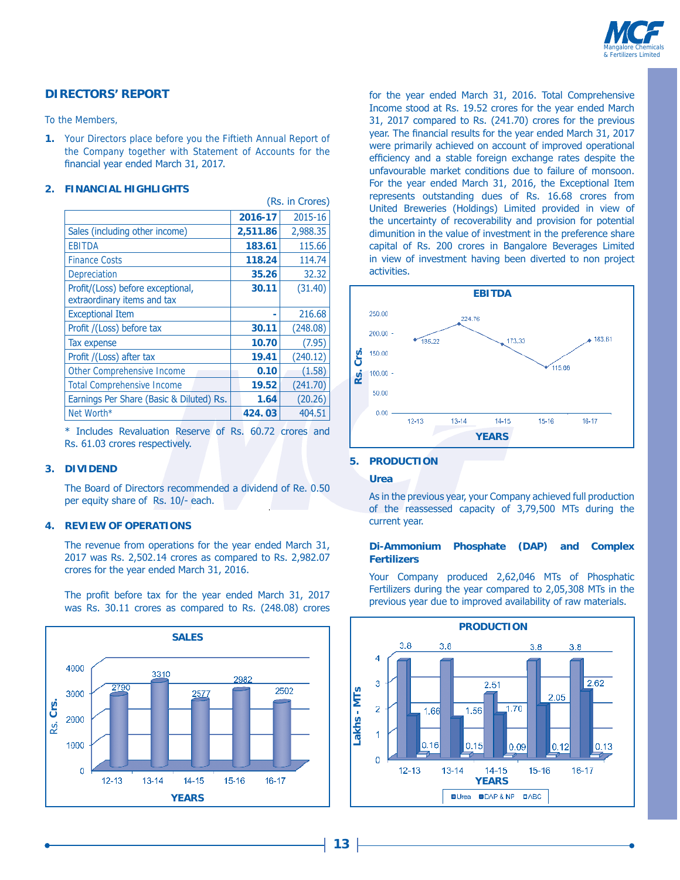## DIRECTORS' REPORT

To the Members,

1. Your Directors place before you the Fiftieth Annual Report of the Company together with Statement of Accounts for the financial year ended March 31, 2017.

2. **FINANCIAL HIGHLIGHTS**

(Rs. in Crores)

| | 2016-17 | 2015-16 |
|---|---|---|
| Sales (including other income) | **2,511.86** | 2,988.35 |
| EBITDA | **183.61** | 115.66 |
| Finance Costs | **118.24** | 114.74 |
| Depreciation | **35.26** | 32.32 |
| Profit/(Loss) before exceptional, extraordinary items and tax | **30.11** | (31.40) |
| Exceptional Item | **-** | 216.68 |
| Profit /(Loss) before tax | **30.11** | (248.08) |
| Tax expense | **10.70** | (7.95) |
| Profit /(Loss) after tax | **19.41** | (240.12) |
| Other Comprehensive Income | **0.10** | (1.58) |
| Total Comprehensive Income | **19.52** | (241.70) |
| Earnings Per Share (Basic & Diluted) Rs. | **1.64** | (20.26) |
| Net Worth* | **424.03** | 404.51 |

\* Includes Revaluation Reserve of Rs. 60.72 crores and Rs. 61.03 crores respectively.

3. **DIVIDEND**

The Board of Directors recommended a dividend of Re. 0.50 per equity share of Rs. 10/- each.

4. **REVIEW OF OPERATIONS**

The revenue from operations for the year ended March 31, 2017 was Rs. 2,502.14 crores as compared to Rs. 2,982.07 crores for the year ended March 31, 2016.

The profit before tax for the year ended March 31, 2017 was Rs. 30.11 crores as compared to Rs. (248.08) crores for the year ended March 31, 2016. Total Comprehensive Income stood at Rs. 19.52 crores for the year ended March 31, 2017 compared to Rs. (241.70) crores for the previous year. The financial results for the year ended March 31, 2017 were primarily achieved on account of improved operational efficiency and a stable foreign exchange rates despite the unfavourable market conditions due to failure of monsoon. For the year ended March 31, 2016, the Exceptional Item represents outstanding dues of Rs. 16.68 crores from United Breweries (Holdings) Limited provided in view of the uncertainty of recoverability and provision for potential dimunition in the value of investment in the preference share capital of Rs. 200 crores in Bangalore Beverages Limited in view of investment having been diverted to non project activities.

**SALES** (Rs. Crs.)

| YEARS | 12-13 | 13-14 | 14-15 | 15-16 | 16-17 |
|---|---|---|---|---|---|
| Sales | 2790 | 3310 | 2577 | 2982 | 2502 |

**EBITDA** (Rs. Crs.)

| YEARS | 12-13 | 13-14 | 14-15 | 15-16 | 16-17 |
|---|---|---|---|---|---|
| EBITDA | 185.22 | 224.76 | 173.33 | 115.66 | 183.61 |

5. **PRODUCTION**

**Urea**

As in the previous year, your Company achieved full production of the reassessed capacity of 3,79,500 MTs during the current year.

**Di-Ammonium Phosphate (DAP) and Complex Fertilizers**

Your Company produced 2,62,046 MTs of Phosphatic Fertilizers during the year compared to 2,05,308 MTs in the previous year due to improved availability of raw materials.

**PRODUCTION** (Lakhs - MTs)

| YEARS | Urea | DAP & NP | ABC |
|---|---|---|---|
| 12-13 | 3.8 | 1.66 | 0.16 |
| 13-14 | 3.8 | 1.56 | 0.15 |
| 14-15 | 2.51 | 1.70 | 0.09 |
| 15-16 | 3.8 | 2.05 | 0.12 |
| 16-17 | 3.8 | 2.62 | 0.13 |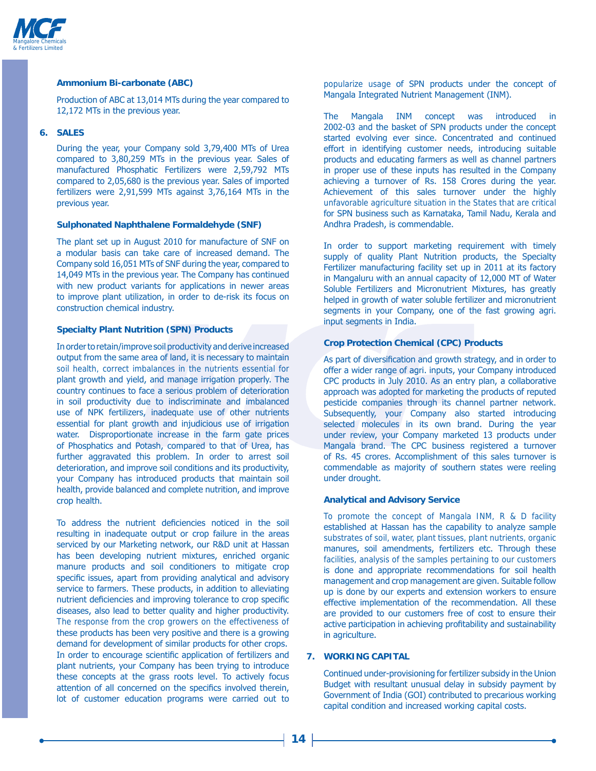**Ammonium Bi-carbonate (ABC)**

Production of ABC at 13,014 MTs during the year compared to 12,172 MTs in the previous year.

## 6. SALES

During the year, your Company sold 3,79,400 MTs of Urea compared to 3,80,259 MTs in the previous year. Sales of manufactured Phosphatic Fertilizers were 2,59,792 MTs compared to 2,05,680 is the previous year. Sales of imported fertilizers were 2,91,599 MTs against 3,76,164 MTs in the previous year.

**Sulphonated Naphthalene Formaldehyde (SNF)**

The plant set up in August 2010 for manufacture of SNF on a modular basis can take care of increased demand. The Company sold 16,051 MTs of SNF during the year, compared to 14,049 MTs in the previous year. The Company has continued with new product variants for applications in newer areas to improve plant utilization, in order to de-risk its focus on construction chemical industry.

**Specialty Plant Nutrition (SPN) Products**

In order to retain/improve soil productivity and derive increased output from the same area of land, it is necessary to maintain soil health, correct imbalances in the nutrients essential for plant growth and yield, and manage irrigation properly. The country continues to face a serious problem of deterioration in soil productivity due to indiscriminate and imbalanced use of NPK fertilizers, inadequate use of other nutrients essential for plant growth and injudicious use of irrigation water. Disproportionate increase in the farm gate prices of Phosphatics and Potash, compared to that of Urea, has further aggravated this problem. In order to arrest soil deterioration, and improve soil conditions and its productivity, your Company has introduced products that maintain soil health, provide balanced and complete nutrition, and improve crop health.

To address the nutrient deficiencies noticed in the soil resulting in inadequate output or crop failure in the areas serviced by our Marketing network, our R&D unit at Hassan has been developing nutrient mixtures, enriched organic manure products and soil conditioners to mitigate crop specific issues, apart from providing analytical and advisory service to farmers. These products, in addition to alleviating nutrient deficiencies and improving tolerance to crop specific diseases, also lead to better quality and higher productivity. The response from the crop growers on the effectiveness of these products has been very positive and there is a growing demand for development of similar products for other crops. In order to encourage scientific application of fertilizers and plant nutrients, your Company has been trying to introduce these concepts at the grass roots level. To actively focus attention of all concerned on the specifics involved therein, lot of customer education programs were carried out to popularize usage of SPN products under the concept of Mangala Integrated Nutrient Management (INM).

The Mangala INM concept was introduced in 2002-03 and the basket of SPN products under the concept started evolving ever since. Concentrated and continued effort in identifying customer needs, introducing suitable products and educating farmers as well as channel partners in proper use of these inputs has resulted in the Company achieving a turnover of Rs. 158 Crores during the year. Achievement of this sales turnover under the highly unfavorable agriculture situation in the States that are critical for SPN business such as Karnataka, Tamil Nadu, Kerala and Andhra Pradesh, is commendable.

In order to support marketing requirement with timely supply of quality Plant Nutrition products, the Specialty Fertilizer manufacturing facility set up in 2011 at its factory in Mangaluru with an annual capacity of 12,000 MT of Water Soluble Fertilizers and Micronutrient Mixtures, has greatly helped in growth of water soluble fertilizer and micronutrient segments in your Company, one of the fast growing agri. input segments in India.

**Crop Protection Chemical (CPC) Products**

As part of diversification and growth strategy, and in order to offer a wider range of agri. inputs, your Company introduced CPC products in July 2010. As an entry plan, a collaborative approach was adopted for marketing the products of reputed pesticide companies through its channel partner network. Subsequently, your Company also started introducing selected molecules in its own brand. During the year under review, your Company marketed 13 products under Mangala brand. The CPC business registered a turnover of Rs. 45 crores. Accomplishment of this sales turnover is commendable as majority of southern states were reeling under drought.

**Analytical and Advisory Service**

To promote the concept of Mangala INM, R & D facility established at Hassan has the capability to analyze sample substrates of soil, water, plant tissues, plant nutrients, organic manures, soil amendments, fertilizers etc. Through these facilities, analysis of the samples pertaining to our customers is done and appropriate recommendations for soil health management and crop management are given. Suitable follow up is done by our experts and extension workers to ensure effective implementation of the recommendation. All these are provided to our customers free of cost to ensure their active participation in achieving profitability and sustainability in agriculture.

## 7. WORKING CAPITAL

Continued under-provisioning for fertilizer subsidy in the Union Budget with resultant unusual delay in subsidy payment by Government of India (GOI) contributed to precarious working capital condition and increased working capital costs.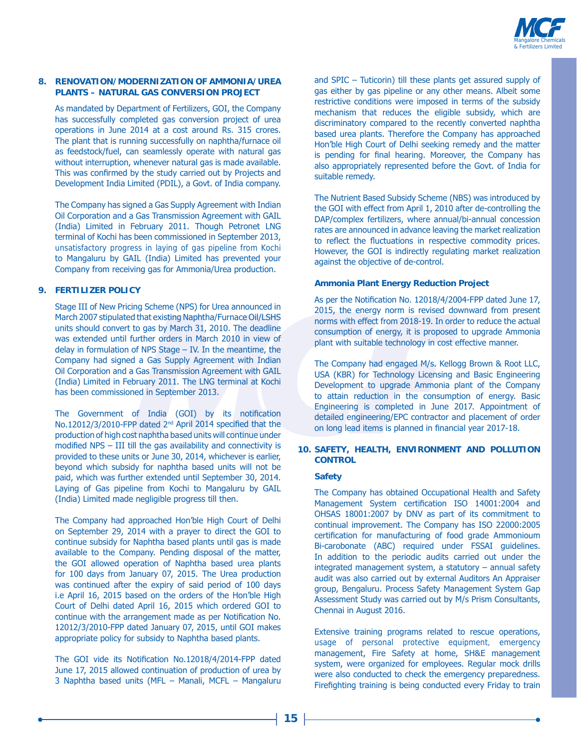## 8. RENOVATION/MODERNIZATION OF AMMONIA/UREA PLANTS – NATURAL GAS CONVERSION PROJECT

As mandated by Department of Fertilizers, GOI, the Company has successfully completed gas conversion project of urea operations in June 2014 at a cost around Rs. 315 crores. The plant that is running successfully on naphtha/furnace oil as feedstock/fuel, can seamlessly operate with natural gas without interruption, whenever natural gas is made available. This was confirmed by the study carried out by Projects and Development India Limited (PDIL), a Govt. of India company.

The Company has signed a Gas Supply Agreement with Indian Oil Corporation and a Gas Transmission Agreement with GAIL (India) Limited in February 2011. Though Petronet LNG terminal of Kochi has been commissioned in September 2013, unsatisfactory progress in laying of gas pipeline from Kochi to Mangaluru by GAIL (India) Limited has prevented your Company from receiving gas for Ammonia/Urea production.

## 9. FERTILIZER POLICY

Stage III of New Pricing Scheme (NPS) for Urea announced in March 2007 stipulated that existing Naphtha/Furnace Oil/LSHS units should convert to gas by March 31, 2010. The deadline was extended until further orders in March 2010 in view of delay in formulation of NPS Stage – IV. In the meantime, the Company had signed a Gas Supply Agreement with Indian Oil Corporation and a Gas Transmission Agreement with GAIL (India) Limited in February 2011. The LNG terminal at Kochi has been commissioned in September 2013.

The Government of India (GOI) by its notification No.12012/3/2010-FPP dated 2nd April 2014 specified that the production of high cost naphtha based units will continue under modified NPS – III till the gas availability and connectivity is provided to these units or June 30, 2014, whichever is earlier, beyond which subsidy for naphtha based units will not be paid, which was further extended until September 30, 2014. Laying of Gas pipeline from Kochi to Mangaluru by GAIL (India) Limited made negligible progress till then.

The Company had approached Hon'ble High Court of Delhi on September 29, 2014 with a prayer to direct the GOI to continue subsidy for Naphtha based plants until gas is made available to the Company. Pending disposal of the matter, the GOI allowed operation of Naphtha based urea plants for 100 days from January 07, 2015. The Urea production was continued after the expiry of said period of 100 days i.e April 16, 2015 based on the orders of the Hon'ble High Court of Delhi dated April 16, 2015 which ordered GOI to continue with the arrangement made as per Notification No. 12012/3/2010-FPP dated January 07, 2015, until GOI makes appropriate policy for subsidy to Naphtha based plants.

The GOI vide its Notification No.12018/4/2014-FPP dated June 17, 2015 allowed continuation of production of urea by 3 Naphtha based units (MFL – Manali, MCFL – Mangaluru and SPIC – Tuticorin) till these plants get assured supply of gas either by gas pipeline or any other means. Albeit some restrictive conditions were imposed in terms of the subsidy mechanism that reduces the eligible subsidy, which are discriminatory compared to the recently converted naphtha based urea plants. Therefore the Company has approached Hon'ble High Court of Delhi seeking remedy and the matter is pending for final hearing. Moreover, the Company has also appropriately represented before the Govt. of India for suitable remedy.

The Nutrient Based Subsidy Scheme (NBS) was introduced by the GOI with effect from April 1, 2010 after de-controlling the DAP/complex fertilizers, where annual/bi-annual concession rates are announced in advance leaving the market realization to reflect the fluctuations in respective commodity prices. However, the GOI is indirectly regulating market realization against the objective of de-control.

### Ammonia Plant Energy Reduction Project

As per the Notification No. 12018/4/2004-FPP dated June 17, 2015, the energy norm is revised downward from present norms with effect from 2018-19. In order to reduce the actual consumption of energy, it is proposed to upgrade Ammonia plant with suitable technology in cost effective manner.

The Company had engaged M/s. Kellogg Brown & Root LLC, USA (KBR) for Technology Licensing and Basic Engineering Development to upgrade Ammonia plant of the Company to attain reduction in the consumption of energy. Basic Engineering is completed in June 2017. Appointment of detailed engineering/EPC contractor and placement of order on long lead items is planned in financial year 2017-18.

## 10. SAFETY, HEALTH, ENVIRONMENT AND POLLUTION CONTROL

### Safety

The Company has obtained Occupational Health and Safety Management System certification ISO 14001:2004 and OHSAS 18001:2007 by DNV as part of its commitment to continual improvement. The Company has ISO 22000:2005 certification for manufacturing of food grade Ammonium Bi-carobonate (ABC) required under FSSAI guidelines. In addition to the periodic audits carried out under the integrated management system, a statutory – annual safety audit was also carried out by external Auditors An Appraiser group, Bengaluru. Process Safety Management System Gap Assessment Study was carried out by M/s Prism Consultants, Chennai in August 2016.

Extensive training programs related to rescue operations, usage of personal protective equipment, emergency management, Fire Safety at home, SH&E management system, were organized for employees. Regular mock drills were also conducted to check the emergency preparedness. Firefighting training is being conducted every Friday to train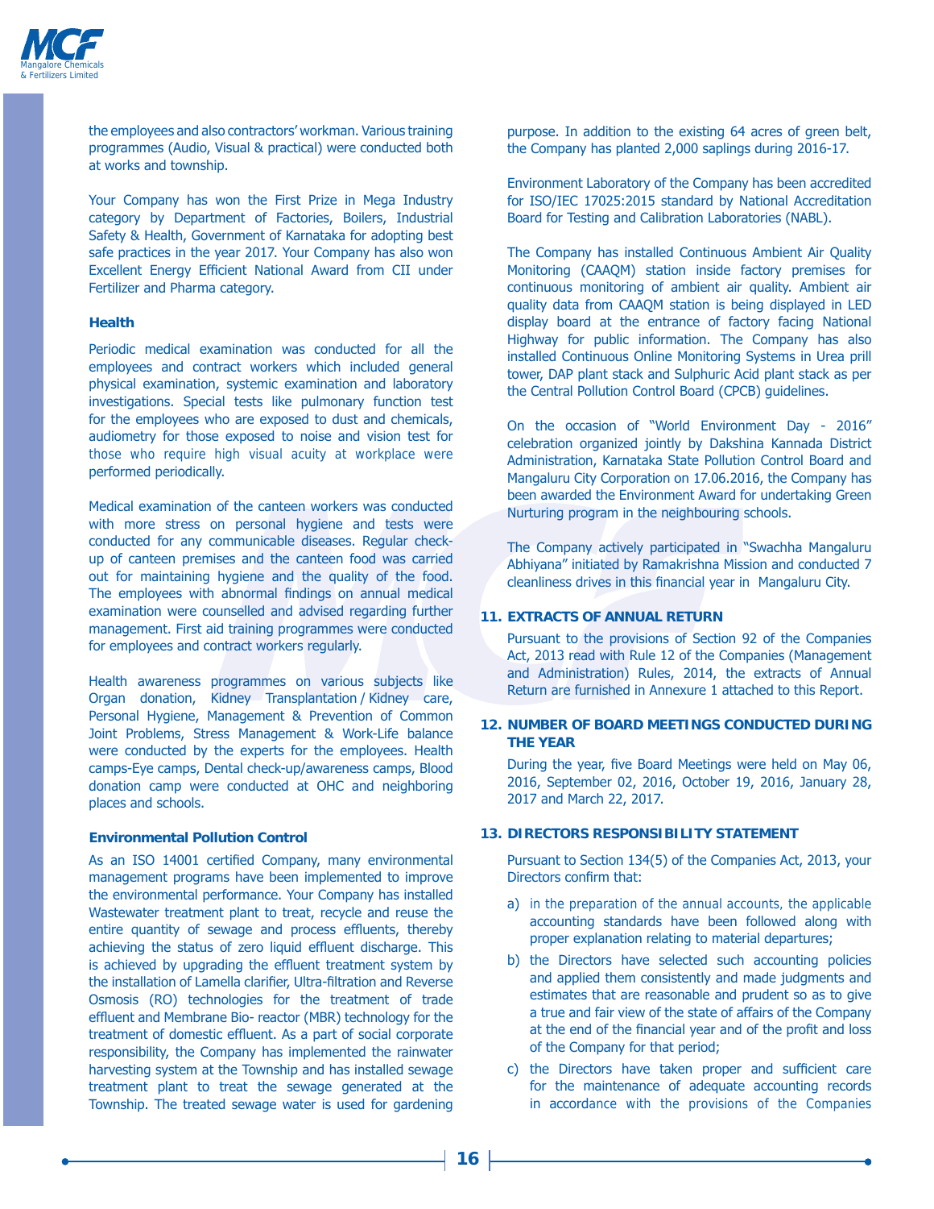the employees and also contractors' workman. Various training programmes (Audio, Visual & practical) were conducted both at works and township.

Your Company has won the First Prize in Mega Industry category by Department of Factories, Boilers, Industrial Safety & Health, Government of Karnataka for adopting best safe practices in the year 2017. Your Company has also won Excellent Energy Efficient National Award from CII under Fertilizer and Pharma category.

**Health**

Periodic medical examination was conducted for all the employees and contract workers which included general physical examination, systemic examination and laboratory investigations. Special tests like pulmonary function test for the employees who are exposed to dust and chemicals, audiometry for those exposed to noise and vision test for those who require high visual acuity at workplace were performed periodically.

Medical examination of the canteen workers was conducted with more stress on personal hygiene and tests were conducted for any communicable diseases. Regular check-up of canteen premises and the canteen food was carried out for maintaining hygiene and the quality of the food. The employees with abnormal findings on annual medical examination were counselled and advised regarding further management. First aid training programmes were conducted for employees and contract workers regularly.

Health awareness programmes on various subjects like Organ donation, Kidney Transplantation / Kidney care, Personal Hygiene, Management & Prevention of Common Joint Problems, Stress Management & Work-Life balance were conducted by the experts for the employees. Health camps-Eye camps, Dental check-up/awareness camps, Blood donation camp were conducted at OHC and neighboring places and schools.

**Environmental Pollution Control**

As an ISO 14001 certified Company, many environmental management programs have been implemented to improve the environmental performance. Your Company has installed Wastewater treatment plant to treat, recycle and reuse the entire quantity of sewage and process effluents, thereby achieving the status of zero liquid effluent discharge. This is achieved by upgrading the effluent treatment system by the installation of Lamella clarifier, Ultra-filtration and Reverse Osmosis (RO) technologies for the treatment of trade effluent and Membrane Bio- reactor (MBR) technology for the treatment of domestic effluent. As a part of social corporate responsibility, the Company has implemented the rainwater harvesting system at the Township and has installed sewage treatment plant to treat the sewage generated at the Township. The treated sewage water is used for gardening purpose. In addition to the existing 64 acres of green belt, the Company has planted 2,000 saplings during 2016-17.

Environment Laboratory of the Company has been accredited for ISO/IEC 17025:2015 standard by National Accreditation Board for Testing and Calibration Laboratories (NABL).

The Company has installed Continuous Ambient Air Quality Monitoring (CAAQM) station inside factory premises for continuous monitoring of ambient air quality. Ambient air quality data from CAAQM station is being displayed in LED display board at the entrance of factory facing National Highway for public information. The Company has also installed Continuous Online Monitoring Systems in Urea prill tower, DAP plant stack and Sulphuric Acid plant stack as per the Central Pollution Control Board (CPCB) guidelines.

On the occasion of "World Environment Day - 2016" celebration organized jointly by Dakshina Kannada District Administration, Karnataka State Pollution Control Board and Mangaluru City Corporation on 17.06.2016, the Company has been awarded the Environment Award for undertaking Green Nurturing program in the neighbouring schools.

The Company actively participated in "Swachha Mangaluru Abhiyana" initiated by Ramakrishna Mission and conducted 7 cleanliness drives in this financial year in Mangaluru City.

## 11. EXTRACTS OF ANNUAL RETURN

Pursuant to the provisions of Section 92 of the Companies Act, 2013 read with Rule 12 of the Companies (Management and Administration) Rules, 2014, the extracts of Annual Return are furnished in Annexure 1 attached to this Report.

## 12. NUMBER OF BOARD MEETINGS CONDUCTED DURING THE YEAR

During the year, five Board Meetings were held on May 06, 2016, September 02, 2016, October 19, 2016, January 28, 2017 and March 22, 2017.

## 13. DIRECTORS RESPONSIBILITY STATEMENT

Pursuant to Section 134(5) of the Companies Act, 2013, your Directors confirm that:

a) in the preparation of the annual accounts, the applicable accounting standards have been followed along with proper explanation relating to material departures;

b) the Directors have selected such accounting policies and applied them consistently and made judgments and estimates that are reasonable and prudent so as to give a true and fair view of the state of affairs of the Company at the end of the financial year and of the profit and loss of the Company for that period;

c) the Directors have taken proper and sufficient care for the maintenance of adequate accounting records in accordance with the provisions of the Companies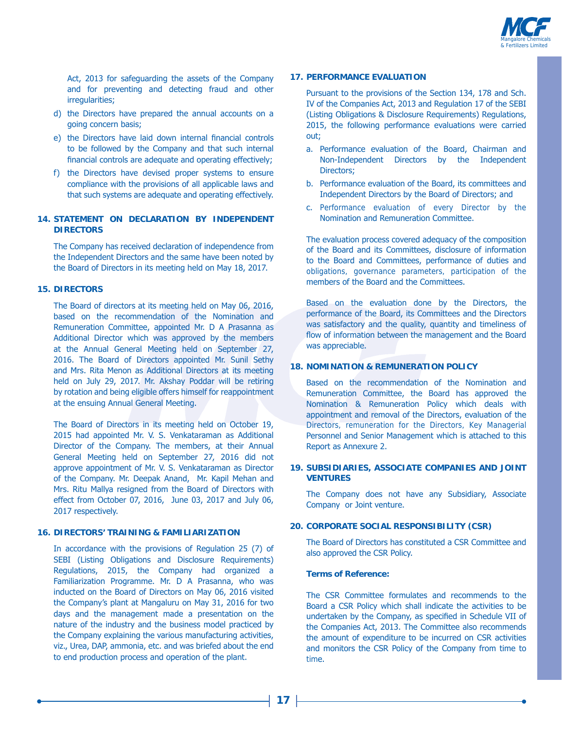Act, 2013 for safeguarding the assets of the Company and for preventing and detecting fraud and other irregularities;

d) the Directors have prepared the annual accounts on a going concern basis;

e) the Directors have laid down internal financial controls to be followed by the Company and that such internal financial controls are adequate and operating effectively;

f) the Directors have devised proper systems to ensure compliance with the provisions of all applicable laws and that such systems are adequate and operating effectively.

## 14. STATEMENT ON DECLARATION BY INDEPENDENT DIRECTORS

The Company has received declaration of independence from the Independent Directors and the same have been noted by the Board of Directors in its meeting held on May 18, 2017.

## 15. DIRECTORS

The Board of directors at its meeting held on May 06, 2016, based on the recommendation of the Nomination and Remuneration Committee, appointed Mr. D A Prasanna as Additional Director which was approved by the members at the Annual General Meeting held on September 27, 2016. The Board of Directors appointed Mr. Sunil Sethy and Mrs. Rita Menon as Additional Directors at its meeting held on July 29, 2017. Mr. Akshay Poddar will be retiring by rotation and being eligible offers himself for reappointment at the ensuing Annual General Meeting.

The Board of Directors in its meeting held on October 19, 2015 had appointed Mr. V. S. Venkataraman as Additional Director of the Company. The members, at their Annual General Meeting held on September 27, 2016 did not approve appointment of Mr. V. S. Venkataraman as Director of the Company. Mr. Deepak Anand, Mr. Kapil Mehan and Mrs. Ritu Mallya resigned from the Board of Directors with effect from October 07, 2016, June 03, 2017 and July 06, 2017 respectively.

## 16. DIRECTORS' TRAINING & FAMILIARIZATION

In accordance with the provisions of Regulation 25 (7) of SEBI (Listing Obligations and Disclosure Requirements) Regulations, 2015, the Company had organized a Familiarization Programme. Mr. D A Prasanna, who was inducted on the Board of Directors on May 06, 2016 visited the Company's plant at Mangaluru on May 31, 2016 for two days and the management made a presentation on the nature of the industry and the business model practiced by the Company explaining the various manufacturing activities, viz., Urea, DAP, ammonia, etc. and was briefed about the end to end production process and operation of the plant.

## 17. PERFORMANCE EVALUATION

Pursuant to the provisions of the Section 134, 178 and Sch. IV of the Companies Act, 2013 and Regulation 17 of the SEBI (Listing Obligations & Disclosure Requirements) Regulations, 2015, the following performance evaluations were carried out;

a. Performance evaluation of the Board, Chairman and Non-Independent Directors by the Independent Directors;

b. Performance evaluation of the Board, its committees and Independent Directors by the Board of Directors; and

c. Performance evaluation of every Director by the Nomination and Remuneration Committee.

The evaluation process covered adequacy of the composition of the Board and its Committees, disclosure of information to the Board and Committees, performance of duties and obligations, governance parameters, participation of the members of the Board and the Committees.

Based on the evaluation done by the Directors, the performance of the Board, its Committees and the Directors was satisfactory and the quality, quantity and timeliness of flow of information between the management and the Board was appreciable.

## 18. NOMINATION & REMUNERATION POLICY

Based on the recommendation of the Nomination and Remuneration Committee, the Board has approved the Nomination & Remuneration Policy which deals with appointment and removal of the Directors, evaluation of the Directors, remuneration for the Directors, Key Managerial Personnel and Senior Management which is attached to this Report as Annexure 2.

## 19. SUBSIDIARIES, ASSOCIATE COMPANIES AND JOINT VENTURES

The Company does not have any Subsidiary, Associate Company or Joint venture.

## 20. CORPORATE SOCIAL RESPONSIBILITY (CSR)

The Board of Directors has constituted a CSR Committee and also approved the CSR Policy.

**Terms of Reference:**

The CSR Committee formulates and recommends to the Board a CSR Policy which shall indicate the activities to be undertaken by the Company, as specified in Schedule VII of the Companies Act, 2013. The Committee also recommends the amount of expenditure to be incurred on CSR activities and monitors the CSR Policy of the Company from time to time.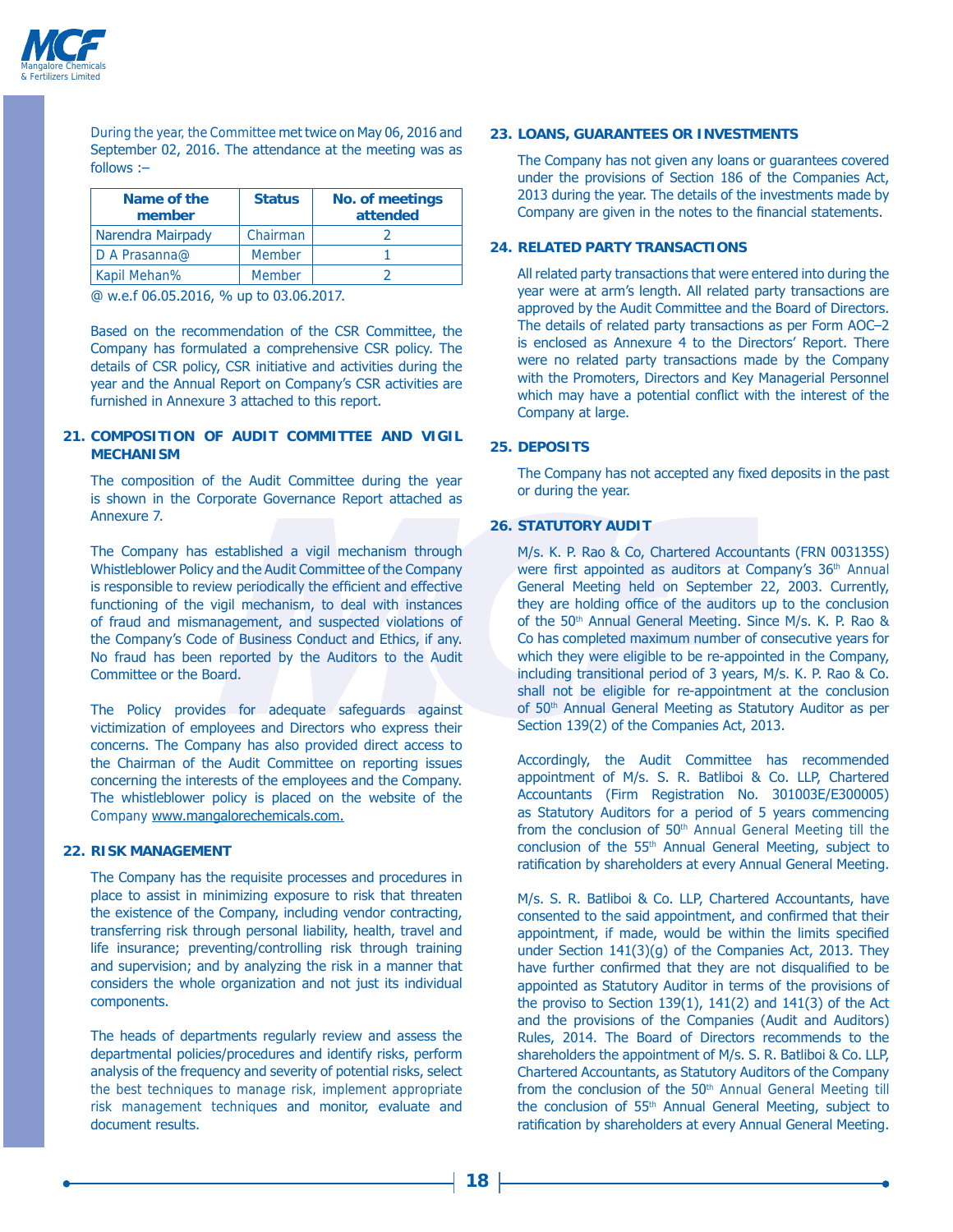During the year, the Committee met twice on May 06, 2016 and September 02, 2016. The attendance at the meeting was as follows :–

| Name of the member | Status | No. of meetings attended |
|---|---|---|
| Narendra Mairpady | Chairman | 2 |
| D A Prasanna@ | Member | 1 |
| Kapil Mehan% | Member | 2 |

@ w.e.f 06.05.2016, % up to 03.06.2017.

Based on the recommendation of the CSR Committee, the Company has formulated a comprehensive CSR policy. The details of CSR policy, CSR initiative and activities during the year and the Annual Report on Company's CSR activities are furnished in Annexure 3 attached to this report.

## 21. COMPOSITION OF AUDIT COMMITTEE AND VIGIL MECHANISM

The composition of the Audit Committee during the year is shown in the Corporate Governance Report attached as Annexure 7.

The Company has established a vigil mechanism through Whistleblower Policy and the Audit Committee of the Company is responsible to review periodically the efficient and effective functioning of the vigil mechanism, to deal with instances of fraud and mismanagement, and suspected violations of the Company's Code of Business Conduct and Ethics, if any. No fraud has been reported by the Auditors to the Audit Committee or the Board.

The Policy provides for adequate safeguards against victimization of employees and Directors who express their concerns. The Company has also provided direct access to the Chairman of the Audit Committee on reporting issues concerning the interests of the employees and the Company. The whistleblower policy is placed on the website of the Company www.mangalorechemicals.com.

## 22. RISK MANAGEMENT

The Company has the requisite processes and procedures in place to assist in minimizing exposure to risk that threaten the existence of the Company, including vendor contracting, transferring risk through personal liability, health, travel and life insurance; preventing/controlling risk through training and supervision; and by analyzing the risk in a manner that considers the whole organization and not just its individual components.

The heads of departments regularly review and assess the departmental policies/procedures and identify risks, perform analysis of the frequency and severity of potential risks, select the best techniques to manage risk, implement appropriate risk management techniques and monitor, evaluate and document results.

## 23. LOANS, GUARANTEES OR INVESTMENTS

The Company has not given any loans or guarantees covered under the provisions of Section 186 of the Companies Act, 2013 during the year. The details of the investments made by Company are given in the notes to the financial statements.

## 24. RELATED PARTY TRANSACTIONS

All related party transactions that were entered into during the year were at arm's length. All related party transactions are approved by the Audit Committee and the Board of Directors. The details of related party transactions as per Form AOC–2 is enclosed as Annexure 4 to the Directors' Report. There were no related party transactions made by the Company with the Promoters, Directors and Key Managerial Personnel which may have a potential conflict with the interest of the Company at large.

## 25. DEPOSITS

The Company has not accepted any fixed deposits in the past or during the year.

## 26. STATUTORY AUDIT

M/s. K. P. Rao & Co, Chartered Accountants (FRN 003135S) were first appointed as auditors at Company's 36th Annual General Meeting held on September 22, 2003. Currently, they are holding office of the auditors up to the conclusion of the 50th Annual General Meeting. Since M/s. K. P. Rao & Co has completed maximum number of consecutive years for which they were eligible to be re-appointed in the Company, including transitional period of 3 years, M/s. K. P. Rao & Co. shall not be eligible for re-appointment at the conclusion of 50th Annual General Meeting as Statutory Auditor as per Section 139(2) of the Companies Act, 2013.

Accordingly, the Audit Committee has recommended appointment of M/s. S. R. Batliboi & Co. LLP, Chartered Accountants (Firm Registration No. 301003E/E300005) as Statutory Auditors for a period of 5 years commencing from the conclusion of 50th Annual General Meeting till the conclusion of the 55th Annual General Meeting, subject to ratification by shareholders at every Annual General Meeting.

M/s. S. R. Batliboi & Co. LLP, Chartered Accountants, have consented to the said appointment, and confirmed that their appointment, if made, would be within the limits specified under Section 141(3)(g) of the Companies Act, 2013. They have further confirmed that they are not disqualified to be appointed as Statutory Auditor in terms of the provisions of the proviso to Section 139(1), 141(2) and 141(3) of the Act and the provisions of the Companies (Audit and Auditors) Rules, 2014. The Board of Directors recommends to the shareholders the appointment of M/s. S. R. Batliboi & Co. LLP, Chartered Accountants, as Statutory Auditors of the Company from the conclusion of the 50th Annual General Meeting till the conclusion of 55th Annual General Meeting, subject to ratification by shareholders at every Annual General Meeting.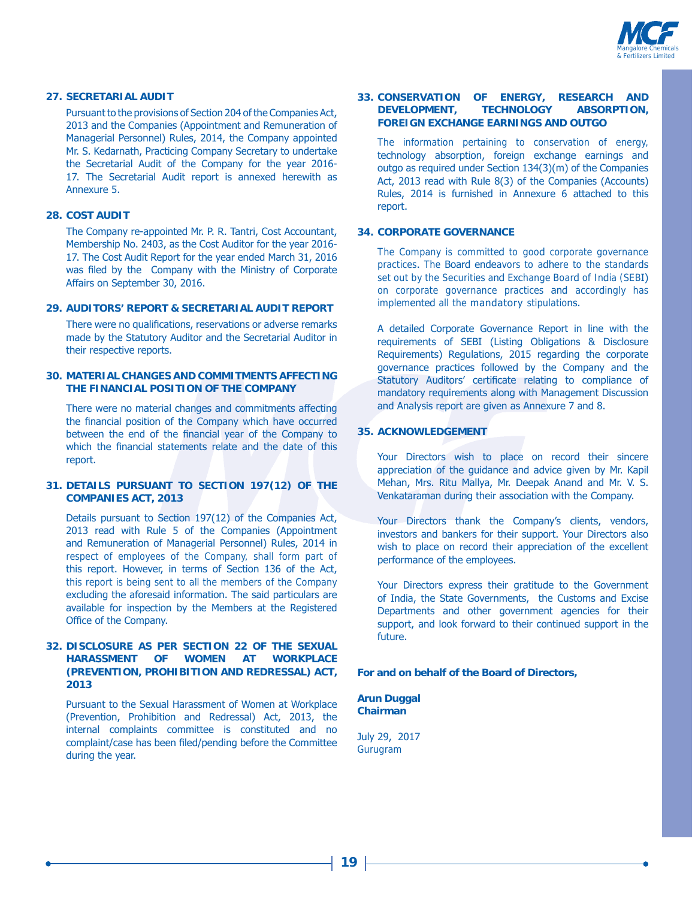## 27. SECRETARIAL AUDIT

Pursuant to the provisions of Section 204 of the Companies Act, 2013 and the Companies (Appointment and Remuneration of Managerial Personnel) Rules, 2014, the Company appointed Mr. S. Kedarnath, Practicing Company Secretary to undertake the Secretarial Audit of the Company for the year 2016-17. The Secretarial Audit report is annexed herewith as Annexure 5.

## 28. COST AUDIT

The Company re-appointed Mr. P. R. Tantri, Cost Accountant, Membership No. 2403, as the Cost Auditor for the year 2016-17. The Cost Audit Report for the year ended March 31, 2016 was filed by the Company with the Ministry of Corporate Affairs on September 30, 2016.

## 29. AUDITORS' REPORT & SECRETARIAL AUDIT REPORT

There were no qualifications, reservations or adverse remarks made by the Statutory Auditor and the Secretarial Auditor in their respective reports.

## 30. MATERIAL CHANGES AND COMMITMENTS AFFECTING THE FINANCIAL POSITION OF THE COMPANY

There were no material changes and commitments affecting the financial position of the Company which have occurred between the end of the financial year of the Company to which the financial statements relate and the date of this report.

## 31. DETAILS PURSUANT TO SECTION 197(12) OF THE COMPANIES ACT, 2013

Details pursuant to Section 197(12) of the Companies Act, 2013 read with Rule 5 of the Companies (Appointment and Remuneration of Managerial Personnel) Rules, 2014 in respect of employees of the Company, shall form part of this report. However, in terms of Section 136 of the Act, this report is being sent to all the members of the Company excluding the aforesaid information. The said particulars are available for inspection by the Members at the Registered Office of the Company.

## 32. DISCLOSURE AS PER SECTION 22 OF THE SEXUAL HARASSMENT OF WOMEN AT WORKPLACE (PREVENTION, PROHIBITION AND REDRESSAL) ACT, 2013

Pursuant to the Sexual Harassment of Women at Workplace (Prevention, Prohibition and Redressal) Act, 2013, the internal complaints committee is constituted and no complaint/case has been filed/pending before the Committee during the year.

## 33. CONSERVATION OF ENERGY, RESEARCH AND DEVELOPMENT, TECHNOLOGY ABSORPTION, FOREIGN EXCHANGE EARNINGS AND OUTGO

The information pertaining to conservation of energy, technology absorption, foreign exchange earnings and outgo as required under Section 134(3)(m) of the Companies Act, 2013 read with Rule 8(3) of the Companies (Accounts) Rules, 2014 is furnished in Annexure 6 attached to this report.

## 34. CORPORATE GOVERNANCE

The Company is committed to good corporate governance practices. The Board endeavors to adhere to the standards set out by the Securities and Exchange Board of India (SEBI) on corporate governance practices and accordingly has implemented all the mandatory stipulations.

A detailed Corporate Governance Report in line with the requirements of SEBI (Listing Obligations & Disclosure Requirements) Regulations, 2015 regarding the corporate governance practices followed by the Company and the Statutory Auditors' certificate relating to compliance of mandatory requirements along with Management Discussion and Analysis report are given as Annexure 7 and 8.

## 35. ACKNOWLEDGEMENT

Your Directors wish to place on record their sincere appreciation of the guidance and advice given by Mr. Kapil Mehan, Mrs. Ritu Mallya, Mr. Deepak Anand and Mr. V. S. Venkataraman during their association with the Company.

Your Directors thank the Company's clients, vendors, investors and bankers for their support. Your Directors also wish to place on record their appreciation of the excellent performance of the employees.

Your Directors express their gratitude to the Government of India, the State Governments, the Customs and Excise Departments and other government agencies for their support, and look forward to their continued support in the future.

**For and on behalf of the Board of Directors,**

**Arun Duggal**
**Chairman**

July 29, 2017
Gurugram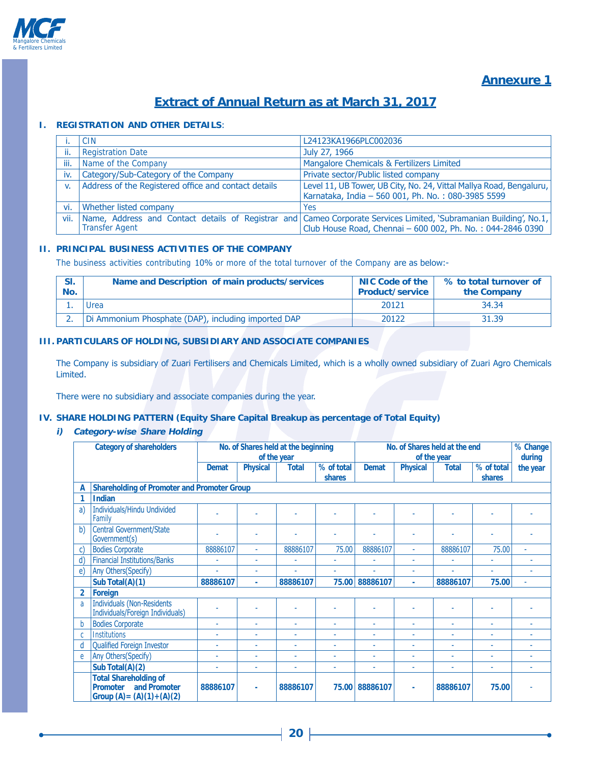## Annexure 1

# Extract of Annual Return as at March 31, 2017

## I. REGISTRATION AND OTHER DETAILS:

| | | |
|---|---|---|
| i. | CIN | L24123KA1966PLC002036 |
| ii. | Registration Date | July 27, 1966 |
| iii. | Name of the Company | Mangalore Chemicals & Fertilizers Limited |
| iv. | Category/Sub-Category of the Company | Private sector/Public listed company |
| v. | Address of the Registered office and contact details | Level 11, UB Tower, UB City, No. 24, Vittal Mallya Road, Bengaluru, Karnataka, India – 560 001, Ph. No. : 080-3985 5599 |
| vi. | Whether listed company | Yes |
| vii. | Name, Address and Contact details of Registrar and Transfer Agent | Cameo Corporate Services Limited, 'Subramanian Building', No.1, Club House Road, Chennai – 600 002, Ph. No. : 044-2846 0390 |

## II. PRINCIPAL BUSINESS ACTIVITIES OF THE COMPANY

The business activities contributing 10% or more of the total turnover of the Company are as below:-

| Sl. No. | Name and Description of main products/services | NIC Code of the Product/service | % to total turnover of the Company |
|---|---|---|---|
| 1. | Urea | 20121 | 34.34 |
| 2. | Di Ammonium Phosphate (DAP), including imported DAP | 20122 | 31.39 |

## III. PARTICULARS OF HOLDING, SUBSIDIARY AND ASSOCIATE COMPANIES

The Company is subsidiary of Zuari Fertilisers and Chemicals Limited, which is a wholly owned subsidiary of Zuari Agro Chemicals Limited.

There were no subsidiary and associate companies during the year.

## IV. SHARE HOLDING PATTERN (Equity Share Capital Breakup as percentage of Total Equity)

### *i) Category-wise Share Holding*

| | Category of shareholders | No. of Shares held at the beginning of the year | | | | No. of Shares held at the end of the year | | | | % Change during the year |
|---|---|---|---|---|---|---|---|---|---|---|
| | | Demat | Physical | Total | % of total shares | Demat | Physical | Total | % of total shares | |
| **A** | **Shareholding of Promoter and Promoter Group** | | | | | | | | | |
| **1** | **Indian** | | | | | | | | | |
| a) | Individuals/Hindu Undivided Family | - | - | - | - | - | - | - | - | - |
| b) | Central Government/State Government(s) | - | - | - | - | - | - | - | - | - |
| c) | Bodies Corporate | 88886107 | - | 88886107 | 75.00 | 88886107 | - | 88886107 | 75.00 | - |
| d) | Financial Institutions/Banks | - | - | - | - | - | - | - | - | - |
| e) | Any Others(Specify) | - | - | - | - | - | - | - | - | - |
| | **Sub Total(A)(1)** | **88886107** | **-** | **88886107** | **75.00** | **88886107** | **-** | **88886107** | **75.00** | - |
| **2** | **Foreign** | | | | | | | | | |
| a | Individuals (Non-Residents Individuals/Foreign Individuals) | - | - | - | - | - | - | - | - | - |
| b | Bodies Corporate | - | - | - | - | - | - | - | - | - |
| c | Institutions | - | - | - | - | - | - | - | - | - |
| d | Qualified Foreign Investor | - | - | - | - | - | - | - | - | - |
| e | Any Others(Specify) | - | - | - | - | - | - | - | - | - |
| | **Sub Total(A)(2)** | - | - | - | - | - | - | - | - | - |
| | **Total Shareholding of Promoter and Promoter Group (A)= (A)(1)+(A)(2)** | **88886107** | **-** | **88886107** | **75.00** | **88886107** | **-** | **88886107** | **75.00** | - |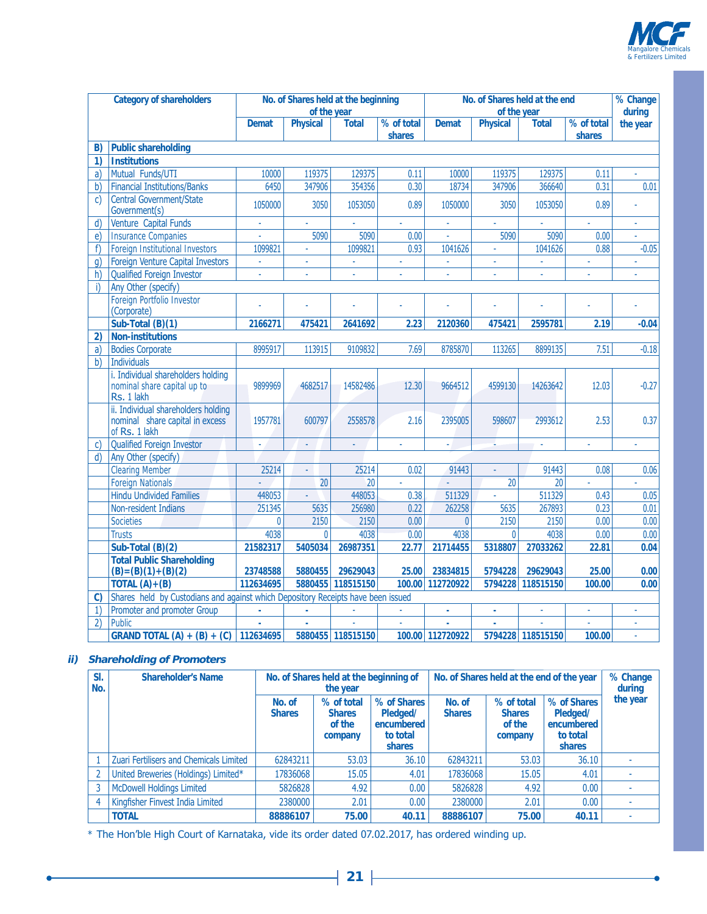| | Category of shareholders | No. of Shares held at the beginning of the year | | | | No. of Shares held at the end of the year | | | | % Change during the year |
|---|---|---|---|---|---|---|---|---|---|---|
| | | Demat | Physical | Total | % of total shares | Demat | Physical | Total | % of total shares | |
| **B)** | **Public shareholding** | | | | | | | | | |
| **1)** | **Institutions** | | | | | | | | | |
| a) | Mutual Funds/UTI | 10000 | 119375 | 129375 | 0.11 | 10000 | 119375 | 129375 | 0.11 | - |
| b) | Financial Institutions/Banks | 6450 | 347906 | 354356 | 0.30 | 18734 | 347906 | 366640 | 0.31 | 0.01 |
| c) | Central Government/State Government(s) | 1050000 | 3050 | 1053050 | 0.89 | 1050000 | 3050 | 1053050 | 0.89 | - |
| d) | Venture Capital Funds | - | - | - | - | - | - | - | - | - |
| e) | Insurance Companies | - | 5090 | 5090 | 0.00 | - | 5090 | 5090 | 0.00 | - |
| f) | Foreign Institutional Investors | 1099821 | - | 1099821 | 0.93 | 1041626 | - | 1041626 | 0.88 | -0.05 |
| g) | Foreign Venture Capital Investors | - | - | - | - | - | - | - | - | - |
| h) | Qualified Foreign Investor | - | - | - | - | - | - | - | - | - |
| i) | Any Other (specify) | | | | | | | | | |
| | Foreign Portfolio Investor (Corporate) | - | - | - | - | - | - | - | - | - |
| | **Sub-Total (B)(1)** | **2166271** | **475421** | **2641692** | **2.23** | **2120360** | **475421** | **2595781** | **2.19** | **-0.04** |
| **2)** | **Non-institutions** | | | | | | | | | |
| a) | Bodies Corporate | 8995917 | 113915 | 9109832 | 7.69 | 8785870 | 113265 | 8899135 | 7.51 | -0.18 |
| b) | Individuals | | | | | | | | | |
| | i. Individual shareholders holding nominal share capital up to Rs. 1 lakh | 9899969 | 4682517 | 14582486 | 12.30 | 9664512 | 4599130 | 14263642 | 12.03 | -0.27 |
| | ii. Individual shareholders holding nominal share capital in excess of Rs. 1 lakh | 1957781 | 600797 | 2558578 | 2.16 | 2395005 | 598607 | 2993612 | 2.53 | 0.37 |
| c) | Qualified Foreign Investor | - | - | - | - | - | - | - | - | - |
| d) | Any Other (specify) | | | | | | | | | |
| | Clearing Member | 25214 | - | 25214 | 0.02 | 91443 | - | 91443 | 0.08 | 0.06 |
| | Foreign Nationals | - | 20 | 20 | - | - | 20 | 20 | - | - |
| | Hindu Undivided Families | 448053 | - | 448053 | 0.38 | 511329 | - | 511329 | 0.43 | 0.05 |
| | Non-resident Indians | 251345 | 5635 | 256980 | 0.22 | 262258 | 5635 | 267893 | 0.23 | 0.01 |
| | Societies | 0 | 2150 | 2150 | 0.00 | 0 | 2150 | 2150 | 0.00 | 0.00 |
| | Trusts | 4038 | 0 | 4038 | 0.00 | 4038 | 0 | 4038 | 0.00 | 0.00 |
| | **Sub-Total (B)(2)** | **21582317** | **5405034** | **26987351** | **22.77** | **21714455** | **5318807** | **27033262** | **22.81** | **0.04** |
| | **Total Public Shareholding (B)=(B)(1)+(B)(2)** | **23748588** | **5880455** | **29629043** | **25.00** | **23834815** | **5794228** | **29629043** | **25.00** | **0.00** |
| | **TOTAL (A)+(B)** | **112634695** | **5880455** | **118515150** | **100.00** | **112720922** | **5794228** | **118515150** | **100.00** | **0.00** |
| **C)** | Shares held by Custodians and against which Depository Receipts have been issued | | | | | | | | | |
| 1) | Promoter and promoter Group | - | - | - | - | - | - | - | - | - |
| 2) | Public | - | - | - | - | - | - | - | - | - |
| | **GRAND TOTAL (A) + (B) + (C)** | **112634695** | **5880455** | **118515150** | **100.00** | **112720922** | **5794228** | **118515150** | **100.00** | - |

### *ii) Shareholding of Promoters*

| Sl. No. | Shareholder's Name | No. of Shares held at the beginning of the year | | | No. of Shares held at the end of the year | | | % Change during the year |
|---|---|---|---|---|---|---|---|---|
| | | No. of Shares | % of total Shares of the company | % of Shares Pledged/ encumbered to total shares | No. of Shares | % of total Shares of the company | % of Shares Pledged/ encumbered to total shares | |
| 1 | Zuari Fertilisers and Chemicals Limited | 62843211 | 53.03 | 36.10 | 62843211 | 53.03 | 36.10 | - |
| 2 | United Breweries (Holdings) Limited* | 17836068 | 15.05 | 4.01 | 17836068 | 15.05 | 4.01 | - |
| 3 | McDowell Holdings Limited | 5826828 | 4.92 | 0.00 | 5826828 | 4.92 | 0.00 | - |
| 4 | Kingfisher Finvest India Limited | 2380000 | 2.01 | 0.00 | 2380000 | 2.01 | 0.00 | - |
| | **TOTAL** | **88886107** | **75.00** | **40.11** | **88886107** | **75.00** | **40.11** | - |

* The Hon'ble High Court of Karnataka, vide its order dated 07.02.2017, has ordered winding up.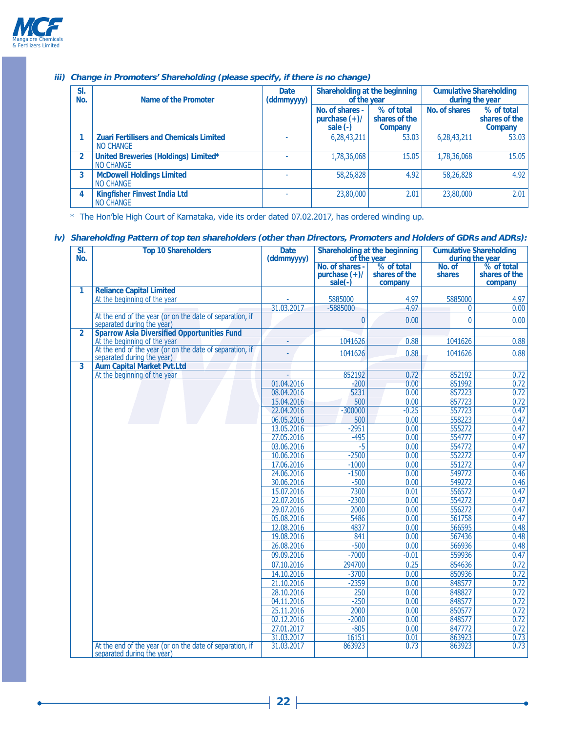### iii) Change in Promoters' Shareholding (please specify, if there is no change)

| Sl. No. | Name of the Promoter | Date (ddmmyyyy) | Shareholding at the beginning of the year | | Cumulative Shareholding during the year | |
|---|---|---|---|---|---|---|
| | | | No. of shares - purchase (+)/ sale (-) | % of total shares of the Company | No. of shares | % of total shares of the Company |
| 1 | **Zuari Fertilisers and Chemicals Limited** NO CHANGE | - | 6,28,43,211 | 53.03 | 6,28,43,211 | 53.03 |
| 2 | **United Breweries (Holdings) Limited*** NO CHANGE | - | 1,78,36,068 | 15.05 | 1,78,36,068 | 15.05 |
| 3 | **McDowell Holdings Limited** NO CHANGE | - | 58,26,828 | 4.92 | 58,26,828 | 4.92 |
| 4 | **Kingfisher Finvest India Ltd** NO CHANGE | - | 23,80,000 | 2.01 | 23,80,000 | 2.01 |

* The Hon'ble High Court of Karnataka, vide its order dated 07.02.2017, has ordered winding up.

### iv) Shareholding Pattern of top ten shareholders (other than Directors, Promoters and Holders of GDRs and ADRs):

| Sl. No. | Top 10 Shareholders | Date (ddmmyyyy) | Shareholding at the beginning of the year | | Cumulative Shareholding during the year | |
|---|---|---|---|---|---|---|
| | | | No. of shares - purchase (+)/ sale(-) | % of total shares of the company | No. of shares | % of total shares of the company |
| 1 | **Reliance Capital Limited** | | | | | |
| | At the beginning of the year | - | 5885000 | 4.97 | 5885000 | 4.97 |
| | | 31.03.2017 | -5885000 | 4.97 | 0 | 0.00 |
| | At the end of the year (or on the date of separation, if separated during the year) | | 0 | 0.00 | 0 | 0.00 |
| 2 | **Sparrow Asia Diversified Opportunities Fund** | | | | | |
| | At the beginning of the year | - | 1041626 | 0.88 | 1041626 | 0.88 |
| | At the end of the year (or on the date of separation, if separated during the year) | - | 1041626 | 0.88 | 1041626 | 0.88 |
| 3 | **Aum Capital Market Pvt.Ltd** | | | | | |
| | At the beginning of the year | - | 852192 | 0.72 | 852192 | 0.72 |
| | | 01.04.2016 | -200 | 0.00 | 851992 | 0.72 |
| | | 08.04.2016 | 5231 | 0.00 | 857223 | 0.72 |
| | | 15.04.2016 | 500 | 0.00 | 857723 | 0.72 |
| | | 22.04.2016 | -300000 | -0.25 | 557723 | 0.47 |
| | | 06.05.2016 | 500 | 0.00 | 558223 | 0.47 |
| | | 13.05.2016 | -2951 | 0.00 | 555272 | 0.47 |
| | | 27.05.2016 | -495 | 0.00 | 554777 | 0.47 |
| | | 03.06.2016 | -5 | 0.00 | 554772 | 0.47 |
| | | 10.06.2016 | -2500 | 0.00 | 552272 | 0.47 |
| | | 17.06.2016 | -1000 | 0.00 | 551272 | 0.47 |
| | | 24.06.2016 | -1500 | 0.00 | 549772 | 0.46 |
| | | 30.06.2016 | -500 | 0.00 | 549272 | 0.46 |
| | | 15.07.2016 | 7300 | 0.01 | 556572 | 0.47 |
| | | 22.07.2016 | -2300 | 0.00 | 554272 | 0.47 |
| | | 29.07.2016 | 2000 | 0.00 | 556272 | 0.47 |
| | | 05.08.2016 | 5486 | 0.00 | 561758 | 0.47 |
| | | 12.08.2016 | 4837 | 0.00 | 566595 | 0.48 |
| | | 19.08.2016 | 841 | 0.00 | 567436 | 0.48 |
| | | 26.08.2016 | -500 | 0.00 | 566936 | 0.48 |
| | | 09.09.2016 | -7000 | -0.01 | 559936 | 0.47 |
| | | 07.10.2016 | 294700 | 0.25 | 854636 | 0.72 |
| | | 14.10.2016 | -3700 | 0.00 | 850936 | 0.72 |
| | | 21.10.2016 | -2359 | 0.00 | 848577 | 0.72 |
| | | 28.10.2016 | 250 | 0.00 | 848827 | 0.72 |
| | | 04.11.2016 | -250 | 0.00 | 848577 | 0.72 |
| | | 25.11.2016 | 2000 | 0.00 | 850577 | 0.72 |
| | | 02.12.2016 | -2000 | 0.00 | 848577 | 0.72 |
| | | 27.01.2017 | -805 | 0.00 | 847772 | 0.72 |
| | | 31.03.2017 | 16151 | 0.01 | 863923 | 0.73 |
| | At the end of the year (or on the date of separation, if separated during the year) | 31.03.2017 | 863923 | 0.73 | 863923 | 0.73 |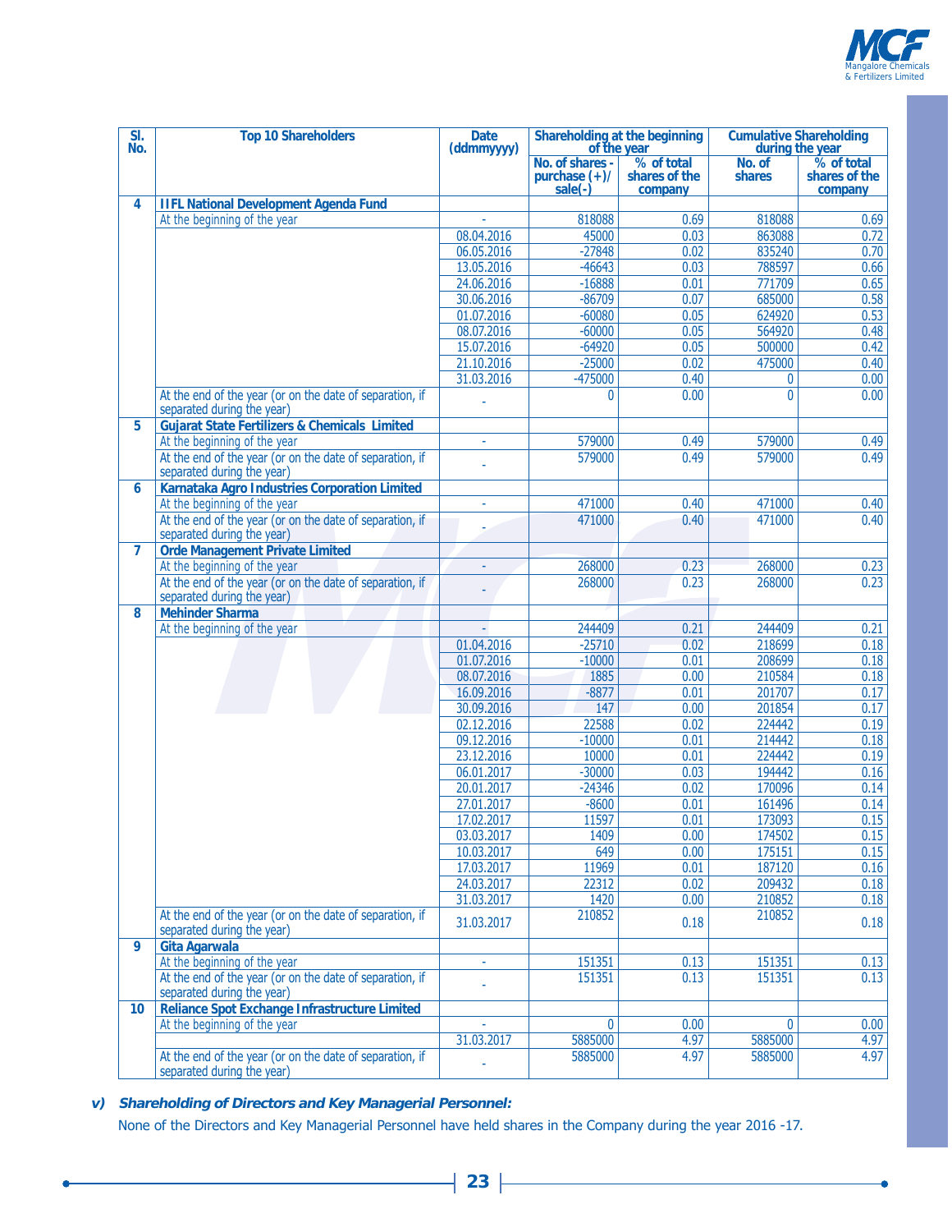| Sl. No. | Top 10 Shareholders | Date (ddmmyyyy) | Shareholding at the beginning of the year | | Cumulative Shareholding during the year | |
|---|---|---|---|---|---|---|
| | | | No. of shares - purchase (+)/ sale(-) | % of total shares of the company | No. of shares | % of total shares of the company |
| 4 | **IIFL National Development Agenda Fund** | | | | | |
| | At the beginning of the year | - | 818088 | 0.69 | 818088 | 0.69 |
| | | 08.04.2016 | 45000 | 0.03 | 863088 | 0.72 |
| | | 06.05.2016 | -27848 | 0.02 | 835240 | 0.70 |
| | | 13.05.2016 | -46643 | 0.03 | 788597 | 0.66 |
| | | 24.06.2016 | -16888 | 0.01 | 771709 | 0.65 |
| | | 30.06.2016 | -86709 | 0.07 | 685000 | 0.58 |
| | | 01.07.2016 | -60080 | 0.05 | 624920 | 0.53 |
| | | 08.07.2016 | -60000 | 0.05 | 564920 | 0.48 |
| | | 15.07.2016 | -64920 | 0.05 | 500000 | 0.42 |
| | | 21.10.2016 | -25000 | 0.02 | 475000 | 0.40 |
| | | 31.03.2016 | -475000 | 0.40 | 0 | 0.00 |
| | At the end of the year (or on the date of separation, if separated during the year) | - | 0 | 0.00 | 0 | 0.00 |
| 5 | **Gujarat State Fertilizers & Chemicals Limited** | | | | | |
| | At the beginning of the year | - | 579000 | 0.49 | 579000 | 0.49 |
| | At the end of the year (or on the date of separation, if separated during the year) | - | 579000 | 0.49 | 579000 | 0.49 |
| 6 | **Karnataka Agro Industries Corporation Limited** | | | | | |
| | At the beginning of the year | - | 471000 | 0.40 | 471000 | 0.40 |
| | At the end of the year (or on the date of separation, if separated during the year) | - | 471000 | 0.40 | 471000 | 0.40 |
| 7 | **Orde Management Private Limited** | | | | | |
| | At the beginning of the year | - | 268000 | 0.23 | 268000 | 0.23 |
| | At the end of the year (or on the date of separation, if separated during the year) | - | 268000 | 0.23 | 268000 | 0.23 |
| 8 | **Mehinder Sharma** | | | | | |
| | At the beginning of the year | - | 244409 | 0.21 | 244409 | 0.21 |
| | | 01.04.2016 | -25710 | 0.02 | 218699 | 0.18 |
| | | 01.07.2016 | -10000 | 0.01 | 208699 | 0.18 |
| | | 08.07.2016 | 1885 | 0.00 | 210584 | 0.18 |
| | | 16.09.2016 | -8877 | 0.01 | 201707 | 0.17 |
| | | 30.09.2016 | 147 | 0.00 | 201854 | 0.17 |
| | | 02.12.2016 | 22588 | 0.02 | 224442 | 0.19 |
| | | 09.12.2016 | -10000 | 0.01 | 214442 | 0.18 |
| | | 23.12.2016 | 10000 | 0.01 | 224442 | 0.19 |
| | | 06.01.2017 | -30000 | 0.03 | 194442 | 0.16 |
| | | 20.01.2017 | -24346 | 0.02 | 170096 | 0.14 |
| | | 27.01.2017 | -8600 | 0.01 | 161496 | 0.14 |
| | | 17.02.2017 | 11597 | 0.01 | 173093 | 0.15 |
| | | 03.03.2017 | 1409 | 0.00 | 174502 | 0.15 |
| | | 10.03.2017 | 649 | 0.00 | 175151 | 0.15 |
| | | 17.03.2017 | 11969 | 0.01 | 187120 | 0.16 |
| | | 24.03.2017 | 22312 | 0.02 | 209432 | 0.18 |
| | | 31.03.2017 | 1420 | 0.00 | 210852 | 0.18 |
| | At the end of the year (or on the date of separation, if separated during the year) | 31.03.2017 | 210852 | 0.18 | 210852 | 0.18 |
| 9 | **Gita Agarwala** | | | | | |
| | At the beginning of the year | - | 151351 | 0.13 | 151351 | 0.13 |
| | At the end of the year (or on the date of separation, if separated during the year) | - | 151351 | 0.13 | 151351 | 0.13 |
| 10 | **Reliance Spot Exchange Infrastructure Limited** | | | | | |
| | At the beginning of the year | - | 0 | 0.00 | 0 | 0.00 |
| | | 31.03.2017 | 5885000 | 4.97 | 5885000 | 4.97 |
| | At the end of the year (or on the date of separation, if separated during the year) | - | 5885000 | 4.97 | 5885000 | 4.97 |

***v) Shareholding of Directors and Key Managerial Personnel:***

None of the Directors and Key Managerial Personnel have held shares in the Company during the year 2016 -17.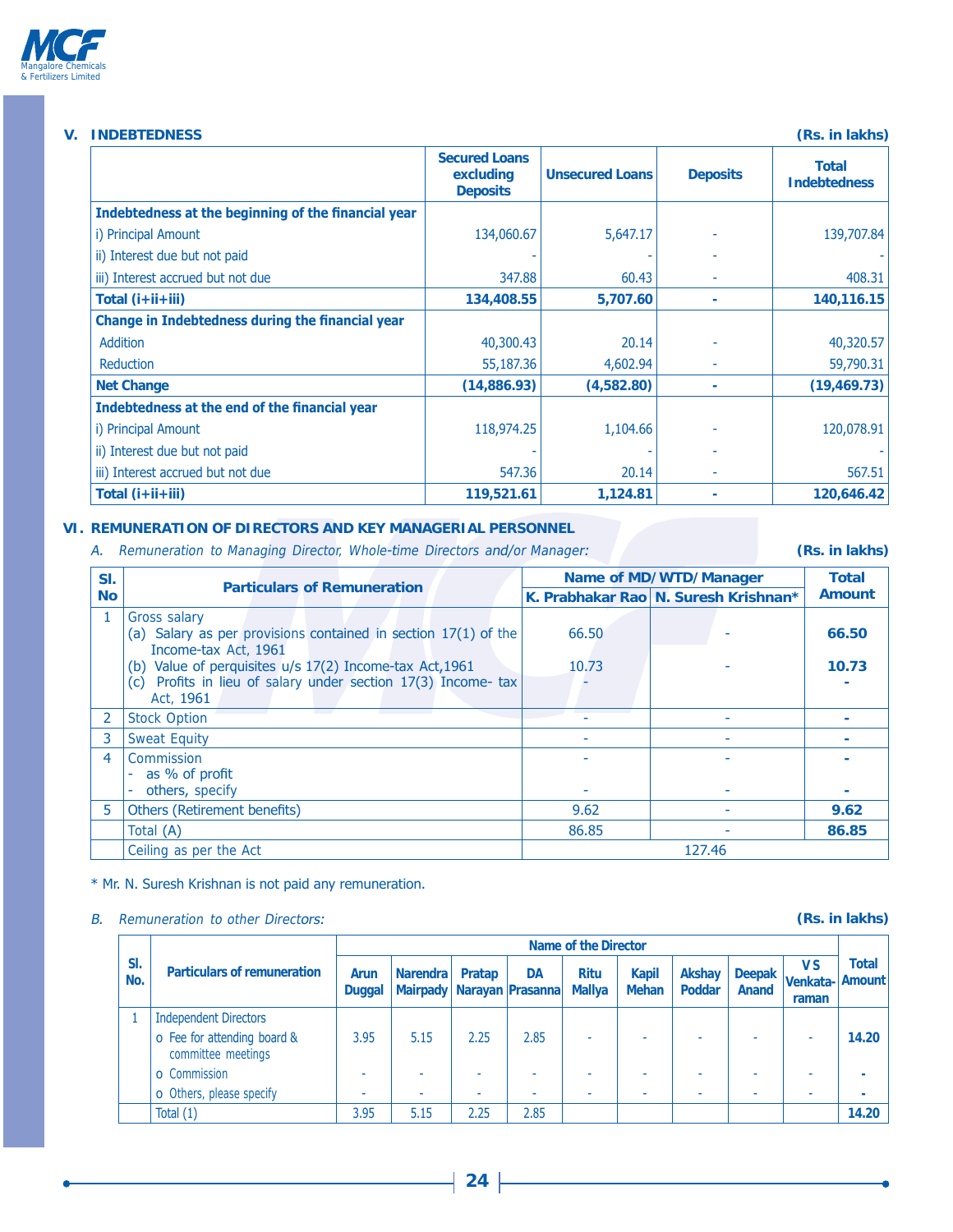## V. INDEBTEDNESS

(Rs. in lakhs)

| | Secured Loans excluding Deposits | Unsecured Loans | Deposits | Total Indebtedness |
|---|---|---|---|---|
| **Indebtedness at the beginning of the financial year** | | | | |
| i) Principal Amount | 134,060.67 | 5,647.17 | - | 139,707.84 |
| ii) Interest due but not paid | - | - | - | - |
| iii) Interest accrued but not due | 347.88 | 60.43 | - | 408.31 |
| **Total (i+ii+iii)** | **134,408.55** | **5,707.60** | **-** | **140,116.15** |
| **Change in Indebtedness during the financial year** | | | | |
| Addition | 40,300.43 | 20.14 | - | 40,320.57 |
| Reduction | 55,187.36 | 4,602.94 | - | 59,790.31 |
| **Net Change** | **(14,886.93)** | **(4,582.80)** | **-** | **(19,469.73)** |
| **Indebtedness at the end of the financial year** | | | | |
| i) Principal Amount | 118,974.25 | 1,104.66 | - | 120,078.91 |
| ii) Interest due but not paid | - | - | - | - |
| iii) Interest accrued but not due | 547.36 | 20.14 | - | 567.51 |
| **Total (i+ii+iii)** | **119,521.61** | **1,124.81** | **-** | **120,646.42** |

## VI. REMUNERATION OF DIRECTORS AND KEY MANAGERIAL PERSONNEL

*A. Remuneration to Managing Director, Whole-time Directors and/or Manager:*

(Rs. in lakhs)

| Sl. No | Particulars of Remuneration | Name of MD/WTD/Manager | | Total Amount |
|---|---|---|---|---|
| | | K. Prabhakar Rao | N. Suresh Krishnan* | |
| 1 | Gross salary<br>(a) Salary as per provisions contained in section 17(1) of the Income-tax Act, 1961<br>(b) Value of perquisites u/s 17(2) Income-tax Act,1961<br>(c) Profits in lieu of salary under section 17(3) Income- tax Act, 1961 | 66.50<br>10.73<br>- | -<br>- | **66.50**<br>**10.73**<br>**-** |
| 2 | Stock Option | - | - | **-** |
| 3 | Sweat Equity | - | - | **-** |
| 4 | Commission<br>- as % of profit<br>- others, specify | -<br>- | -<br>- | **-**<br>**-** |
| 5 | Others (Retirement benefits) | 9.62 | - | **9.62** |
| | Total (A) | 86.85 | - | **86.85** |
| | Ceiling as per the Act | 127.46 | | |

* Mr. N. Suresh Krishnan is not paid any remuneration.

*B. Remuneration to other Directors:*

(Rs. in lakhs)

| Sl. No. | Particulars of remuneration | Name of the Director | | | | | | | | | Total Amount |
|---|---|---|---|---|---|---|---|---|---|---|---|
| | | Arun Duggal | Narendra Mairpady | Pratap Narayan | DA Prasanna | Ritu Mallya | Kapil Mehan | Akshay Poddar | Deepak Anand | V S Venkata-raman | |
| 1 | Independent Directors | | | | | | | | | | |
| | o Fee for attending board & committee meetings | 3.95 | 5.15 | 2.25 | 2.85 | - | - | - | - | - | **14.20** |
| | o Commission | - | - | - | - | - | - | - | - | - | **-** |
| | o Others, please specify | - | - | - | - | - | - | - | - | - | **-** |
| | Total (1) | 3.95 | 5.15 | 2.25 | 2.85 | | | | | | **14.20** |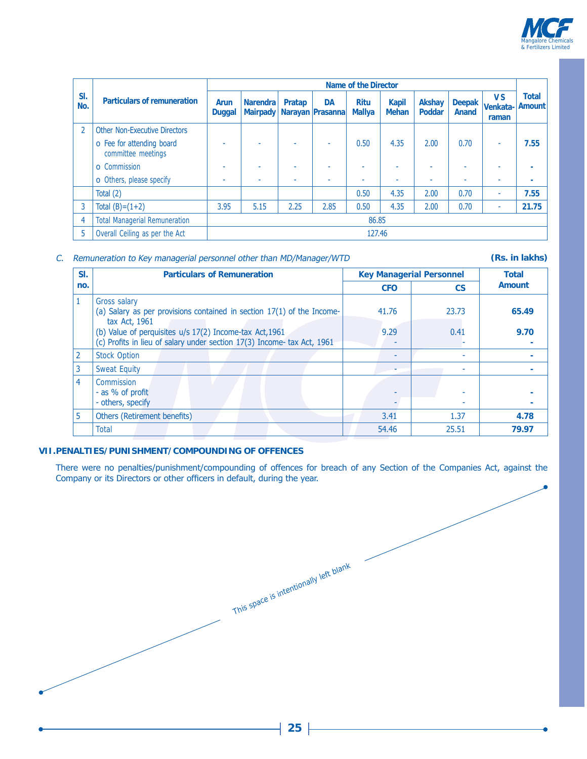| Sl. No. | Particulars of remuneration | Name of the Director | | | | | | | | | Total Amount |
|---|---|---|---|---|---|---|---|---|---|---|---|
| | | Arun Duggal | Narendra Mairpady | Pratap Narayan | DA Prasanna | Ritu Mallya | Kapil Mehan | Akshay Poddar | Deepak Anand | V S Venkata-raman | |
| 2 | Other Non-Executive Directors | | | | | | | | | | |
| | o Fee for attending board committee meetings | - | - | - | - | 0.50 | 4.35 | 2.00 | 0.70 | - | **7.55** |
| | o Commission | - | - | - | - | - | - | - | - | - | **-** |
| | o Others, please specify | - | - | - | - | - | - | - | - | - | **-** |
| | Total (2) | | | | | 0.50 | 4.35 | 2.00 | 0.70 | - | **7.55** |
| 3 | Total (B)=(1+2) | 3.95 | 5.15 | 2.25 | 2.85 | 0.50 | 4.35 | 2.00 | 0.70 | - | **21.75** |
| 4 | Total Managerial Remuneration | 86.85 | | | | | | | | | |
| 5 | Overall Ceiling as per the Act | 127.46 | | | | | | | | | |

*C. Remuneration to Key managerial personnel other than MD/Manager/WTD* **(Rs. in lakhs)**

| Sl. no. | Particulars of Remuneration | Key Managerial Personnel | | Total Amount |
|---|---|---|---|---|
| | | CFO | CS | |
| 1 | Gross salary | | | |
| | (a) Salary as per provisions contained in section 17(1) of the Income-tax Act, 1961 | 41.76 | 23.73 | **65.49** |
| | (b) Value of perquisites u/s 17(2) Income-tax Act,1961 | 9.29 | 0.41 | **9.70** |
| | (c) Profits in lieu of salary under section 17(3) Income- tax Act, 1961 | - | - | **-** |
| 2 | Stock Option | - | - | **-** |
| 3 | Sweat Equity | - | - | **-** |
| 4 | Commission | | | |
| | - as % of profit | - | - | **-** |
| | - others, specify | - | - | **-** |
| 5 | Others (Retirement benefits) | 3.41 | 1.37 | **4.78** |
| | Total | 54.46 | 25.51 | **79.97** |

## VII. PENALTIES/ PUNISHMENT/ COMPOUNDING OF OFFENCES

There were no penalties/punishment/compounding of offences for breach of any Section of the Companies Act, against the Company or its Directors or other officers in default, during the year.

This space is intentionally left blank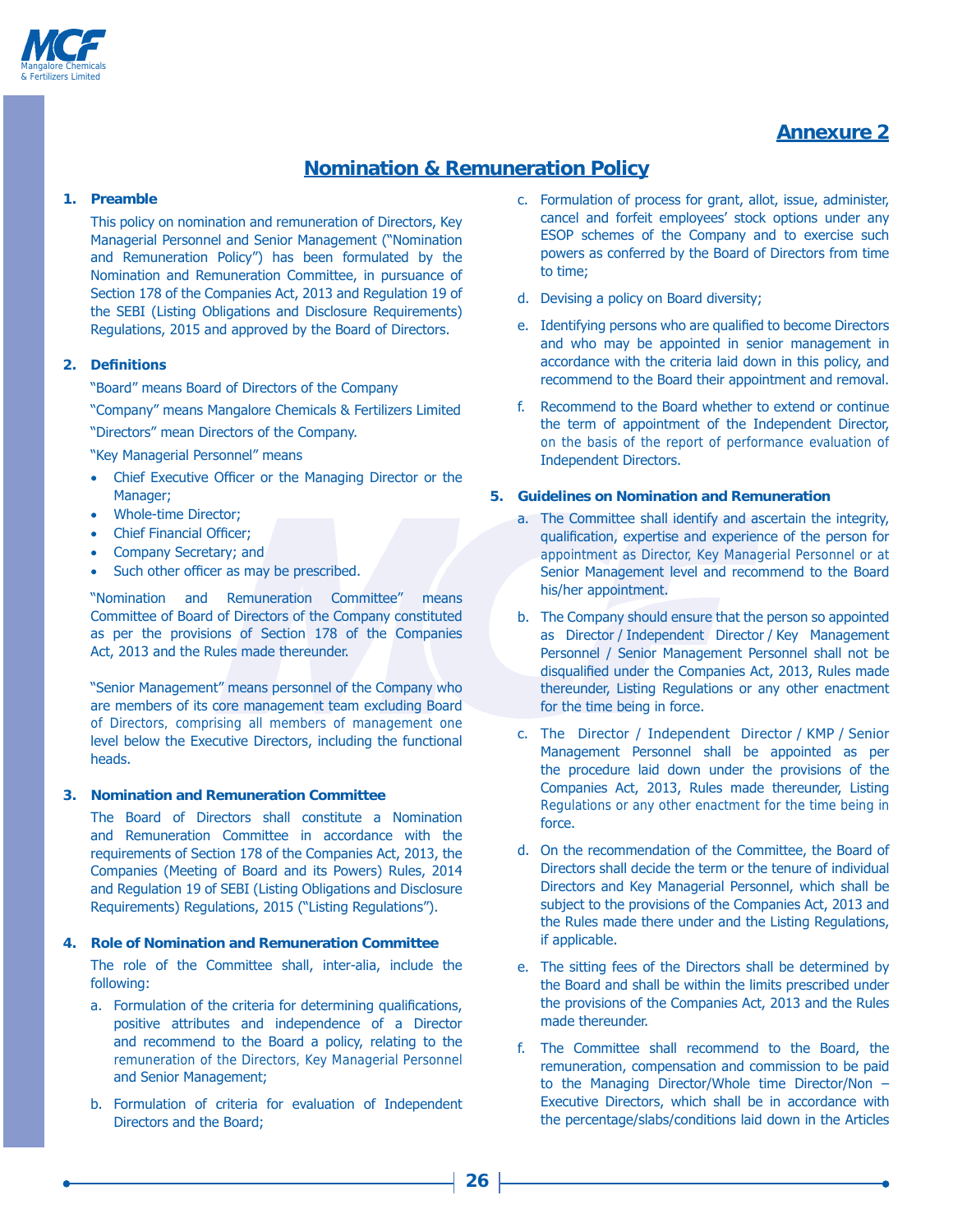# Annexure 2

## Nomination & Remuneration Policy

**1. Preamble**

This policy on nomination and remuneration of Directors, Key Managerial Personnel and Senior Management ("Nomination and Remuneration Policy") has been formulated by the Nomination and Remuneration Committee, in pursuance of Section 178 of the Companies Act, 2013 and Regulation 19 of the SEBI (Listing Obligations and Disclosure Requirements) Regulations, 2015 and approved by the Board of Directors.

**2. Definitions**

"Board" means Board of Directors of the Company

"Company" means Mangalore Chemicals & Fertilizers Limited

"Directors" mean Directors of the Company.

"Key Managerial Personnel" means

- Chief Executive Officer or the Managing Director or the Manager;
- Whole-time Director;
- Chief Financial Officer;
- Company Secretary; and
- Such other officer as may be prescribed.

"Nomination and Remuneration Committee" means Committee of Board of Directors of the Company constituted as per the provisions of Section 178 of the Companies Act, 2013 and the Rules made thereunder.

"Senior Management" means personnel of the Company who are members of its core management team excluding Board of Directors, comprising all members of management one level below the Executive Directors, including the functional heads.

**3. Nomination and Remuneration Committee**

The Board of Directors shall constitute a Nomination and Remuneration Committee in accordance with the requirements of Section 178 of the Companies Act, 2013, the Companies (Meeting of Board and its Powers) Rules, 2014 and Regulation 19 of SEBI (Listing Obligations and Disclosure Requirements) Regulations, 2015 ("Listing Regulations").

**4. Role of Nomination and Remuneration Committee**

The role of the Committee shall, inter-alia, include the following:

a. Formulation of the criteria for determining qualifications, positive attributes and independence of a Director and recommend to the Board a policy, relating to the remuneration of the Directors, Key Managerial Personnel and Senior Management;

b. Formulation of criteria for evaluation of Independent Directors and the Board;

c. Formulation of process for grant, allot, issue, administer, cancel and forfeit employees' stock options under any ESOP schemes of the Company and to exercise such powers as conferred by the Board of Directors from time to time;

d. Devising a policy on Board diversity;

e. Identifying persons who are qualified to become Directors and who may be appointed in senior management in accordance with the criteria laid down in this policy, and recommend to the Board their appointment and removal.

f. Recommend to the Board whether to extend or continue the term of appointment of the Independent Director, on the basis of the report of performance evaluation of Independent Directors.

**5. Guidelines on Nomination and Remuneration**

a. The Committee shall identify and ascertain the integrity, qualification, expertise and experience of the person for appointment as Director, Key Managerial Personnel or at Senior Management level and recommend to the Board his/her appointment.

b. The Company should ensure that the person so appointed as Director / Independent Director / Key Management Personnel / Senior Management Personnel shall not be disqualified under the Companies Act, 2013, Rules made thereunder, Listing Regulations or any other enactment for the time being in force.

c. The Director / Independent Director / KMP / Senior Management Personnel shall be appointed as per the procedure laid down under the provisions of the Companies Act, 2013, Rules made thereunder, Listing Regulations or any other enactment for the time being in force.

d. On the recommendation of the Committee, the Board of Directors shall decide the term or the tenure of individual Directors and Key Managerial Personnel, which shall be subject to the provisions of the Companies Act, 2013 and the Rules made there under and the Listing Regulations, if applicable.

e. The sitting fees of the Directors shall be determined by the Board and shall be within the limits prescribed under the provisions of the Companies Act, 2013 and the Rules made thereunder.

f. The Committee shall recommend to the Board, the remuneration, compensation and commission to be paid to the Managing Director/Whole time Director/Non – Executive Directors, which shall be in accordance with the percentage/slabs/conditions laid down in the Articles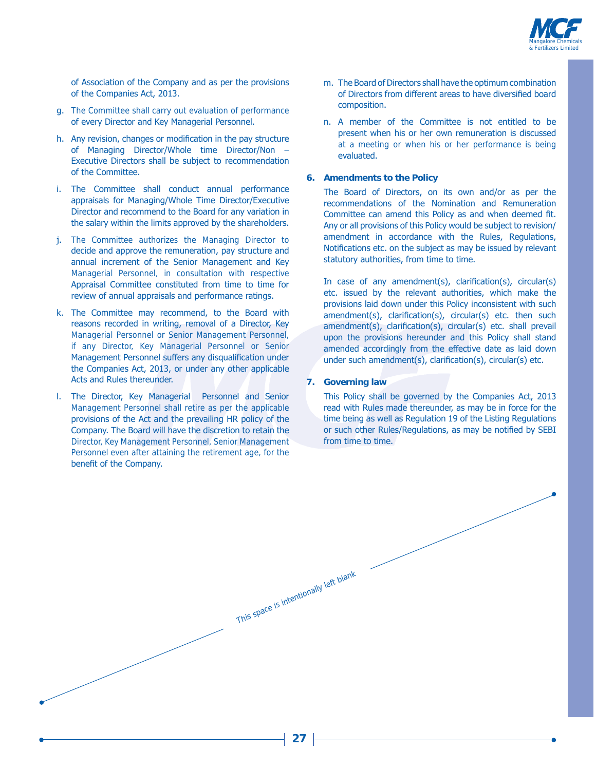of Association of the Company and as per the provisions of the Companies Act, 2013.

g. The Committee shall carry out evaluation of performance of every Director and Key Managerial Personnel.

h. Any revision, changes or modification in the pay structure of Managing Director/Whole time Director/Non – Executive Directors shall be subject to recommendation of the Committee.

i. The Committee shall conduct annual performance appraisals for Managing/Whole Time Director/Executive Director and recommend to the Board for any variation in the salary within the limits approved by the shareholders.

j. The Committee authorizes the Managing Director to decide and approve the remuneration, pay structure and annual increment of the Senior Management and Key Managerial Personnel, in consultation with respective Appraisal Committee constituted from time to time for review of annual appraisals and performance ratings.

k. The Committee may recommend, to the Board with reasons recorded in writing, removal of a Director, Key Managerial Personnel or Senior Management Personnel, if any Director, Key Managerial Personnel or Senior Management Personnel suffers any disqualification under the Companies Act, 2013, or under any other applicable Acts and Rules thereunder.

l. The Director, Key Managerial Personnel and Senior Management Personnel shall retire as per the applicable provisions of the Act and the prevailing HR policy of the Company. The Board will have the discretion to retain the Director, Key Management Personnel, Senior Management Personnel even after attaining the retirement age, for the benefit of the Company.

m. The Board of Directors shall have the optimum combination of Directors from different areas to have diversified board composition.

n. A member of the Committee is not entitled to be present when his or her own remuneration is discussed at a meeting or when his or her performance is being evaluated.

### 6. Amendments to the Policy

The Board of Directors, on its own and/or as per the recommendations of the Nomination and Remuneration Committee can amend this Policy as and when deemed fit. Any or all provisions of this Policy would be subject to revision/ amendment in accordance with the Rules, Regulations, Notifications etc. on the subject as may be issued by relevant statutory authorities, from time to time.

In case of any amendment(s), clarification(s), circular(s) etc. issued by the relevant authorities, which make the provisions laid down under this Policy inconsistent with such amendment(s), clarification(s), circular(s) etc. then such amendment(s), clarification(s), circular(s) etc. shall prevail upon the provisions hereunder and this Policy shall stand amended accordingly from the effective date as laid down under such amendment(s), clarification(s), circular(s) etc.

### 7. Governing law

This Policy shall be governed by the Companies Act, 2013 read with Rules made thereunder, as may be in force for the time being as well as Regulation 19 of the Listing Regulations or such other Rules/Regulations, as may be notified by SEBI from time to time.

This space is intentionally left blank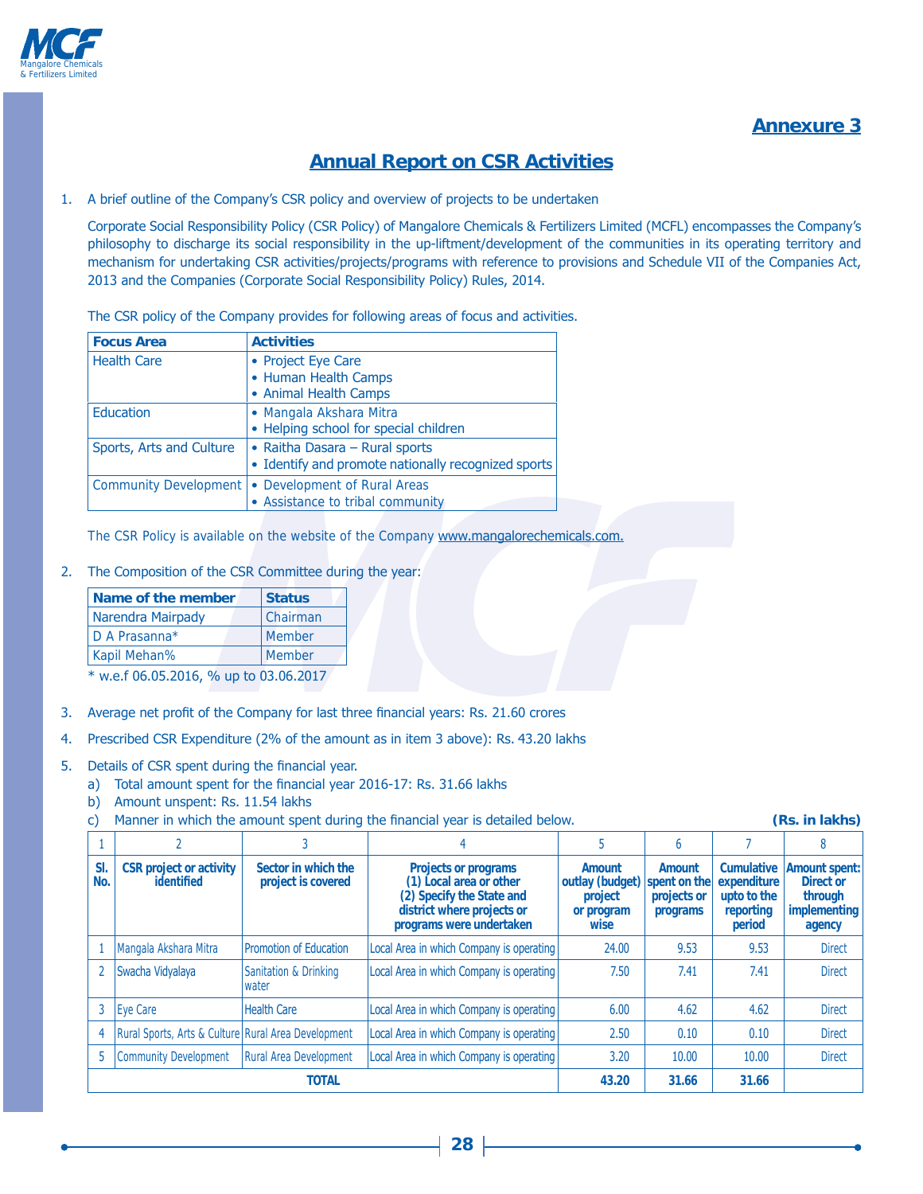## Annexure 3

# Annual Report on CSR Activities

1. A brief outline of the Company's CSR policy and overview of projects to be undertaken

   Corporate Social Responsibility Policy (CSR Policy) of Mangalore Chemicals & Fertilizers Limited (MCFL) encompasses the Company's philosophy to discharge its social responsibility in the up-liftment/development of the communities in its operating territory and mechanism for undertaking CSR activities/projects/programs with reference to provisions and Schedule VII of the Companies Act, 2013 and the Companies (Corporate Social Responsibility Policy) Rules, 2014.

   The CSR policy of the Company provides for following areas of focus and activities.

| Focus Area | Activities |
|---|---|
| Health Care | • Project Eye Care<br>• Human Health Camps<br>• Animal Health Camps |
| Education | • Mangala Akshara Mitra<br>• Helping school for special children |
| Sports, Arts and Culture | • Raitha Dasara – Rural sports<br>• Identify and promote nationally recognized sports |
| Community Development | • Development of Rural Areas<br>• Assistance to tribal community |

   The CSR Policy is available on the website of the Company www.mangalorechemicals.com.

2. The Composition of the CSR Committee during the year:

| Name of the member | Status |
|---|---|
| Narendra Mairpady | Chairman |
| D A Prasanna* | Member |
| Kapil Mehan% | Member |

   * w.e.f 06.05.2016, % up to 03.06.2017

3. Average net profit of the Company for last three financial years: Rs. 21.60 crores

4. Prescribed CSR Expenditure (2% of the amount as in item 3 above): Rs. 43.20 lakhs

5. Details of CSR spent during the financial year.
   a) Total amount spent for the financial year 2016-17: Rs. 31.66 lakhs
   b) Amount unspent: Rs. 11.54 lakhs
   c) Manner in which the amount spent during the financial year is detailed below. **(Rs. in lakhs)**

| 1 | 2 | 3 | 4 | 5 | 6 | 7 | 8 |
|---|---|---|---|---|---|---|---|
| **Sl. No.** | **CSR project or activity identified** | **Sector in which the project is covered** | **Projects or programs (1) Local area or other (2) Specify the State and district where projects or programs were undertaken** | **Amount outlay (budget) project or program wise** | **Amount spent on the projects or programs** | **Cumulative expenditure upto to the reporting period** | **Amount spent: Direct or through implementing agency** |
| 1 | Mangala Akshara Mitra | Promotion of Education | Local Area in which Company is operating | 24.00 | 9.53 | 9.53 | Direct |
| 2 | Swacha Vidyalaya | Sanitation & Drinking water | Local Area in which Company is operating | 7.50 | 7.41 | 7.41 | Direct |
| 3 | Eye Care | Health Care | Local Area in which Company is operating | 6.00 | 4.62 | 4.62 | Direct |
| 4 | Rural Sports, Arts & Culture | Rural Area Development | Local Area in which Company is operating | 2.50 | 0.10 | 0.10 | Direct |
| 5 | Community Development | Rural Area Development | Local Area in which Company is operating | 3.20 | 10.00 | 10.00 | Direct |
| | **TOTAL** | | | **43.20** | **31.66** | **31.66** | |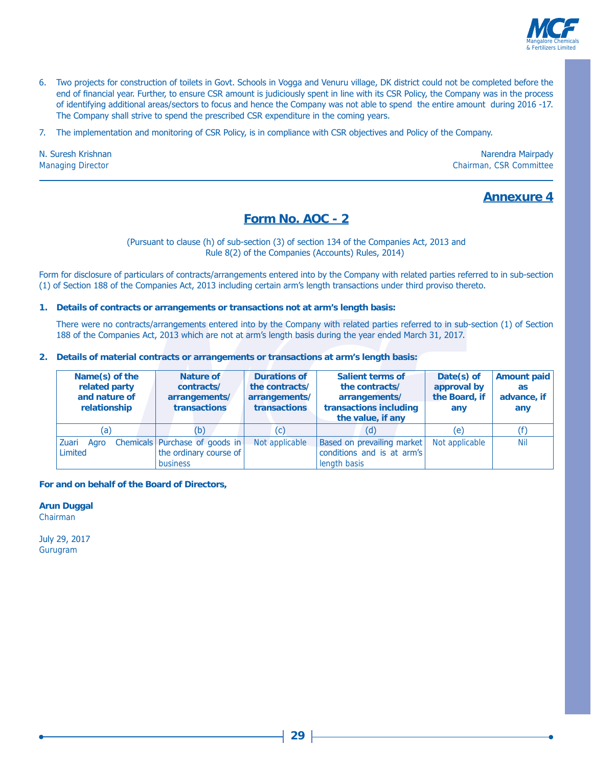6. Two projects for construction of toilets in Govt. Schools in Vogga and Venuru village, DK district could not be completed before the end of financial year. Further, to ensure CSR amount is judiciously spent in line with its CSR Policy, the Company was in the process of identifying additional areas/sectors to focus and hence the Company was not able to spend the entire amount during 2016 -17. The Company shall strive to spend the prescribed CSR expenditure in the coming years.

7. The implementation and monitoring of CSR Policy, is in compliance with CSR objectives and Policy of the Company.

N. Suresh Krishnan
Managing Director

Narendra Mairpady
Chairman, CSR Committee

---

## Annexure 4

## Form No. AOC - 2

(Pursuant to clause (h) of sub-section (3) of section 134 of the Companies Act, 2013 and Rule 8(2) of the Companies (Accounts) Rules, 2014)

Form for disclosure of particulars of contracts/arrangements entered into by the Company with related parties referred to in sub-section (1) of Section 188 of the Companies Act, 2013 including certain arm's length transactions under third proviso thereto.

**1. Details of contracts or arrangements or transactions not at arm's length basis:**

There were no contracts/arrangements entered into by the Company with related parties referred to in sub-section (1) of Section 188 of the Companies Act, 2013 which are not at arm's length basis during the year ended March 31, 2017.

**2. Details of material contracts or arrangements or transactions at arm's length basis:**

| Name(s) of the related party and nature of relationship | Nature of contracts/ arrangements/ transactions | Durations of the contracts/ arrangements/ transactions | Salient terms of the contracts/ arrangements/ transactions including the value, if any | Date(s) of approval by the Board, if any | Amount paid as advance, if any |
|---|---|---|---|---|---|
| (a) | (b) | (c) | (d) | (e) | (f) |
| Zuari Agro Chemicals Limited | Purchase of goods in the ordinary course of business | Not applicable | Based on prevailing market conditions and is at arm's length basis | Not applicable | Nil |

**For and on behalf of the Board of Directors,**

**Arun Duggal**
Chairman

July 29, 2017
Gurugram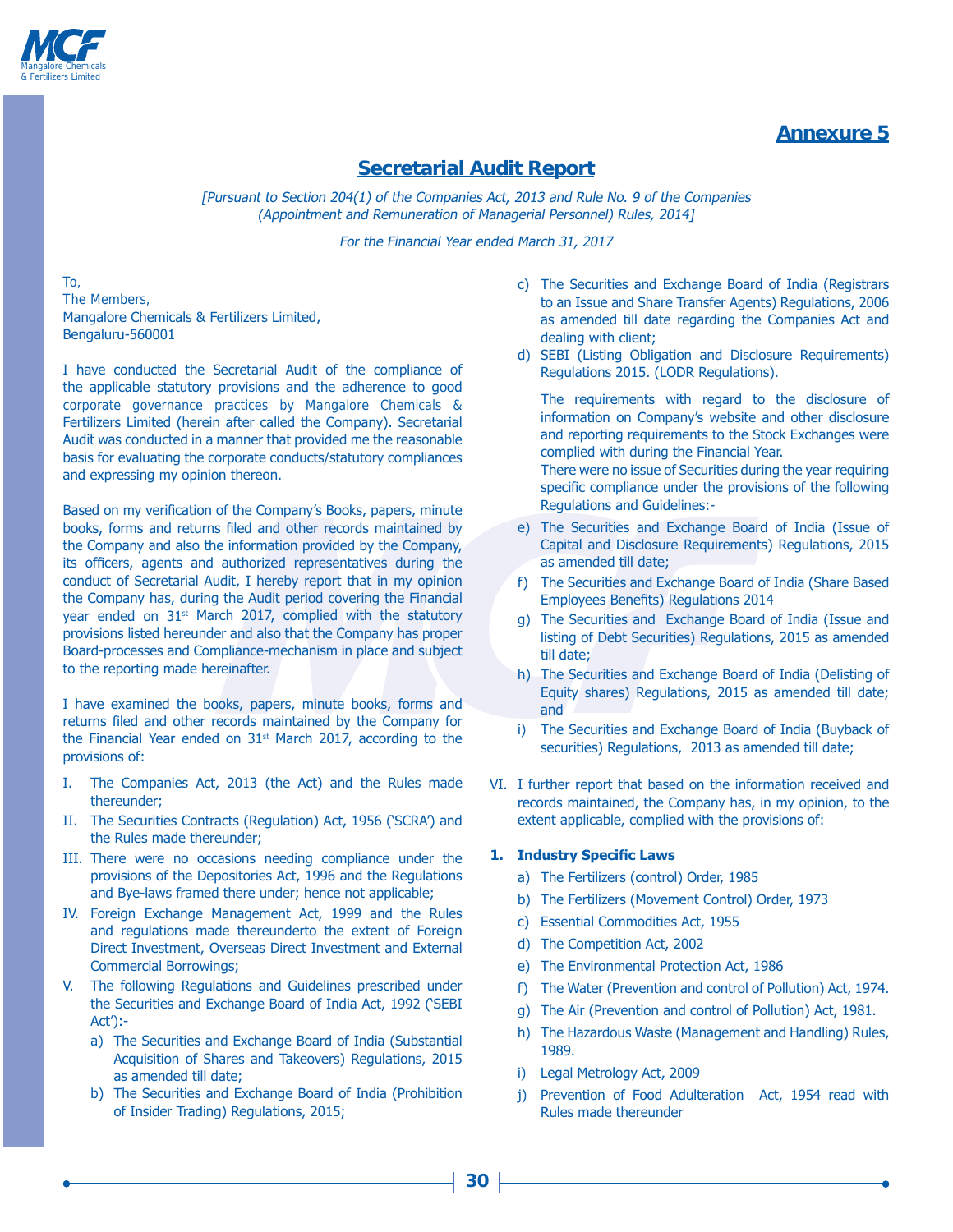## Annexure 5

# Secretarial Audit Report

*[Pursuant to Section 204(1) of the Companies Act, 2013 and Rule No. 9 of the Companies (Appointment and Remuneration of Managerial Personnel) Rules, 2014]*

*For the Financial Year ended March 31, 2017*

To,
The Members,
Mangalore Chemicals & Fertilizers Limited,
Bengaluru-560001

I have conducted the Secretarial Audit of the compliance of the applicable statutory provisions and the adherence to good corporate governance practices by Mangalore Chemicals & Fertilizers Limited (herein after called the Company). Secretarial Audit was conducted in a manner that provided me the reasonable basis for evaluating the corporate conducts/statutory compliances and expressing my opinion thereon.

Based on my verification of the Company's Books, papers, minute books, forms and returns filed and other records maintained by the Company and also the information provided by the Company, its officers, agents and authorized representatives during the conduct of Secretarial Audit, I hereby report that in my opinion the Company has, during the Audit period covering the Financial year ended on 31st March 2017, complied with the statutory provisions listed hereunder and also that the Company has proper Board-processes and Compliance-mechanism in place and subject to the reporting made hereinafter.

I have examined the books, papers, minute books, forms and returns filed and other records maintained by the Company for the Financial Year ended on 31st March 2017, according to the provisions of:

I. The Companies Act, 2013 (the Act) and the Rules made thereunder;

II. The Securities Contracts (Regulation) Act, 1956 ('SCRA') and the Rules made thereunder;

III. There were no occasions needing compliance under the provisions of the Depositories Act, 1996 and the Regulations and Bye-laws framed there under; hence not applicable;

IV. Foreign Exchange Management Act, 1999 and the Rules and regulations made thereunderto the extent of Foreign Direct Investment, Overseas Direct Investment and External Commercial Borrowings;

V. The following Regulations and Guidelines prescribed under the Securities and Exchange Board of India Act, 1992 ('SEBI Act'):-

   a) The Securities and Exchange Board of India (Substantial Acquisition of Shares and Takeovers) Regulations, 2015 as amended till date;

   b) The Securities and Exchange Board of India (Prohibition of Insider Trading) Regulations, 2015;

   c) The Securities and Exchange Board of India (Registrars to an Issue and Share Transfer Agents) Regulations, 2006 as amended till date regarding the Companies Act and dealing with client;

   d) SEBI (Listing Obligation and Disclosure Requirements) Regulations 2015. (LODR Regulations).

   The requirements with regard to the disclosure of information on Company's website and other disclosure and reporting requirements to the Stock Exchanges were complied with during the Financial Year.

   There were no issue of Securities during the year requiring specific compliance under the provisions of the following Regulations and Guidelines:-

   e) The Securities and Exchange Board of India (Issue of Capital and Disclosure Requirements) Regulations, 2015 as amended till date;

   f) The Securities and Exchange Board of India (Share Based Employees Benefits) Regulations 2014

   g) The Securities and Exchange Board of India (Issue and listing of Debt Securities) Regulations, 2015 as amended till date;

   h) The Securities and Exchange Board of India (Delisting of Equity shares) Regulations, 2015 as amended till date; and

   i) The Securities and Exchange Board of India (Buyback of securities) Regulations, 2013 as amended till date;

VI. I further report that based on the information received and records maintained, the Company has, in my opinion, to the extent applicable, complied with the provisions of:

**1. Industry Specific Laws**

   a) The Fertilizers (control) Order, 1985

   b) The Fertilizers (Movement Control) Order, 1973

   c) Essential Commodities Act, 1955

   d) The Competition Act, 2002

   e) The Environmental Protection Act, 1986

   f) The Water (Prevention and control of Pollution) Act, 1974.

   g) The Air (Prevention and control of Pollution) Act, 1981.

   h) The Hazardous Waste (Management and Handling) Rules, 1989.

   i) Legal Metrology Act, 2009

   j) Prevention of Food Adulteration Act, 1954 read with Rules made thereunder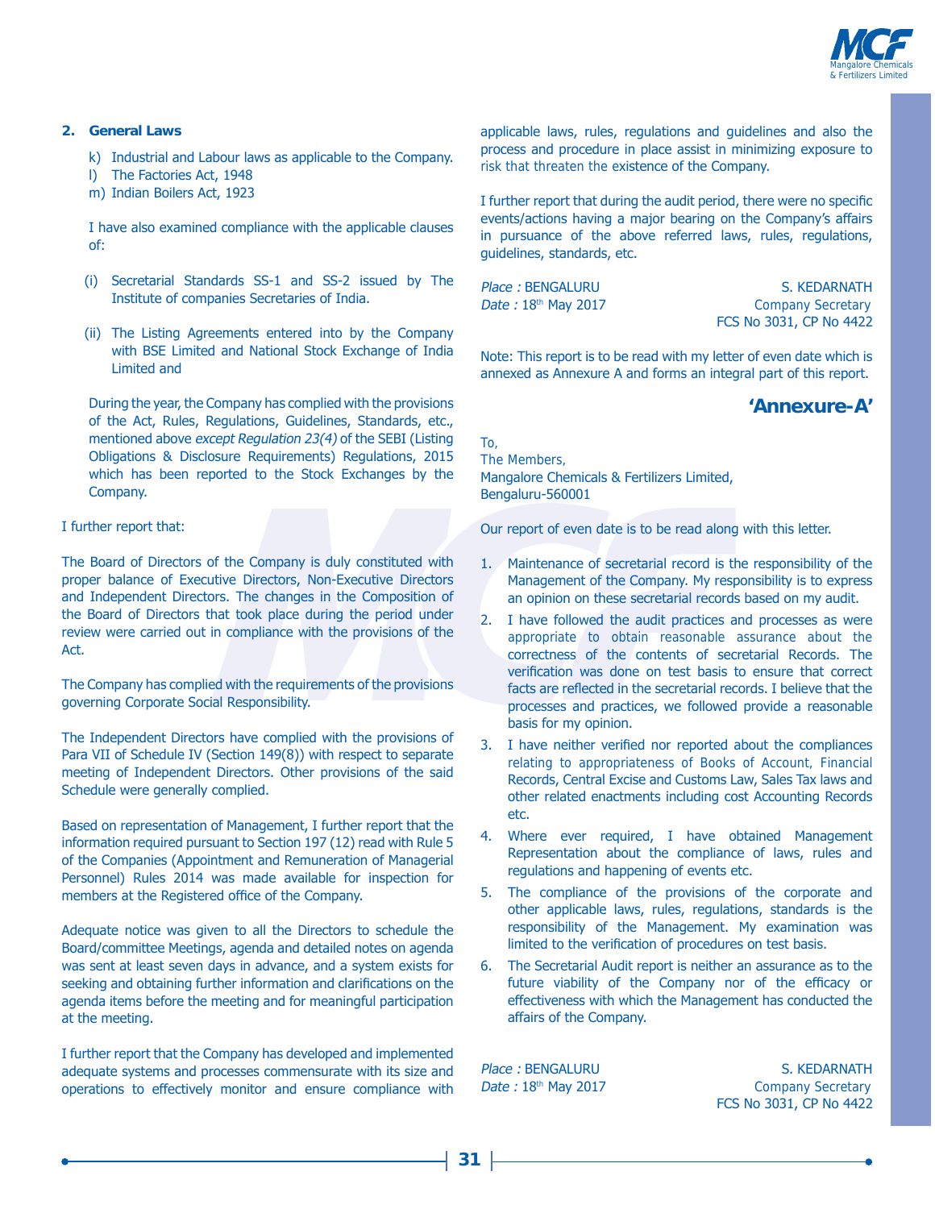**2. General Laws**

k) Industrial and Labour laws as applicable to the Company.

l) The Factories Act, 1948

m) Indian Boilers Act, 1923

I have also examined compliance with the applicable clauses of:

(i) Secretarial Standards SS-1 and SS-2 issued by The Institute of companies Secretaries of India.

(ii) The Listing Agreements entered into by the Company with BSE Limited and National Stock Exchange of India Limited and

During the year, the Company has complied with the provisions of the Act, Rules, Regulations, Guidelines, Standards, etc., mentioned above *except Regulation 23(4)* of the SEBI (Listing Obligations & Disclosure Requirements) Regulations, 2015 which has been reported to the Stock Exchanges by the Company.

I further report that:

The Board of Directors of the Company is duly constituted with proper balance of Executive Directors, Non-Executive Directors and Independent Directors. The changes in the Composition of the Board of Directors that took place during the period under review were carried out in compliance with the provisions of the Act.

The Company has complied with the requirements of the provisions governing Corporate Social Responsibility.

The Independent Directors have complied with the provisions of Para VII of Schedule IV (Section 149(8)) with respect to separate meeting of Independent Directors. Other provisions of the said Schedule were generally complied.

Based on representation of Management, I further report that the information required pursuant to Section 197 (12) read with Rule 5 of the Companies (Appointment and Remuneration of Managerial Personnel) Rules 2014 was made available for inspection for members at the Registered office of the Company.

Adequate notice was given to all the Directors to schedule the Board/committee Meetings, agenda and detailed notes on agenda was sent at least seven days in advance, and a system exists for seeking and obtaining further information and clarifications on the agenda items before the meeting and for meaningful participation at the meeting.

I further report that the Company has developed and implemented adequate systems and processes commensurate with its size and operations to effectively monitor and ensure compliance with applicable laws, rules, regulations and guidelines and also the process and procedure in place assist in minimizing exposure to risk that threaten the existence of the Company.

I further report that during the audit period, there were no specific events/actions having a major bearing on the Company's affairs in pursuance of the above referred laws, rules, regulations, guidelines, standards, etc.

*Place :* BENGALURU
*Date :* 18th May 2017

S. KEDARNATH
Company Secretary
FCS No 3031, CP No 4422

Note: This report is to be read with my letter of even date which is annexed as Annexure A and forms an integral part of this report.

## 'Annexure-A'

To,
The Members,
Mangalore Chemicals & Fertilizers Limited,
Bengaluru-560001

Our report of even date is to be read along with this letter.

1. Maintenance of secretarial record is the responsibility of the Management of the Company. My responsibility is to express an opinion on these secretarial records based on my audit.
2. I have followed the audit practices and processes as were appropriate to obtain reasonable assurance about the correctness of the contents of secretarial Records. The verification was done on test basis to ensure that correct facts are reflected in the secretarial records. I believe that the processes and practices, we followed provide a reasonable basis for my opinion.
3. I have neither verified nor reported about the compliances relating to appropriateness of Books of Account, Financial Records, Central Excise and Customs Law, Sales Tax laws and other related enactments including cost Accounting Records etc.
4. Where ever required, I have obtained Management Representation about the compliance of laws, rules and regulations and happening of events etc.
5. The compliance of the provisions of the corporate and other applicable laws, rules, regulations, standards is the responsibility of the Management. My examination was limited to the verification of procedures on test basis.
6. The Secretarial Audit report is neither an assurance as to the future viability of the Company nor of the efficacy or effectiveness with which the Management has conducted the affairs of the Company.

*Place :* BENGALURU
*Date :* 18th May 2017

S. KEDARNATH
Company Secretary
FCS No 3031, CP No 4422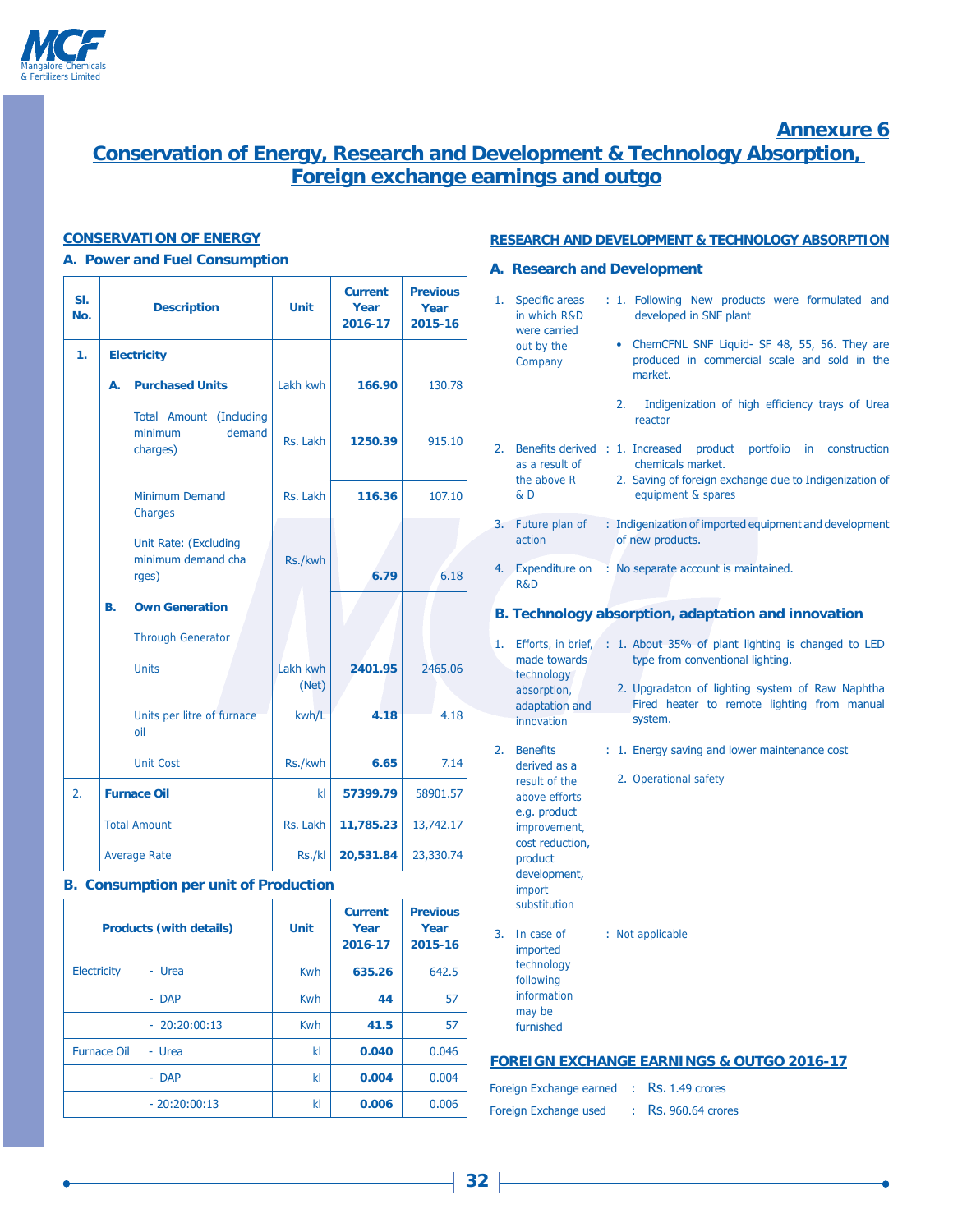## Annexure 6

# Conservation of Energy, Research and Development & Technology Absorption, Foreign exchange earnings and outgo

## CONSERVATION OF ENERGY

### A. Power and Fuel Consumption

| Sl. No. | Description | Unit | Current Year 2016-17 | Previous Year 2015-16 |
|---|---|---|---|---|
| 1. | **Electricity** | | | |
| | **A. Purchased Units** | Lakh kwh | **166.90** | 130.78 |
| | Total Amount (Including minimum demand charges) | Rs. Lakh | **1250.39** | 915.10 |
| | Minimum Demand Charges | Rs. Lakh | **116.36** | 107.10 |
| | Unit Rate: (Excluding minimum demand charges) | Rs./kwh | **6.79** | 6.18 |
| | **B. Own Generation** | | | |
| | Through Generator | | | |
| | Units | Lakh kwh (Net) | **2401.95** | 2465.06 |
| | Units per litre of furnace oil | kwh/L | **4.18** | 4.18 |
| | Unit Cost | Rs./kwh | **6.65** | 7.14 |
| 2. | **Furnace Oil** | kl | **57399.79** | 58901.57 |
| | Total Amount | Rs. Lakh | **11,785.23** | 13,742.17 |
| | Average Rate | Rs./kl | **20,531.84** | 23,330.74 |

### B. Consumption per unit of Production

| Products (with details) | | Unit | Current Year 2016-17 | Previous Year 2015-16 |
|---|---|---|---|---|
| Electricity | - Urea | Kwh | **635.26** | 642.5 |
| | - DAP | Kwh | **44** | 57 |
| | - 20:20:00:13 | Kwh | **41.5** | 57 |
| Furnace Oil | - Urea | kl | **0.040** | 0.046 |
| | - DAP | kl | **0.004** | 0.004 |
| | - 20:20:00:13 | kl | **0.006** | 0.006 |

## RESEARCH AND DEVELOPMENT & TECHNOLOGY ABSORPTION

### A. Research and Development

1. Specific areas in which R&D were carried out by the Company :
   1. Following New products were formulated and developed in SNF plant
      - ChemCFNL SNF Liquid- SF 48, 55, 56. They are produced in commercial scale and sold in the market.
   2. Indigenization of high efficiency trays of Urea reactor
2. Benefits derived as a result of the above R & D :
   1. Increased product portfolio in construction chemicals market.
   2. Saving of foreign exchange due to Indigenization of equipment & spares
3. Future plan of action : Indigenization of imported equipment and development of new products.
4. Expenditure on R&D : No separate account is maintained.

### B. Technology absorption, adaptation and innovation

1. Efforts, in brief, made towards technology absorption, adaptation and innovation :
   1. About 35% of plant lighting is changed to LED type from conventional lighting.
   2. Upgradaton of lighting system of Raw Naphtha Fired heater to remote lighting from manual system.
2. Benefits derived as a result of the above efforts e.g. product improvement, cost reduction, product development, import substitution :
   1. Energy saving and lower maintenance cost
   2. Operational safety
3. In case of imported technology following information may be furnished : Not applicable

## FOREIGN EXCHANGE EARNINGS & OUTGO 2016-17

Foreign Exchange earned : Rs. 1.49 crores

Foreign Exchange used : Rs. 960.64 crores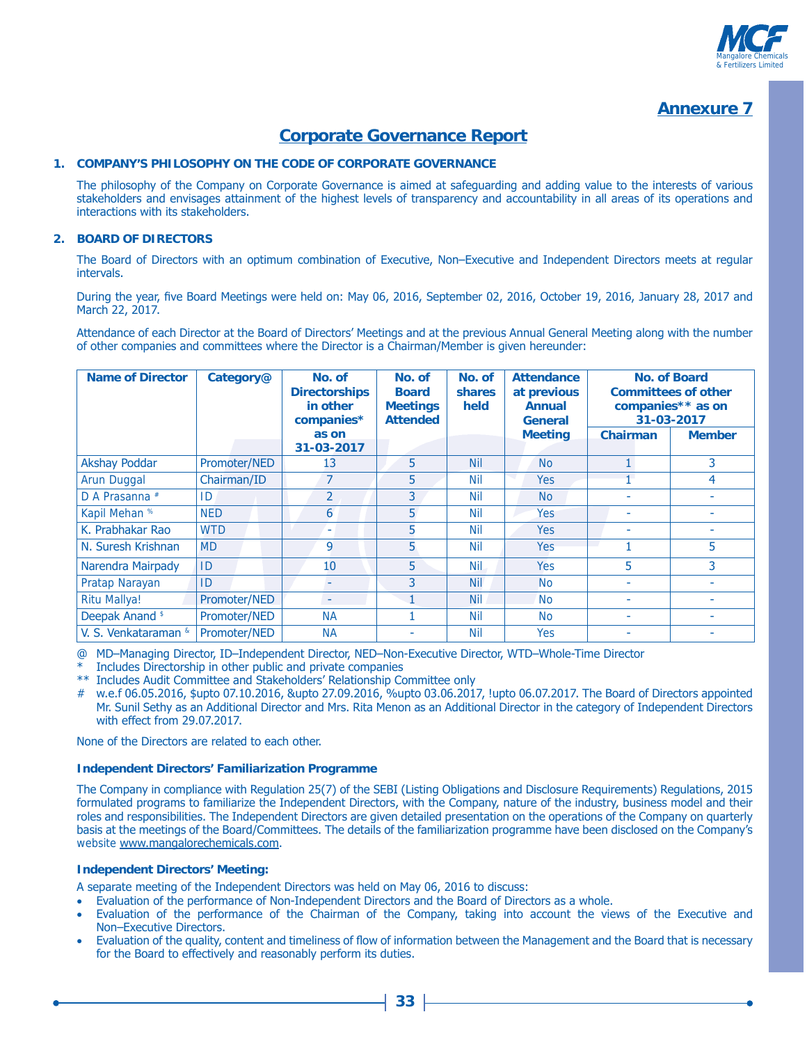## Annexure 7

# Corporate Governance Report

### 1. COMPANY'S PHILOSOPHY ON THE CODE OF CORPORATE GOVERNANCE

The philosophy of the Company on Corporate Governance is aimed at safeguarding and adding value to the interests of various stakeholders and envisages attainment of the highest levels of transparency and accountability in all areas of its operations and interactions with its stakeholders.

### 2. BOARD OF DIRECTORS

The Board of Directors with an optimum combination of Executive, Non–Executive and Independent Directors meets at regular intervals.

During the year, five Board Meetings were held on: May 06, 2016, September 02, 2016, October 19, 2016, January 28, 2017 and March 22, 2017.

Attendance of each Director at the Board of Directors' Meetings and at the previous Annual General Meeting along with the number of other companies and committees where the Director is a Chairman/Member is given hereunder:

| Name of Director | Category@ | No. of Directorships in other companies* as on 31-03-2017 | No. of Board Meetings Attended | No. of shares held | Attendance at previous Annual General Meeting | No. of Board Committees of other companies** as on 31-03-2017 | |
|---|---|---|---|---|---|---|---|
| | | | | | | Chairman | Member |
| Akshay Poddar | Promoter/NED | 13 | 5 | Nil | No | 1 | 3 |
| Arun Duggal | Chairman/ID | 7 | 5 | Nil | Yes | 1 | 4 |
| D A Prasanna # | ID | 2 | 3 | Nil | No | - | - |
| Kapil Mehan % | NED | 6 | 5 | Nil | Yes | - | - |
| K. Prabhakar Rao | WTD | - | 5 | Nil | Yes | - | - |
| N. Suresh Krishnan | MD | 9 | 5 | Nil | Yes | 1 | 5 |
| Narendra Mairpady | ID | 10 | 5 | Nil | Yes | 5 | 3 |
| Pratap Narayan | ID | - | 3 | Nil | No | - | - |
| Ritu Mallya! | Promoter/NED | - | 1 | Nil | No | - | - |
| Deepak Anand $ | Promoter/NED | NA | 1 | Nil | No | - | - |
| V. S. Venkataraman & | Promoter/NED | NA | - | Nil | Yes | - | - |

@ MD–Managing Director, ID–Independent Director, NED–Non-Executive Director, WTD–Whole-Time Director

\* Includes Directorship in other public and private companies

** Includes Audit Committee and Stakeholders' Relationship Committee only

# w.e.f 06.05.2016, $upto 07.10.2016, &upto 27.09.2016, %upto 03.06.2017, !upto 06.07.2017. The Board of Directors appointed Mr. Sunil Sethy as an Additional Director and Mrs. Rita Menon as an Additional Director in the category of Independent Directors with effect from 29.07.2017.

None of the Directors are related to each other.

**Independent Directors' Familiarization Programme**

The Company in compliance with Regulation 25(7) of the SEBI (Listing Obligations and Disclosure Requirements) Regulations, 2015 formulated programs to familiarize the Independent Directors, with the Company, nature of the industry, business model and their roles and responsibilities. The Independent Directors are given detailed presentation on the operations of the Company on quarterly basis at the meetings of the Board/Committees. The details of the familiarization programme have been disclosed on the Company's website www.mangalorechemicals.com.

**Independent Directors' Meeting:**

A separate meeting of the Independent Directors was held on May 06, 2016 to discuss:

- Evaluation of the performance of Non-Independent Directors and the Board of Directors as a whole.
- Evaluation of the performance of the Chairman of the Company, taking into account the views of the Executive and Non–Executive Directors.
- Evaluation of the quality, content and timeliness of flow of information between the Management and the Board that is necessary for the Board to effectively and reasonably perform its duties.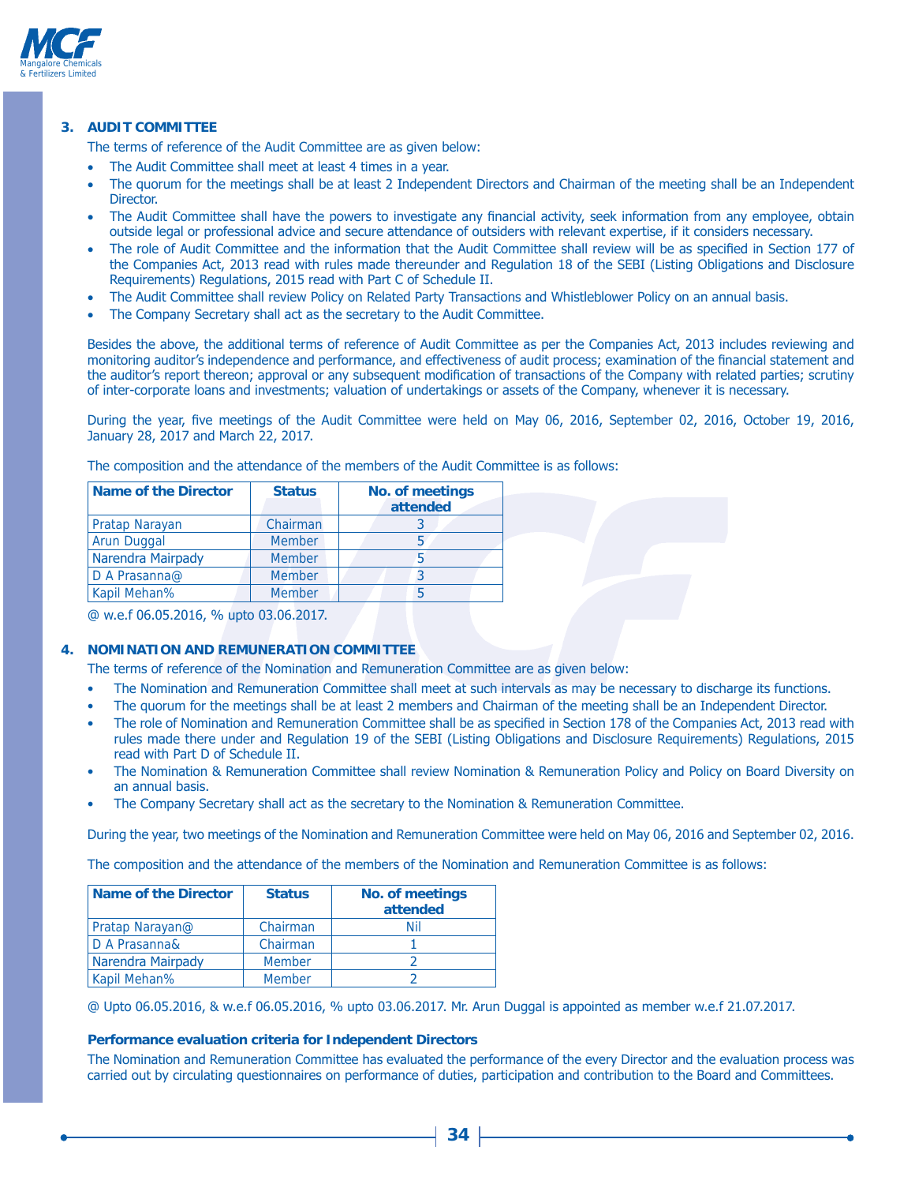## 3. AUDIT COMMITTEE

The terms of reference of the Audit Committee are as given below:

- The Audit Committee shall meet at least 4 times in a year.
- The quorum for the meetings shall be at least 2 Independent Directors and Chairman of the meeting shall be an Independent Director.
- The Audit Committee shall have the powers to investigate any financial activity, seek information from any employee, obtain outside legal or professional advice and secure attendance of outsiders with relevant expertise, if it considers necessary.
- The role of Audit Committee and the information that the Audit Committee shall review will be as specified in Section 177 of the Companies Act, 2013 read with rules made thereunder and Regulation 18 of the SEBI (Listing Obligations and Disclosure Requirements) Regulations, 2015 read with Part C of Schedule II.
- The Audit Committee shall review Policy on Related Party Transactions and Whistleblower Policy on an annual basis.
- The Company Secretary shall act as the secretary to the Audit Committee.

Besides the above, the additional terms of reference of Audit Committee as per the Companies Act, 2013 includes reviewing and monitoring auditor's independence and performance, and effectiveness of audit process; examination of the financial statement and the auditor's report thereon; approval or any subsequent modification of transactions of the Company with related parties; scrutiny of inter-corporate loans and investments; valuation of undertakings or assets of the Company, whenever it is necessary.

During the year, five meetings of the Audit Committee were held on May 06, 2016, September 02, 2016, October 19, 2016, January 28, 2017 and March 22, 2017.

The composition and the attendance of the members of the Audit Committee is as follows:

| Name of the Director | Status | No. of meetings attended |
|---|---|---|
| Pratap Narayan | Chairman | 3 |
| Arun Duggal | Member | 5 |
| Narendra Mairpady | Member | 5 |
| D A Prasanna@ | Member | 3 |
| Kapil Mehan% | Member | 5 |

@ w.e.f 06.05.2016, % upto 03.06.2017.

## 4. NOMINATION AND REMUNERATION COMMITTEE

The terms of reference of the Nomination and Remuneration Committee are as given below:

- The Nomination and Remuneration Committee shall meet at such intervals as may be necessary to discharge its functions.
- The quorum for the meetings shall be at least 2 members and Chairman of the meeting shall be an Independent Director.
- The role of Nomination and Remuneration Committee shall be as specified in Section 178 of the Companies Act, 2013 read with rules made there under and Regulation 19 of the SEBI (Listing Obligations and Disclosure Requirements) Regulations, 2015 read with Part D of Schedule II.
- The Nomination & Remuneration Committee shall review Nomination & Remuneration Policy and Policy on Board Diversity on an annual basis.
- The Company Secretary shall act as the secretary to the Nomination & Remuneration Committee.

During the year, two meetings of the Nomination and Remuneration Committee were held on May 06, 2016 and September 02, 2016.

The composition and the attendance of the members of the Nomination and Remuneration Committee is as follows:

| Name of the Director | Status | No. of meetings attended |
|---|---|---|
| Pratap Narayan@ | Chairman | Nil |
| D A Prasanna& | Chairman | 1 |
| Narendra Mairpady | Member | 2 |
| Kapil Mehan% | Member | 2 |

@ Upto 06.05.2016, & w.e.f 06.05.2016, % upto 03.06.2017. Mr. Arun Duggal is appointed as member w.e.f 21.07.2017.

### Performance evaluation criteria for Independent Directors

The Nomination and Remuneration Committee has evaluated the performance of the every Director and the evaluation process was carried out by circulating questionnaires on performance of duties, participation and contribution to the Board and Committees.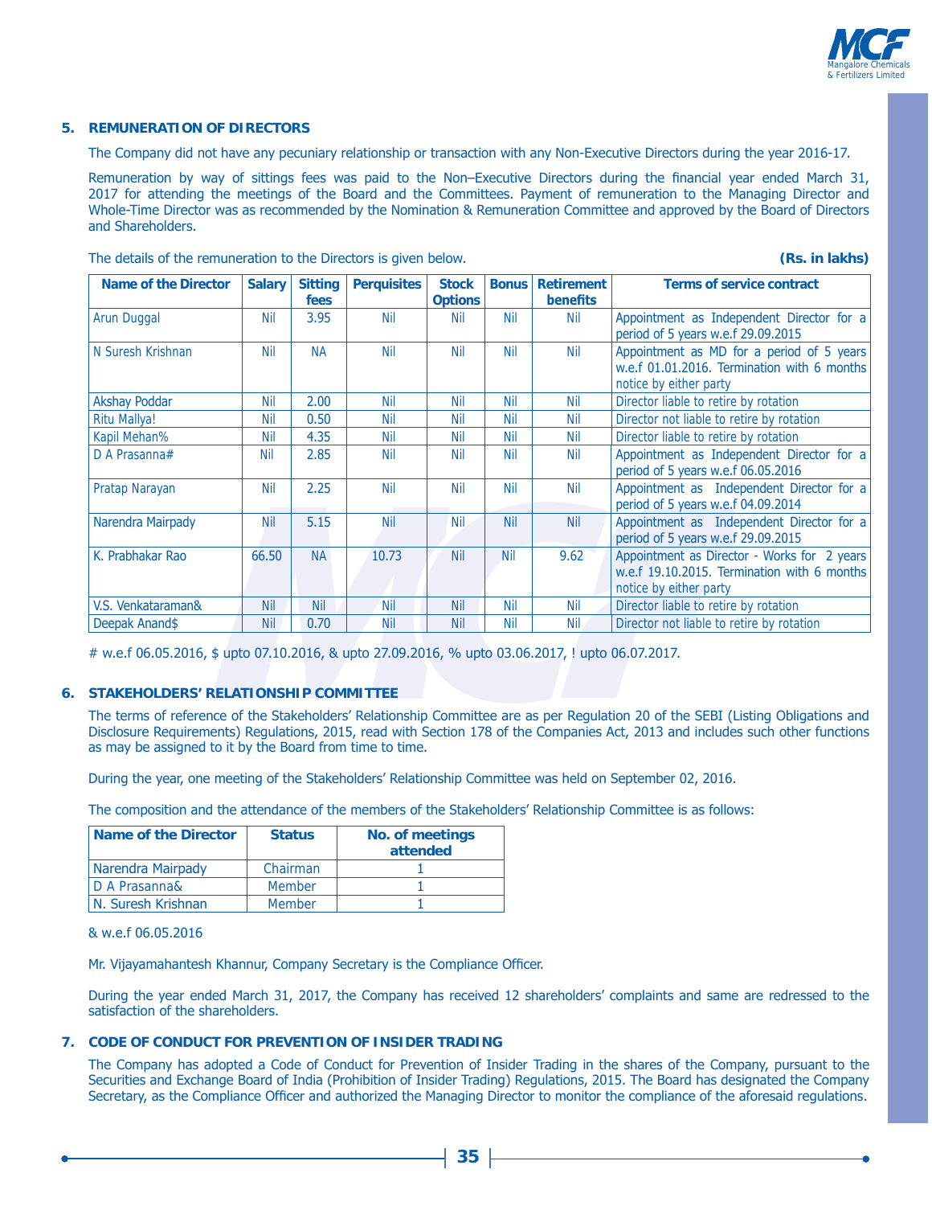## 5. REMUNERATION OF DIRECTORS

The Company did not have any pecuniary relationship or transaction with any Non-Executive Directors during the year 2016-17.

Remuneration by way of sittings fees was paid to the Non–Executive Directors during the financial year ended March 31, 2017 for attending the meetings of the Board and the Committees. Payment of remuneration to the Managing Director and Whole-Time Director was as recommended by the Nomination & Remuneration Committee and approved by the Board of Directors and Shareholders.

The details of the remuneration to the Directors is given below. **(Rs. in lakhs)**

| Name of the Director | Salary | Sitting fees | Perquisites | Stock Options | Bonus | Retirement benefits | Terms of service contract |
|---|---|---|---|---|---|---|---|
| Arun Duggal | Nil | 3.95 | Nil | Nil | Nil | Nil | Appointment as Independent Director for a period of 5 years w.e.f 29.09.2015 |
| N Suresh Krishnan | Nil | NA | Nil | Nil | Nil | Nil | Appointment as MD for a period of 5 years w.e.f 01.01.2016. Termination with 6 months notice by either party |
| Akshay Poddar | Nil | 2.00 | Nil | Nil | Nil | Nil | Director liable to retire by rotation |
| Ritu Mallya! | Nil | 0.50 | Nil | Nil | Nil | Nil | Director not liable to retire by rotation |
| Kapil Mehan% | Nil | 4.35 | Nil | Nil | Nil | Nil | Director liable to retire by rotation |
| D A Prasanna# | Nil | 2.85 | Nil | Nil | Nil | Nil | Appointment as Independent Director for a period of 5 years w.e.f 06.05.2016 |
| Pratap Narayan | Nil | 2.25 | Nil | Nil | Nil | Nil | Appointment as Independent Director for a period of 5 years w.e.f 04.09.2014 |
| Narendra Mairpady | Nil | 5.15 | Nil | Nil | Nil | Nil | Appointment as Independent Director for a period of 5 years w.e.f 29.09.2015 |
| K. Prabhakar Rao | 66.50 | NA | 10.73 | Nil | Nil | 9.62 | Appointment as Director - Works for 2 years w.e.f 19.10.2015. Termination with 6 months notice by either party |
| V.S. Venkataraman& | Nil | Nil | Nil | Nil | Nil | Nil | Director liable to retire by rotation |
| Deepak Anand$ | Nil | 0.70 | Nil | Nil | Nil | Nil | Director not liable to retire by rotation |

# w.e.f 06.05.2016, $ upto 07.10.2016, & upto 27.09.2016, % upto 03.06.2017, ! upto 06.07.2017.

## 6. STAKEHOLDERS' RELATIONSHIP COMMITTEE

The terms of reference of the Stakeholders' Relationship Committee are as per Regulation 20 of the SEBI (Listing Obligations and Disclosure Requirements) Regulations, 2015, read with Section 178 of the Companies Act, 2013 and includes such other functions as may be assigned to it by the Board from time to time.

During the year, one meeting of the Stakeholders' Relationship Committee was held on September 02, 2016.

The composition and the attendance of the members of the Stakeholders' Relationship Committee is as follows:

| Name of the Director | Status | No. of meetings attended |
|---|---|---|
| Narendra Mairpady | Chairman | 1 |
| D A Prasanna& | Member | 1 |
| N. Suresh Krishnan | Member | 1 |

& w.e.f 06.05.2016

Mr. Vijayamahantesh Khannur, Company Secretary is the Compliance Officer.

During the year ended March 31, 2017, the Company has received 12 shareholders' complaints and same are redressed to the satisfaction of the shareholders.

## 7. CODE OF CONDUCT FOR PREVENTION OF INSIDER TRADING

The Company has adopted a Code of Conduct for Prevention of Insider Trading in the shares of the Company, pursuant to the Securities and Exchange Board of India (Prohibition of Insider Trading) Regulations, 2015. The Board has designated the Company Secretary, as the Compliance Officer and authorized the Managing Director to monitor the compliance of the aforesaid regulations.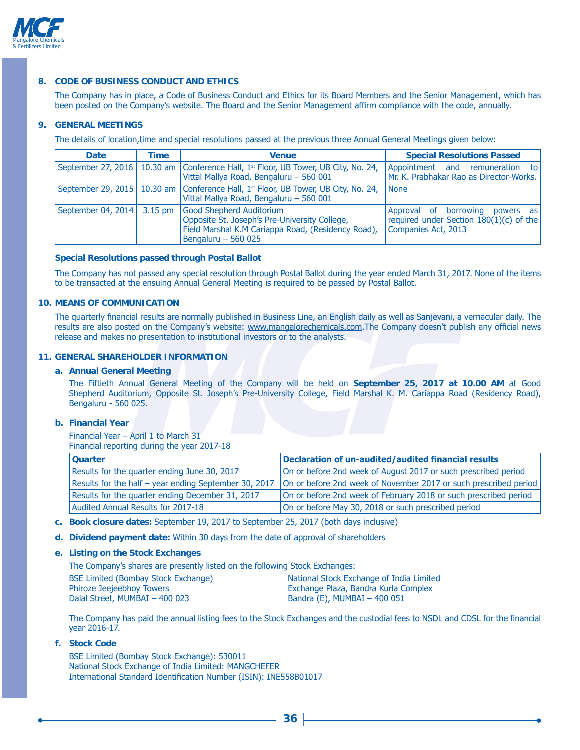## 8. CODE OF BUSINESS CONDUCT AND ETHICS

The Company has in place, a Code of Business Conduct and Ethics for its Board Members and the Senior Management, which has been posted on the Company's website. The Board and the Senior Management affirm compliance with the code, annually.

## 9. GENERAL MEETINGS

The details of location,time and special resolutions passed at the previous three Annual General Meetings given below:

| Date | Time | Venue | Special Resolutions Passed |
|---|---|---|---|
| September 27, 2016 | 10.30 am | Conference Hall, 1st Floor, UB Tower, UB City, No. 24, Vittal Mallya Road, Bengaluru – 560 001 | Appointment and remuneration to Mr. K. Prabhakar Rao as Director-Works. |
| September 29, 2015 | 10.30 am | Conference Hall, 1st Floor, UB Tower, UB City, No. 24, Vittal Mallya Road, Bengaluru – 560 001 | None |
| September 04, 2014 | 3.15 pm | Good Shepherd Auditorium Opposite St. Joseph's Pre-University College, Field Marshal K.M Cariappa Road, (Residency Road), Bengaluru – 560 025 | Approval of borrowing powers as required under Section 180(1)(c) of the Companies Act, 2013 |

**Special Resolutions passed through Postal Ballot**

The Company has not passed any special resolution through Postal Ballot during the year ended March 31, 2017. None of the items to be transacted at the ensuing Annual General Meeting is required to be passed by Postal Ballot.

## 10. MEANS OF COMMUNICATION

The quarterly financial results are normally published in Business Line, an English daily as well as Sanjevani, a vernacular daily. The results are also posted on the Company's website: www.mangalorechemicals.com.The Company doesn't publish any official news release and makes no presentation to institutional investors or to the analysts.

## 11. GENERAL SHAREHOLDER INFORMATION

### a. Annual General Meeting

The Fiftieth Annual General Meeting of the Company will be held on **September 25, 2017 at 10.00 AM** at Good Shepherd Auditorium, Opposite St. Joseph's Pre-University College, Field Marshal K. M. Cariappa Road (Residency Road), Bengaluru - 560 025.

### b. Financial Year

Financial Year – April 1 to March 31

Financial reporting during the year 2017-18

| Quarter | Declaration of un-audited/audited financial results |
|---|---|
| Results for the quarter ending June 30, 2017 | On or before 2nd week of August 2017 or such prescribed period |
| Results for the half – year ending September 30, 2017 | On or before 2nd week of November 2017 or such prescribed period |
| Results for the quarter ending December 31, 2017 | On or before 2nd week of February 2018 or such prescribed period |
| Audited Annual Results for 2017-18 | On or before May 30, 2018 or such prescribed period |

**c. Book closure dates:** September 19, 2017 to September 25, 2017 (both days inclusive)

**d. Dividend payment date:** Within 30 days from the date of approval of shareholders

### e. Listing on the Stock Exchanges

The Company's shares are presently listed on the following Stock Exchanges:

BSE Limited (Bombay Stock Exchange)
Phiroze Jeejeebhoy Towers
Dalal Street, MUMBAI – 400 023

National Stock Exchange of India Limited
Exchange Plaza, Bandra Kurla Complex
Bandra (E), MUMBAI – 400 051

The Company has paid the annual listing fees to the Stock Exchanges and the custodial fees to NSDL and CDSL for the financial year 2016-17.

### f. Stock Code

BSE Limited (Bombay Stock Exchange): 530011
National Stock Exchange of India Limited: MANGCHEFER
International Standard Identification Number (ISIN): INE558B01017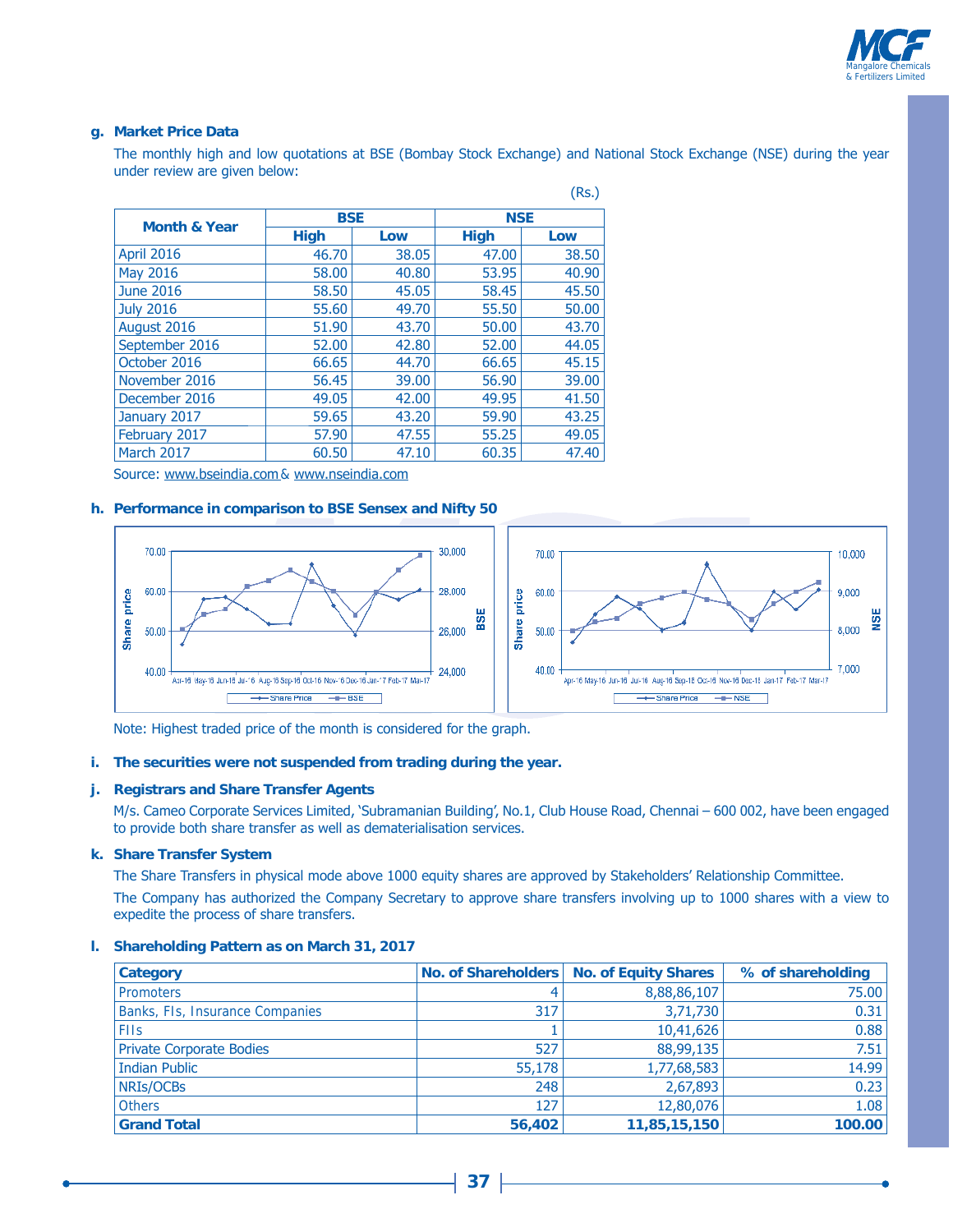**g. Market Price Data**

The monthly high and low quotations at BSE (Bombay Stock Exchange) and National Stock Exchange (NSE) during the year under review are given below:

(Rs.)

| Month & Year | BSE | | NSE | |
|---|---|---|---|---|
| | High | Low | High | Low |
| April 2016 | 46.70 | 38.05 | 47.00 | 38.50 |
| May 2016 | 58.00 | 40.80 | 53.95 | 40.90 |
| June 2016 | 58.50 | 45.05 | 58.45 | 45.50 |
| July 2016 | 55.60 | 49.70 | 55.50 | 50.00 |
| August 2016 | 51.90 | 43.70 | 50.00 | 43.70 |
| September 2016 | 52.00 | 42.80 | 52.00 | 44.05 |
| October 2016 | 66.65 | 44.70 | 66.65 | 45.15 |
| November 2016 | 56.45 | 39.00 | 56.90 | 39.00 |
| December 2016 | 49.05 | 42.00 | 49.95 | 41.50 |
| January 2017 | 59.65 | 43.20 | 59.90 | 43.25 |
| February 2017 | 57.90 | 47.55 | 55.25 | 49.05 |
| March 2017 | 60.50 | 47.10 | 60.35 | 47.40 |

Source: www.bseindia.com & www.nseindia.com

**h. Performance in comparison to BSE Sensex and Nifty 50**

Note: Highest traded price of the month is considered for the graph.

**i. The securities were not suspended from trading during the year.**

**j. Registrars and Share Transfer Agents**

M/s. Cameo Corporate Services Limited, 'Subramanian Building', No.1, Club House Road, Chennai – 600 002, have been engaged to provide both share transfer as well as dematerialisation services.

**k. Share Transfer System**

The Share Transfers in physical mode above 1000 equity shares are approved by Stakeholders' Relationship Committee.

The Company has authorized the Company Secretary to approve share transfers involving up to 1000 shares with a view to expedite the process of share transfers.

**l. Shareholding Pattern as on March 31, 2017**

| Category | No. of Shareholders | No. of Equity Shares | % of shareholding |
|---|---|---|---|
| Promoters | 4 | 8,88,86,107 | 75.00 |
| Banks, FIs, Insurance Companies | 317 | 3,71,730 | 0.31 |
| FIIs | 1 | 10,41,626 | 0.88 |
| Private Corporate Bodies | 527 | 88,99,135 | 7.51 |
| Indian Public | 55,178 | 1,77,68,583 | 14.99 |
| NRIs/OCBs | 248 | 2,67,893 | 0.23 |
| Others | 127 | 12,80,076 | 1.08 |
| **Grand Total** | **56,402** | **11,85,15,150** | **100.00** |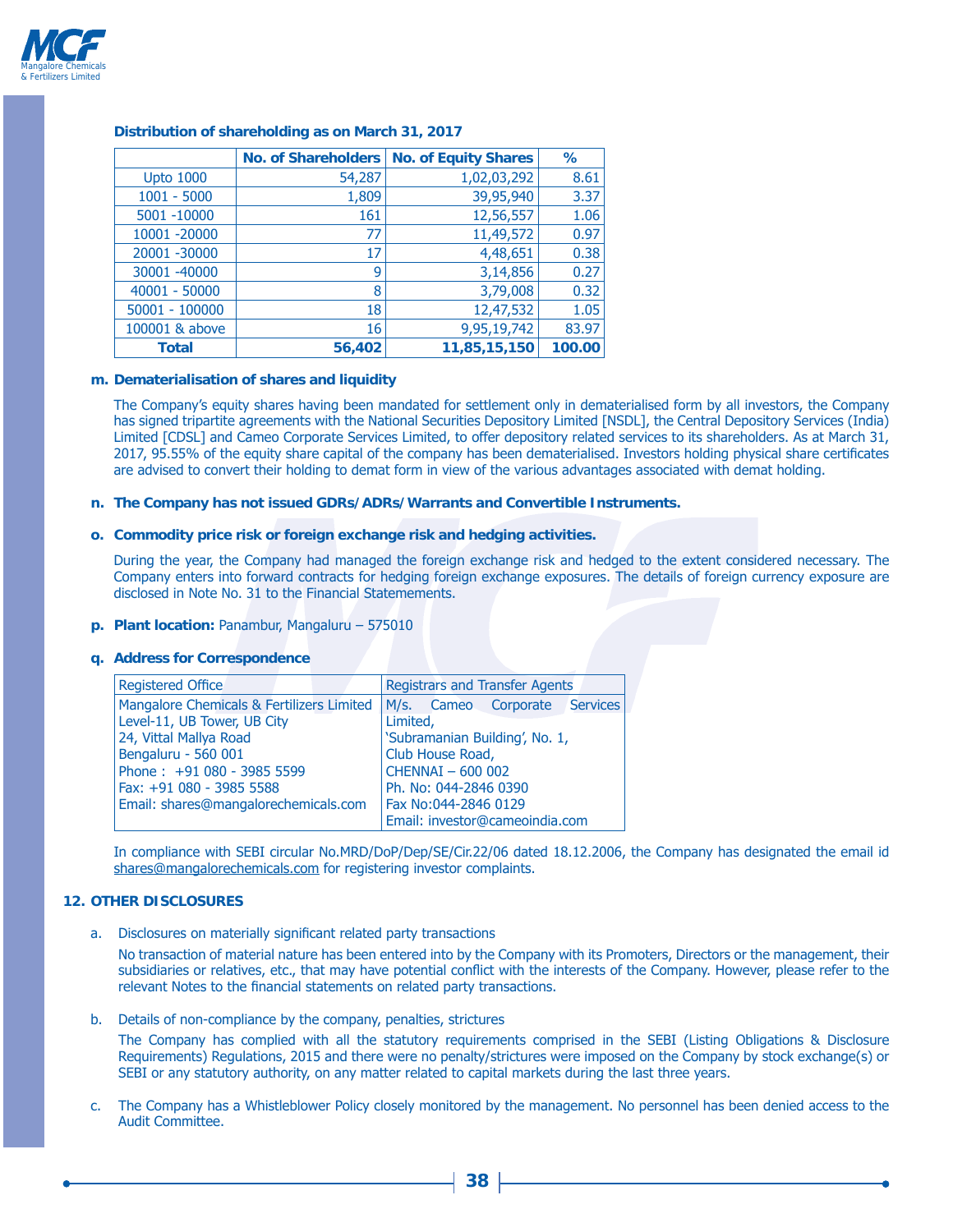**Distribution of shareholding as on March 31, 2017**

| | No. of Shareholders | No. of Equity Shares | % |
|---|---|---|---|
| Upto 1000 | 54,287 | 1,02,03,292 | 8.61 |
| 1001 - 5000 | 1,809 | 39,95,940 | 3.37 |
| 5001 -10000 | 161 | 12,56,557 | 1.06 |
| 10001 -20000 | 77 | 11,49,572 | 0.97 |
| 20001 -30000 | 17 | 4,48,651 | 0.38 |
| 30001 -40000 | 9 | 3,14,856 | 0.27 |
| 40001 - 50000 | 8 | 3,79,008 | 0.32 |
| 50001 - 100000 | 18 | 12,47,532 | 1.05 |
| 100001 & above | 16 | 9,95,19,742 | 83.97 |
| **Total** | **56,402** | **11,85,15,150** | **100.00** |

**m. Dematerialisation of shares and liquidity**

The Company's equity shares having been mandated for settlement only in dematerialised form by all investors, the Company has signed tripartite agreements with the National Securities Depository Limited [NSDL], the Central Depository Services (India) Limited [CDSL] and Cameo Corporate Services Limited, to offer depository related services to its shareholders. As at March 31, 2017, 95.55% of the equity share capital of the company has been dematerialised. Investors holding physical share certificates are advised to convert their holding to demat form in view of the various advantages associated with demat holding.

**n. The Company has not issued GDRs/ADRs/Warrants and Convertible Instruments.**

**o. Commodity price risk or foreign exchange risk and hedging activities.**

During the year, the Company had managed the foreign exchange risk and hedged to the extent considered necessary. The Company enters into forward contracts for hedging foreign exchange exposures. The details of foreign currency exposure are disclosed in Note No. 31 to the Financial Statemements.

**p. Plant location:** Panambur, Mangaluru – 575010

**q. Address for Correspondence**

| Registered Office | Registrars and Transfer Agents |
|---|---|
| Mangalore Chemicals & Fertilizers Limited<br>Level-11, UB Tower, UB City<br>24, Vittal Mallya Road<br>Bengaluru - 560 001<br>Phone : +91 080 - 3985 5599<br>Fax: +91 080 - 3985 5588<br>Email: shares@mangalorechemicals.com | M/s. Cameo Corporate Services Limited,<br>'Subramanian Building', No. 1,<br>Club House Road,<br>CHENNAI – 600 002<br>Ph. No: 044-2846 0390<br>Fax No:044-2846 0129<br>Email: investor@cameoindia.com |

In compliance with SEBI circular No.MRD/DoP/Dep/SE/Cir.22/06 dated 18.12.2006, the Company has designated the email id shares@mangalorechemicals.com for registering investor complaints.

**12. OTHER DISCLOSURES**

a. Disclosures on materially significant related party transactions

No transaction of material nature has been entered into by the Company with its Promoters, Directors or the management, their subsidiaries or relatives, etc., that may have potential conflict with the interests of the Company. However, please refer to the relevant Notes to the financial statements on related party transactions.

b. Details of non-compliance by the company, penalties, strictures

The Company has complied with all the statutory requirements comprised in the SEBI (Listing Obligations & Disclosure Requirements) Regulations, 2015 and there were no penalty/strictures were imposed on the Company by stock exchange(s) or SEBI or any statutory authority, on any matter related to capital markets during the last three years.

c. The Company has a Whistleblower Policy closely monitored by the management. No personnel has been denied access to the Audit Committee.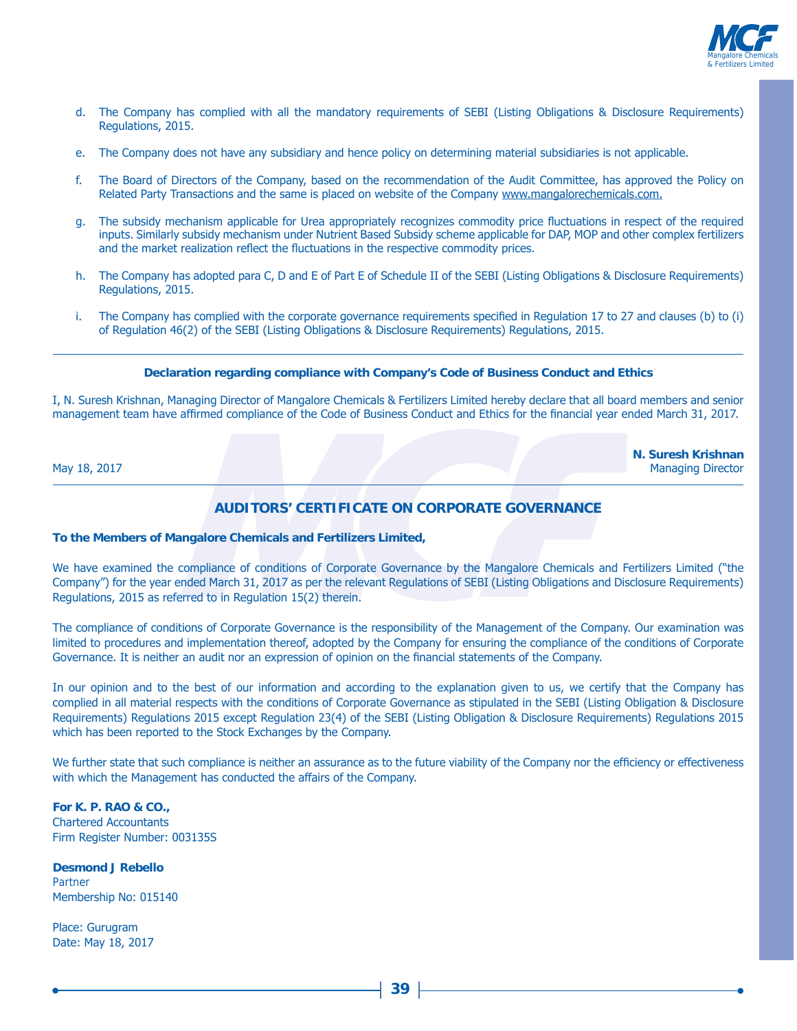d. The Company has complied with all the mandatory requirements of SEBI (Listing Obligations & Disclosure Requirements) Regulations, 2015.

e. The Company does not have any subsidiary and hence policy on determining material subsidiaries is not applicable.

f. The Board of Directors of the Company, based on the recommendation of the Audit Committee, has approved the Policy on Related Party Transactions and the same is placed on website of the Company www.mangalorechemicals.com.

g. The subsidy mechanism applicable for Urea appropriately recognizes commodity price fluctuations in respect of the required inputs. Similarly subsidy mechanism under Nutrient Based Subsidy scheme applicable for DAP, MOP and other complex fertilizers and the market realization reflect the fluctuations in the respective commodity prices.

h. The Company has adopted para C, D and E of Part E of Schedule II of the SEBI (Listing Obligations & Disclosure Requirements) Regulations, 2015.

i. The Company has complied with the corporate governance requirements specified in Regulation 17 to 27 and clauses (b) to (i) of Regulation 46(2) of the SEBI (Listing Obligations & Disclosure Requirements) Regulations, 2015.

---

**Declaration regarding compliance with Company's Code of Business Conduct and Ethics**

I, N. Suresh Krishnan, Managing Director of Mangalore Chemicals & Fertilizers Limited hereby declare that all board members and senior management team have affirmed compliance of the Code of Business Conduct and Ethics for the financial year ended March 31, 2017.

May 18, 2017

**N. Suresh Krishnan**
Managing Director

---

## AUDITORS' CERTIFICATE ON CORPORATE GOVERNANCE

**To the Members of Mangalore Chemicals and Fertilizers Limited,**

We have examined the compliance of conditions of Corporate Governance by the Mangalore Chemicals and Fertilizers Limited ("the Company") for the year ended March 31, 2017 as per the relevant Regulations of SEBI (Listing Obligations and Disclosure Requirements) Regulations, 2015 as referred to in Regulation 15(2) therein.

The compliance of conditions of Corporate Governance is the responsibility of the Management of the Company. Our examination was limited to procedures and implementation thereof, adopted by the Company for ensuring the compliance of the conditions of Corporate Governance. It is neither an audit nor an expression of opinion on the financial statements of the Company.

In our opinion and to the best of our information and according to the explanation given to us, we certify that the Company has complied in all material respects with the conditions of Corporate Governance as stipulated in the SEBI (Listing Obligation & Disclosure Requirements) Regulations 2015 except Regulation 23(4) of the SEBI (Listing Obligation & Disclosure Requirements) Regulations 2015 which has been reported to the Stock Exchanges by the Company.

We further state that such compliance is neither an assurance as to the future viability of the Company nor the efficiency or effectiveness with which the Management has conducted the affairs of the Company.

**For K. P. RAO & CO.,**
Chartered Accountants
Firm Register Number: 003135S

**Desmond J Rebello**
Partner
Membership No: 015140

Place: Gurugram
Date: May 18, 2017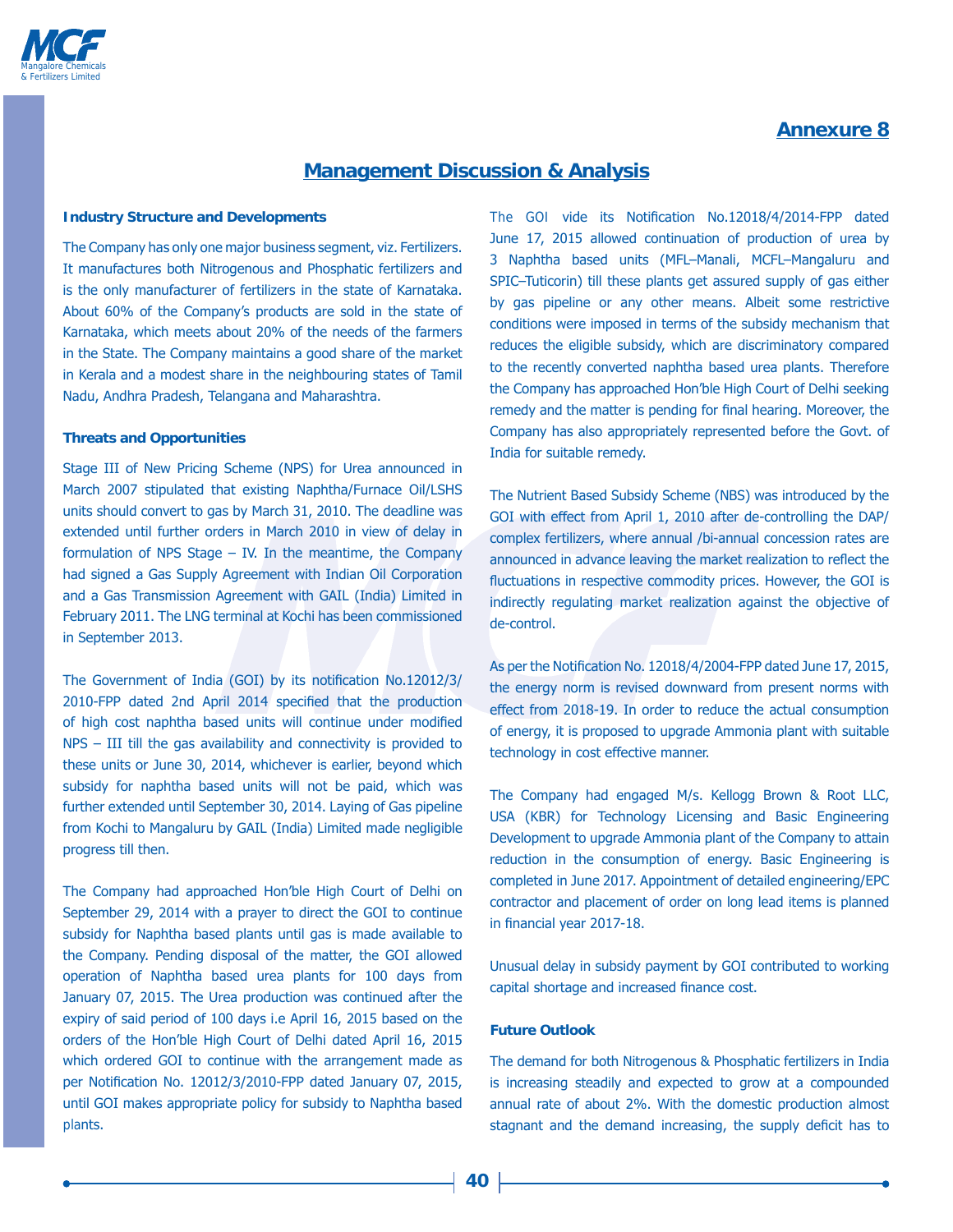## Annexure 8

# Management Discussion & Analysis

### Industry Structure and Developments

The Company has only one major business segment, viz. Fertilizers. It manufactures both Nitrogenous and Phosphatic fertilizers and is the only manufacturer of fertilizers in the state of Karnataka. About 60% of the Company's products are sold in the state of Karnataka, which meets about 20% of the needs of the farmers in the State. The Company maintains a good share of the market in Kerala and a modest share in the neighbouring states of Tamil Nadu, Andhra Pradesh, Telangana and Maharashtra.

### Threats and Opportunities

Stage III of New Pricing Scheme (NPS) for Urea announced in March 2007 stipulated that existing Naphtha/Furnace Oil/LSHS units should convert to gas by March 31, 2010. The deadline was extended until further orders in March 2010 in view of delay in formulation of NPS Stage – IV. In the meantime, the Company had signed a Gas Supply Agreement with Indian Oil Corporation and a Gas Transmission Agreement with GAIL (India) Limited in February 2011. The LNG terminal at Kochi has been commissioned in September 2013.

The Government of India (GOI) by its notification No.12012/3/2010-FPP dated 2nd April 2014 specified that the production of high cost naphtha based units will continue under modified NPS – III till the gas availability and connectivity is provided to these units or June 30, 2014, whichever is earlier, beyond which subsidy for naphtha based units will not be paid, which was further extended until September 30, 2014. Laying of Gas pipeline from Kochi to Mangaluru by GAIL (India) Limited made negligible progress till then.

The Company had approached Hon'ble High Court of Delhi on September 29, 2014 with a prayer to direct the GOI to continue subsidy for Naphtha based plants until gas is made available to the Company. Pending disposal of the matter, the GOI allowed operation of Naphtha based urea plants for 100 days from January 07, 2015. The Urea production was continued after the expiry of said period of 100 days i.e April 16, 2015 based on the orders of the Hon'ble High Court of Delhi dated April 16, 2015 which ordered GOI to continue with the arrangement made as per Notification No. 12012/3/2010-FPP dated January 07, 2015, until GOI makes appropriate policy for subsidy to Naphtha based plants.

The GOI vide its Notification No.12018/4/2014-FPP dated June 17, 2015 allowed continuation of production of urea by 3 Naphtha based units (MFL–Manali, MCFL–Mangaluru and SPIC–Tuticorin) till these plants get assured supply of gas either by gas pipeline or any other means. Albeit some restrictive conditions were imposed in terms of the subsidy mechanism that reduces the eligible subsidy, which are discriminatory compared to the recently converted naphtha based urea plants. Therefore the Company has approached Hon'ble High Court of Delhi seeking remedy and the matter is pending for final hearing. Moreover, the Company has also appropriately represented before the Govt. of India for suitable remedy.

The Nutrient Based Subsidy Scheme (NBS) was introduced by the GOI with effect from April 1, 2010 after de-controlling the DAP/complex fertilizers, where annual /bi-annual concession rates are announced in advance leaving the market realization to reflect the fluctuations in respective commodity prices. However, the GOI is indirectly regulating market realization against the objective of de-control.

As per the Notification No. 12018/4/2004-FPP dated June 17, 2015, the energy norm is revised downward from present norms with effect from 2018-19. In order to reduce the actual consumption of energy, it is proposed to upgrade Ammonia plant with suitable technology in cost effective manner.

The Company had engaged M/s. Kellogg Brown & Root LLC, USA (KBR) for Technology Licensing and Basic Engineering Development to upgrade Ammonia plant of the Company to attain reduction in the consumption of energy. Basic Engineering is completed in June 2017. Appointment of detailed engineering/EPC contractor and placement of order on long lead items is planned in financial year 2017-18.

Unusual delay in subsidy payment by GOI contributed to working capital shortage and increased finance cost.

### Future Outlook

The demand for both Nitrogenous & Phosphatic fertilizers in India is increasing steadily and expected to grow at a compounded annual rate of about 2%. With the domestic production almost stagnant and the demand increasing, the supply deficit has to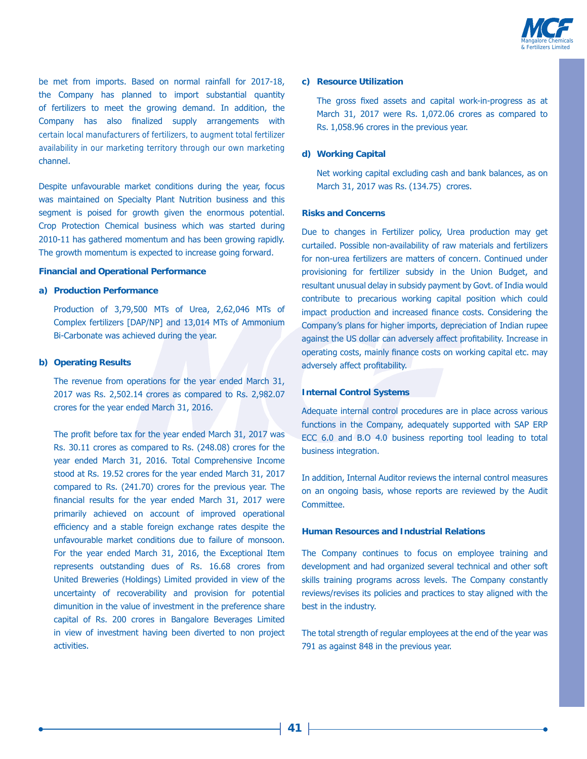be met from imports. Based on normal rainfall for 2017-18, the Company has planned to import substantial quantity of fertilizers to meet the growing demand. In addition, the Company has also finalized supply arrangements with certain local manufacturers of fertilizers, to augment total fertilizer availability in our marketing territory through our own marketing channel.

Despite unfavourable market conditions during the year, focus was maintained on Specialty Plant Nutrition business and this segment is poised for growth given the enormous potential. Crop Protection Chemical business which was started during 2010-11 has gathered momentum and has been growing rapidly. The growth momentum is expected to increase going forward.

**Financial and Operational Performance**

**a) Production Performance**

Production of 3,79,500 MTs of Urea, 2,62,046 MTs of Complex fertilizers [DAP/NP] and 13,014 MTs of Ammonium Bi-Carbonate was achieved during the year.

**b) Operating Results**

The revenue from operations for the year ended March 31, 2017 was Rs. 2,502.14 crores as compared to Rs. 2,982.07 crores for the year ended March 31, 2016.

The profit before tax for the year ended March 31, 2017 was Rs. 30.11 crores as compared to Rs. (248.08) crores for the year ended March 31, 2016. Total Comprehensive Income stood at Rs. 19.52 crores for the year ended March 31, 2017 compared to Rs. (241.70) crores for the previous year. The financial results for the year ended March 31, 2017 were primarily achieved on account of improved operational efficiency and a stable foreign exchange rates despite the unfavourable market conditions due to failure of monsoon. For the year ended March 31, 2016, the Exceptional Item represents outstanding dues of Rs. 16.68 crores from United Breweries (Holdings) Limited provided in view of the uncertainty of recoverability and provision for potential dimunition in the value of investment in the preference share capital of Rs. 200 crores in Bangalore Beverages Limited in view of investment having been diverted to non project activities.

**c) Resource Utilization**

The gross fixed assets and capital work-in-progress as at March 31, 2017 were Rs. 1,072.06 crores as compared to Rs. 1,058.96 crores in the previous year.

**d) Working Capital**

Net working capital excluding cash and bank balances, as on March 31, 2017 was Rs. (134.75) crores.

**Risks and Concerns**

Due to changes in Fertilizer policy, Urea production may get curtailed. Possible non-availability of raw materials and fertilizers for non-urea fertilizers are matters of concern. Continued under provisioning for fertilizer subsidy in the Union Budget, and resultant unusual delay in subsidy payment by Govt. of India would contribute to precarious working capital position which could impact production and increased finance costs. Considering the Company's plans for higher imports, depreciation of Indian rupee against the US dollar can adversely affect profitability. Increase in operating costs, mainly finance costs on working capital etc. may adversely affect profitability.

**Internal Control Systems**

Adequate internal control procedures are in place across various functions in the Company, adequately supported with SAP ERP ECC 6.0 and B.O 4.0 business reporting tool leading to total business integration.

In addition, Internal Auditor reviews the internal control measures on an ongoing basis, whose reports are reviewed by the Audit Committee.

**Human Resources and Industrial Relations**

The Company continues to focus on employee training and development and had organized several technical and other soft skills training programs across levels. The Company constantly reviews/revises its policies and practices to stay aligned with the best in the industry.

The total strength of regular employees at the end of the year was 791 as against 848 in the previous year.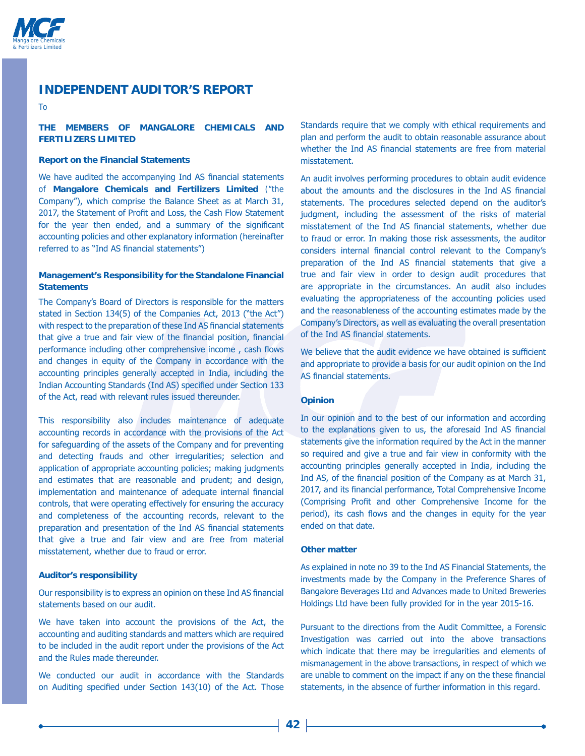# INDEPENDENT AUDITOR'S REPORT

To

**THE MEMBERS OF MANGALORE CHEMICALS AND FERTILIZERS LIMITED**

### Report on the Financial Statements

We have audited the accompanying Ind AS financial statements of **Mangalore Chemicals and Fertilizers Limited** ("the Company"), which comprise the Balance Sheet as at March 31, 2017, the Statement of Profit and Loss, the Cash Flow Statement for the year then ended, and a summary of the significant accounting policies and other explanatory information (hereinafter referred to as "Ind AS financial statements")

### Management's Responsibility for the Standalone Financial Statements

The Company's Board of Directors is responsible for the matters stated in Section 134(5) of the Companies Act, 2013 ("the Act") with respect to the preparation of these Ind AS financial statements that give a true and fair view of the financial position, financial performance including other comprehensive income , cash flows and changes in equity of the Company in accordance with the accounting principles generally accepted in India, including the Indian Accounting Standards (Ind AS) specified under Section 133 of the Act, read with relevant rules issued thereunder.

This responsibility also includes maintenance of adequate accounting records in accordance with the provisions of the Act for safeguarding of the assets of the Company and for preventing and detecting frauds and other irregularities; selection and application of appropriate accounting policies; making judgments and estimates that are reasonable and prudent; and design, implementation and maintenance of adequate internal financial controls, that were operating effectively for ensuring the accuracy and completeness of the accounting records, relevant to the preparation and presentation of the Ind AS financial statements that give a true and fair view and are free from material misstatement, whether due to fraud or error.

### Auditor's responsibility

Our responsibility is to express an opinion on these Ind AS financial statements based on our audit.

We have taken into account the provisions of the Act, the accounting and auditing standards and matters which are required to be included in the audit report under the provisions of the Act and the Rules made thereunder.

We conducted our audit in accordance with the Standards on Auditing specified under Section 143(10) of the Act. Those Standards require that we comply with ethical requirements and plan and perform the audit to obtain reasonable assurance about whether the Ind AS financial statements are free from material misstatement.

An audit involves performing procedures to obtain audit evidence about the amounts and the disclosures in the Ind AS financial statements. The procedures selected depend on the auditor's judgment, including the assessment of the risks of material misstatement of the Ind AS financial statements, whether due to fraud or error. In making those risk assessments, the auditor considers internal financial control relevant to the Company's preparation of the Ind AS financial statements that give a true and fair view in order to design audit procedures that are appropriate in the circumstances. An audit also includes evaluating the appropriateness of the accounting policies used and the reasonableness of the accounting estimates made by the Company's Directors, as well as evaluating the overall presentation of the Ind AS financial statements.

We believe that the audit evidence we have obtained is sufficient and appropriate to provide a basis for our audit opinion on the Ind AS financial statements.

### Opinion

In our opinion and to the best of our information and according to the explanations given to us, the aforesaid Ind AS financial statements give the information required by the Act in the manner so required and give a true and fair view in conformity with the accounting principles generally accepted in India, including the Ind AS, of the financial position of the Company as at March 31, 2017, and its financial performance, Total Comprehensive Income (Comprising Profit and other Comprehensive Income for the period), its cash flows and the changes in equity for the year ended on that date.

### Other matter

As explained in note no 39 to the Ind AS Financial Statements, the investments made by the Company in the Preference Shares of Bangalore Beverages Ltd and Advances made to United Breweries Holdings Ltd have been fully provided for in the year 2015-16.

Pursuant to the directions from the Audit Committee, a Forensic Investigation was carried out into the above transactions which indicate that there may be irregularities and elements of mismanagement in the above transactions, in respect of which we are unable to comment on the impact if any on the these financial statements, in the absence of further information in this regard.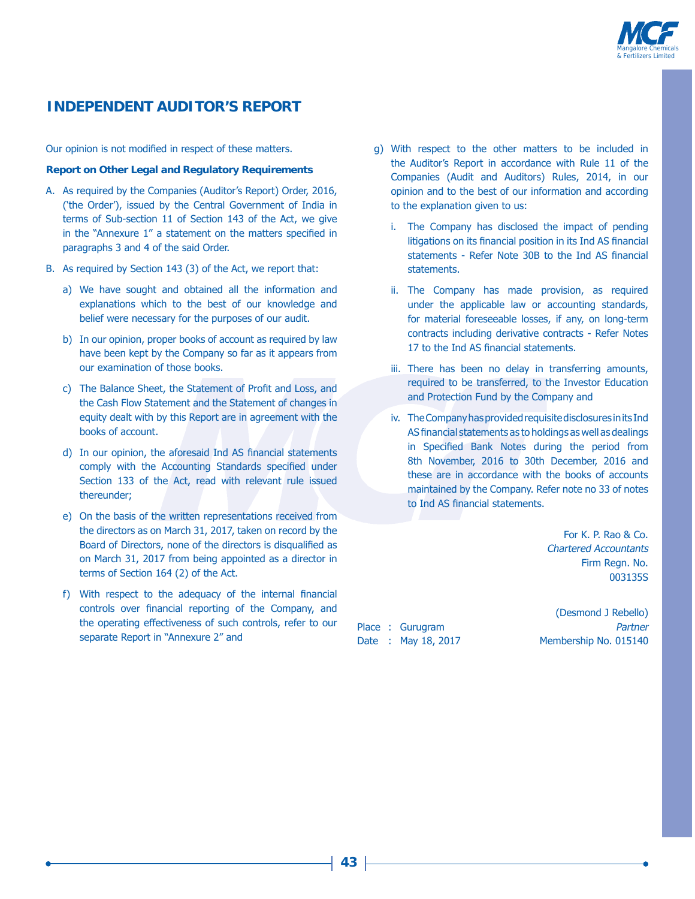## INDEPENDENT AUDITOR'S REPORT

Our opinion is not modified in respect of these matters.

**Report on Other Legal and Regulatory Requirements**

A. As required by the Companies (Auditor's Report) Order, 2016, ('the Order'), issued by the Central Government of India in terms of Sub-section 11 of Section 143 of the Act, we give in the "Annexure 1" a statement on the matters specified in paragraphs 3 and 4 of the said Order.

B. As required by Section 143 (3) of the Act, we report that:

   a) We have sought and obtained all the information and explanations which to the best of our knowledge and belief were necessary for the purposes of our audit.

   b) In our opinion, proper books of account as required by law have been kept by the Company so far as it appears from our examination of those books.

   c) The Balance Sheet, the Statement of Profit and Loss, and the Cash Flow Statement and the Statement of changes in equity dealt with by this Report are in agreement with the books of account.

   d) In our opinion, the aforesaid Ind AS financial statements comply with the Accounting Standards specified under Section 133 of the Act, read with relevant rule issued thereunder;

   e) On the basis of the written representations received from the directors as on March 31, 2017, taken on record by the Board of Directors, none of the directors is disqualified as on March 31, 2017 from being appointed as a director in terms of Section 164 (2) of the Act.

   f) With respect to the adequacy of the internal financial controls over financial reporting of the Company, and the operating effectiveness of such controls, refer to our separate Report in "Annexure 2" and

   g) With respect to the other matters to be included in the Auditor's Report in accordance with Rule 11 of the Companies (Audit and Auditors) Rules, 2014, in our opinion and to the best of our information and according to the explanation given to us:

      i. The Company has disclosed the impact of pending litigations on its financial position in its Ind AS financial statements - Refer Note 30B to the Ind AS financial statements.

      ii. The Company has made provision, as required under the applicable law or accounting standards, for material foreseeable losses, if any, on long-term contracts including derivative contracts - Refer Notes 17 to the Ind AS financial statements.

      iii. There has been no delay in transferring amounts, required to be transferred, to the Investor Education and Protection Fund by the Company and

      iv. The Company has provided requisite disclosures in its Ind AS financial statements as to holdings as well as dealings in Specified Bank Notes during the period from 8th November, 2016 to 30th December, 2016 and these are in accordance with the books of accounts maintained by the Company. Refer note no 33 of notes to Ind AS financial statements.

For K. P. Rao & Co.  
*Chartered Accountants*  
Firm Regn. No. 003135S

(Desmond J Rebello)  
*Partner*  
Membership No. 015140

Place : Gurugram  
Date : May 18, 2017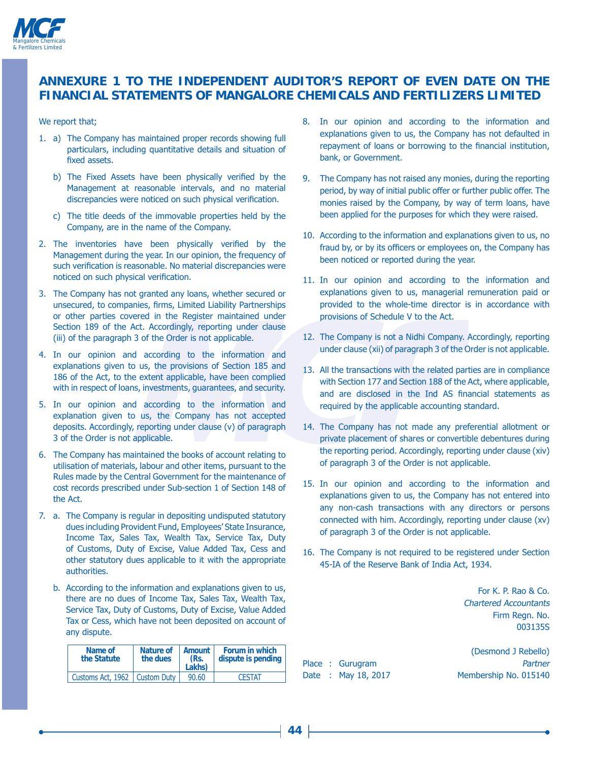# ANNEXURE 1 TO THE INDEPENDENT AUDITOR'S REPORT OF EVEN DATE ON THE FINANCIAL STATEMENTS OF MANGALORE CHEMICALS AND FERTILIZERS LIMITED

We report that;

1. a) The Company has maintained proper records showing full particulars, including quantitative details and situation of fixed assets.

   b) The Fixed Assets have been physically verified by the Management at reasonable intervals, and no material discrepancies were noticed on such physical verification.

   c) The title deeds of the immovable properties held by the Company, are in the name of the Company.

2. The inventories have been physically verified by the Management during the year. In our opinion, the frequency of such verification is reasonable. No material discrepancies were noticed on such physical verification.

3. The Company has not granted any loans, whether secured or unsecured, to companies, firms, Limited Liability Partnerships or other parties covered in the Register maintained under Section 189 of the Act. Accordingly, reporting under clause (iii) of the paragraph 3 of the Order is not applicable.

4. In our opinion and according to the information and explanations given to us, the provisions of Section 185 and 186 of the Act, to the extent applicable, have been complied with in respect of loans, investments, guarantees, and security.

5. In our opinion and according to the information and explanation given to us, the Company has not accepted deposits. Accordingly, reporting under clause (v) of paragraph 3 of the Order is not applicable.

6. The Company has maintained the books of account relating to utilisation of materials, labour and other items, pursuant to the Rules made by the Central Government for the maintenance of cost records prescribed under Sub-section 1 of Section 148 of the Act.

7. a. The Company is regular in depositing undisputed statutory dues including Provident Fund, Employees' State Insurance, Income Tax, Sales Tax, Wealth Tax, Service Tax, Duty of Customs, Duty of Excise, Value Added Tax, Cess and other statutory dues applicable to it with the appropriate authorities.

   b. According to the information and explanations given to us, there are no dues of Income Tax, Sales Tax, Wealth Tax, Service Tax, Duty of Customs, Duty of Excise, Value Added Tax or Cess, which have not been deposited on account of any dispute.

| Name of the Statute | Nature of the dues | Amount (Rs. Lakhs) | Forum in which dispute is pending |
|---|---|---|---|
| Customs Act, 1962 | Custom Duty | 90.60 | CESTAT |

8. In our opinion and according to the information and explanations given to us, the Company has not defaulted in repayment of loans or borrowing to the financial institution, bank, or Government.

9. The Company has not raised any monies, during the reporting period, by way of initial public offer or further public offer. The monies raised by the Company, by way of term loans, have been applied for the purposes for which they were raised.

10. According to the information and explanations given to us, no fraud by, or by its officers or employees on, the Company has been noticed or reported during the year.

11. In our opinion and according to the information and explanations given to us, managerial remuneration paid or provided to the whole-time director is in accordance with provisions of Schedule V to the Act.

12. The Company is not a Nidhi Company. Accordingly, reporting under clause (xii) of paragraph 3 of the Order is not applicable.

13. All the transactions with the related parties are in compliance with Section 177 and Section 188 of the Act, where applicable, and are disclosed in the Ind AS financial statements as required by the applicable accounting standard.

14. The Company has not made any preferential allotment or private placement of shares or convertible debentures during the reporting period. Accordingly, reporting under clause (xiv) of paragraph 3 of the Order is not applicable.

15. In our opinion and according to the information and explanations given to us, the Company has not entered into any non-cash transactions with any directors or persons connected with him. Accordingly, reporting under clause (xv) of paragraph 3 of the Order is not applicable.

16. The Company is not required to be registered under Section 45-IA of the Reserve Bank of India Act, 1934.

For K. P. Rao & Co.
*Chartered Accountants*
Firm Regn. No. 003135S

(Desmond J Rebello)
*Partner*
Membership No. 015140

Place : Gurugram
Date : May 18, 2017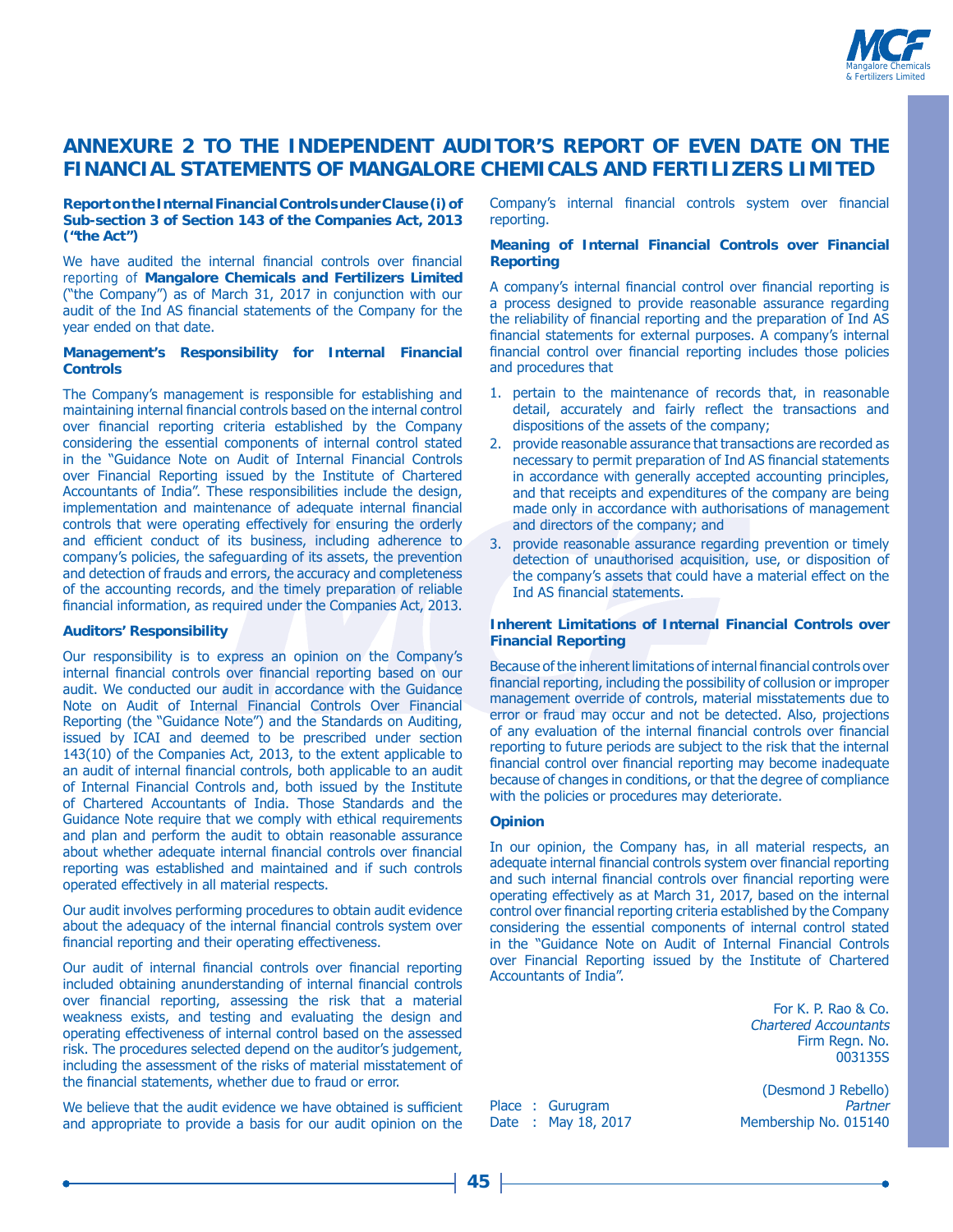# ANNEXURE 2 TO THE INDEPENDENT AUDITOR'S REPORT OF EVEN DATE ON THE FINANCIAL STATEMENTS OF MANGALORE CHEMICALS AND FERTILIZERS LIMITED

**Report on the Internal Financial Controls under Clause (i) of Sub-section 3 of Section 143 of the Companies Act, 2013 ("the Act")**

We have audited the internal financial controls over financial reporting of **Mangalore Chemicals and Fertilizers Limited** ("the Company") as of March 31, 2017 in conjunction with our audit of the Ind AS financial statements of the Company for the year ended on that date.

**Management's Responsibility for Internal Financial Controls**

The Company's management is responsible for establishing and maintaining internal financial controls based on the internal control over financial reporting criteria established by the Company considering the essential components of internal control stated in the "Guidance Note on Audit of Internal Financial Controls over Financial Reporting issued by the Institute of Chartered Accountants of India". These responsibilities include the design, implementation and maintenance of adequate internal financial controls that were operating effectively for ensuring the orderly and efficient conduct of its business, including adherence to company's policies, the safeguarding of its assets, the prevention and detection of frauds and errors, the accuracy and completeness of the accounting records, and the timely preparation of reliable financial information, as required under the Companies Act, 2013.

**Auditors' Responsibility**

Our responsibility is to express an opinion on the Company's internal financial controls over financial reporting based on our audit. We conducted our audit in accordance with the Guidance Note on Audit of Internal Financial Controls Over Financial Reporting (the "Guidance Note") and the Standards on Auditing, issued by ICAI and deemed to be prescribed under section 143(10) of the Companies Act, 2013, to the extent applicable to an audit of internal financial controls, both applicable to an audit of Internal Financial Controls and, both issued by the Institute of Chartered Accountants of India. Those Standards and the Guidance Note require that we comply with ethical requirements and plan and perform the audit to obtain reasonable assurance about whether adequate internal financial controls over financial reporting was established and maintained and if such controls operated effectively in all material respects.

Our audit involves performing procedures to obtain audit evidence about the adequacy of the internal financial controls system over financial reporting and their operating effectiveness.

Our audit of internal financial controls over financial reporting included obtaining anunderstanding of internal financial controls over financial reporting, assessing the risk that a material weakness exists, and testing and evaluating the design and operating effectiveness of internal control based on the assessed risk. The procedures selected depend on the auditor's judgement, including the assessment of the risks of material misstatement of the financial statements, whether due to fraud or error.

We believe that the audit evidence we have obtained is sufficient and appropriate to provide a basis for our audit opinion on the Company's internal financial controls system over financial reporting.

**Meaning of Internal Financial Controls over Financial Reporting**

A company's internal financial control over financial reporting is a process designed to provide reasonable assurance regarding the reliability of financial reporting and the preparation of Ind AS financial statements for external purposes. A company's internal financial control over financial reporting includes those policies and procedures that

1. pertain to the maintenance of records that, in reasonable detail, accurately and fairly reflect the transactions and dispositions of the assets of the company;
2. provide reasonable assurance that transactions are recorded as necessary to permit preparation of Ind AS financial statements in accordance with generally accepted accounting principles, and that receipts and expenditures of the company are being made only in accordance with authorisations of management and directors of the company; and
3. provide reasonable assurance regarding prevention or timely detection of unauthorised acquisition, use, or disposition of the company's assets that could have a material effect on the Ind AS financial statements.

**Inherent Limitations of Internal Financial Controls over Financial Reporting**

Because of the inherent limitations of internal financial controls over financial reporting, including the possibility of collusion or improper management override of controls, material misstatements due to error or fraud may occur and not be detected. Also, projections of any evaluation of the internal financial controls over financial reporting to future periods are subject to the risk that the internal financial control over financial reporting may become inadequate because of changes in conditions, or that the degree of compliance with the policies or procedures may deteriorate.

**Opinion**

In our opinion, the Company has, in all material respects, an adequate internal financial controls system over financial reporting and such internal financial controls over financial reporting were operating effectively as at March 31, 2017, based on the internal control over financial reporting criteria established by the Company considering the essential components of internal control stated in the "Guidance Note on Audit of Internal Financial Controls over Financial Reporting issued by the Institute of Chartered Accountants of India".

For K. P. Rao & Co.
*Chartered Accountants*
Firm Regn. No.
003135S

(Desmond J Rebello)
*Partner*
Membership No. 015140

Place : Gurugram
Date : May 18, 2017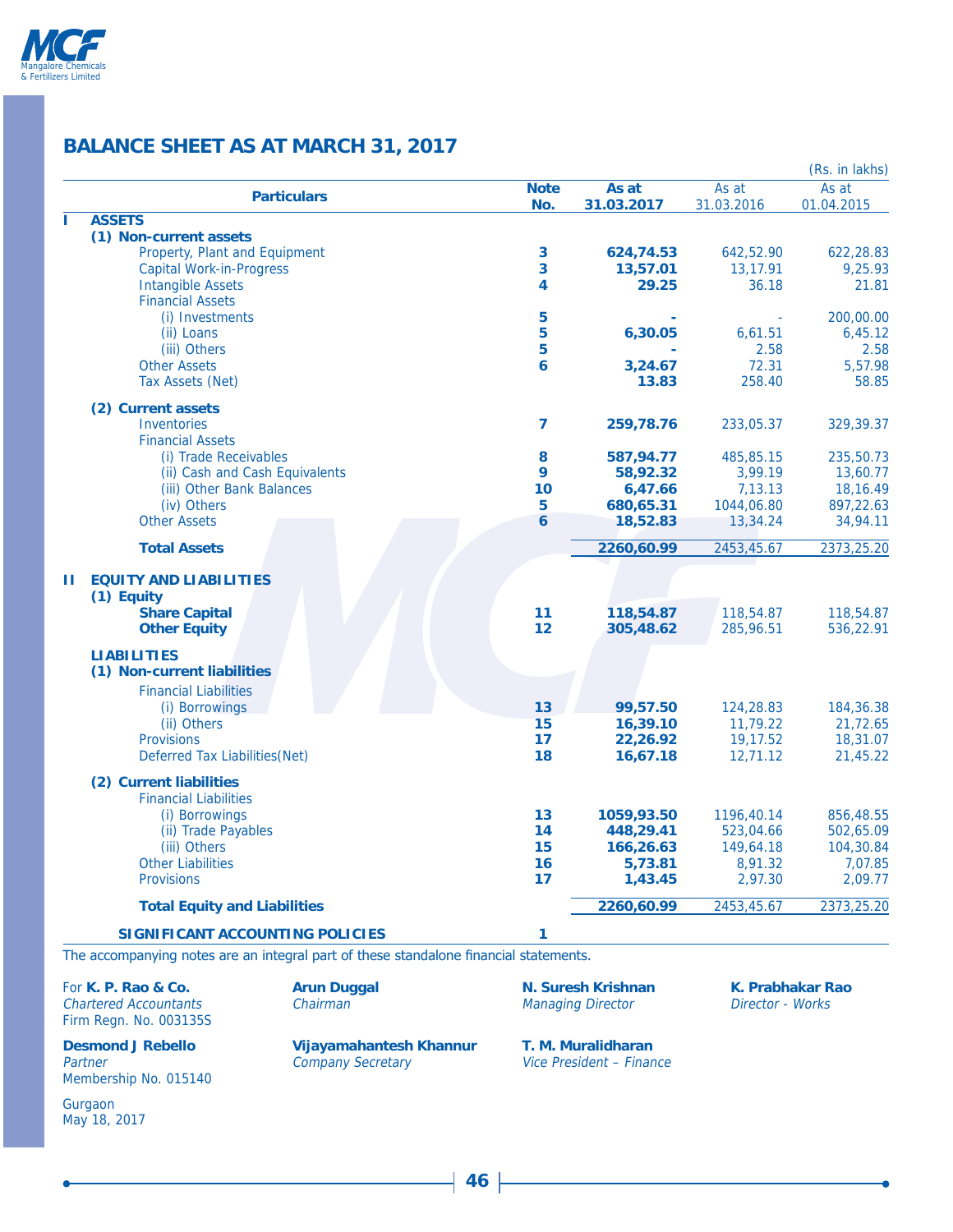# BALANCE SHEET AS AT MARCH 31, 2017

(Rs. in lakhs)

| | Particulars | Note No. | As at 31.03.2017 | As at 31.03.2016 | As at 01.04.2015 |
|---|---|---|---|---|---|
| **I** | **ASSETS** | | | | |
| | **(1) Non-current assets** | | | | |
| | Property, Plant and Equipment | 3 | **624,74.53** | 642,52.90 | 622,28.83 |
| | Capital Work-in-Progress | 3 | **13,57.01** | 13,17.91 | 9,25.93 |
| | Intangible Assets | 4 | **29.25** | 36.18 | 21.81 |
| | Financial Assets | | | | |
| | (i) Investments | 5 | **-** | - | 200,00.00 |
| | (ii) Loans | 5 | **6,30.05** | 6,61.51 | 6,45.12 |
| | (iii) Others | 5 | **-** | 2.58 | 2.58 |
| | Other Assets | 6 | **3,24.67** | 72.31 | 5,57.98 |
| | Tax Assets (Net) | | **13.83** | 258.40 | 58.85 |
| | **(2) Current assets** | | | | |
| | Inventories | 7 | **259,78.76** | 233,05.37 | 329,39.37 |
| | Financial Assets | | | | |
| | (i) Trade Receivables | 8 | **587,94.77** | 485,85.15 | 235,50.73 |
| | (ii) Cash and Cash Equivalents | 9 | **58,92.32** | 3,99.19 | 13,60.77 |
| | (iii) Other Bank Balances | 10 | **6,47.66** | 7,13.13 | 18,16.49 |
| | (iv) Others | 5 | **680,65.31** | 1044,06.80 | 897,22.63 |
| | Other Assets | 6 | **18,52.83** | 13,34.24 | 34,94.11 |
| | **Total Assets** | | **2260,60.99** | 2453,45.67 | 2373,25.20 |
| **II** | **EQUITY AND LIABILITIES** | | | | |
| | **(1) Equity** | | | | |
| | **Share Capital** | 11 | **118,54.87** | 118,54.87 | 118,54.87 |
| | **Other Equity** | 12 | **305,48.62** | 285,96.51 | 536,22.91 |
| | **LIABILITIES** | | | | |
| | **(1) Non-current liabilities** | | | | |
| | Financial Liabilities | | | | |
| | (i) Borrowings | 13 | **99,57.50** | 124,28.83 | 184,36.38 |
| | (ii) Others | 15 | **16,39.10** | 11,79.22 | 21,72.65 |
| | Provisions | 17 | **22,26.92** | 19,17.52 | 18,31.07 |
| | Deferred Tax Liabilities(Net) | 18 | **16,67.18** | 12,71.12 | 21,45.22 |
| | **(2) Current liabilities** | | | | |
| | Financial Liabilities | | | | |
| | (i) Borrowings | 13 | **1059,93.50** | 1196,40.14 | 856,48.55 |
| | (ii) Trade Payables | 14 | **448,29.41** | 523,04.66 | 502,65.09 |
| | (iii) Others | 15 | **166,26.63** | 149,64.18 | 104,30.84 |
| | Other Liabilities | 16 | **5,73.81** | 8,91.32 | 7,07.85 |
| | Provisions | 17 | **1,43.45** | 2,97.30 | 2,09.77 |
| | **Total Equity and Liabilities** | | **2260,60.99** | 2453,45.67 | 2373,25.20 |
| | **SIGNIFICANT ACCOUNTING POLICIES** | 1 | | | |

The accompanying notes are an integral part of these standalone financial statements.

For **K. P. Rao & Co.**
*Chartered Accountants*
Firm Regn. No. 003135S

**Desmond J Rebello**
*Partner*
Membership No. 015140

Gurgaon
May 18, 2017

**Arun Duggal**
*Chairman*

**Vijayamahantesh Khannur**
*Company Secretary*

**N. Suresh Krishnan**
*Managing Director*

**T. M. Muralidharan**
*Vice President – Finance*

**K. Prabhakar Rao**
*Director - Works*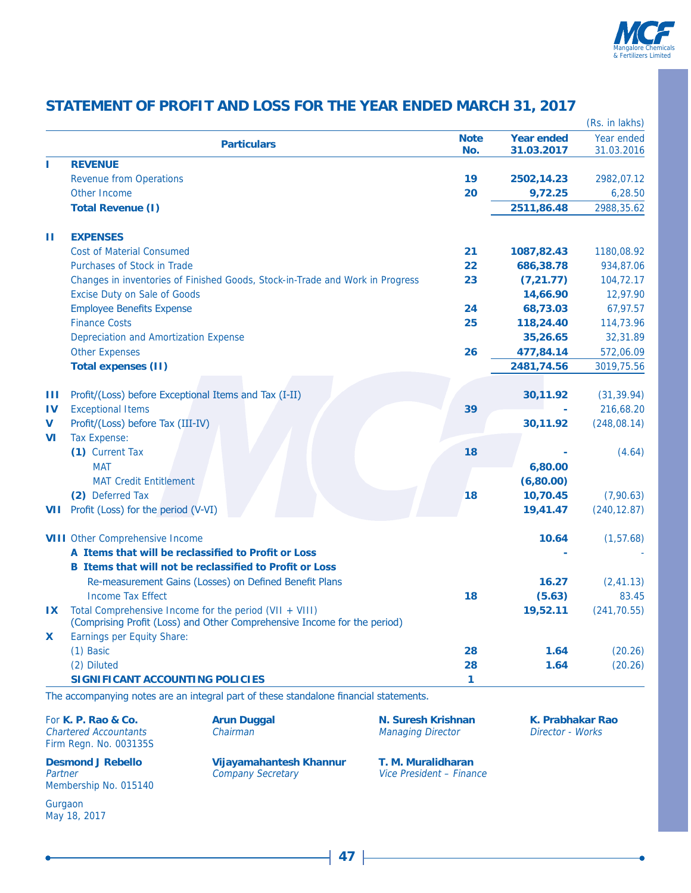## STATEMENT OF PROFIT AND LOSS FOR THE YEAR ENDED MARCH 31, 2017

(Rs. in lakhs)

| | Particulars | Note No. | Year ended 31.03.2017 | Year ended 31.03.2016 |
|---|---|---|---|---|
| **I** | **REVENUE** | | | |
| | Revenue from Operations | 19 | **2502,14.23** | 2982,07.12 |
| | Other Income | 20 | **9,72.25** | 6,28.50 |
| | **Total Revenue (I)** | | **2511,86.48** | 2988,35.62 |
| **II** | **EXPENSES** | | | |
| | Cost of Material Consumed | 21 | **1087,82.43** | 1180,08.92 |
| | Purchases of Stock in Trade | 22 | **686,38.78** | 934,87.06 |
| | Changes in inventories of Finished Goods, Stock-in-Trade and Work in Progress | 23 | **(7,21.77)** | 104,72.17 |
| | Excise Duty on Sale of Goods | | **14,66.90** | 12,97.90 |
| | Employee Benefits Expense | 24 | **68,73.03** | 67,97.57 |
| | Finance Costs | 25 | **118,24.40** | 114,73.96 |
| | Depreciation and Amortization Expense | | **35,26.65** | 32,31.89 |
| | Other Expenses | 26 | **477,84.14** | 572,06.09 |
| | **Total expenses (II)** | | **2481,74.56** | 3019,75.56 |
| **III** | Profit/(Loss) before Exceptional Items and Tax (I-II) | | **30,11.92** | (31,39.94) |
| **IV** | Exceptional Items | 39 | **-** | 216,68.20 |
| **V** | Profit/(Loss) before Tax (III-IV) | | **30,11.92** | (248,08.14) |
| **VI** | Tax Expense: | | | |
| | **(1)** Current Tax | 18 | **-** | (4.64) |
| | MAT | | **6,80.00** | |
| | MAT Credit Entitlement | | **(6,80.00)** | |
| | **(2)** Deferred Tax | 18 | **10,70.45** | (7,90.63) |
| **VII** | Profit (Loss) for the period (V-VI) | | **19,41.47** | (240,12.87) |
| **VIII** | Other Comprehensive Income | | **10.64** | (1,57.68) |
| | **A Items that will be reclassified to Profit or Loss** | | **-** | - |
| | **B Items that will not be reclassified to Profit or Loss** | | | |
| | Re-measurement Gains (Losses) on Defined Benefit Plans | | **16.27** | (2,41.13) |
| | Income Tax Effect | 18 | **(5.63)** | 83.45 |
| **IX** | Total Comprehensive Income for the period (VII + VIII) (Comprising Profit (Loss) and Other Comprehensive Income for the period) | | **19,52.11** | (241,70.55) |
| **X** | Earnings per Equity Share: | | | |
| | (1) Basic | 28 | **1.64** | (20.26) |
| | (2) Diluted | 28 | **1.64** | (20.26) |
| | **SIGNIFICANT ACCOUNTING POLICIES** | 1 | | |

The accompanying notes are an integral part of these standalone financial statements.

For **K. P. Rao & Co.**
*Chartered Accountants*
Firm Regn. No. 003135S

**Desmond J Rebello**
*Partner*
Membership No. 015140

Gurgaon
May 18, 2017

**Arun Duggal**
*Chairman*

**Vijayamahantesh Khannur**
*Company Secretary*

**N. Suresh Krishnan**
*Managing Director*

**T. M. Muralidharan**
*Vice President – Finance*

**K. Prabhakar Rao**
*Director - Works*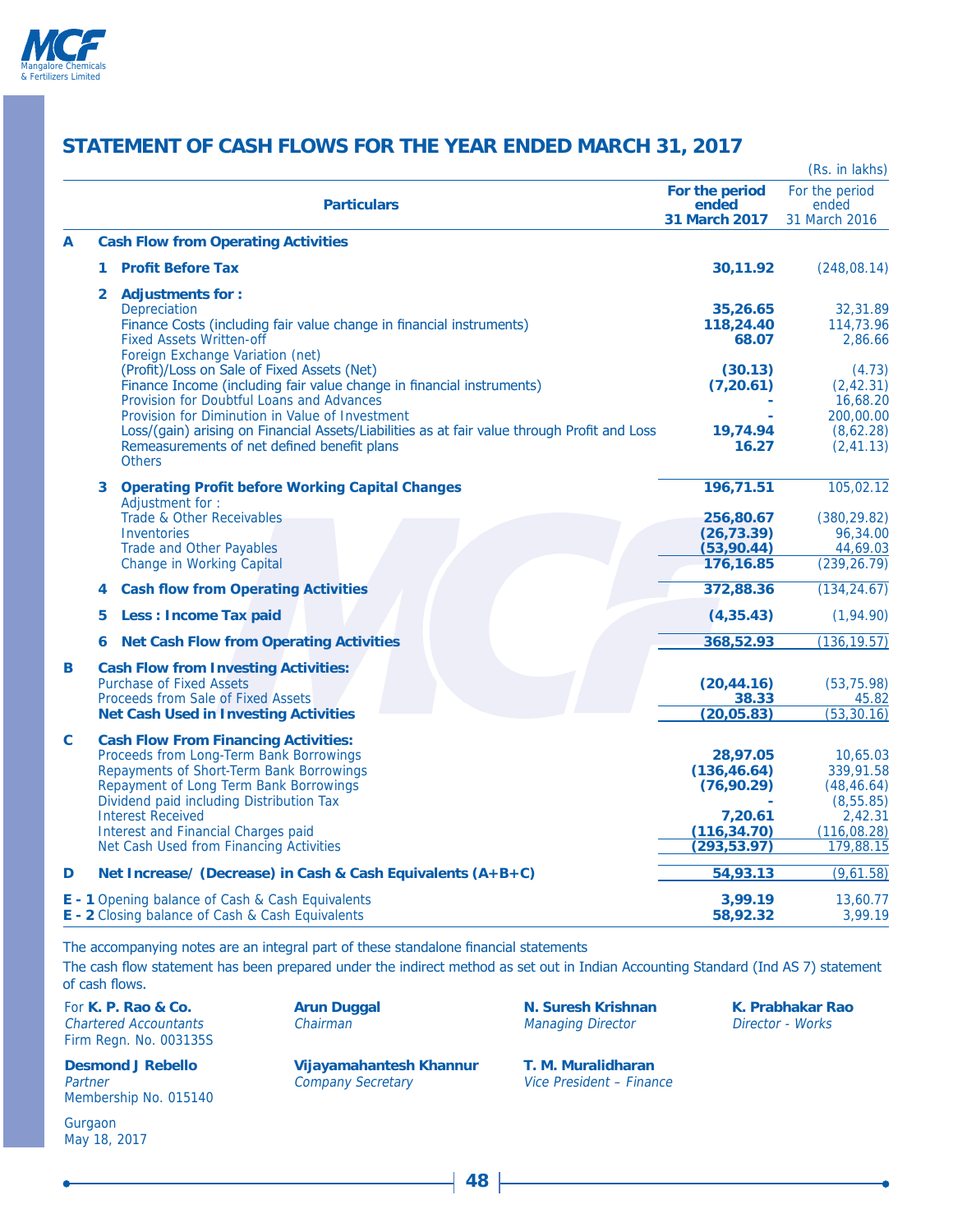## STATEMENT OF CASH FLOWS FOR THE YEAR ENDED MARCH 31, 2017

(Rs. in lakhs)

| | | Particulars | For the period ended 31 March 2017 | For the period ended 31 March 2016 |
|---|---|---|---|---|
| **A** | | **Cash Flow from Operating Activities** | | |
| | **1** | **Profit Before Tax** | **30,11.92** | (248,08.14) |
| | **2** | **Adjustments for :** | | |
| | | Depreciation | **35,26.65** | 32,31.89 |
| | | Finance Costs (including fair value change in financial instruments) | **118,24.40** | 114,73.96 |
| | | Fixed Assets Written-off | **68.07** | 2,86.66 |
| | | Foreign Exchange Variation (net) | | |
| | | (Profit)/Loss on Sale of Fixed Assets (Net) | **(30.13)** | (4.73) |
| | | Finance Income (including fair value change in financial instruments) | **(7,20.61)** | (2,42.31) |
| | | Provision for Doubtful Loans and Advances | **-** | 16,68.20 |
| | | Provision for Diminution in Value of Investment | **-** | 200,00.00 |
| | | Loss/(gain) arising on Financial Assets/Liabilities as at fair value through Profit and Loss | **19,74.94** | (8,62.28) |
| | | Remeasurements of net defined benefit plans | **16.27** | (2,41.13) |
| | | Others | | |
| | **3** | **Operating Profit before Working Capital Changes** | **196,71.51** | 105,02.12 |
| | | Adjustment for : | | |
| | | Trade & Other Receivables | **256,80.67** | (380,29.82) |
| | | Inventories | **(26,73.39)** | 96,34.00 |
| | | Trade and Other Payables | **(53,90.44)** | 44,69.03 |
| | | Change in Working Capital | **176,16.85** | (239,26.79) |
| | **4** | **Cash flow from Operating Activities** | **372,88.36** | (134,24.67) |
| | **5** | **Less : Income Tax paid** | **(4,35.43)** | (1,94.90) |
| | **6** | **Net Cash Flow from Operating Activities** | **368,52.93** | (136,19.57) |
| **B** | | **Cash Flow from Investing Activities:** | | |
| | | Purchase of Fixed Assets | **(20,44.16)** | (53,75.98) |
| | | Proceeds from Sale of Fixed Assets | **38.33** | 45.82 |
| | | **Net Cash Used in Investing Activities** | **(20,05.83)** | (53,30.16) |
| **C** | | **Cash Flow From Financing Activities:** | | |
| | | Proceeds from Long-Term Bank Borrowings | **28,97.05** | 10,65.03 |
| | | Repayments of Short-Term Bank Borrowings | **(136,46.64)** | 339,91.58 |
| | | Repayment of Long Term Bank Borrowings | **(76,90.29)** | (48,46.64) |
| | | Dividend paid including Distribution Tax | **-** | (8,55.85) |
| | | Interest Received | **7,20.61** | 2,42.31 |
| | | Interest and Financial Charges paid | **(116,34.70)** | (116,08.28) |
| | | Net Cash Used from Financing Activities | **(293,53.97)** | 179,88.15 |
| **D** | | **Net Increase/ (Decrease) in Cash & Cash Equivalents (A+B+C)** | **54,93.13** | (9,61.58) |
| **E - 1** | | Opening balance of Cash & Cash Equivalents | **3,99.19** | 13,60.77 |
| **E - 2** | | Closing balance of Cash & Cash Equivalents | **58,92.32** | 3,99.19 |

The accompanying notes are an integral part of these standalone financial statements

The cash flow statement has been prepared under the indirect method as set out in Indian Accounting Standard (Ind AS 7) statement of cash flows.

For **K. P. Rao & Co.**
*Chartered Accountants*
Firm Regn. No. 003135S

**Desmond J Rebello**
*Partner*
Membership No. 015140

Gurgaon
May 18, 2017

**Arun Duggal**
*Chairman*

**Vijayamahantesh Khannur**
*Company Secretary*

**N. Suresh Krishnan**
*Managing Director*

**T. M. Muralidharan**
*Vice President – Finance*

**K. Prabhakar Rao**
*Director - Works*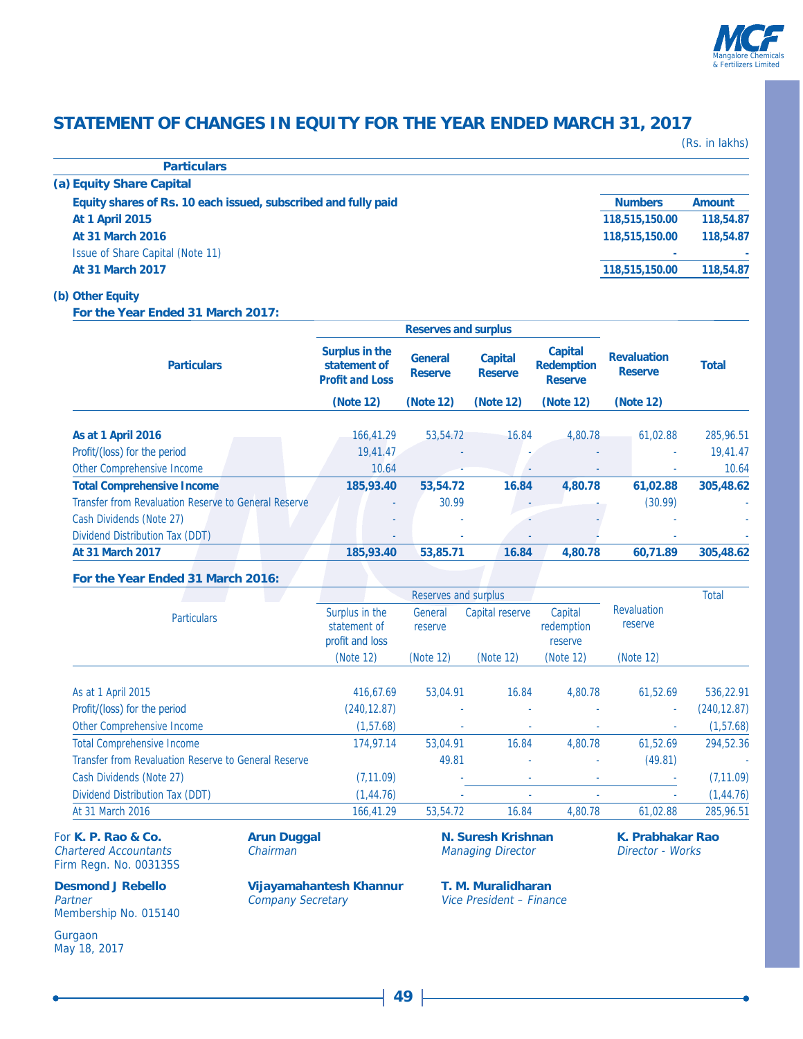# STATEMENT OF CHANGES IN EQUITY FOR THE YEAR ENDED MARCH 31, 2017

(Rs. in lakhs)

| Particulars | | |
|---|---|---|
| **(a) Equity Share Capital** | | |
| **Equity shares of Rs. 10 each issued, subscribed and fully paid** | **Numbers** | **Amount** |
| **At 1 April 2015** | **118,515,150.00** | **118,54.87** |
| **At 31 March 2016** | **118,515,150.00** | **118,54.87** |
| Issue of Share Capital (Note 11) | - | - |
| **At 31 March 2017** | **118,515,150.00** | **118,54.87** |

**(b) Other Equity**

**For the Year Ended 31 March 2017:**

| Particulars | Reserves and surplus | | | | Revaluation Reserve | Total |
|---|---|---|---|---|---|---|
| | Surplus in the statement of Profit and Loss | General Reserve | Capital Reserve | Capital Redemption Reserve | | |
| | (Note 12) | (Note 12) | (Note 12) | (Note 12) | (Note 12) | |
| **As at 1 April 2016** | 166,41.29 | 53,54.72 | 16.84 | 4,80.78 | 61,02.88 | 285,96.51 |
| Profit/(loss) for the period | 19,41.47 | - | - | - | - | 19,41.47 |
| Other Comprehensive Income | 10.64 | - | - | - | - | 10.64 |
| **Total Comprehensive Income** | **185,93.40** | **53,54.72** | **16.84** | **4,80.78** | **61,02.88** | **305,48.62** |
| Transfer from Revaluation Reserve to General Reserve | - | 30.99 | - | - | (30.99) | - |
| Cash Dividends (Note 27) | - | - | - | - | - | - |
| Dividend Distribution Tax (DDT) | - | - | - | - | - | - |
| **At 31 March 2017** | **185,93.40** | **53,85.71** | **16.84** | **4,80.78** | **60,71.89** | **305,48.62** |

**For the Year Ended 31 March 2016:**

| Particulars | Reserves and surplus | | | | Revaluation reserve | Total |
|---|---|---|---|---|---|---|
| | Surplus in the statement of profit and loss | General reserve | Capital reserve | Capital redemption reserve | | |
| | (Note 12) | (Note 12) | (Note 12) | (Note 12) | (Note 12) | |
| As at 1 April 2015 | 416,67.69 | 53,04.91 | 16.84 | 4,80.78 | 61,52.69 | 536,22.91 |
| Profit/(loss) for the period | (240,12.87) | - | - | - | - | (240,12.87) |
| Other Comprehensive Income | (1,57.68) | - | - | - | - | (1,57.68) |
| Total Comprehensive Income | 174,97.14 | 53,04.91 | 16.84 | 4,80.78 | 61,52.69 | 294,52.36 |
| Transfer from Revaluation Reserve to General Reserve | | 49.81 | - | - | (49.81) | - |
| Cash Dividends (Note 27) | (7,11.09) | - | - | - | - | (7,11.09) |
| Dividend Distribution Tax (DDT) | (1,44.76) | - | - | - | - | (1,44.76) |
| At 31 March 2016 | 166,41.29 | 53,54.72 | 16.84 | 4,80.78 | 61,02.88 | 285,96.51 |

For **K. P. Rao & Co.**
*Chartered Accountants*
Firm Regn. No. 003135S

**Desmond J Rebello**
*Partner*
Membership No. 015140

Gurgaon
May 18, 2017

**Arun Duggal**
*Chairman*

**Vijayamahantesh Khannur**
*Company Secretary*

**N. Suresh Krishnan**
*Managing Director*

**T. M. Muralidharan**
*Vice President – Finance*

**K. Prabhakar Rao**
*Director - Works*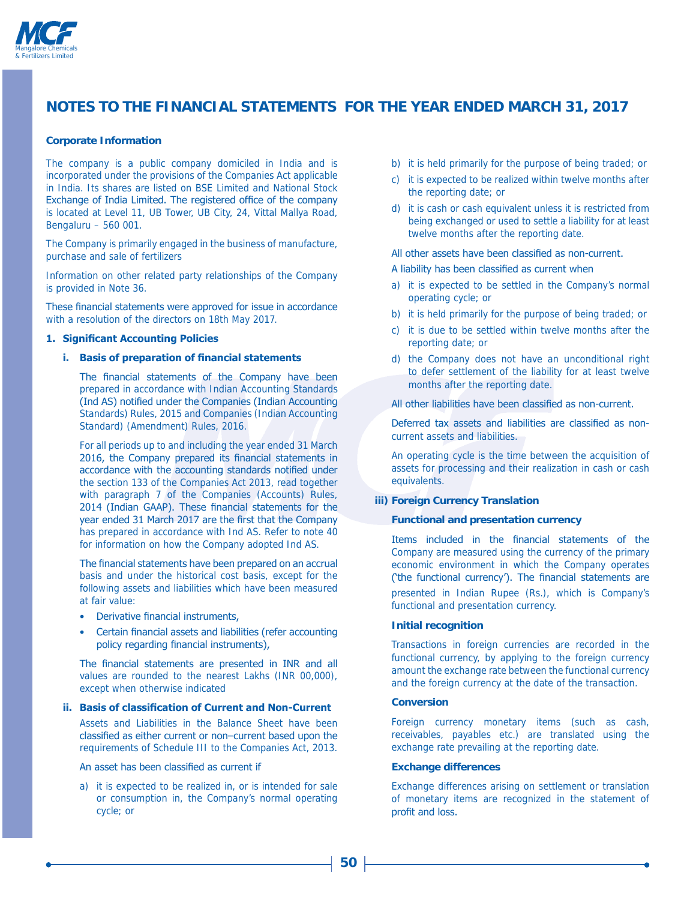# NOTES TO THE FINANCIAL STATEMENTS FOR THE YEAR ENDED MARCH 31, 2017

**Corporate Information**

The company is a public company domiciled in India and is incorporated under the provisions of the Companies Act applicable in India. Its shares are listed on BSE Limited and National Stock Exchange of India Limited. The registered office of the company is located at Level 11, UB Tower, UB City, 24, Vittal Mallya Road, Bengaluru – 560 001.

The Company is primarily engaged in the business of manufacture, purchase and sale of fertilizers

Information on other related party relationships of the Company is provided in Note 36.

These financial statements were approved for issue in accordance with a resolution of the directors on 18th May 2017.

**1. Significant Accounting Policies**

**i. Basis of preparation of financial statements**

The financial statements of the Company have been prepared in accordance with Indian Accounting Standards (Ind AS) notified under the Companies (Indian Accounting Standards) Rules, 2015 and Companies (Indian Accounting Standard) (Amendment) Rules, 2016.

For all periods up to and including the year ended 31 March 2016, the Company prepared its financial statements in accordance with the accounting standards notified under the section 133 of the Companies Act 2013, read together with paragraph 7 of the Companies (Accounts) Rules, 2014 (Indian GAAP). These financial statements for the year ended 31 March 2017 are the first that the Company has prepared in accordance with Ind AS. Refer to note 40 for information on how the Company adopted Ind AS.

The financial statements have been prepared on an accrual basis and under the historical cost basis, except for the following assets and liabilities which have been measured at fair value:

- Derivative financial instruments,
- Certain financial assets and liabilities (refer accounting policy regarding financial instruments),

The financial statements are presented in INR and all values are rounded to the nearest Lakhs (INR 00,000), except when otherwise indicated

**ii. Basis of classification of Current and Non-Current**

Assets and Liabilities in the Balance Sheet have been classified as either current or non–current based upon the requirements of Schedule III to the Companies Act, 2013.

An asset has been classified as current if

a) it is expected to be realized in, or is intended for sale or consumption in, the Company's normal operating cycle; or

b) it is held primarily for the purpose of being traded; or

c) it is expected to be realized within twelve months after the reporting date; or

d) it is cash or cash equivalent unless it is restricted from being exchanged or used to settle a liability for at least twelve months after the reporting date.

All other assets have been classified as non-current.

A liability has been classified as current when

a) it is expected to be settled in the Company's normal operating cycle; or

b) it is held primarily for the purpose of being traded; or

c) it is due to be settled within twelve months after the reporting date; or

d) the Company does not have an unconditional right to defer settlement of the liability for at least twelve months after the reporting date.

All other liabilities have been classified as non-current.

Deferred tax assets and liabilities are classified as non-current assets and liabilities.

An operating cycle is the time between the acquisition of assets for processing and their realization in cash or cash equivalents.

**iii) Foreign Currency Translation**

**Functional and presentation currency**

Items included in the financial statements of the Company are measured using the currency of the primary economic environment in which the Company operates ('the functional currency'). The financial statements are presented in Indian Rupee (Rs.), which is Company's functional and presentation currency.

**Initial recognition**

Transactions in foreign currencies are recorded in the functional currency, by applying to the foreign currency amount the exchange rate between the functional currency and the foreign currency at the date of the transaction.

**Conversion**

Foreign currency monetary items (such as cash, receivables, payables etc.) are translated using the exchange rate prevailing at the reporting date.

**Exchange differences**

Exchange differences arising on settlement or translation of monetary items are recognized in the statement of profit and loss.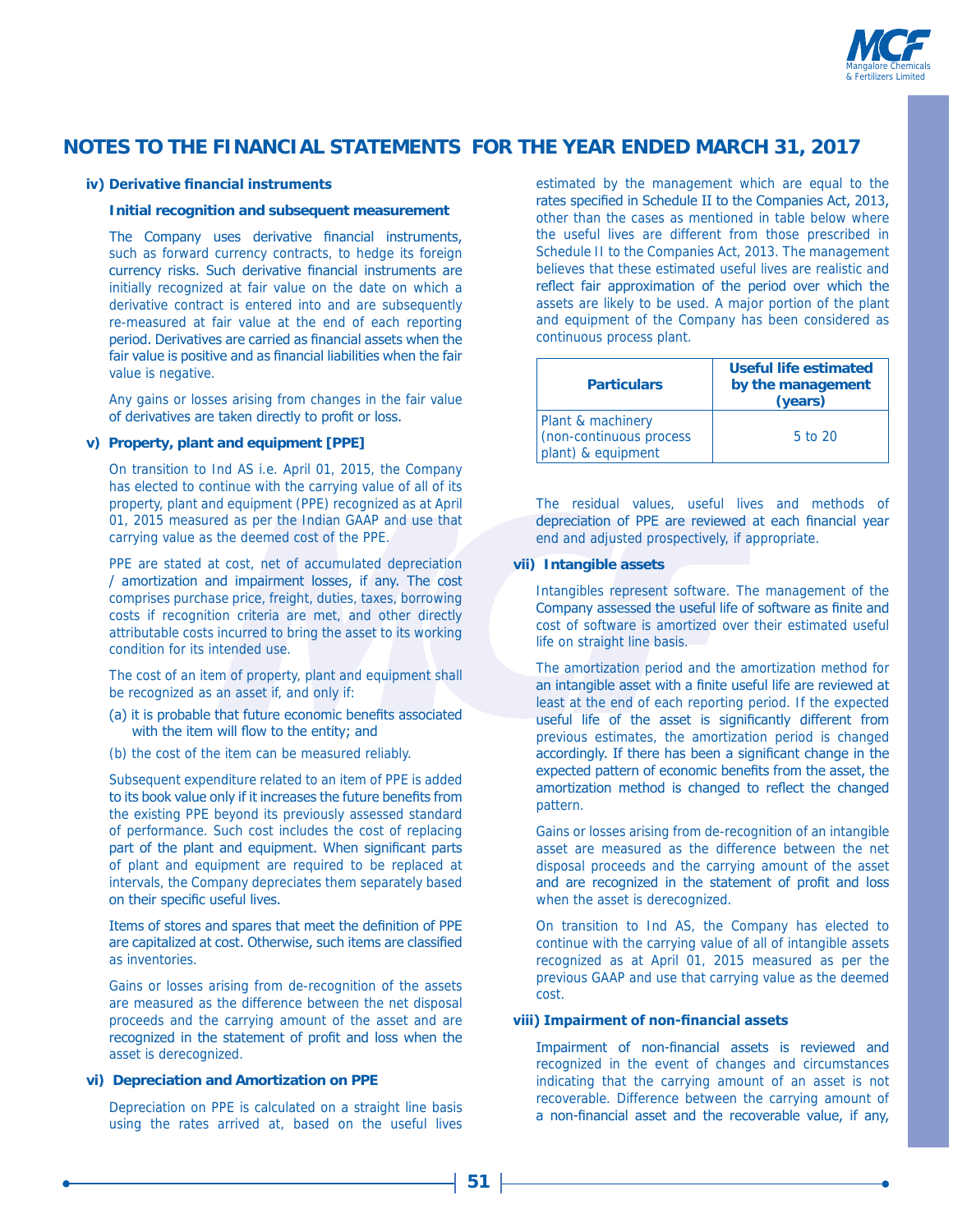# NOTES TO THE FINANCIAL STATEMENTS FOR THE YEAR ENDED MARCH 31, 2017

### iv) Derivative financial instruments

**Initial recognition and subsequent measurement**

The Company uses derivative financial instruments, such as forward currency contracts, to hedge its foreign currency risks. Such derivative financial instruments are initially recognized at fair value on the date on which a derivative contract is entered into and are subsequently re-measured at fair value at the end of each reporting period. Derivatives are carried as financial assets when the fair value is positive and as financial liabilities when the fair value is negative.

Any gains or losses arising from changes in the fair value of derivatives are taken directly to profit or loss.

### v) Property, plant and equipment [PPE]

On transition to Ind AS i.e. April 01, 2015, the Company has elected to continue with the carrying value of all of its property, plant and equipment (PPE) recognized as at April 01, 2015 measured as per the Indian GAAP and use that carrying value as the deemed cost of the PPE.

PPE are stated at cost, net of accumulated depreciation / amortization and impairment losses, if any. The cost comprises purchase price, freight, duties, taxes, borrowing costs if recognition criteria are met, and other directly attributable costs incurred to bring the asset to its working condition for its intended use.

The cost of an item of property, plant and equipment shall be recognized as an asset if, and only if:

(a) it is probable that future economic benefits associated with the item will flow to the entity; and

(b) the cost of the item can be measured reliably.

Subsequent expenditure related to an item of PPE is added to its book value only if it increases the future benefits from the existing PPE beyond its previously assessed standard of performance. Such cost includes the cost of replacing part of the plant and equipment. When significant parts of plant and equipment are required to be replaced at intervals, the Company depreciates them separately based on their specific useful lives.

Items of stores and spares that meet the definition of PPE are capitalized at cost. Otherwise, such items are classified as inventories.

Gains or losses arising from de-recognition of the assets are measured as the difference between the net disposal proceeds and the carrying amount of the asset and are recognized in the statement of profit and loss when the asset is derecognized.

### vi) Depreciation and Amortization on PPE

Depreciation on PPE is calculated on a straight line basis using the rates arrived at, based on the useful lives estimated by the management which are equal to the rates specified in Schedule II to the Companies Act, 2013, other than the cases as mentioned in table below where the useful lives are different from those prescribed in Schedule II to the Companies Act, 2013. The management believes that these estimated useful lives are realistic and reflect fair approximation of the period over which the assets are likely to be used. A major portion of the plant and equipment of the Company has been considered as continuous process plant.

| Particulars | Useful life estimated by the management (years) |
|---|---|
| Plant & machinery (non-continuous process plant) & equipment | 5 to 20 |

The residual values, useful lives and methods of depreciation of PPE are reviewed at each financial year end and adjusted prospectively, if appropriate.

### vii) Intangible assets

Intangibles represent software. The management of the Company assessed the useful life of software as finite and cost of software is amortized over their estimated useful life on straight line basis.

The amortization period and the amortization method for an intangible asset with a finite useful life are reviewed at least at the end of each reporting period. If the expected useful life of the asset is significantly different from previous estimates, the amortization period is changed accordingly. If there has been a significant change in the expected pattern of economic benefits from the asset, the amortization method is changed to reflect the changed pattern.

Gains or losses arising from de-recognition of an intangible asset are measured as the difference between the net disposal proceeds and the carrying amount of the asset and are recognized in the statement of profit and loss when the asset is derecognized.

On transition to Ind AS, the Company has elected to continue with the carrying value of all of intangible assets recognized as at April 01, 2015 measured as per the previous GAAP and use that carrying value as the deemed cost.

### viii) Impairment of non-financial assets

Impairment of non-financial assets is reviewed and recognized in the event of changes and circumstances indicating that the carrying amount of an asset is not recoverable. Difference between the carrying amount of a non-financial asset and the recoverable value, if any,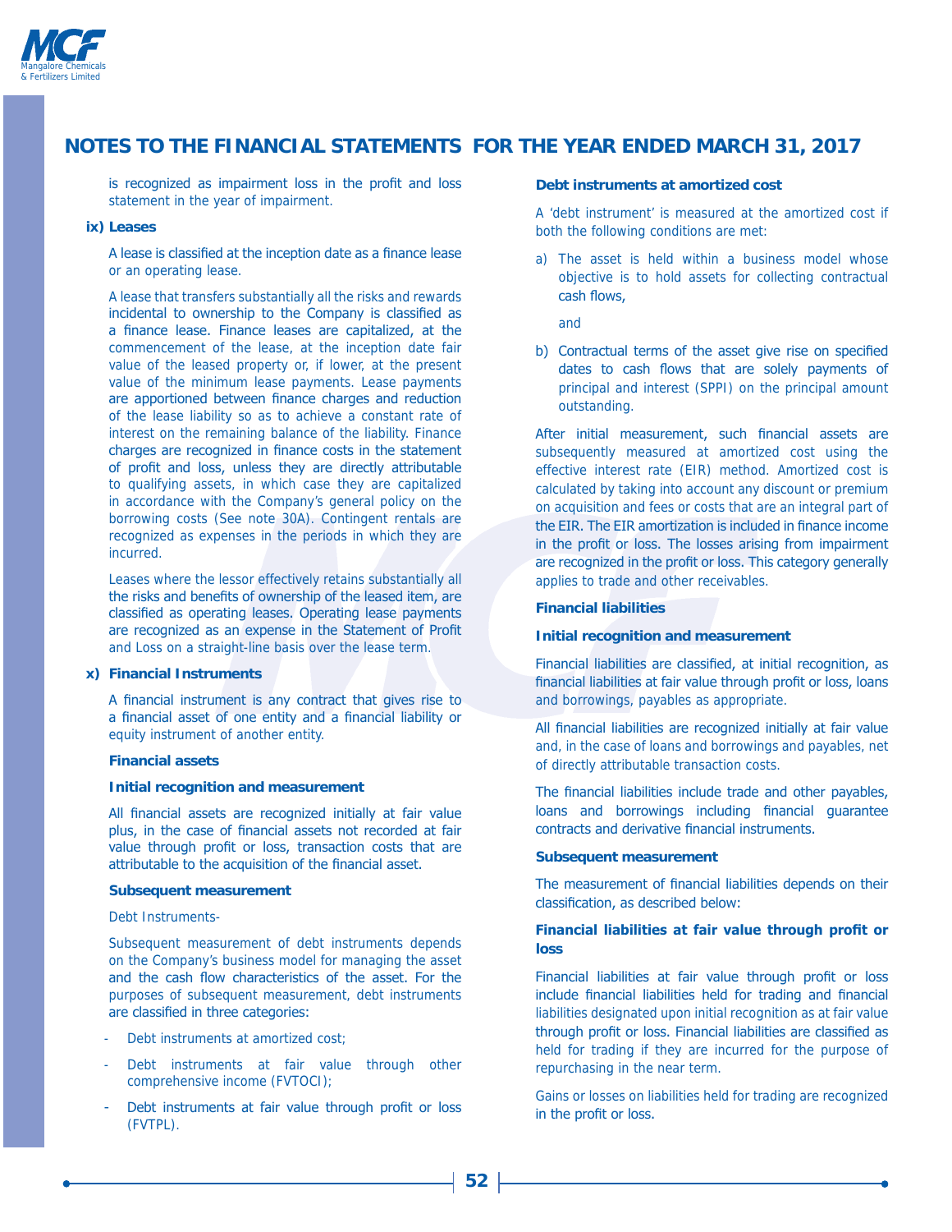is recognized as impairment loss in the profit and loss statement in the year of impairment.

**ix) Leases**

A lease is classified at the inception date as a finance lease or an operating lease.

A lease that transfers substantially all the risks and rewards incidental to ownership to the Company is classified as a finance lease. Finance leases are capitalized, at the commencement of the lease, at the inception date fair value of the leased property or, if lower, at the present value of the minimum lease payments. Lease payments are apportioned between finance charges and reduction of the lease liability so as to achieve a constant rate of interest on the remaining balance of the liability. Finance charges are recognized in finance costs in the statement of profit and loss, unless they are directly attributable to qualifying assets, in which case they are capitalized in accordance with the Company's general policy on the borrowing costs (See note 30A). Contingent rentals are recognized as expenses in the periods in which they are incurred.

Leases where the lessor effectively retains substantially all the risks and benefits of ownership of the leased item, are classified as operating leases. Operating lease payments are recognized as an expense in the Statement of Profit and Loss on a straight-line basis over the lease term.

**x) Financial Instruments**

A financial instrument is any contract that gives rise to a financial asset of one entity and a financial liability or equity instrument of another entity.

**Financial assets**

**Initial recognition and measurement**

All financial assets are recognized initially at fair value plus, in the case of financial assets not recorded at fair value through profit or loss, transaction costs that are attributable to the acquisition of the financial asset.

**Subsequent measurement**

Debt Instruments-

Subsequent measurement of debt instruments depends on the Company's business model for managing the asset and the cash flow characteristics of the asset. For the purposes of subsequent measurement, debt instruments are classified in three categories:

- Debt instruments at amortized cost;
- Debt instruments at fair value through other comprehensive income (FVTOCI);
- Debt instruments at fair value through profit or loss (FVTPL).

**Debt instruments at amortized cost**

A 'debt instrument' is measured at the amortized cost if both the following conditions are met:

a) The asset is held within a business model whose objective is to hold assets for collecting contractual cash flows,

   and

b) Contractual terms of the asset give rise on specified dates to cash flows that are solely payments of principal and interest (SPPI) on the principal amount outstanding.

After initial measurement, such financial assets are subsequently measured at amortized cost using the effective interest rate (EIR) method. Amortized cost is calculated by taking into account any discount or premium on acquisition and fees or costs that are an integral part of the EIR. The EIR amortization is included in finance income in the profit or loss. The losses arising from impairment are recognized in the profit or loss. This category generally applies to trade and other receivables.

**Financial liabilities**

**Initial recognition and measurement**

Financial liabilities are classified, at initial recognition, as financial liabilities at fair value through profit or loss, loans and borrowings, payables as appropriate.

All financial liabilities are recognized initially at fair value and, in the case of loans and borrowings and payables, net of directly attributable transaction costs.

The financial liabilities include trade and other payables, loans and borrowings including financial guarantee contracts and derivative financial instruments.

**Subsequent measurement**

The measurement of financial liabilities depends on their classification, as described below:

**Financial liabilities at fair value through profit or loss**

Financial liabilities at fair value through profit or loss include financial liabilities held for trading and financial liabilities designated upon initial recognition as at fair value through profit or loss. Financial liabilities are classified as held for trading if they are incurred for the purpose of repurchasing in the near term.

Gains or losses on liabilities held for trading are recognized in the profit or loss.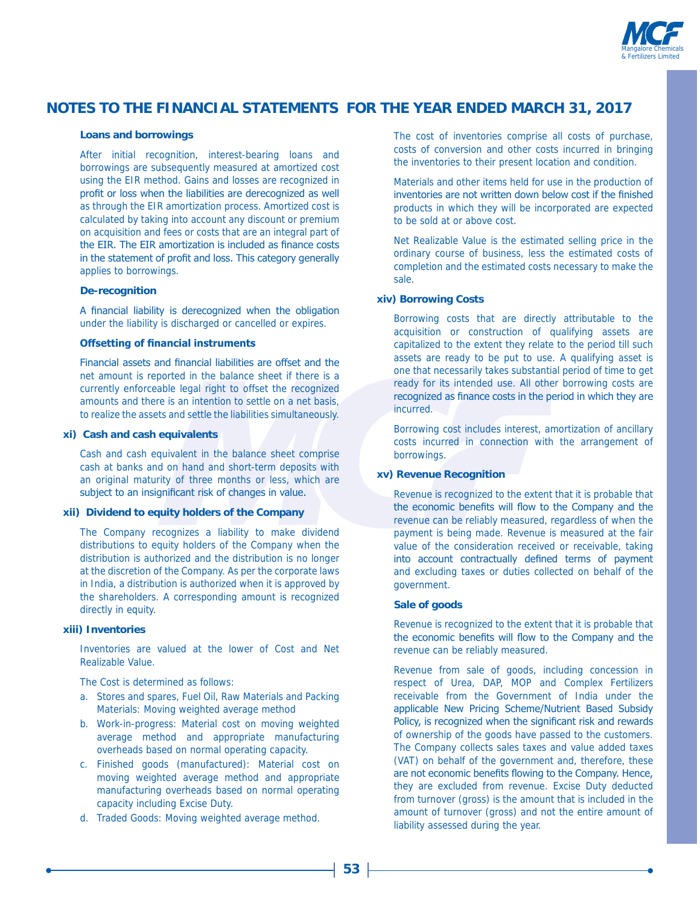## NOTES TO THE FINANCIAL STATEMENTS FOR THE YEAR ENDED MARCH 31, 2017

**Loans and borrowings**

After initial recognition, interest-bearing loans and borrowings are subsequently measured at amortized cost using the EIR method. Gains and losses are recognized in profit or loss when the liabilities are derecognized as well as through the EIR amortization process. Amortized cost is calculated by taking into account any discount or premium on acquisition and fees or costs that are an integral part of the EIR. The EIR amortization is included as finance costs in the statement of profit and loss. This category generally applies to borrowings.

**De-recognition**

A financial liability is derecognized when the obligation under the liability is discharged or cancelled or expires.

**Offsetting of financial instruments**

Financial assets and financial liabilities are offset and the net amount is reported in the balance sheet if there is a currently enforceable legal right to offset the recognized amounts and there is an intention to settle on a net basis, to realize the assets and settle the liabilities simultaneously.

**xi) Cash and cash equivalents**

Cash and cash equivalent in the balance sheet comprise cash at banks and on hand and short-term deposits with an original maturity of three months or less, which are subject to an insignificant risk of changes in value.

**xii) Dividend to equity holders of the Company**

The Company recognizes a liability to make dividend distributions to equity holders of the Company when the distribution is authorized and the distribution is no longer at the discretion of the Company. As per the corporate laws in India, a distribution is authorized when it is approved by the shareholders. A corresponding amount is recognized directly in equity.

**xiii) Inventories**

Inventories are valued at the lower of Cost and Net Realizable Value.

The Cost is determined as follows:

a. Stores and spares, Fuel Oil, Raw Materials and Packing Materials: Moving weighted average method
b. Work-in-progress: Material cost on moving weighted average method and appropriate manufacturing overheads based on normal operating capacity.
c. Finished goods (manufactured): Material cost on moving weighted average method and appropriate manufacturing overheads based on normal operating capacity including Excise Duty.
d. Traded Goods: Moving weighted average method.

The cost of inventories comprise all costs of purchase, costs of conversion and other costs incurred in bringing the inventories to their present location and condition.

Materials and other items held for use in the production of inventories are not written down below cost if the finished products in which they will be incorporated are expected to be sold at or above cost.

Net Realizable Value is the estimated selling price in the ordinary course of business, less the estimated costs of completion and the estimated costs necessary to make the sale.

**xiv) Borrowing Costs**

Borrowing costs that are directly attributable to the acquisition or construction of qualifying assets are capitalized to the extent they relate to the period till such assets are ready to be put to use. A qualifying asset is one that necessarily takes substantial period of time to get ready for its intended use. All other borrowing costs are recognized as finance costs in the period in which they are incurred.

Borrowing cost includes interest, amortization of ancillary costs incurred in connection with the arrangement of borrowings.

**xv) Revenue Recognition**

Revenue is recognized to the extent that it is probable that the economic benefits will flow to the Company and the revenue can be reliably measured, regardless of when the payment is being made. Revenue is measured at the fair value of the consideration received or receivable, taking into account contractually defined terms of payment and excluding taxes or duties collected on behalf of the government.

**Sale of goods**

Revenue is recognized to the extent that it is probable that the economic benefits will flow to the Company and the revenue can be reliably measured.

Revenue from sale of goods, including concession in respect of Urea, DAP, MOP and Complex Fertilizers receivable from the Government of India under the applicable New Pricing Scheme/Nutrient Based Subsidy Policy, is recognized when the significant risk and rewards of ownership of the goods have passed to the customers. The Company collects sales taxes and value added taxes (VAT) on behalf of the government and, therefore, these are not economic benefits flowing to the Company. Hence, they are excluded from revenue. Excise Duty deducted from turnover (gross) is the amount that is included in the amount of turnover (gross) and not the entire amount of liability assessed during the year.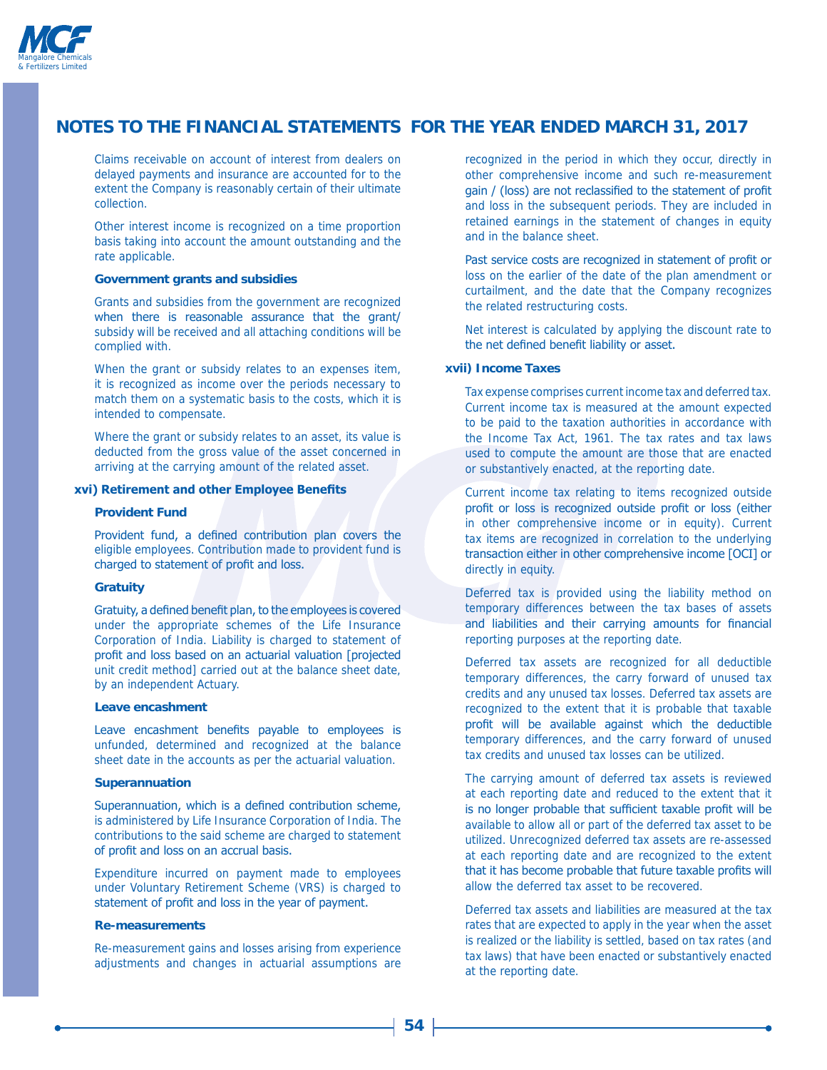## NOTES TO THE FINANCIAL STATEMENTS FOR THE YEAR ENDED MARCH 31, 2017

Claims receivable on account of interest from dealers on delayed payments and insurance are accounted for to the extent the Company is reasonably certain of their ultimate collection.

Other interest income is recognized on a time proportion basis taking into account the amount outstanding and the rate applicable.

**Government grants and subsidies**

Grants and subsidies from the government are recognized when there is reasonable assurance that the grant/ subsidy will be received and all attaching conditions will be complied with.

When the grant or subsidy relates to an expenses item, it is recognized as income over the periods necessary to match them on a systematic basis to the costs, which it is intended to compensate.

Where the grant or subsidy relates to an asset, its value is deducted from the gross value of the asset concerned in arriving at the carrying amount of the related asset.

### xvi) Retirement and other Employee Benefits

**Provident Fund**

Provident fund, a defined contribution plan covers the eligible employees. Contribution made to provident fund is charged to statement of profit and loss.

**Gratuity**

Gratuity, a defined benefit plan, to the employees is covered under the appropriate schemes of the Life Insurance Corporation of India. Liability is charged to statement of profit and loss based on an actuarial valuation [projected unit credit method] carried out at the balance sheet date, by an independent Actuary.

**Leave encashment**

Leave encashment benefits payable to employees is unfunded, determined and recognized at the balance sheet date in the accounts as per the actuarial valuation.

**Superannuation**

Superannuation, which is a defined contribution scheme, is administered by Life Insurance Corporation of India. The contributions to the said scheme are charged to statement of profit and loss on an accrual basis.

Expenditure incurred on payment made to employees under Voluntary Retirement Scheme (VRS) is charged to statement of profit and loss in the year of payment.

**Re-measurements**

Re-measurement gains and losses arising from experience adjustments and changes in actuarial assumptions are recognized in the period in which they occur, directly in other comprehensive income and such re-measurement gain / (loss) are not reclassified to the statement of profit and loss in the subsequent periods. They are included in retained earnings in the statement of changes in equity and in the balance sheet.

Past service costs are recognized in statement of profit or loss on the earlier of the date of the plan amendment or curtailment, and the date that the Company recognizes the related restructuring costs.

Net interest is calculated by applying the discount rate to the net defined benefit liability or asset.

### xvii) Income Taxes

Tax expense comprises current income tax and deferred tax. Current income tax is measured at the amount expected to be paid to the taxation authorities in accordance with the Income Tax Act, 1961. The tax rates and tax laws used to compute the amount are those that are enacted or substantively enacted, at the reporting date.

Current income tax relating to items recognized outside profit or loss is recognized outside profit or loss (either in other comprehensive income or in equity). Current tax items are recognized in correlation to the underlying transaction either in other comprehensive income [OCI] or directly in equity.

Deferred tax is provided using the liability method on temporary differences between the tax bases of assets and liabilities and their carrying amounts for financial reporting purposes at the reporting date.

Deferred tax assets are recognized for all deductible temporary differences, the carry forward of unused tax credits and any unused tax losses. Deferred tax assets are recognized to the extent that it is probable that taxable profit will be available against which the deductible temporary differences, and the carry forward of unused tax credits and unused tax losses can be utilized.

The carrying amount of deferred tax assets is reviewed at each reporting date and reduced to the extent that it is no longer probable that sufficient taxable profit will be available to allow all or part of the deferred tax asset to be utilized. Unrecognized deferred tax assets are re-assessed at each reporting date and are recognized to the extent that it has become probable that future taxable profits will allow the deferred tax asset to be recovered.

Deferred tax assets and liabilities are measured at the tax rates that are expected to apply in the year when the asset is realized or the liability is settled, based on tax rates (and tax laws) that have been enacted or substantively enacted at the reporting date.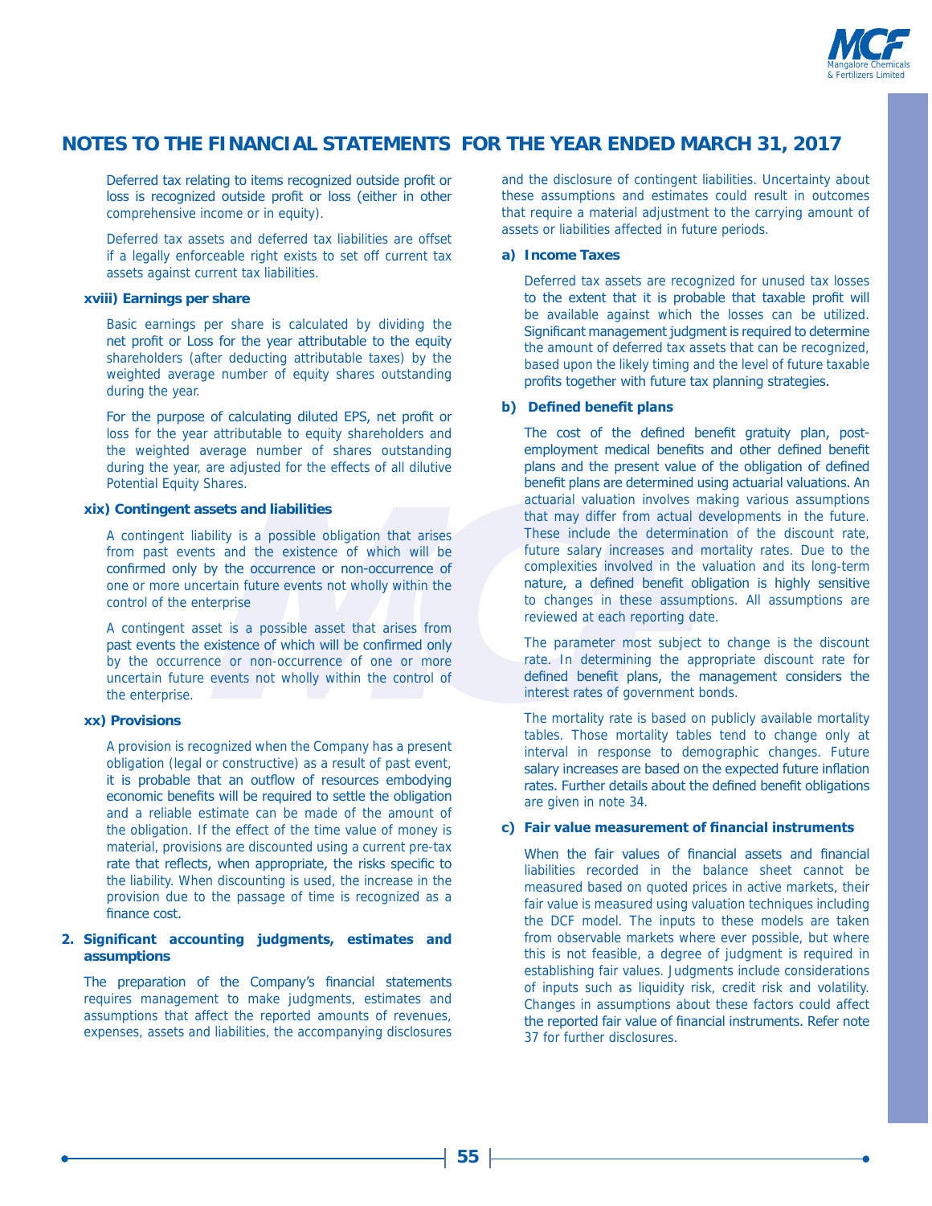## NOTES TO THE FINANCIAL STATEMENTS FOR THE YEAR ENDED MARCH 31, 2017

Deferred tax relating to items recognized outside profit or loss is recognized outside profit or loss (either in other comprehensive income or in equity).

Deferred tax assets and deferred tax liabilities are offset if a legally enforceable right exists to set off current tax assets against current tax liabilities.

#### xviii) Earnings per share

Basic earnings per share is calculated by dividing the net profit or Loss for the year attributable to the equity shareholders (after deducting attributable taxes) by the weighted average number of equity shares outstanding during the year.

For the purpose of calculating diluted EPS, net profit or loss for the year attributable to equity shareholders and the weighted average number of shares outstanding during the year, are adjusted for the effects of all dilutive Potential Equity Shares.

#### xix) Contingent assets and liabilities

A contingent liability is a possible obligation that arises from past events and the existence of which will be confirmed only by the occurrence or non-occurrence of one or more uncertain future events not wholly within the control of the enterprise

A contingent asset is a possible asset that arises from past events the existence of which will be confirmed only by the occurrence or non-occurrence of one or more uncertain future events not wholly within the control of the enterprise.

#### xx) Provisions

A provision is recognized when the Company has a present obligation (legal or constructive) as a result of past event, it is probable that an outflow of resources embodying economic benefits will be required to settle the obligation and a reliable estimate can be made of the amount of the obligation. If the effect of the time value of money is material, provisions are discounted using a current pre-tax rate that reflects, when appropriate, the risks specific to the liability. When discounting is used, the increase in the provision due to the passage of time is recognized as a finance cost.

### 2. Significant accounting judgments, estimates and assumptions

The preparation of the Company's financial statements requires management to make judgments, estimates and assumptions that affect the reported amounts of revenues, expenses, assets and liabilities, the accompanying disclosures and the disclosure of contingent liabilities. Uncertainty about these assumptions and estimates could result in outcomes that require a material adjustment to the carrying amount of assets or liabilities affected in future periods.

#### a) Income Taxes

Deferred tax assets are recognized for unused tax losses to the extent that it is probable that taxable profit will be available against which the losses can be utilized. Significant management judgment is required to determine the amount of deferred tax assets that can be recognized, based upon the likely timing and the level of future taxable profits together with future tax planning strategies.

#### b) Defined benefit plans

The cost of the defined benefit gratuity plan, post-employment medical benefits and other defined benefit plans and the present value of the obligation of defined benefit plans are determined using actuarial valuations. An actuarial valuation involves making various assumptions that may differ from actual developments in the future. These include the determination of the discount rate, future salary increases and mortality rates. Due to the complexities involved in the valuation and its long-term nature, a defined benefit obligation is highly sensitive to changes in these assumptions. All assumptions are reviewed at each reporting date.

The parameter most subject to change is the discount rate. In determining the appropriate discount rate for defined benefit plans, the management considers the interest rates of government bonds.

The mortality rate is based on publicly available mortality tables. Those mortality tables tend to change only at interval in response to demographic changes. Future salary increases are based on the expected future inflation rates. Further details about the defined benefit obligations are given in note 34.

#### c) Fair value measurement of financial instruments

When the fair values of financial assets and financial liabilities recorded in the balance sheet cannot be measured based on quoted prices in active markets, their fair value is measured using valuation techniques including the DCF model. The inputs to these models are taken from observable markets where ever possible, but where this is not feasible, a degree of judgment is required in establishing fair values. Judgments include considerations of inputs such as liquidity risk, credit risk and volatility. Changes in assumptions about these factors could affect the reported fair value of financial instruments. Refer note 37 for further disclosures.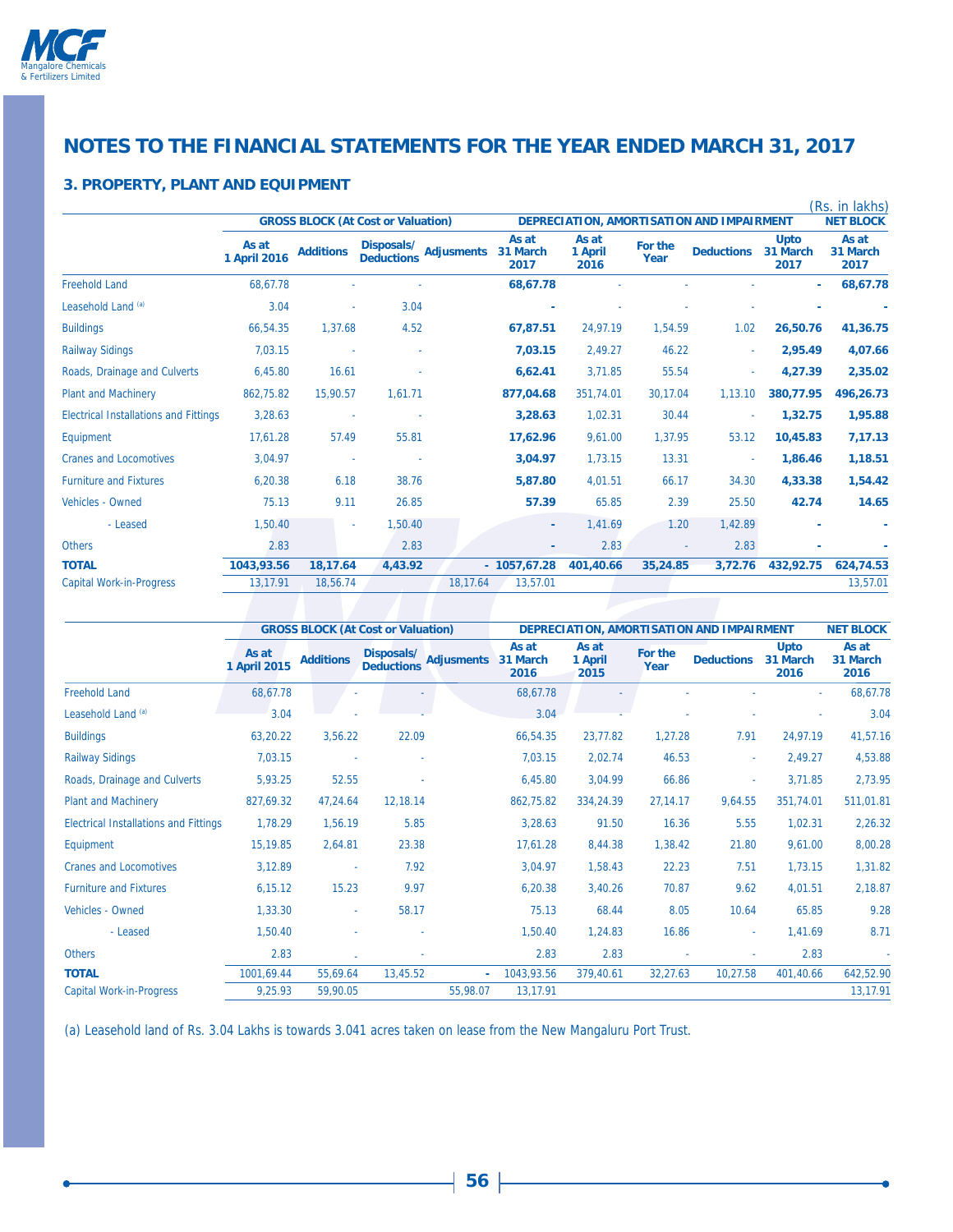# NOTES TO THE FINANCIAL STATEMENTS FOR THE YEAR ENDED MARCH 31, 2017

## 3. PROPERTY, PLANT AND EQUIPMENT

(Rs. in lakhs)

| | GROSS BLOCK (At Cost or Valuation) | | | | | DEPRECIATION, AMORTISATION AND IMPAIRMENT | | | | NET BLOCK |
|---|---|---|---|---|---|---|---|---|---|---|
| | As at 1 April 2016 | Additions | Disposals/ Deductions | Adjusments | As at 31 March 2017 | As at 1 April 2016 | For the Year | Deductions | Upto 31 March 2017 | As at 31 March 2017 |
| Freehold Land | 68,67.78 | - | - | | **68,67.78** | - | - | - | **-** | **68,67.78** |
| Leasehold Land [(a)] | 3.04 | - | 3.04 | | **-** | - | - | - | **-** | **-** |
| Buildings | 66,54.35 | 1,37.68 | 4.52 | | **67,87.51** | 24,97.19 | 1,54.59 | 1.02 | **26,50.76** | **41,36.75** |
| Railway Sidings | 7,03.15 | - | - | | **7,03.15** | 2,49.27 | 46.22 | - | **2,95.49** | **4,07.66** |
| Roads, Drainage and Culverts | 6,45.80 | 16.61 | - | | **6,62.41** | 3,71.85 | 55.54 | - | **4,27.39** | **2,35.02** |
| Plant and Machinery | 862,75.82 | 15,90.57 | 1,61.71 | | **877,04.68** | 351,74.01 | 30,17.04 | 1,13.10 | **380,77.95** | **496,26.73** |
| Electrical Installations and Fittings | 3,28.63 | - | - | | **3,28.63** | 1,02.31 | 30.44 | - | **1,32.75** | **1,95.88** |
| Equipment | 17,61.28 | 57.49 | 55.81 | | **17,62.96** | 9,61.00 | 1,37.95 | 53.12 | **10,45.83** | **7,17.13** |
| Cranes and Locomotives | 3,04.97 | - | - | | **3,04.97** | 1,73.15 | 13.31 | - | **1,86.46** | **1,18.51** |
| Furniture and Fixtures | 6,20.38 | 6.18 | 38.76 | | **5,87.80** | 4,01.51 | 66.17 | 34.30 | **4,33.38** | **1,54.42** |
| Vehicles - Owned | 75.13 | 9.11 | 26.85 | | **57.39** | 65.85 | 2.39 | 25.50 | **42.74** | **14.65** |
| - Leased | 1,50.40 | - | 1,50.40 | | **-** | 1,41.69 | 1.20 | 1,42.89 | **-** | **-** |
| Others | 2.83 | | 2.83 | | **-** | 2.83 | - | 2.83 | **-** | **-** |
| **TOTAL** | **1043,93.56** | **18,17.64** | **4,43.92** | **-** | **1057,67.28** | **401,40.66** | **35,24.85** | **3,72.76** | **432,92.75** | **624,74.53** |
| Capital Work-in-Progress | 13,17.91 | 18,56.74 | | 18,17.64 | 13,57.01 | | | | | 13,57.01 |

| | GROSS BLOCK (At Cost or Valuation) | | | | | DEPRECIATION, AMORTISATION AND IMPAIRMENT | | | | NET BLOCK |
|---|---|---|---|---|---|---|---|---|---|---|
| | As at 1 April 2015 | Additions | Disposals/ Deductions | Adjusments | As at 31 March 2016 | As at 1 April 2015 | For the Year | Deductions | Upto 31 March 2016 | As at 31 March 2016 |
| Freehold Land | 68,67.78 | - | - | | 68,67.78 | - | - | - | - | 68,67.78 |
| Leasehold Land [(a)] | 3.04 | - | - | | 3.04 | - | - | - | - | 3.04 |
| Buildings | 63,20.22 | 3,56.22 | 22.09 | | 66,54.35 | 23,77.82 | 1,27.28 | 7.91 | 24,97.19 | 41,57.16 |
| Railway Sidings | 7,03.15 | - | - | | 7,03.15 | 2,02.74 | 46.53 | - | 2,49.27 | 4,53.88 |
| Roads, Drainage and Culverts | 5,93.25 | 52.55 | - | | 6,45.80 | 3,04.99 | 66.86 | - | 3,71.85 | 2,73.95 |
| Plant and Machinery | 827,69.32 | 47,24.64 | 12,18.14 | | 862,75.82 | 334,24.39 | 27,14.17 | 9,64.55 | 351,74.01 | 511,01.81 |
| Electrical Installations and Fittings | 1,78.29 | 1,56.19 | 5.85 | | 3,28.63 | 91.50 | 16.36 | 5.55 | 1,02.31 | 2,26.32 |
| Equipment | 15,19.85 | 2,64.81 | 23.38 | | 17,61.28 | 8,44.38 | 1,38.42 | 21.80 | 9,61.00 | 8,00.28 |
| Cranes and Locomotives | 3,12.89 | - | 7.92 | | 3,04.97 | 1,58.43 | 22.23 | 7.51 | 1,73.15 | 1,31.82 |
| Furniture and Fixtures | 6,15.12 | 15.23 | 9.97 | | 6,20.38 | 3,40.26 | 70.87 | 9.62 | 4,01.51 | 2,18.87 |
| Vehicles - Owned | 1,33.30 | - | 58.17 | | 75.13 | 68.44 | 8.05 | 10.64 | 65.85 | 9.28 |
| - Leased | 1,50.40 | - | - | | 1,50.40 | 1,24.83 | 16.86 | - | 1,41.69 | 8.71 |
| Others | 2.83 | - | - | | 2.83 | 2.83 | - | - | 2.83 | - |
| **TOTAL** | 1001,69.44 | 55,69.64 | 13,45.52 | - | 1043,93.56 | 379,40.61 | 32,27.63 | 10,27.58 | 401,40.66 | 642,52.90 |
| Capital Work-in-Progress | 9,25.93 | 59,90.05 | | 55,98.07 | 13,17.91 | | | | | 13,17.91 |

(a) Leasehold land of Rs. 3.04 Lakhs is towards 3.041 acres taken on lease from the New Mangaluru Port Trust.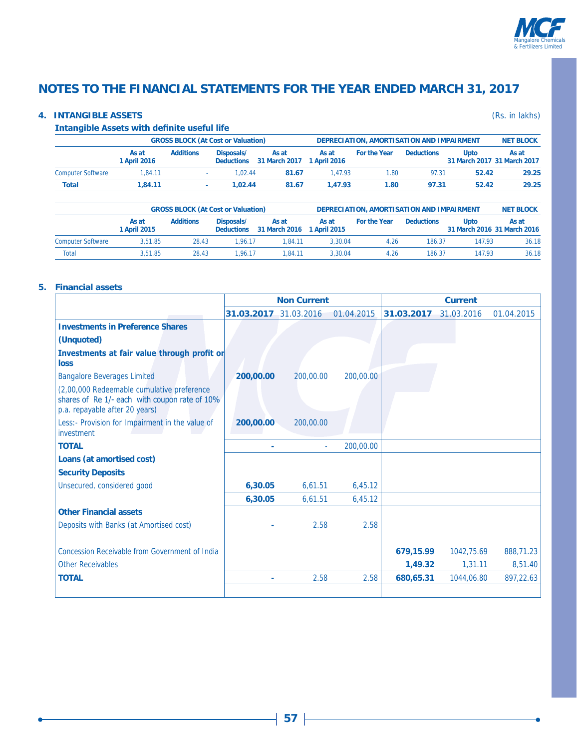# NOTES TO THE FINANCIAL STATEMENTS FOR THE YEAR ENDED MARCH 31, 2017

## 4. INTANGIBLE ASSETS

(Rs. in lakhs)

**Intangible Assets with definite useful life**

| | GROSS BLOCK (At Cost or Valuation) | | | | DEPRECIATION, AMORTISATION AND IMPAIRMENT | | | | NET BLOCK |
|---|---|---|---|---|---|---|---|---|---|
| | As at 1 April 2016 | Additions | Disposals/ Deductions | As at 31 March 2017 | As at 1 April 2016 | For the Year | Deductions | Upto 31 March 2017 | As at 31 March 2017 |
| Computer Software | 1,84.11 | - | 1,02.44 | **81.67** | 1,47.93 | 1.80 | 97.31 | **52.42** | **29.25** |
| **Total** | **1,84.11** | **-** | **1,02.44** | **81.67** | **1,47.93** | **1.80** | **97.31** | **52.42** | **29.25** |

| | GROSS BLOCK (At Cost or Valuation) | | | | DEPRECIATION, AMORTISATION AND IMPAIRMENT | | | | NET BLOCK |
|---|---|---|---|---|---|---|---|---|---|
| | As at 1 April 2015 | Additions | Disposals/ Deductions | As at 31 March 2016 | As at 1 April 2015 | For the Year | Deductions | Upto 31 March 2016 | As at 31 March 2016 |
| Computer Software | 3,51.85 | 28.43 | 1,96.17 | 1,84.11 | 3,30.04 | 4.26 | 186.37 | 147.93 | 36.18 |
| Total | 3,51.85 | 28.43 | 1,96.17 | 1,84.11 | 3,30.04 | 4.26 | 186.37 | 147.93 | 36.18 |

## 5. Financial assets

| | Non Current | | | Current | | |
|---|---|---|---|---|---|---|
| | **31.03.2017** | 31.03.2016 | 01.04.2015 | **31.03.2017** | 31.03.2016 | 01.04.2015 |
| **Investments in Preference Shares** | | | | | | |
| **(Unquoted)** | | | | | | |
| **Investments at fair value through profit or loss** | | | | | | |
| Bangalore Beverages Limited | **200,00.00** | 200,00.00 | 200,00.00 | | | |
| (2,00,000 Redeemable cumulative preference shares of Re 1/- each with coupon rate of 10% p.a. repayable after 20 years) | | | | | | |
| Less:- Provision for Impairment in the value of investment | **200,00.00** | 200,00.00 | | | | |
| **TOTAL** | **-** | - | 200,00.00 | | | |
| **Loans (at amortised cost)** | | | | | | |
| **Security Deposits** | | | | | | |
| Unsecured, considered good | **6,30.05** | 6,61.51 | 6,45.12 | | | |
| | **6,30.05** | 6,61.51 | 6,45.12 | | | |
| **Other Financial assets** | | | | | | |
| Deposits with Banks (at Amortised cost) | **-** | 2.58 | 2.58 | | | |
| Concession Receivable from Government of India | | | | **679,15.99** | 1042,75.69 | 888,71.23 |
| Other Receivables | | | | **1,49.32** | 1,31.11 | 8,51.40 |
| **TOTAL** | **-** | 2.58 | 2.58 | **680,65.31** | 1044,06.80 | 897,22.63 |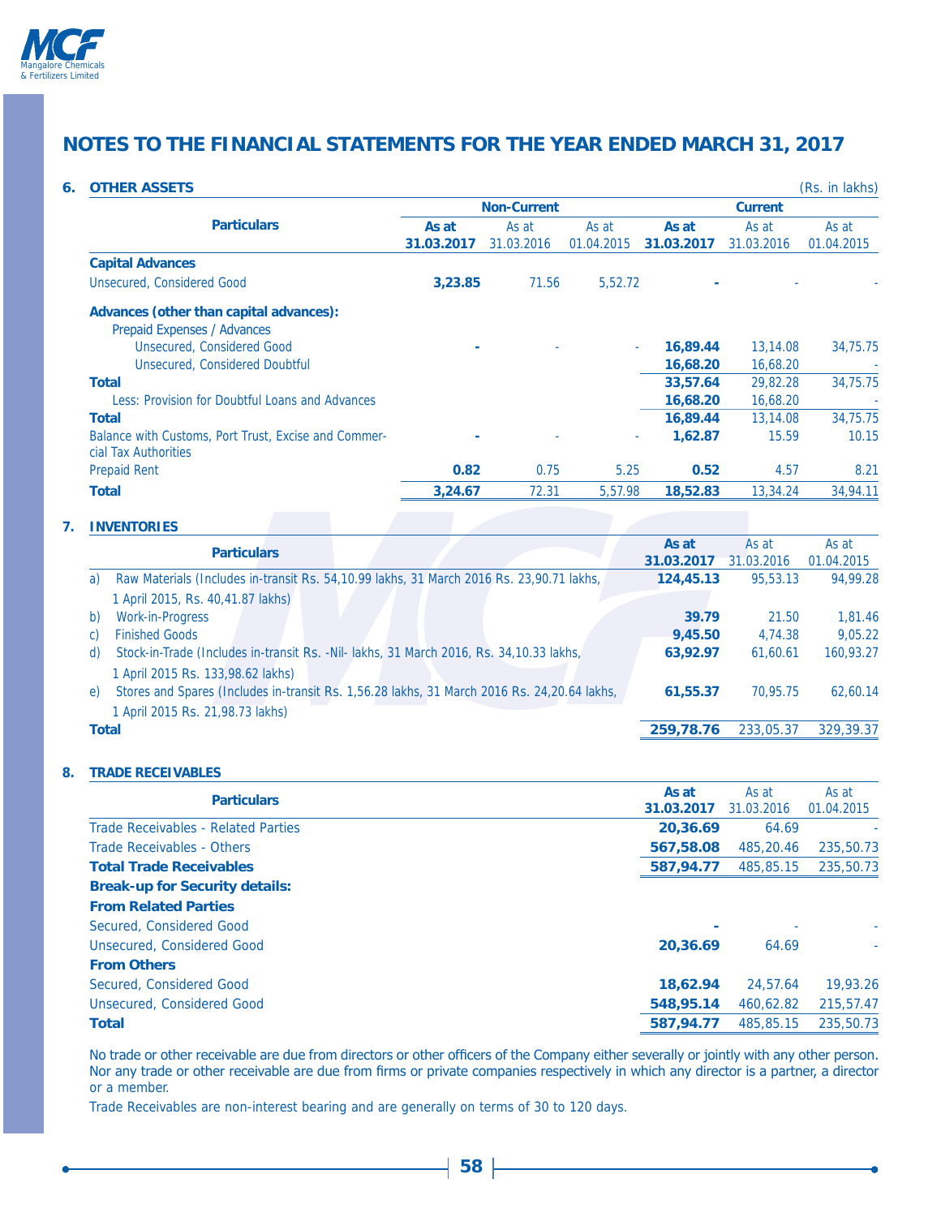## NOTES TO THE FINANCIAL STATEMENTS FOR THE YEAR ENDED MARCH 31, 2017

### 6. OTHER ASSETS

(Rs. in lakhs)

| Particulars | Non-Current | | | Current | | |
|---|---|---|---|---|---|---|
| | **As at 31.03.2017** | As at 31.03.2016 | As at 01.04.2015 | **As at 31.03.2017** | As at 31.03.2016 | As at 01.04.2015 |
| **Capital Advances** | | | | | | |
| Unsecured, Considered Good | **3,23.85** | 71.56 | 5,52.72 | **-** | - | - |
| **Advances (other than capital advances):** | | | | | | |
| Prepaid Expenses / Advances | | | | | | |
| Unsecured, Considered Good | **-** | - | - | **16,89.44** | 13,14.08 | 34,75.75 |
| Unsecured, Considered Doubtful | | | | **16,68.20** | 16,68.20 | - |
| **Total** | | | | **33,57.64** | 29,82.28 | 34,75.75 |
| Less: Provision for Doubtful Loans and Advances | | | | **16,68.20** | 16,68.20 | - |
| **Total** | | | | **16,89.44** | 13,14.08 | 34,75.75 |
| Balance with Customs, Port Trust, Excise and Commercial Tax Authorities | **-** | - | - | **1,62.87** | 15.59 | 10.15 |
| Prepaid Rent | **0.82** | 0.75 | 5.25 | **0.52** | 4.57 | 8.21 |
| **Total** | **3,24.67** | 72.31 | 5,57.98 | **18,52.83** | 13,34.24 | 34,94.11 |

### 7. INVENTORIES

| Particulars | **As at 31.03.2017** | As at 31.03.2016 | As at 01.04.2015 |
|---|---|---|---|
| a) Raw Materials (Includes in-transit Rs. 54,10.99 lakhs, 31 March 2016 Rs. 23,90.71 lakhs, 1 April 2015, Rs. 40,41.87 lakhs) | **124,45.13** | 95,53.13 | 94,99.28 |
| b) Work-in-Progress | **39.79** | 21.50 | 1,81.46 |
| c) Finished Goods | **9,45.50** | 4,74.38 | 9,05.22 |
| d) Stock-in-Trade (Includes in-transit Rs. -Nil- lakhs, 31 March 2016, Rs. 34,10.33 lakhs, 1 April 2015 Rs. 133,98.62 lakhs) | **63,92.97** | 61,60.61 | 160,93.27 |
| e) Stores and Spares (Includes in-transit Rs. 1,56.28 lakhs, 31 March 2016 Rs. 24,20.64 lakhs, 1 April 2015 Rs. 21,98.73 lakhs) | **61,55.37** | 70,95.75 | 62,60.14 |
| **Total** | **259,78.76** | 233,05.37 | 329,39.37 |

### 8. TRADE RECEIVABLES

| Particulars | **As at 31.03.2017** | As at 31.03.2016 | As at 01.04.2015 |
|---|---|---|---|
| Trade Receivables - Related Parties | **20,36.69** | 64.69 | - |
| Trade Receivables - Others | **567,58.08** | 485,20.46 | 235,50.73 |
| **Total Trade Receivables** | **587,94.77** | 485,85.15 | 235,50.73 |
| **Break-up for Security details:** | | | |
| **From Related Parties** | | | |
| Secured, Considered Good | **-** | - | - |
| Unsecured, Considered Good | **20,36.69** | 64.69 | - |
| **From Others** | | | |
| Secured, Considered Good | **18,62.94** | 24,57.64 | 19,93.26 |
| Unsecured, Considered Good | **548,95.14** | 460,62.82 | 215,57.47 |
| **Total** | **587,94.77** | 485,85.15 | 235,50.73 |

No trade or other receivable are due from directors or other officers of the Company either severally or jointly with any other person. Nor any trade or other receivable are due from firms or private companies respectively in which any director is a partner, a director or a member.

Trade Receivables are non-interest bearing and are generally on terms of 30 to 120 days.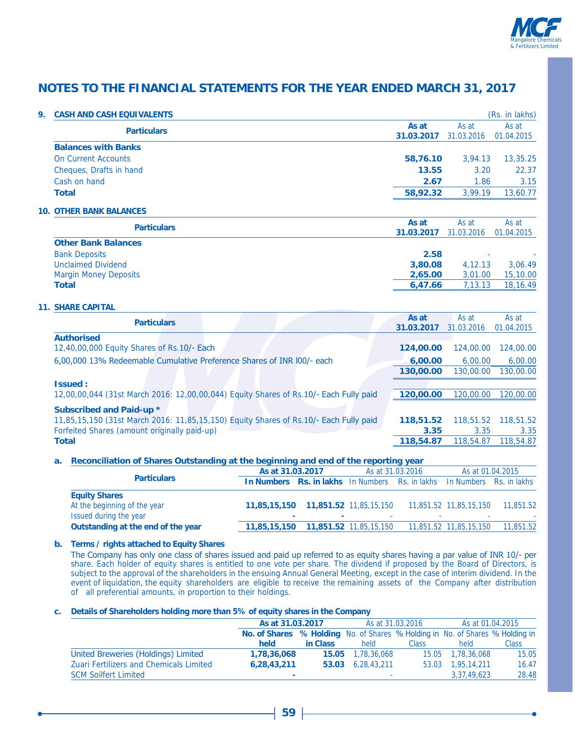# NOTES TO THE FINANCIAL STATEMENTS FOR THE YEAR ENDED MARCH 31, 2017

## 9. CASH AND CASH EQUIVALENTS

(Rs. in lakhs)

| Particulars | As at 31.03.2017 | As at 31.03.2016 | As at 01.04.2015 |
|---|---|---|---|
| **Balances with Banks** | | | |
| On Current Accounts | **58,76.10** | 3,94.13 | 13,35.25 |
| Cheques, Drafts in hand | **13.55** | 3.20 | 22.37 |
| Cash on hand | **2.67** | 1.86 | 3.15 |
| **Total** | **58,92.32** | 3,99.19 | 13,60.77 |

## 10. OTHER BANK BALANCES

| Particulars | As at 31.03.2017 | As at 31.03.2016 | As at 01.04.2015 |
|---|---|---|---|
| **Other Bank Balances** | | | |
| Bank Deposits | **2.58** | - | - |
| Unclaimed Dividend | **3,80.08** | 4,12.13 | 3,06.49 |
| Margin Money Deposits | **2,65.00** | 3,01.00 | 15,10.00 |
| **Total** | **6,47.66** | 7,13.13 | 18,16.49 |

## 11. SHARE CAPITAL

| Particulars | As at 31.03.2017 | As at 31.03.2016 | As at 01.04.2015 |
|---|---|---|---|
| **Authorised** | | | |
| 12,40,00,000 Equity Shares of Rs.10/- Each | **124,00.00** | 124,00.00 | 124,00.00 |
| 6,00,000 13% Redeemable Cumulative Preference Shares of INR l00/- each | **6,00.00** | 6,00.00 | 6,00.00 |
| | **130,00.00** | 130,00.00 | 130,00.00 |
| **Issued :** | | | |
| 12,00,00,044 (31st March 2016: 12,00,00,044) Equity Shares of Rs.10/- Each Fully paid | **120,00.00** | 120,00.00 | 120,00.00 |
| **Subscribed and Paid-up *** | | | |
| 11,85,15,150 (31st March 2016: 11,85,15,150) Equity Shares of Rs.10/- Each Fully paid | **118,51.52** | 118,51.52 | 118,51.52 |
| Forfeited Shares (amount originally paid-up) | **3.35** | 3.35 | 3.35 |
| **Total** | **118,54.87** | 118,54.87 | 118,54.87 |

### a. Reconciliation of Shares Outstanding at the beginning and end of the reporting year

| Particulars | As at 31.03.2017 | | As at 31.03.2016 | | As at 01.04.2015 | |
|---|---|---|---|---|---|---|
| | **In Numbers** | **Rs. in lakhs** | In Numbers | Rs. in lakhs | In Numbers | Rs. in lakhs |
| **Equity Shares** | | | | | | |
| At the beginning of the year | **11,85,15,150** | **11,851.52** | 11,85,15,150 | 11,851.52 | 11,85,15,150 | 11,851.52 |
| Issued during the year | **-** | **-** | - | - | - | - |
| **Outstanding at the end of the year** | **11,85,15,150** | **11,851.52** | 11,85,15,150 | 11,851.52 | 11,85,15,150 | 11,851.52 |

### b. Terms / rights attached to Equity Shares

The Company has only one class of shares issued and paid up referred to as equity shares having a par value of INR 10/- per share. Each holder of equity shares is entitled to one vote per share. The dividend if proposed by the Board of Directors, is subject to the approval of the shareholders in the ensuing Annual General Meeting, except in the case of interim dividend. In the event of liquidation, the equity shareholders are eligible to receive the remaining assets of the Company after distribution of all preferential amounts, in proportion to their holdings.

### c. Details of Shareholders holding more than 5% of equity shares in the Company

| | As at 31.03.2017 | | As at 31.03.2016 | | As at 01.04.2015 | |
|---|---|---|---|---|---|---|
| | **No. of Shares held** | **% Holding in Class** | No. of Shares held | % Holding in Class | No. of Shares held | % Holding in Class |
| United Breweries (Holdings) Limited | **1,78,36,068** | **15.05** | 1,78,36,068 | 15.05 | 1,78,36,068 | 15.05 |
| Zuari Fertilizers and Chemicals Limited | **6,28,43,211** | **53.03** | 6,28,43,211 | 53.03 | 1,95,14,211 | 16.47 |
| SCM Soilfert Limited | **-** | | - | | 3,37,49,623 | 28.48 |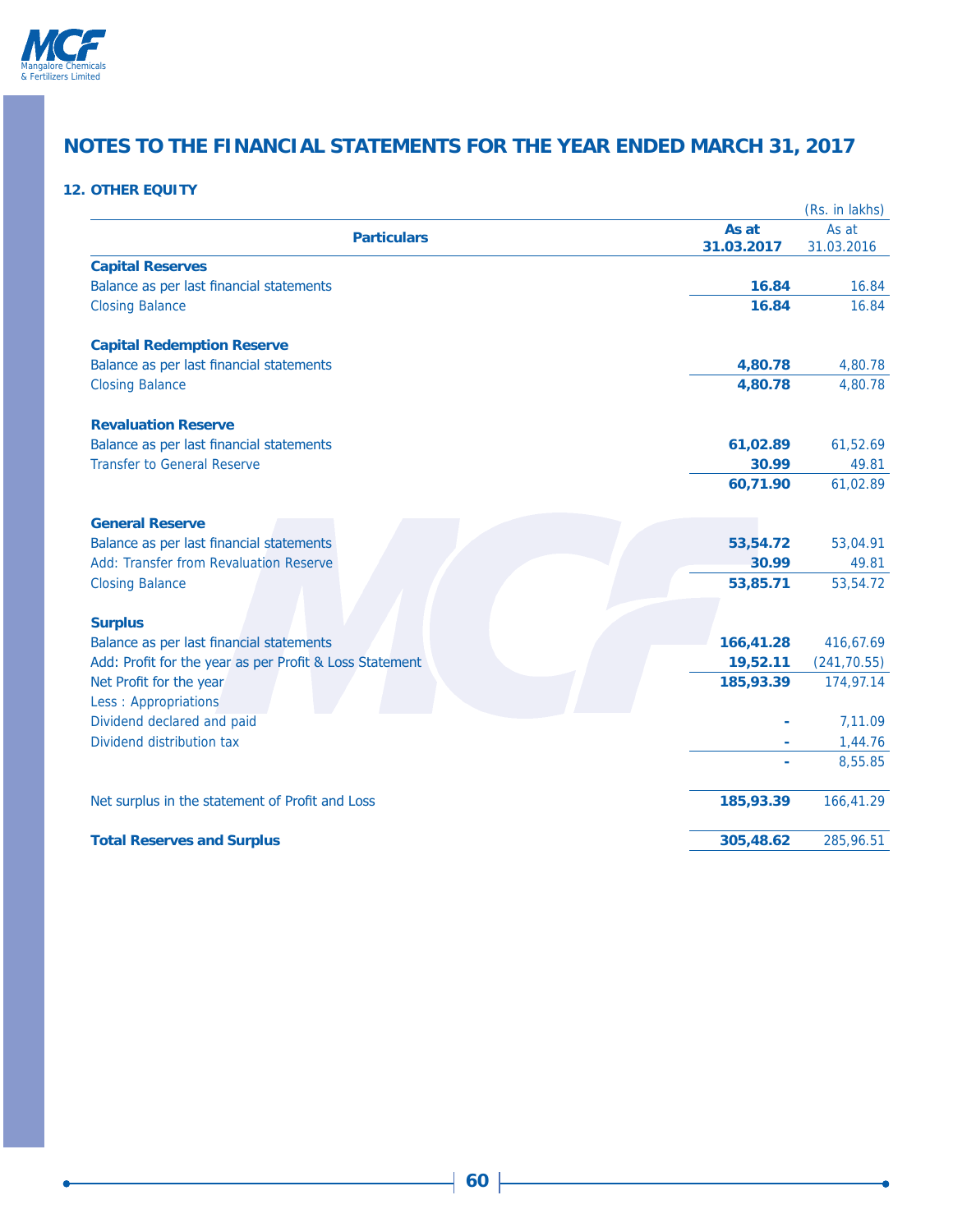# NOTES TO THE FINANCIAL STATEMENTS FOR THE YEAR ENDED MARCH 31, 2017

## 12. OTHER EQUITY

(Rs. in lakhs)

| Particulars | As at 31.03.2017 | As at 31.03.2016 |
|---|---|---|
| **Capital Reserves** | | |
| Balance as per last financial statements | **16.84** | 16.84 |
| Closing Balance | **16.84** | 16.84 |
| **Capital Redemption Reserve** | | |
| Balance as per last financial statements | **4,80.78** | 4,80.78 |
| Closing Balance | **4,80.78** | 4,80.78 |
| **Revaluation Reserve** | | |
| Balance as per last financial statements | **61,02.89** | 61,52.69 |
| Transfer to General Reserve | **30.99** | 49.81 |
| | **60,71.90** | 61,02.89 |
| **General Reserve** | | |
| Balance as per last financial statements | **53,54.72** | 53,04.91 |
| Add: Transfer from Revaluation Reserve | **30.99** | 49.81 |
| Closing Balance | **53,85.71** | 53,54.72 |
| **Surplus** | | |
| Balance as per last financial statements | **166,41.28** | 416,67.69 |
| Add: Profit for the year as per Profit & Loss Statement | **19,52.11** | (241,70.55) |
| Net Profit for the year | **185,93.39** | 174,97.14 |
| Less : Appropriations | | |
| Dividend declared and paid | - | 7,11.09 |
| Dividend distribution tax | - | 1,44.76 |
| | - | 8,55.85 |
| Net surplus in the statement of Profit and Loss | **185,93.39** | 166,41.29 |
| **Total Reserves and Surplus** | **305,48.62** | 285,96.51 |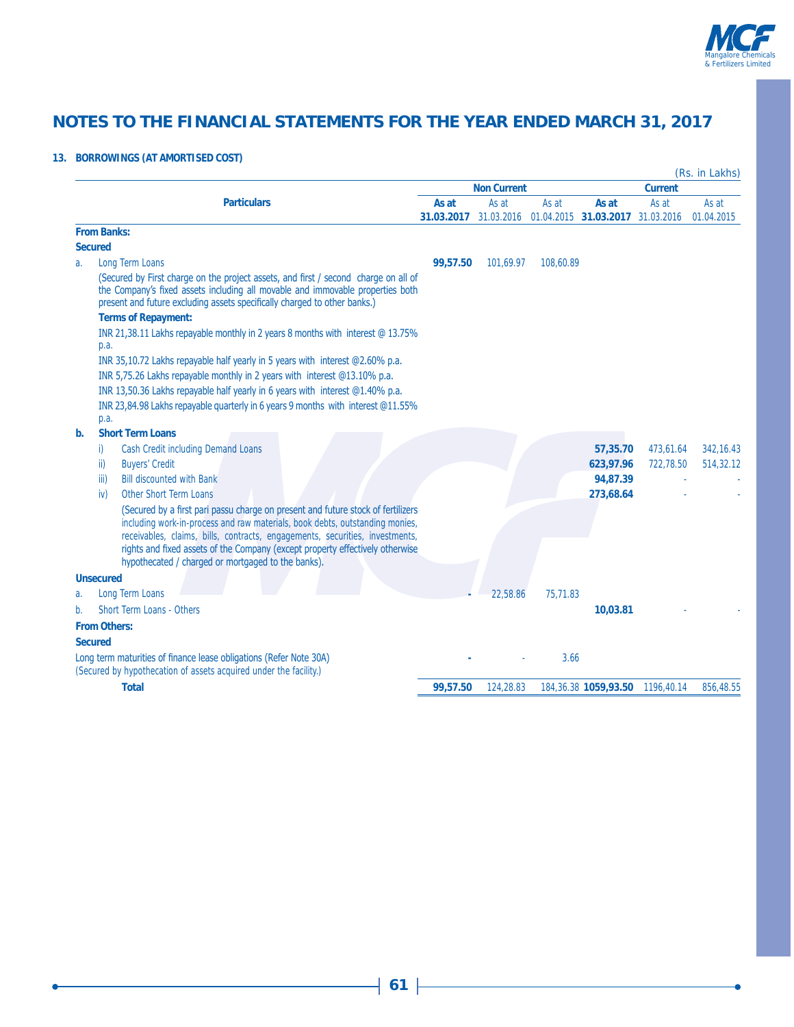# NOTES TO THE FINANCIAL STATEMENTS FOR THE YEAR ENDED MARCH 31, 2017

### 13. BORROWINGS (AT AMORTISED COST)

(Rs. in Lakhs)

| | Particulars | Non Current | | | Current | | |
|---|---|---|---|---|---|---|---|
| | | **As at 31.03.2017** | As at 31.03.2016 | As at 01.04.2015 | **As at 31.03.2017** | As at 31.03.2016 | As at 01.04.2015 |
| **From Banks:** | | | | | | | |
| **Secured** | | | | | | | |
| a. | Long Term Loans | **99,57.50** | 101,69.97 | 108,60.89 | | | |
| | (Secured by First charge on the project assets, and first / second charge on all of the Company's fixed assets including all movable and immovable properties both present and future excluding assets specifically charged to other banks.) | | | | | | |
| | **Terms of Repayment:** | | | | | | |
| | INR 21,38.11 Lakhs repayable monthly in 2 years 8 months with interest @ 13.75% p.a. | | | | | | |
| | INR 35,10.72 Lakhs repayable half yearly in 5 years with interest @2.60% p.a. | | | | | | |
| | INR 5,75.26 Lakhs repayable monthly in 2 years with interest @13.10% p.a. | | | | | | |
| | INR 13,50.36 Lakhs repayable half yearly in 6 years with interest @1.40% p.a. | | | | | | |
| | INR 23,84.98 Lakhs repayable quarterly in 6 years 9 months with interest @11.55% p.a. | | | | | | |
| **b.** | **Short Term Loans** | | | | | | |
| | i) Cash Credit including Demand Loans | | | | **57,35.70** | 473,61.64 | 342,16.43 |
| | ii) Buyers' Credit | | | | **623,97.96** | 722,78.50 | 514,32.12 |
| | iii) Bill discounted with Bank | | | | **94,87.39** | - | - |
| | iv) Other Short Term Loans | | | | **273,68.64** | - | - |
| | (Secured by a first pari passu charge on present and future stock of fertilizers including work-in-process and raw materials, book debts, outstanding monies, receivables, claims, bills, contracts, engagements, securities, investments, rights and fixed assets of the Company (except property effectively otherwise hypothecated / charged or mortgaged to the banks). | | | | | | |
| **Unsecured** | | | | | | | |
| a. | Long Term Loans | **-** | 22,58.86 | 75,71.83 | | | |
| b. | Short Term Loans - Others | | | | **10,03.81** | - | - |
| **From Others:** | | | | | | | |
| **Secured** | | | | | | | |
| | Long term maturities of finance lease obligations (Refer Note 30A) (Secured by hypothecation of assets acquired under the facility.) | **-** | - | 3.66 | | | |
| | **Total** | **99,57.50** | 124,28.83 | 184,36.38 | **1059,93.50** | 1196,40.14 | 856,48.55 |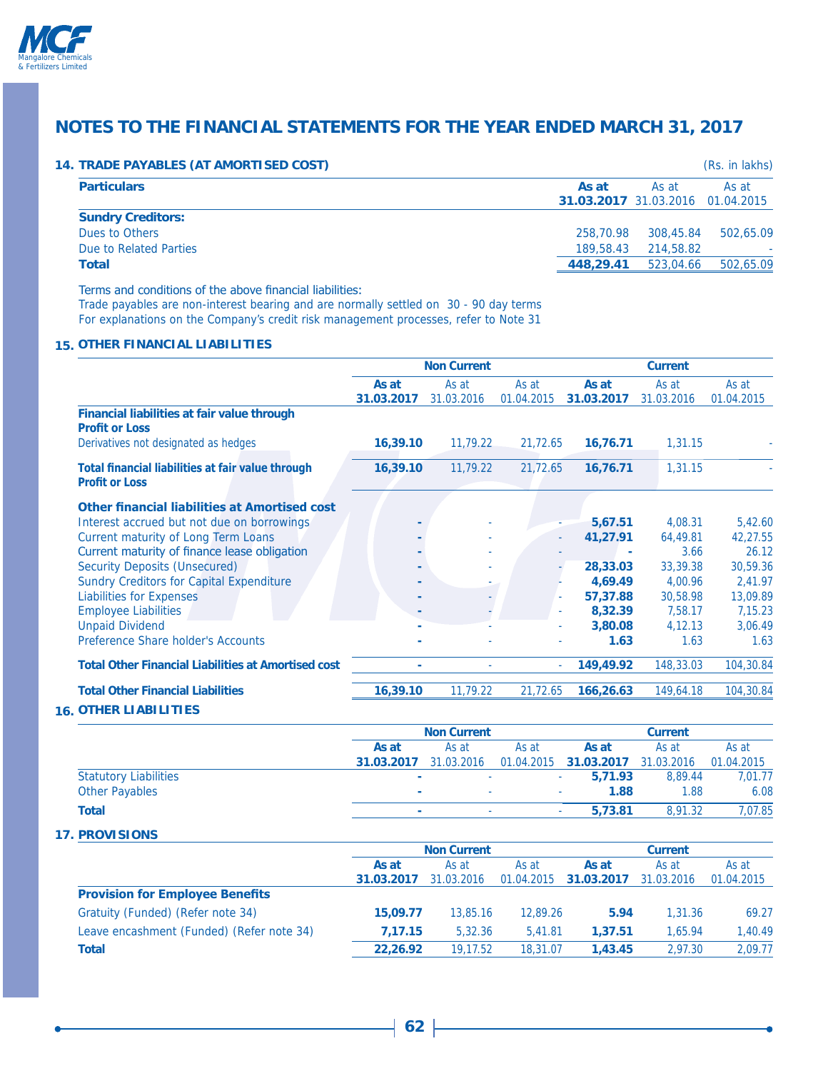# NOTES TO THE FINANCIAL STATEMENTS FOR THE YEAR ENDED MARCH 31, 2017

## 14. TRADE PAYABLES (AT AMORTISED COST)

(Rs. in lakhs)

| Particulars | As at 31.03.2017 | As at 31.03.2016 | As at 01.04.2015 |
|---|---|---|---|
| **Sundry Creditors:** | | | |
| Dues to Others | 258,70.98 | 308,45.84 | 502,65.09 |
| Due to Related Parties | 189,58.43 | 214,58.82 | - |
| **Total** | **448,29.41** | 523,04.66 | 502,65.09 |

Terms and conditions of the above financial liabilities:
Trade payables are non-interest bearing and are normally settled on 30 - 90 day terms
For explanations on the Company's credit risk management processes, refer to Note 31

## 15. OTHER FINANCIAL LIABILITIES

| | Non Current | | | Current | | |
|---|---|---|---|---|---|---|
| | As at 31.03.2017 | As at 31.03.2016 | As at 01.04.2015 | As at 31.03.2017 | As at 31.03.2016 | As at 01.04.2015 |
| **Financial liabilities at fair value through Profit or Loss** | | | | | | |
| Derivatives not designated as hedges | **16,39.10** | 11,79.22 | 21,72.65 | **16,76.71** | 1,31.15 | - |
| **Total financial liabilities at fair value through Profit or Loss** | **16,39.10** | 11,79.22 | 21,72.65 | **16,76.71** | 1,31.15 | - |
| **Other financial liabilities at Amortised cost** | | | | | | |
| Interest accrued but not due on borrowings | - | - | - | **5,67.51** | 4,08.31 | 5,42.60 |
| Current maturity of Long Term Loans | - | - | - | **41,27.91** | 64,49.81 | 42,27.55 |
| Current maturity of finance lease obligation | - | - | - | - | 3.66 | 26.12 |
| Security Deposits (Unsecured) | - | - | - | **28,33.03** | 33,39.38 | 30,59.36 |
| Sundry Creditors for Capital Expenditure | - | - | - | **4,69.49** | 4,00.96 | 2,41.97 |
| Liabilities for Expenses | - | - | - | **57,37.88** | 30,58.98 | 13,09.89 |
| Employee Liabilities | - | - | - | **8,32.39** | 7,58.17 | 7,15.23 |
| Unpaid Dividend | - | - | - | **3,80.08** | 4,12.13 | 3,06.49 |
| Preference Share holder's Accounts | - | - | - | **1.63** | 1.63 | 1.63 |
| **Total Other Financial Liabilities at Amortised cost** | - | - | - | **149,49.92** | 148,33.03 | 104,30.84 |
| **Total Other Financial Liabilities** | **16,39.10** | 11,79.22 | 21,72.65 | **166,26.63** | 149,64.18 | 104,30.84 |

## 16. OTHER LIABILITIES

| | Non Current | | | Current | | |
|---|---|---|---|---|---|---|
| | As at 31.03.2017 | As at 31.03.2016 | As at 01.04.2015 | As at 31.03.2017 | As at 31.03.2016 | As at 01.04.2015 |
| Statutory Liabilities | - | - | - | **5,71.93** | 8,89.44 | 7,01.77 |
| Other Payables | - | - | - | **1.88** | 1.88 | 6.08 |
| **Total** | - | - | - | **5,73.81** | 8,91.32 | 7,07.85 |

## 17. PROVISIONS

| | Non Current | | | Current | | |
|---|---|---|---|---|---|---|
| | As at 31.03.2017 | As at 31.03.2016 | As at 01.04.2015 | As at 31.03.2017 | As at 31.03.2016 | As at 01.04.2015 |
| **Provision for Employee Benefits** | | | | | | |
| Gratuity (Funded) (Refer note 34) | **15,09.77** | 13,85.16 | 12,89.26 | **5.94** | 1,31.36 | 69.27 |
| Leave encashment (Funded) (Refer note 34) | **7,17.15** | 5,32.36 | 5,41.81 | **1,37.51** | 1,65.94 | 1,40.49 |
| **Total** | **22,26.92** | 19,17.52 | 18,31.07 | **1,43.45** | 2,97.30 | 2,09.77 |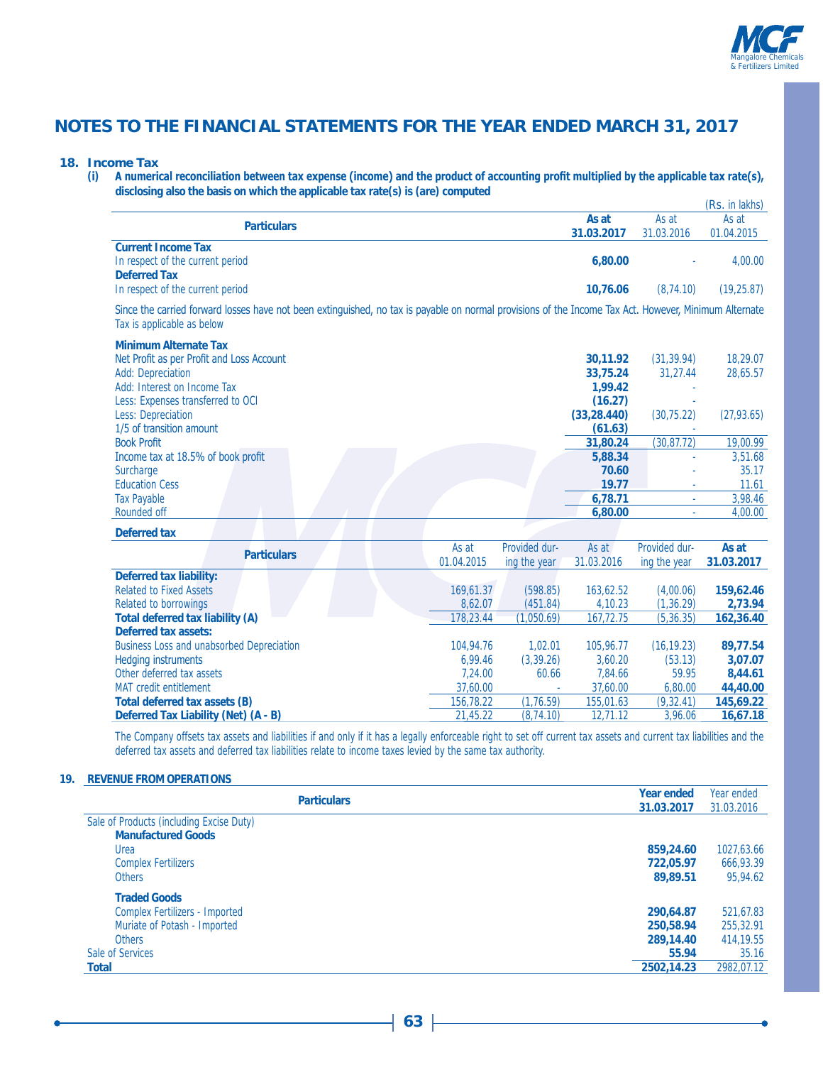## NOTES TO THE FINANCIAL STATEMENTS FOR THE YEAR ENDED MARCH 31, 2017

### 18. Income Tax

**(i) A numerical reconciliation between tax expense (income) and the product of accounting profit multiplied by the applicable tax rate(s), disclosing also the basis on which the applicable tax rate(s) is (are) computed**

(Rs. in lakhs)

| Particulars | As at 31.03.2017 | As at 31.03.2016 | As at 01.04.2015 |
|---|---|---|---|
| **Current Income Tax** | | | |
| In respect of the current period | **6,80.00** | - | 4,00.00 |
| **Deferred Tax** | | | |
| In respect of the current period | **10,76.06** | (8,74.10) | (19,25.87) |

Since the carried forward losses have not been extinguished, no tax is payable on normal provisions of the Income Tax Act. However, Minimum Alternate Tax is applicable as below

| Particulars | As at 31.03.2017 | As at 31.03.2016 | As at 01.04.2015 |
|---|---|---|---|
| **Minimum Alternate Tax** | | | |
| Net Profit as per Profit and Loss Account | **30,11.92** | (31,39.94) | 18,29.07 |
| Add: Depreciation | **33,75.24** | 31,27.44 | 28,65.57 |
| Add: Interest on Income Tax | **1,99.42** | - | |
| Less: Expenses transferred to OCI | **(16.27)** | - | |
| Less: Depreciation | **(33,28.440)** | (30,75.22) | (27,93.65) |
| 1/5 of transition amount | **(61.63)** | - | |
| Book Profit | **31,80.24** | (30,87.72) | 19,00.99 |
| Income tax at 18.5% of book profit | **5,88.34** | - | 3,51.68 |
| Surcharge | **70.60** | - | 35.17 |
| Education Cess | **19.77** | - | 11.61 |
| Tax Payable | **6,78.71** | - | 3,98.46 |
| Rounded off | **6,80.00** | - | 4,00.00 |

**Deferred tax**

| Particulars | As at 01.04.2015 | Provided during the year | As at 31.03.2016 | Provided during the year | As at 31.03.2017 |
|---|---|---|---|---|---|
| **Deferred tax liability:** | | | | | |
| Related to Fixed Assets | 169,61.37 | (598.85) | 163,62.52 | (4,00.06) | **159,62.46** |
| Related to borrowings | 8,62.07 | (451.84) | 4,10.23 | (1,36.29) | **2,73.94** |
| **Total deferred tax liability (A)** | 178,23.44 | (1,050.69) | 167,72.75 | (5,36.35) | **162,36.40** |
| **Deferred tax assets:** | | | | | |
| Business Loss and unabsorbed Depreciation | 104,94.76 | 1,02.01 | 105,96.77 | (16,19.23) | **89,77.54** |
| Hedging instruments | 6,99.46 | (3,39.26) | 3,60.20 | (53.13) | **3,07.07** |
| Other deferred tax assets | 7,24.00 | 60.66 | 7,84.66 | 59.95 | **8,44.61** |
| MAT credit entitlement | 37,60.00 | - | 37,60.00 | 6,80.00 | **44,40.00** |
| **Total deferred tax assets (B)** | 156,78.22 | (1,76.59) | 155,01.63 | (9,32.41) | **145,69.22** |
| **Deferred Tax Liability (Net) (A - B)** | 21,45.22 | (8,74.10) | 12,71.12 | 3,96.06 | **16,67.18** |

The Company offsets tax assets and liabilities if and only if it has a legally enforceable right to set off current tax assets and current tax liabilities and the deferred tax assets and deferred tax liabilities relate to income taxes levied by the same tax authority.

### 19. REVENUE FROM OPERATIONS

| Particulars | Year ended 31.03.2017 | Year ended 31.03.2016 |
|---|---|---|
| Sale of Products (including Excise Duty) | | |
| **Manufactured Goods** | | |
| Urea | **859,24.60** | 1027,63.66 |
| Complex Fertilizers | **722,05.97** | 666,93.39 |
| Others | **89,89.51** | 95,94.62 |
| **Traded Goods** | | |
| Complex Fertilizers - Imported | **290,64.87** | 521,67.83 |
| Muriate of Potash - Imported | **250,58.94** | 255,32.91 |
| Others | **289,14.40** | 414,19.55 |
| Sale of Services | **55.94** | 35.16 |
| **Total** | **2502,14.23** | 2982,07.12 |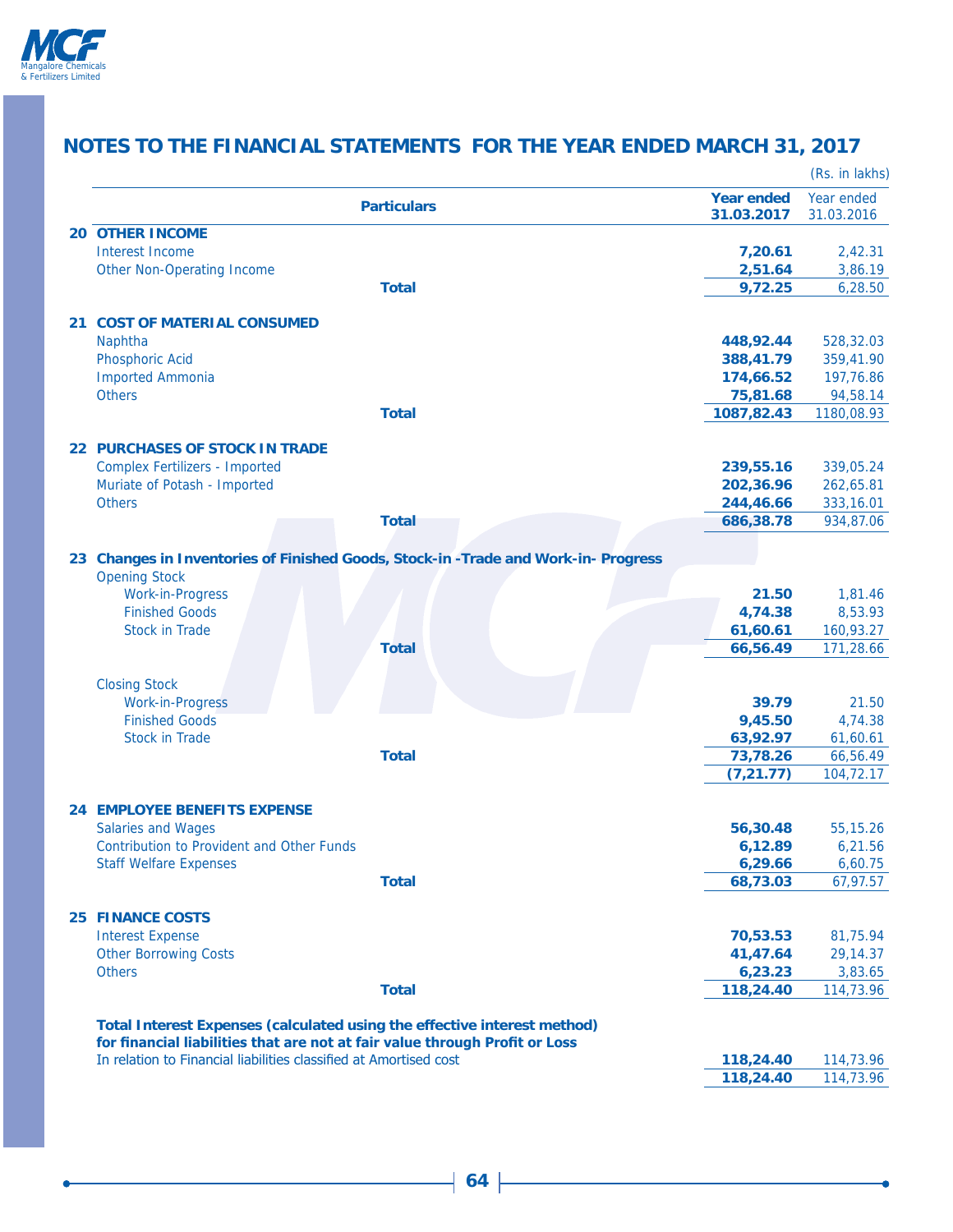## NOTES TO THE FINANCIAL STATEMENTS FOR THE YEAR ENDED MARCH 31, 2017

(Rs. in lakhs)

| | Particulars | Year ended 31.03.2017 | Year ended 31.03.2016 |
|---|---|---|---|
| **20** | **OTHER INCOME** | | |
| | Interest Income | **7,20.61** | 2,42.31 |
| | Other Non-Operating Income | **2,51.64** | 3,86.19 |
| | **Total** | **9,72.25** | 6,28.50 |
| **21** | **COST OF MATERIAL CONSUMED** | | |
| | Naphtha | **448,92.44** | 528,32.03 |
| | Phosphoric Acid | **388,41.79** | 359,41.90 |
| | Imported Ammonia | **174,66.52** | 197,76.86 |
| | Others | **75,81.68** | 94,58.14 |
| | **Total** | **1087,82.43** | 1180,08.93 |
| **22** | **PURCHASES OF STOCK IN TRADE** | | |
| | Complex Fertilizers - Imported | **239,55.16** | 339,05.24 |
| | Muriate of Potash - Imported | **202,36.96** | 262,65.81 |
| | Others | **244,46.66** | 333,16.01 |
| | **Total** | **686,38.78** | 934,87.06 |
| **23** | **Changes in Inventories of Finished Goods, Stock-in -Trade and Work-in- Progress** | | |
| | Opening Stock | | |
| | Work-in-Progress | **21.50** | 1,81.46 |
| | Finished Goods | **4,74.38** | 8,53.93 |
| | Stock in Trade | **61,60.61** | 160,93.27 |
| | **Total** | **66,56.49** | 171,28.66 |
| | Closing Stock | | |
| | Work-in-Progress | **39.79** | 21.50 |
| | Finished Goods | **9,45.50** | 4,74.38 |
| | Stock in Trade | **63,92.97** | 61,60.61 |
| | **Total** | **73,78.26** | 66,56.49 |
| | | **(7,21.77)** | 104,72.17 |
| **24** | **EMPLOYEE BENEFITS EXPENSE** | | |
| | Salaries and Wages | **56,30.48** | 55,15.26 |
| | Contribution to Provident and Other Funds | **6,12.89** | 6,21.56 |
| | Staff Welfare Expenses | **6,29.66** | 6,60.75 |
| | **Total** | **68,73.03** | 67,97.57 |
| **25** | **FINANCE COSTS** | | |
| | Interest Expense | **70,53.53** | 81,75.94 |
| | Other Borrowing Costs | **41,47.64** | 29,14.37 |
| | Others | **6,23.23** | 3,83.65 |
| | **Total** | **118,24.40** | 114,73.96 |
| | **Total Interest Expenses (calculated using the effective interest method) for financial liabilities that are not at fair value through Profit or Loss** | | |
| | In relation to Financial liabilities classified at Amortised cost | **118,24.40** | 114,73.96 |
| | | **118,24.40** | 114,73.96 |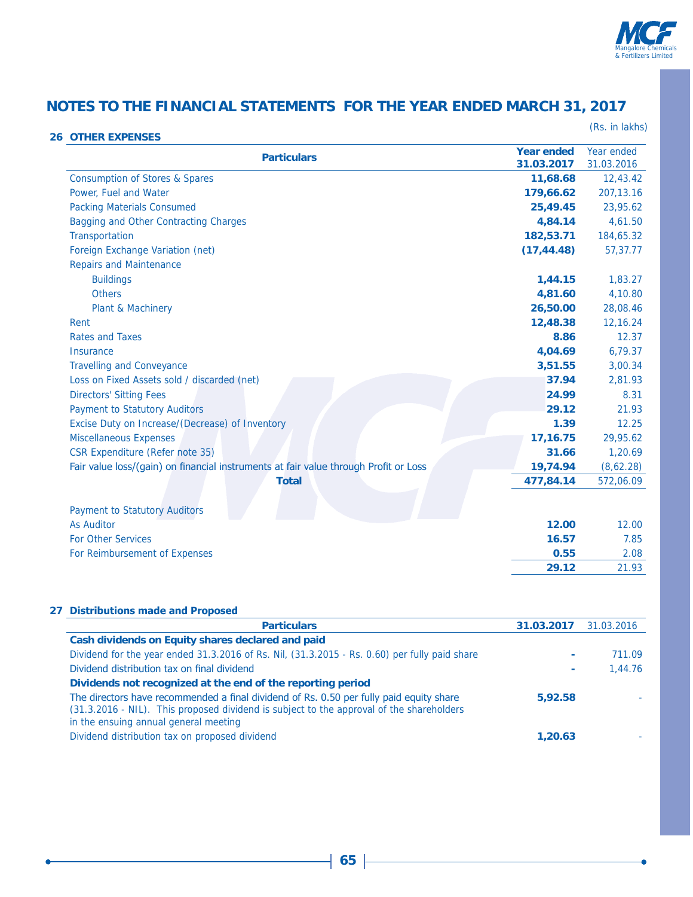# NOTES TO THE FINANCIAL STATEMENTS FOR THE YEAR ENDED MARCH 31, 2017

(Rs. in lakhs)

## 26 OTHER EXPENSES

| Particulars | Year ended 31.03.2017 | Year ended 31.03.2016 |
|---|---|---|
| Consumption of Stores & Spares | **11,68.68** | 12,43.42 |
| Power, Fuel and Water | **179,66.62** | 207,13.16 |
| Packing Materials Consumed | **25,49.45** | 23,95.62 |
| Bagging and Other Contracting Charges | **4,84.14** | 4,61.50 |
| Transportation | **182,53.71** | 184,65.32 |
| Foreign Exchange Variation (net) | **(17,44.48)** | 57,37.77 |
| Repairs and Maintenance | | |
| Buildings | **1,44.15** | 1,83.27 |
| Others | **4,81.60** | 4,10.80 |
| Plant & Machinery | **26,50.00** | 28,08.46 |
| Rent | **12,48.38** | 12,16.24 |
| Rates and Taxes | **8.86** | 12.37 |
| Insurance | **4,04.69** | 6,79.37 |
| Travelling and Conveyance | **3,51.55** | 3,00.34 |
| Loss on Fixed Assets sold / discarded (net) | **37.94** | 2,81.93 |
| Directors' Sitting Fees | **24.99** | 8.31 |
| Payment to Statutory Auditors | **29.12** | 21.93 |
| Excise Duty on Increase/(Decrease) of Inventory | **1.39** | 12.25 |
| Miscellaneous Expenses | **17,16.75** | 29,95.62 |
| CSR Expenditure (Refer note 35) | **31.66** | 1,20.69 |
| Fair value loss/(gain) on financial instruments at fair value through Profit or Loss | **19,74.94** | (8,62.28) |
| **Total** | **477,84.14** | 572,06.09 |

| Payment to Statutory Auditors | | |
|---|---|---|
| As Auditor | **12.00** | 12.00 |
| For Other Services | **16.57** | 7.85 |
| For Reimbursement of Expenses | **0.55** | 2.08 |
| | **29.12** | 21.93 |

## 27 Distributions made and Proposed

| Particulars | 31.03.2017 | 31.03.2016 |
|---|---|---|
| **Cash dividends on Equity shares declared and paid** | | |
| Dividend for the year ended 31.3.2016 of Rs. Nil, (31.3.2015 - Rs. 0.60) per fully paid share | - | 711.09 |
| Dividend distribution tax on final dividend | - | 1,44.76 |
| **Dividends not recognized at the end of the reporting period** | | |
| The directors have recommended a final dividend of Rs. 0.50 per fully paid equity share (31.3.2016 - NIL). This proposed dividend is subject to the approval of the shareholders in the ensuing annual general meeting | **5,92.58** | - |
| Dividend distribution tax on proposed dividend | **1,20.63** | - |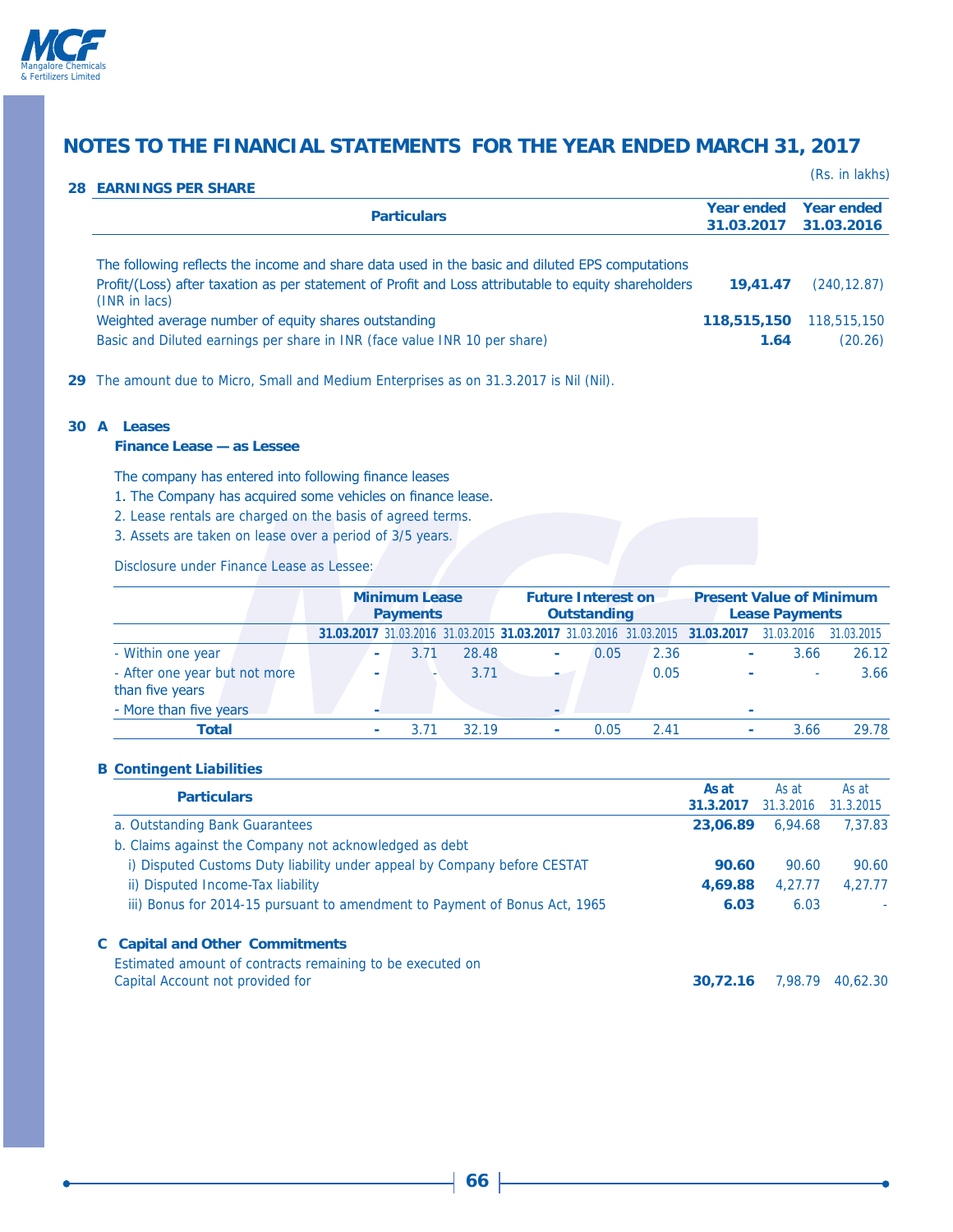## NOTES TO THE FINANCIAL STATEMENTS FOR THE YEAR ENDED MARCH 31, 2017

(Rs. in lakhs)

### 28 EARNINGS PER SHARE

| Particulars | Year ended 31.03.2017 | Year ended 31.03.2016 |
|---|---|---|
| The following reflects the income and share data used in the basic and diluted EPS computations | | |
| Profit/(Loss) after taxation as per statement of Profit and Loss attributable to equity shareholders (INR in lacs) | **19,41.47** | (240,12.87) |
| Weighted average number of equity shares outstanding | **118,515,150** | 118,515,150 |
| Basic and Diluted earnings per share in INR (face value INR 10 per share) | **1.64** | (20.26) |

**29** The amount due to Micro, Small and Medium Enterprises as on 31.3.2017 is Nil (Nil).

### 30 A Leases

**Finance Lease — as Lessee**

The company has entered into following finance leases

1. The Company has acquired some vehicles on finance lease.
2. Lease rentals are charged on the basis of agreed terms.
3. Assets are taken on lease over a period of 3/5 years.

Disclosure under Finance Lease as Lessee:

| | Minimum Lease Payments | | | Future Interest on Outstanding | | | Present Value of Minimum Lease Payments | | |
|---|---|---|---|---|---|---|---|---|---|
| | **31.03.2017** | 31.03.2016 | 31.03.2015 | **31.03.2017** | 31.03.2016 | 31.03.2015 | **31.03.2017** | 31.03.2016 | 31.03.2015 |
| - Within one year | - | 3.71 | 28.48 | - | 0.05 | 2.36 | - | 3.66 | 26.12 |
| - After one year but not more than five years | - | - | 3.71 | - | | 0.05 | - | - | 3.66 |
| - More than five years | - | | | - | | | - | | |
| **Total** | - | 3.71 | 32.19 | - | 0.05 | 2.41 | - | 3.66 | 29.78 |

### B Contingent Liabilities

| Particulars | As at 31.3.2017 | As at 31.3.2016 | As at 31.3.2015 |
|---|---|---|---|
| a. Outstanding Bank Guarantees | **23,06.89** | 6,94.68 | 7,37.83 |
| b. Claims against the Company not acknowledged as debt | | | |
| i) Disputed Customs Duty liability under appeal by Company before CESTAT | **90.60** | 90.60 | 90.60 |
| ii) Disputed Income-Tax liability | **4,69.88** | 4,27.77 | 4,27.77 |
| iii) Bonus for 2014-15 pursuant to amendment to Payment of Bonus Act, 1965 | **6.03** | 6.03 | - |

### C Capital and Other Commitments

| | As at 31.3.2017 | As at 31.3.2016 | As at 31.3.2015 |
|---|---|---|---|
| Estimated amount of contracts remaining to be executed on Capital Account not provided for | **30,72.16** | 7,98.79 | 40,62.30 |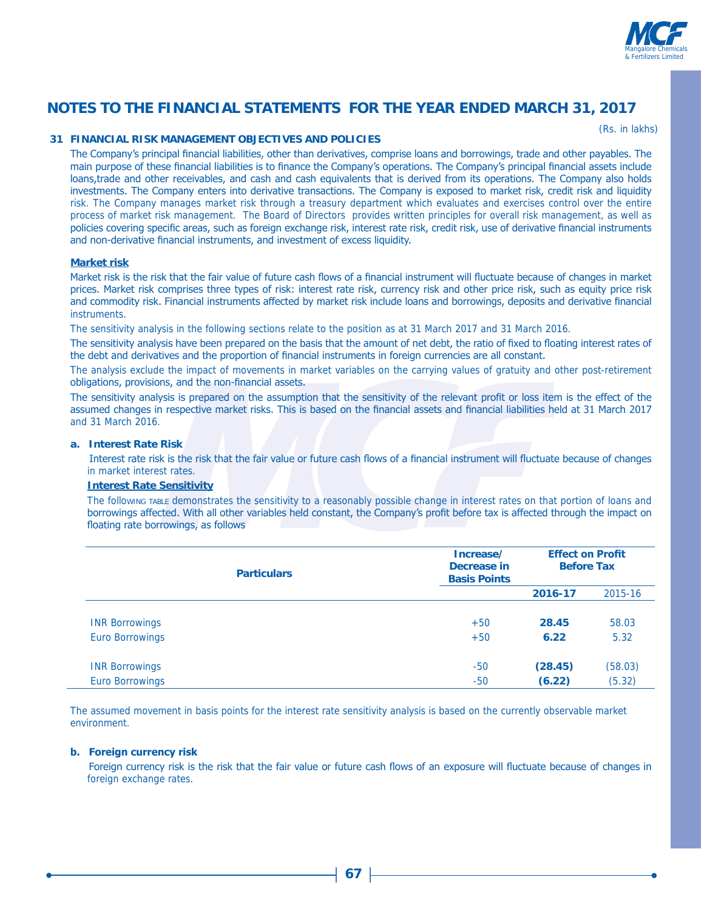# NOTES TO THE FINANCIAL STATEMENTS FOR THE YEAR ENDED MARCH 31, 2017

(Rs. in lakhs)

## 31 FINANCIAL RISK MANAGEMENT OBJECTIVES AND POLICIES

The Company's principal financial liabilities, other than derivatives, comprise loans and borrowings, trade and other payables. The main purpose of these financial liabilities is to finance the Company's operations. The Company's principal financial assets include loans,trade and other receivables, and cash and cash equivalents that is derived from its operations. The Company also holds investments. The Company enters into derivative transactions. The Company is exposed to market risk, credit risk and liquidity risk. The Company manages market risk through a treasury department which evaluates and exercises control over the entire process of market risk management. The Board of Directors provides written principles for overall risk management, as well as policies covering specific areas, such as foreign exchange risk, interest rate risk, credit risk, use of derivative financial instruments and non-derivative financial instruments, and investment of excess liquidity.

**Market risk**

Market risk is the risk that the fair value of future cash flows of a financial instrument will fluctuate because of changes in market prices. Market risk comprises three types of risk: interest rate risk, currency risk and other price risk, such as equity price risk and commodity risk. Financial instruments affected by market risk include loans and borrowings, deposits and derivative financial instruments.

The sensitivity analysis in the following sections relate to the position as at 31 March 2017 and 31 March 2016.

The sensitivity analysis have been prepared on the basis that the amount of net debt, the ratio of fixed to floating interest rates of the debt and derivatives and the proportion of financial instruments in foreign currencies are all constant.

The analysis exclude the impact of movements in market variables on the carrying values of gratuity and other post-retirement obligations, provisions, and the non-financial assets.

The sensitivity analysis is prepared on the assumption that the sensitivity of the relevant profit or loss item is the effect of the assumed changes in respective market risks. This is based on the financial assets and financial liabilities held at 31 March 2017 and 31 March 2016.

### a. Interest Rate Risk

Interest rate risk is the risk that the fair value or future cash flows of a financial instrument will fluctuate because of changes in market interest rates.

**Interest Rate Sensitivity**

The following table demonstrates the sensitivity to a reasonably possible change in interest rates on that portion of loans and borrowings affected. With all other variables held constant, the Company's profit before tax is affected through the impact on floating rate borrowings, as follows

| Particulars | Increase/ Decrease in Basis Points | Effect on Profit Before Tax | |
|---|---|---|---|
| | | **2016-17** | 2015-16 |
| INR Borrowings | +50 | **28.45** | 58.03 |
| Euro Borrowings | +50 | **6.22** | 5.32 |
| INR Borrowings | -50 | **(28.45)** | (58.03) |
| Euro Borrowings | -50 | **(6.22)** | (5.32) |

The assumed movement in basis points for the interest rate sensitivity analysis is based on the currently observable market environment.

### b. Foreign currency risk

Foreign currency risk is the risk that the fair value or future cash flows of an exposure will fluctuate because of changes in foreign exchange rates.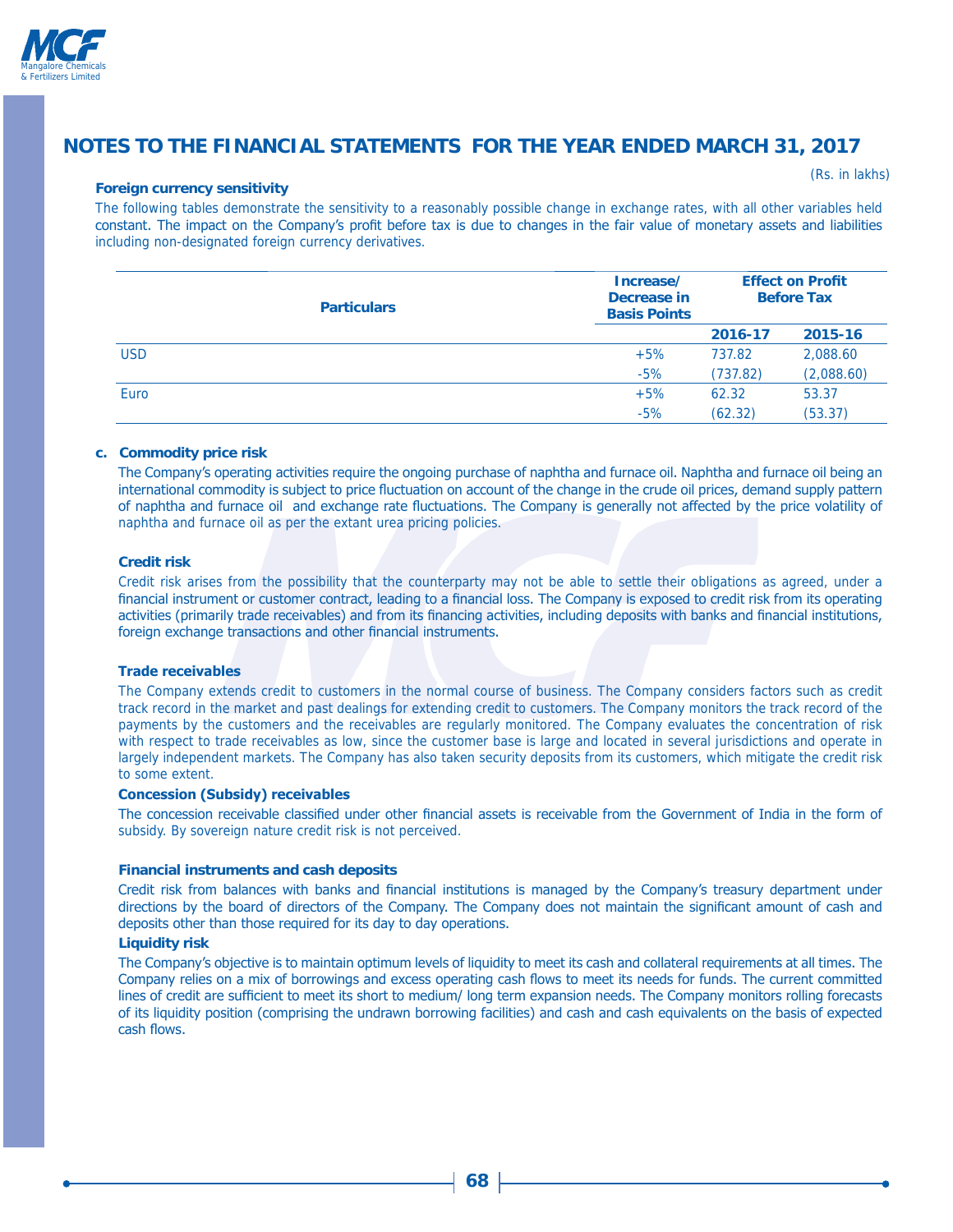# NOTES TO THE FINANCIAL STATEMENTS FOR THE YEAR ENDED MARCH 31, 2017

(Rs. in lakhs)

**Foreign currency sensitivity**

The following tables demonstrate the sensitivity to a reasonably possible change in exchange rates, with all other variables held constant. The impact on the Company's profit before tax is due to changes in the fair value of monetary assets and liabilities including non-designated foreign currency derivatives.

| Particulars | Increase/ Decrease in Basis Points | Effect on Profit Before Tax | |
|---|---|---|---|
| | | 2016-17 | 2015-16 |
| USD | +5% | 737.82 | 2,088.60 |
| | -5% | (737.82) | (2,088.60) |
| Euro | +5% | 62.32 | 53.37 |
| | -5% | (62.32) | (53.37) |

**c. Commodity price risk**

The Company's operating activities require the ongoing purchase of naphtha and furnace oil. Naphtha and furnace oil being an international commodity is subject to price fluctuation on account of the change in the crude oil prices, demand supply pattern of naphtha and furnace oil and exchange rate fluctuations. The Company is generally not affected by the price volatility of naphtha and furnace oil as per the extant urea pricing policies.

**Credit risk**

Credit risk arises from the possibility that the counterparty may not be able to settle their obligations as agreed, under a financial instrument or customer contract, leading to a financial loss. The Company is exposed to credit risk from its operating activities (primarily trade receivables) and from its financing activities, including deposits with banks and financial institutions, foreign exchange transactions and other financial instruments.

**Trade receivables**

The Company extends credit to customers in the normal course of business. The Company considers factors such as credit track record in the market and past dealings for extending credit to customers. The Company monitors the track record of the payments by the customers and the receivables are regularly monitored. The Company evaluates the concentration of risk with respect to trade receivables as low, since the customer base is large and located in several jurisdictions and operate in largely independent markets. The Company has also taken security deposits from its customers, which mitigate the credit risk to some extent.

**Concession (Subsidy) receivables**

The concession receivable classified under other financial assets is receivable from the Government of India in the form of subsidy. By sovereign nature credit risk is not perceived.

**Financial instruments and cash deposits**

Credit risk from balances with banks and financial institutions is managed by the Company's treasury department under directions by the board of directors of the Company. The Company does not maintain the significant amount of cash and deposits other than those required for its day to day operations.

**Liquidity risk**

The Company's objective is to maintain optimum levels of liquidity to meet its cash and collateral requirements at all times. The Company relies on a mix of borrowings and excess operating cash flows to meet its needs for funds. The current committed lines of credit are sufficient to meet its short to medium/ long term expansion needs. The Company monitors rolling forecasts of its liquidity position (comprising the undrawn borrowing facilities) and cash and cash equivalents on the basis of expected cash flows.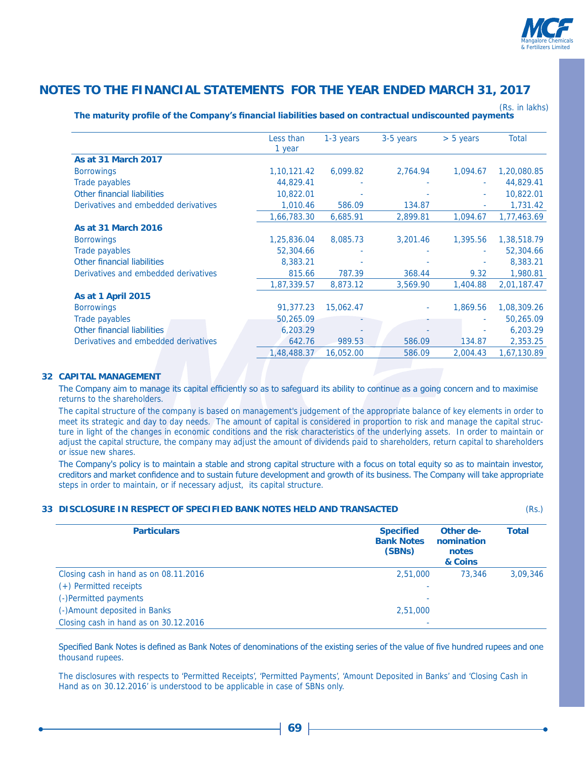# NOTES TO THE FINANCIAL STATEMENTS FOR THE YEAR ENDED MARCH 31, 2017

(Rs. in lakhs)

**The maturity profile of the Company's financial liabilities based on contractual undiscounted payments**

| | Less than 1 year | 1-3 years | 3-5 years | > 5 years | Total |
|---|---|---|---|---|---|
| **As at 31 March 2017** | | | | | |
| Borrowings | 1,10,121.42 | 6,099.82 | 2,764.94 | 1,094.67 | 1,20,080.85 |
| Trade payables | 44,829.41 | - | - | - | 44,829.41 |
| Other financial liabilities | 10,822.01 | - | - | - | 10,822.01 |
| Derivatives and embedded derivatives | 1,010.46 | 586.09 | 134.87 | - | 1,731.42 |
| | 1,66,783.30 | 6,685.91 | 2,899.81 | 1,094.67 | 1,77,463.69 |
| **As at 31 March 2016** | | | | | |
| Borrowings | 1,25,836.04 | 8,085.73 | 3,201.46 | 1,395.56 | 1,38,518.79 |
| Trade payables | 52,304.66 | - | - | - | 52,304.66 |
| Other financial liabilities | 8,383.21 | - | - | - | 8,383.21 |
| Derivatives and embedded derivatives | 815.66 | 787.39 | 368.44 | 9.32 | 1,980.81 |
| | 1,87,339.57 | 8,873.12 | 3,569.90 | 1,404.88 | 2,01,187.47 |
| **As at 1 April 2015** | | | | | |
| Borrowings | 91,377.23 | 15,062.47 | - | 1,869.56 | 1,08,309.26 |
| Trade payables | 50,265.09 | - | - | - | 50,265.09 |
| Other financial liabilities | 6,203.29 | - | - | - | 6,203.29 |
| Derivatives and embedded derivatives | 642.76 | 989.53 | 586.09 | 134.87 | 2,353.25 |
| | 1,48,488.37 | 16,052.00 | 586.09 | 2,004.43 | 1,67,130.89 |

## 32 CAPITAL MANAGEMENT

The Company aim to manage its capital efficiently so as to safeguard its ability to continue as a going concern and to maximise returns to the shareholders.

The capital structure of the company is based on management's judgement of the appropriate balance of key elements in order to meet its strategic and day to day needs. The amount of capital is considered in proportion to risk and manage the capital structure in light of the changes in economic conditions and the risk characteristics of the underlying assets. In order to maintain or adjust the capital structure, the company may adjust the amount of dividends paid to shareholders, return capital to shareholders or issue new shares.

The Company's policy is to maintain a stable and strong capital structure with a focus on total equity so as to maintain investor, creditors and market confidence and to sustain future development and growth of its business. The Company will take appropriate steps in order to maintain, or if necessary adjust, its capital structure.

## 33 DISCLOSURE IN RESPECT OF SPECIFIED BANK NOTES HELD AND TRANSACTED

(Rs.)

| Particulars | Specified Bank Notes (SBNs) | Other denomination notes & Coins | Total |
|---|---|---|---|
| Closing cash in hand as on 08.11.2016 | 2,51,000 | 73,346 | 3,09,346 |
| (+) Permitted receipts | - | | |
| (-)Permitted payments | - | | |
| (-)Amount deposited in Banks | 2,51,000 | | |
| Closing cash in hand as on 30.12.2016 | - | | |

Specified Bank Notes is defined as Bank Notes of denominations of the existing series of the value of five hundred rupees and one thousand rupees.

The disclosures with respects to 'Permitted Receipts', 'Permitted Payments', 'Amount Deposited in Banks' and 'Closing Cash in Hand as on 30.12.2016' is understood to be applicable in case of SBNs only.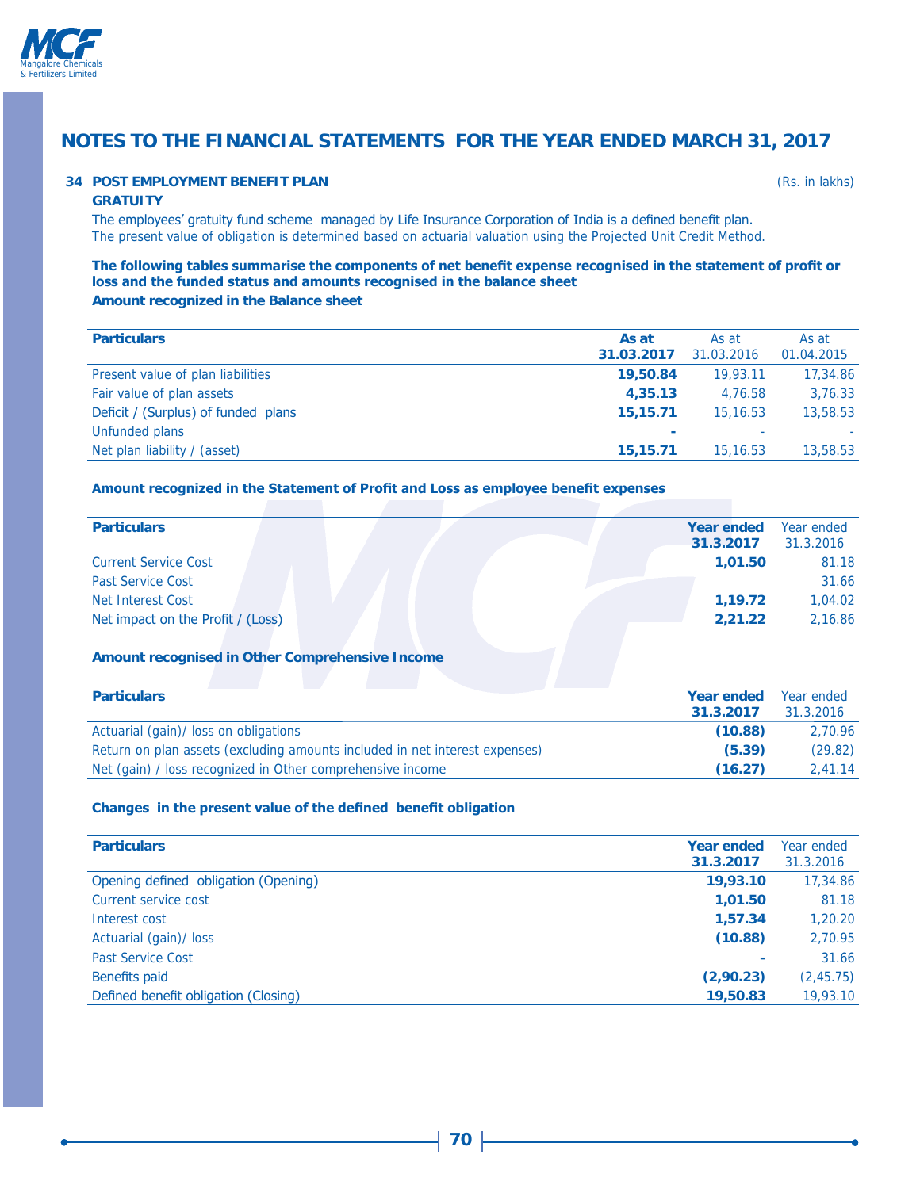## NOTES TO THE FINANCIAL STATEMENTS FOR THE YEAR ENDED MARCH 31, 2017

### 34 POST EMPLOYMENT BENEFIT PLAN

(Rs. in lakhs)

**GRATUITY**

The employees' gratuity fund scheme managed by Life Insurance Corporation of India is a defined benefit plan.
The present value of obligation is determined based on actuarial valuation using the Projected Unit Credit Method.

**The following tables summarise the components of net benefit expense recognised in the statement of profit or loss and the funded status and amounts recognised in the balance sheet**

**Amount recognized in the Balance sheet**

| Particulars | As at 31.03.2017 | As at 31.03.2016 | As at 01.04.2015 |
|---|---|---|---|
| Present value of plan liabilities | **19,50.84** | 19,93.11 | 17,34.86 |
| Fair value of plan assets | **4,35.13** | 4,76.58 | 3,76.33 |
| Deficit / (Surplus) of funded plans | **15,15.71** | 15,16.53 | 13,58.53 |
| Unfunded plans | **-** | - | - |
| Net plan liability / (asset) | **15,15.71** | 15,16.53 | 13,58.53 |

**Amount recognized in the Statement of Profit and Loss as employee benefit expenses**

| Particulars | Year ended 31.3.2017 | Year ended 31.3.2016 |
|---|---|---|
| Current Service Cost | **1,01.50** | 81.18 |
| Past Service Cost | | 31.66 |
| Net Interest Cost | **1,19.72** | 1,04.02 |
| Net impact on the Profit / (Loss) | **2,21.22** | 2,16.86 |

**Amount recognised in Other Comprehensive Income**

| Particulars | Year ended 31.3.2017 | Year ended 31.3.2016 |
|---|---|---|
| Actuarial (gain)/ loss on obligations | **(10.88)** | 2,70.96 |
| Return on plan assets (excluding amounts included in net interest expenses) | **(5.39)** | (29.82) |
| Net (gain) / loss recognized in Other comprehensive income | **(16.27)** | 2,41.14 |

**Changes in the present value of the defined benefit obligation**

| Particulars | Year ended 31.3.2017 | Year ended 31.3.2016 |
|---|---|---|
| Opening defined obligation (Opening) | **19,93.10** | 17,34.86 |
| Current service cost | **1,01.50** | 81.18 |
| Interest cost | **1,57.34** | 1,20.20 |
| Actuarial (gain)/ loss | **(10.88)** | 2,70.95 |
| Past Service Cost | **-** | 31.66 |
| Benefits paid | **(2,90.23)** | (2,45.75) |
| Defined benefit obligation (Closing) | **19,50.83** | 19,93.10 |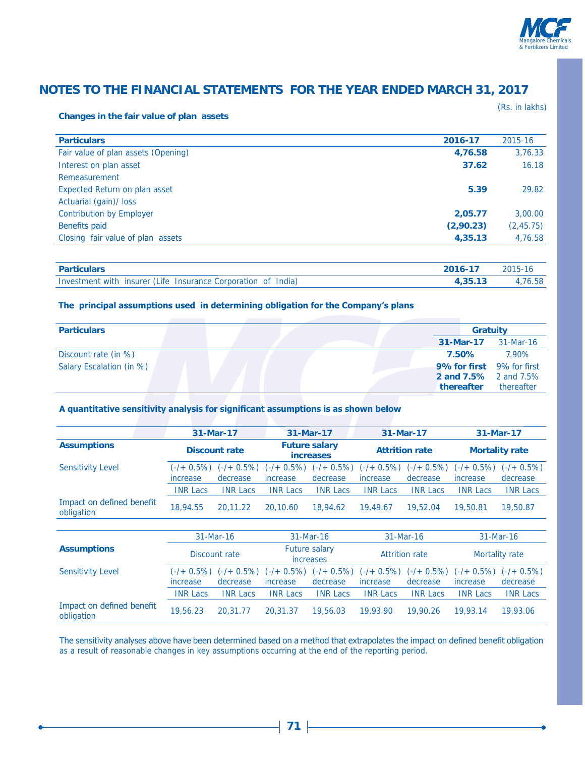## NOTES TO THE FINANCIAL STATEMENTS FOR THE YEAR ENDED MARCH 31, 2017

(Rs. in lakhs)

**Changes in the fair value of plan assets**

| **Particulars** | **2016-17** | 2015-16 |
|---|---|---|
| Fair value of plan assets (Opening) | **4,76.58** | 3,76.33 |
| Interest on plan asset | **37.62** | 16.18 |
| Remeasurement | | |
| Expected Return on plan asset | **5.39** | 29.82 |
| Actuarial (gain)/ loss | | |
| Contribution by Employer | **2,05.77** | 3,00.00 |
| Benefits paid | **(2,90.23)** | (2,45.75) |
| Closing fair value of plan assets | **4,35.13** | 4,76.58 |

| **Particulars** | **2016-17** | 2015-16 |
|---|---|---|
| Investment with insurer (Life Insurance Corporation of India) | **4,35.13** | 4,76.58 |

**The principal assumptions used in determining obligation for the Company's plans**

| **Particulars** | **Gratuity** | |
|---|---|---|
| | **31-Mar-17** | 31-Mar-16 |
| Discount rate (in %) | **7.50%** | 7.90% |
| Salary Escalation (in %) | **9% for first 2 and 7.5% thereafter** | 9% for first 2 and 7.5% thereafter |

**A quantitative sensitivity analysis for significant assumptions is as shown below**

| | **31-Mar-17** | | **31-Mar-17** | | **31-Mar-17** | | **31-Mar-17** | |
|---|---|---|---|---|---|---|---|---|
| **Assumptions** | **Discount rate** | | **Future salary increases** | | **Attrition rate** | | **Mortality rate** | |
| Sensitivity Level | (-/+ 0.5%) increase | (-/+ 0.5%) decrease | (-/+ 0.5%) increase | (-/+ 0.5%) decrease | (-/+ 0.5%) increase | (-/+ 0.5%) decrease | (-/+ 0.5%) increase | (-/+ 0.5%) decrease |
| | INR Lacs | INR Lacs | INR Lacs | INR Lacs | INR Lacs | INR Lacs | INR Lacs | INR Lacs |
| Impact on defined benefit obligation | 18,94.55 | 20,11.22 | 20,10.60 | 18,94.62 | 19,49.67 | 19,52.04 | 19,50.81 | 19,50.87 |

| | 31-Mar-16 | | 31-Mar-16 | | 31-Mar-16 | | 31-Mar-16 | |
|---|---|---|---|---|---|---|---|---|
| **Assumptions** | Discount rate | | Future salary increases | | Attrition rate | | Mortality rate | |
| Sensitivity Level | (-/+ 0.5%) increase | (-/+ 0.5%) decrease | (-/+ 0.5%) increase | (-/+ 0.5%) decrease | (-/+ 0.5%) increase | (-/+ 0.5%) decrease | (-/+ 0.5%) increase | (-/+ 0.5%) decrease |
| | INR Lacs | INR Lacs | INR Lacs | INR Lacs | INR Lacs | INR Lacs | INR Lacs | INR Lacs |
| Impact on defined benefit obligation | 19,56.23 | 20,31.77 | 20,31.37 | 19,56.03 | 19,93.90 | 19,90.26 | 19,93.14 | 19,93.06 |

The sensitivity analyses above have been determined based on a method that extrapolates the impact on defined benefit obligation as a result of reasonable changes in key assumptions occurring at the end of the reporting period.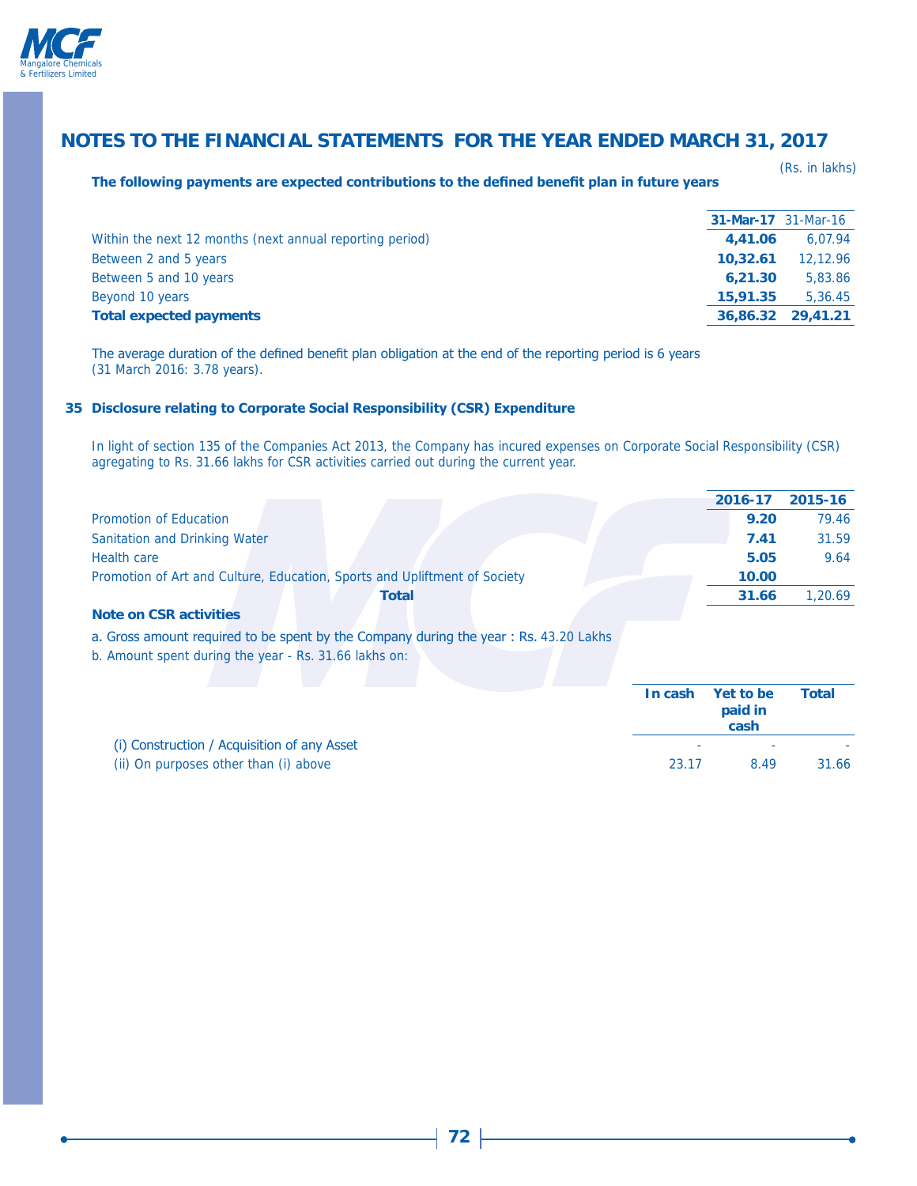# NOTES TO THE FINANCIAL STATEMENTS FOR THE YEAR ENDED MARCH 31, 2017

(Rs. in lakhs)

**The following payments are expected contributions to the defined benefit plan in future years**

| | 31-Mar-17 | 31-Mar-16 |
|---|---|---|
| Within the next 12 months (next annual reporting period) | **4,41.06** | 6,07.94 |
| Between 2 and 5 years | **10,32.61** | 12,12.96 |
| Between 5 and 10 years | **6,21.30** | 5,83.86 |
| Beyond 10 years | **15,91.35** | 5,36.45 |
| **Total expected payments** | **36,86.32** | **29,41.21** |

The average duration of the defined benefit plan obligation at the end of the reporting period is 6 years (31 March 2016: 3.78 years).

## 35 Disclosure relating to Corporate Social Responsibility (CSR) Expenditure

In light of section 135 of the Companies Act 2013, the Company has incured expenses on Corporate Social Responsibility (CSR) agregating to Rs. 31.66 lakhs for CSR activities carried out during the current year.

| | 2016-17 | 2015-16 |
|---|---|---|
| Promotion of Education | **9.20** | 79.46 |
| Sanitation and Drinking Water | **7.41** | 31.59 |
| Health care | **5.05** | 9.64 |
| Promotion of Art and Culture, Education, Sports and Upliftment of Society | **10.00** | |
| **Total** | **31.66** | 1,20.69 |

**Note on CSR activities**

a. Gross amount required to be spent by the Company during the year : Rs. 43.20 Lakhs

b. Amount spent during the year - Rs. 31.66 lakhs on:

| | In cash | Yet to be paid in cash | Total |
|---|---|---|---|
| (i) Construction / Acquisition of any Asset | - | - | - |
| (ii) On purposes other than (i) above | 23.17 | 8.49 | 31.66 |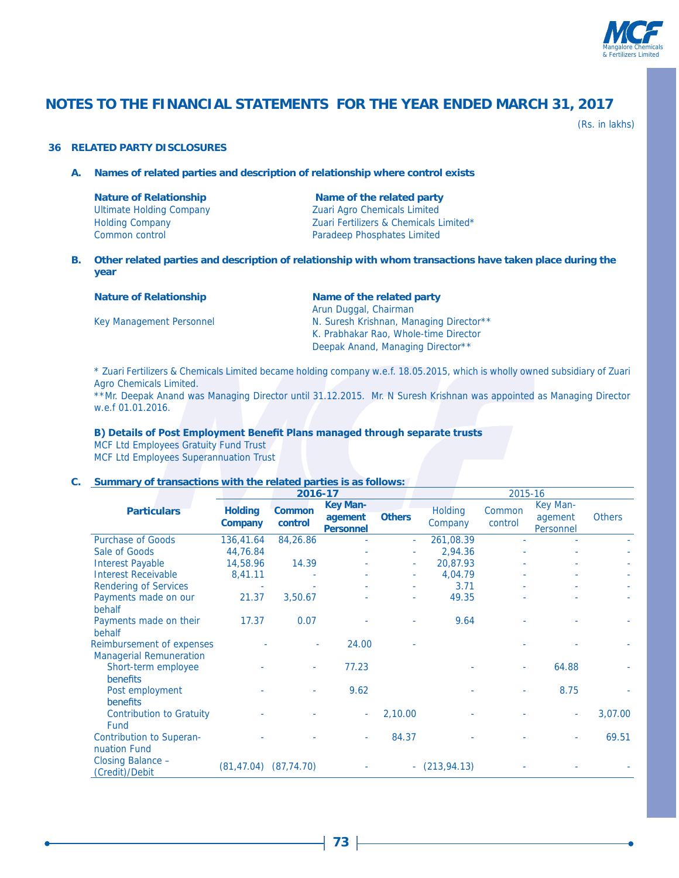# NOTES TO THE FINANCIAL STATEMENTS FOR THE YEAR ENDED MARCH 31, 2017

(Rs. in lakhs)

## 36 RELATED PARTY DISCLOSURES

### A. Names of related parties and description of relationship where control exists

| Nature of Relationship | Name of the related party |
|---|---|
| Ultimate Holding Company | Zuari Agro Chemicals Limited |
| Holding Company | Zuari Fertilizers & Chemicals Limited* |
| Common control | Paradeep Phosphates Limited |

### B. Other related parties and description of relationship with whom transactions have taken place during the year

| Nature of Relationship | Name of the related party |
|---|---|
| Key Management Personnel | Arun Duggal, Chairman |
| | N. Suresh Krishnan, Managing Director** |
| | K. Prabhakar Rao, Whole-time Director |
| | Deepak Anand, Managing Director** |

* Zuari Fertilizers & Chemicals Limited became holding company w.e.f. 18.05.2015, which is wholly owned subsidiary of Zuari Agro Chemicals Limited.

**Mr. Deepak Anand was Managing Director until 31.12.2015. Mr. N Suresh Krishnan was appointed as Managing Director w.e.f 01.01.2016.

**B) Details of Post Employment Benefit Plans managed through separate trusts**

MCF Ltd Employees Gratuity Fund Trust

MCF Ltd Employees Superannuation Trust

### C. Summary of transactions with the related parties is as follows:

| Particulars | 2016-17 | | | | 2015-16 | | | |
|---|---|---|---|---|---|---|---|---|
| | Holding Company | Common control | Key Management Personnel | Others | Holding Company | Common control | Key Management Personnel | Others |
| Purchase of Goods | 136,41.64 | 84,26.86 | - | - | 261,08.39 | - | - | - |
| Sale of Goods | 44,76.84 | | - | - | 2,94.36 | - | - | - |
| Interest Payable | 14,58.96 | 14.39 | - | - | 20,87.93 | - | - | - |
| Interest Receivable | 8,41.11 | - | - | - | 4,04.79 | - | - | - |
| Rendering of Services | - | - | - | - | 3.71 | - | - | - |
| Payments made on our behalf | 21.37 | 3,50.67 | - | - | 49.35 | - | - | - |
| Payments made on their behalf | 17.37 | 0.07 | - | - | 9.64 | - | - | - |
| Reimbursement of expenses | - | - | 24.00 | - | | - | - | - |
| Managerial Remuneration | | | | | | | | |
| Short-term employee benefits | - | - | 77.23 | | - | - | 64.88 | - |
| Post employment benefits | - | - | 9.62 | | - | - | 8.75 | - |
| Contribution to Gratuity Fund | - | - | - | 2,10.00 | - | - | - | 3,07.00 |
| Contribution to Superannuation Fund | - | - | - | 84.37 | - | - | - | 69.51 |
| Closing Balance – (Credit)/Debit | (81,47.04) | (87,74.70) | - | - | (213,94.13) | - | - | - |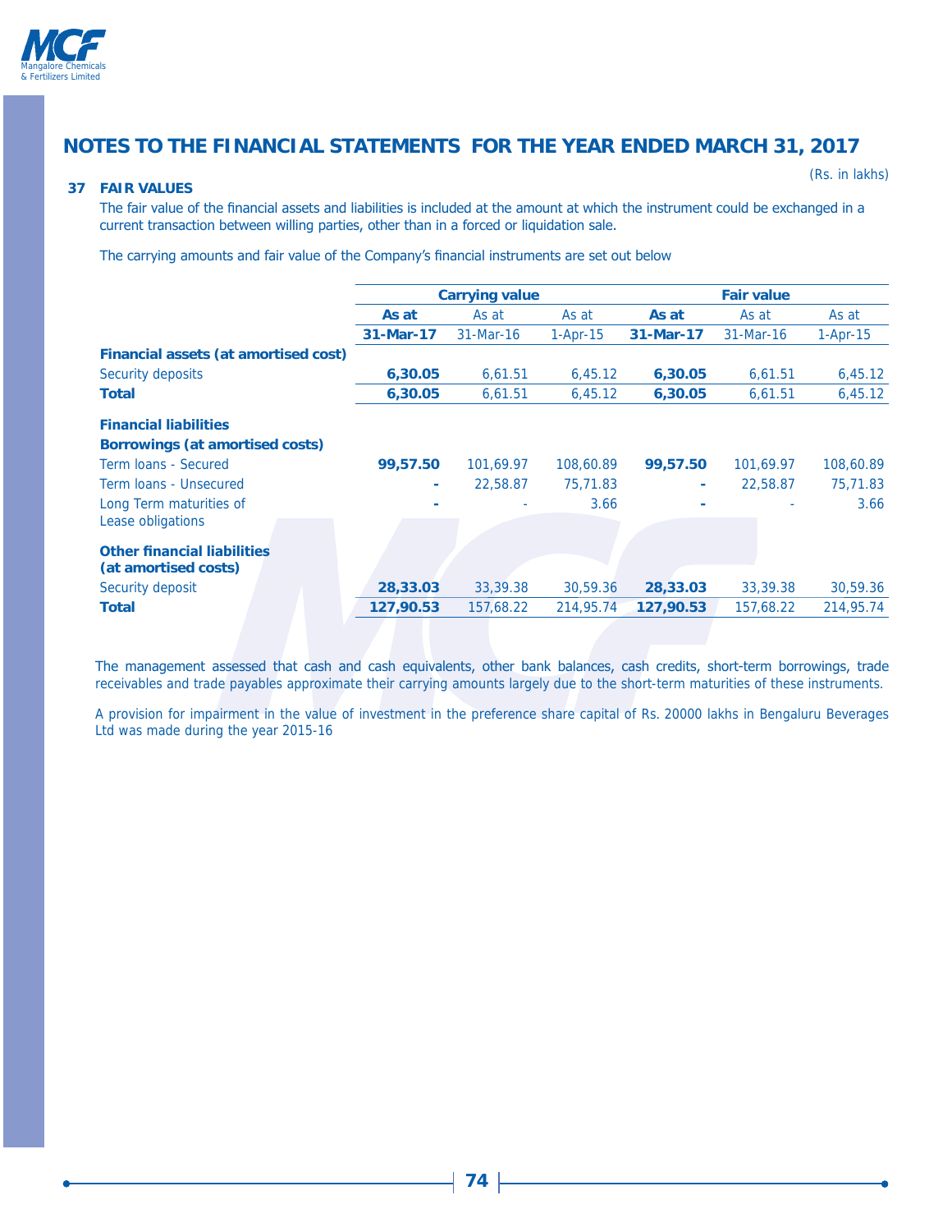# NOTES TO THE FINANCIAL STATEMENTS FOR THE YEAR ENDED MARCH 31, 2017

(Rs. in lakhs)

## 37 FAIR VALUES

The fair value of the financial assets and liabilities is included at the amount at which the instrument could be exchanged in a current transaction between willing parties, other than in a forced or liquidation sale.

The carrying amounts and fair value of the Company's financial instruments are set out below

| | Carrying value | | | Fair value | | |
|---|---|---|---|---|---|---|
| | **As at** | As at | As at | **As at** | As at | As at |
| | **31-Mar-17** | 31-Mar-16 | 1-Apr-15 | **31-Mar-17** | 31-Mar-16 | 1-Apr-15 |
| **Financial assets (at amortised cost)** | | | | | | |
| Security deposits | **6,30.05** | 6,61.51 | 6,45.12 | **6,30.05** | 6,61.51 | 6,45.12 |
| **Total** | **6,30.05** | 6,61.51 | 6,45.12 | **6,30.05** | 6,61.51 | 6,45.12 |
| **Financial liabilities** | | | | | | |
| **Borrowings (at amortised costs)** | | | | | | |
| Term loans - Secured | **99,57.50** | 101,69.97 | 108,60.89 | **99,57.50** | 101,69.97 | 108,60.89 |
| Term loans - Unsecured | **-** | 22,58.87 | 75,71.83 | **-** | 22,58.87 | 75,71.83 |
| Long Term maturities of Lease obligations | **-** | - | 3.66 | **-** | - | 3.66 |
| **Other financial liabilities (at amortised costs)** | | | | | | |
| Security deposit | **28,33.03** | 33,39.38 | 30,59.36 | **28,33.03** | 33,39.38 | 30,59.36 |
| **Total** | **127,90.53** | 157,68.22 | 214,95.74 | **127,90.53** | 157,68.22 | 214,95.74 |

The management assessed that cash and cash equivalents, other bank balances, cash credits, short-term borrowings, trade receivables and trade payables approximate their carrying amounts largely due to the short-term maturities of these instruments.

A provision for impairment in the value of investment in the preference share capital of Rs. 20000 lakhs in Bengaluru Beverages Ltd was made during the year 2015-16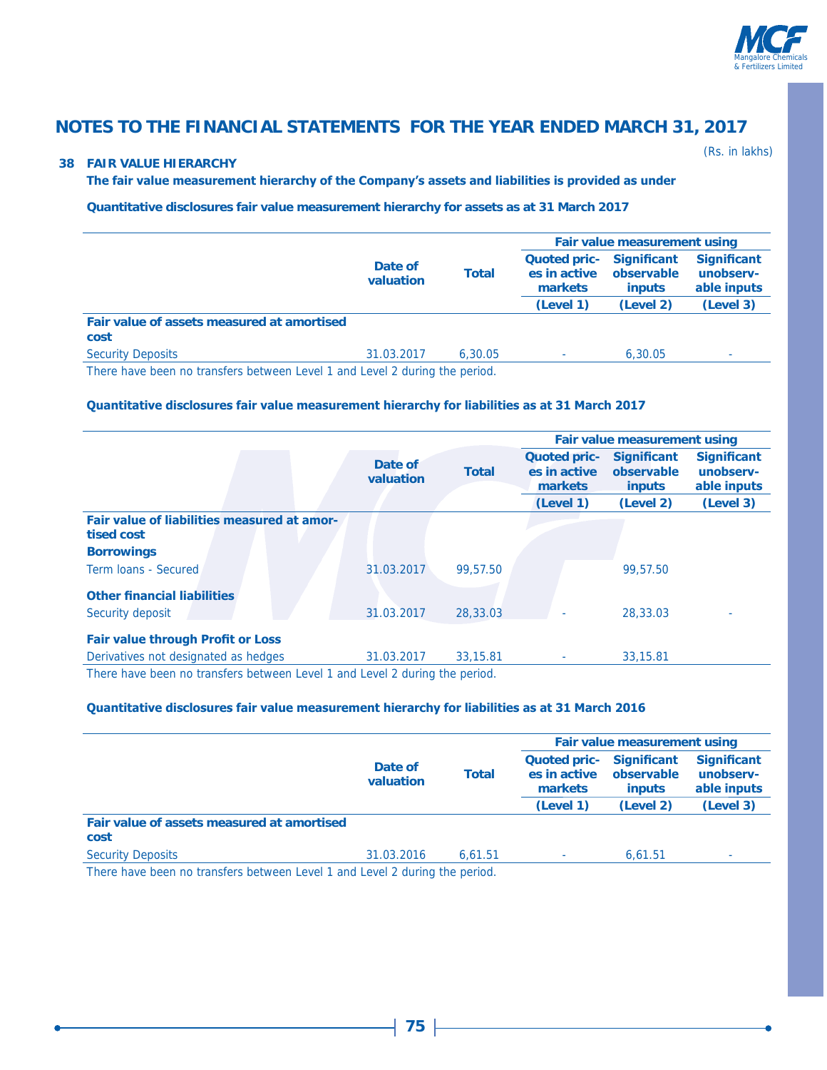## NOTES TO THE FINANCIAL STATEMENTS FOR THE YEAR ENDED MARCH 31, 2017

(Rs. in lakhs)

### 38 FAIR VALUE HIERARCHY

**The fair value measurement hierarchy of the Company's assets and liabilities is provided as under**

**Quantitative disclosures fair value measurement hierarchy for assets as at 31 March 2017**

| | Date of valuation | Total | Fair value measurement using | | |
|---|---|---|---|---|---|
| | | | Quoted prices in active markets | Significant observable inputs | Significant unobservable inputs |
| | | | (Level 1) | (Level 2) | (Level 3) |
| **Fair value of assets measured at amortised cost** | | | | | |
| Security Deposits | 31.03.2017 | 6,30.05 | - | 6,30.05 | - |

There have been no transfers between Level 1 and Level 2 during the period.

**Quantitative disclosures fair value measurement hierarchy for liabilities as at 31 March 2017**

| | Date of valuation | Total | Fair value measurement using | | |
|---|---|---|---|---|---|
| | | | Quoted prices in active markets | Significant observable inputs | Significant unobservable inputs |
| | | | (Level 1) | (Level 2) | (Level 3) |
| **Fair value of liabilities measured at amortised cost** | | | | | |
| **Borrowings** | | | | | |
| Term loans - Secured | 31.03.2017 | 99,57.50 | | 99,57.50 | |
| **Other financial liabilities** | | | | | |
| Security deposit | 31.03.2017 | 28,33.03 | - | 28,33.03 | - |
| **Fair value through Profit or Loss** | | | | | |
| Derivatives not designated as hedges | 31.03.2017 | 33,15.81 | - | 33,15.81 | |

There have been no transfers between Level 1 and Level 2 during the period.

**Quantitative disclosures fair value measurement hierarchy for liabilities as at 31 March 2016**

| | Date of valuation | Total | Fair value measurement using | | |
|---|---|---|---|---|---|
| | | | Quoted prices in active markets | Significant observable inputs | Significant unobservable inputs |
| | | | (Level 1) | (Level 2) | (Level 3) |
| **Fair value of assets measured at amortised cost** | | | | | |
| Security Deposits | 31.03.2016 | 6,61.51 | - | 6,61.51 | - |

There have been no transfers between Level 1 and Level 2 during the period.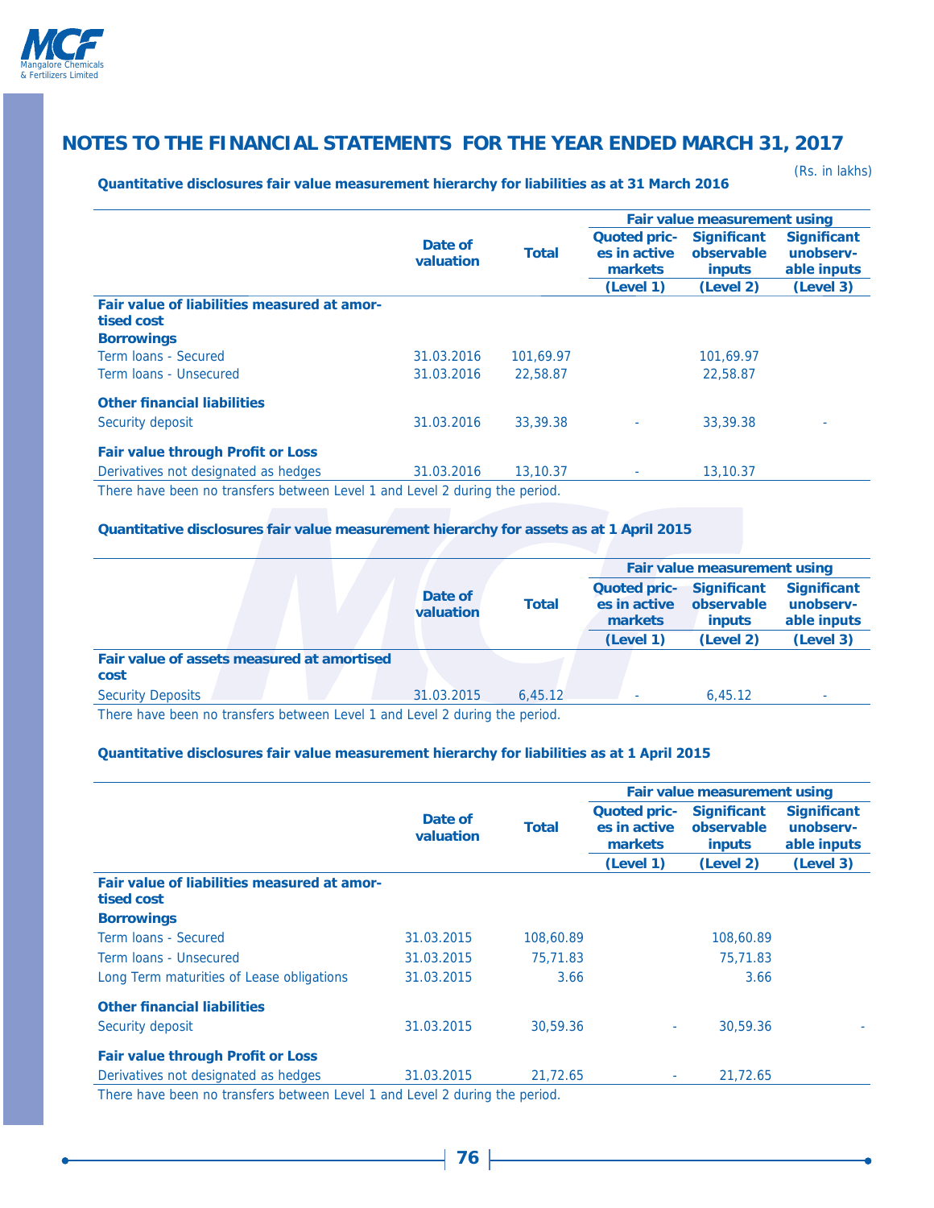## NOTES TO THE FINANCIAL STATEMENTS FOR THE YEAR ENDED MARCH 31, 2017

(Rs. in lakhs)

**Quantitative disclosures fair value measurement hierarchy for liabilities as at 31 March 2016**

| | Date of valuation | Total | Fair value measurement using | | |
|---|---|---|---|---|---|
| | | | Quoted prices in active markets | Significant observable inputs | Significant unobservable inputs |
| | | | (Level 1) | (Level 2) | (Level 3) |
| **Fair value of liabilities measured at amortised cost** | | | | | |
| **Borrowings** | | | | | |
| Term loans - Secured | 31.03.2016 | 101,69.97 | | 101,69.97 | |
| Term loans - Unsecured | 31.03.2016 | 22,58.87 | | 22,58.87 | |
| **Other financial liabilities** | | | | | |
| Security deposit | 31.03.2016 | 33,39.38 | - | 33,39.38 | - |
| **Fair value through Profit or Loss** | | | | | |
| Derivatives not designated as hedges | 31.03.2016 | 13,10.37 | - | 13,10.37 | |

There have been no transfers between Level 1 and Level 2 during the period.

**Quantitative disclosures fair value measurement hierarchy for assets as at 1 April 2015**

| | Date of valuation | Total | Fair value measurement using | | |
|---|---|---|---|---|---|
| | | | Quoted prices in active markets | Significant observable inputs | Significant unobservable inputs |
| | | | (Level 1) | (Level 2) | (Level 3) |
| **Fair value of assets measured at amortised cost** | | | | | |
| Security Deposits | 31.03.2015 | 6,45.12 | - | 6,45.12 | - |

There have been no transfers between Level 1 and Level 2 during the period.

**Quantitative disclosures fair value measurement hierarchy for liabilities as at 1 April 2015**

| | Date of valuation | Total | Fair value measurement using | | |
|---|---|---|---|---|---|
| | | | Quoted prices in active markets | Significant observable inputs | Significant unobservable inputs |
| | | | (Level 1) | (Level 2) | (Level 3) |
| **Fair value of liabilities measured at amortised cost** | | | | | |
| **Borrowings** | | | | | |
| Term loans - Secured | 31.03.2015 | 108,60.89 | | 108,60.89 | |
| Term loans - Unsecured | 31.03.2015 | 75,71.83 | | 75,71.83 | |
| Long Term maturities of Lease obligations | 31.03.2015 | 3.66 | | 3.66 | |
| **Other financial liabilities** | | | | | |
| Security deposit | 31.03.2015 | 30,59.36 | - | 30,59.36 | - |
| **Fair value through Profit or Loss** | | | | | |
| Derivatives not designated as hedges | 31.03.2015 | 21,72.65 | - | 21,72.65 | |

There have been no transfers between Level 1 and Level 2 during the period.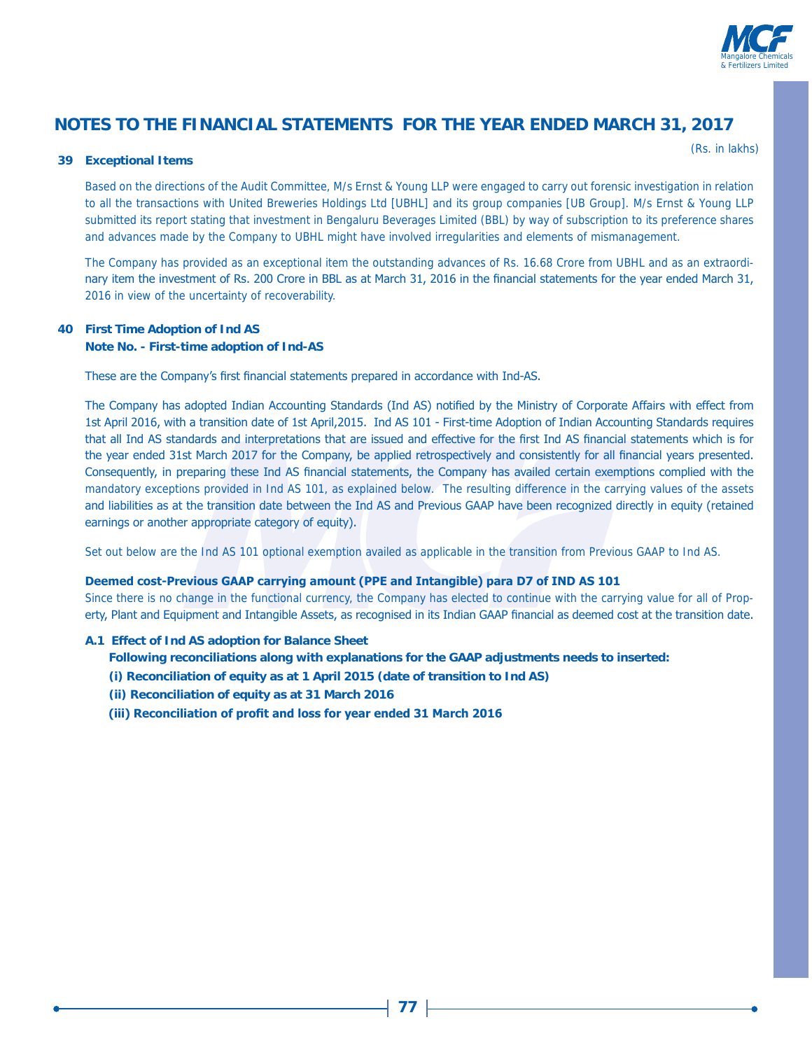# NOTES TO THE FINANCIAL STATEMENTS FOR THE YEAR ENDED MARCH 31, 2017

(Rs. in lakhs)

## 39 Exceptional Items

Based on the directions of the Audit Committee, M/s Ernst & Young LLP were engaged to carry out forensic investigation in relation to all the transactions with United Breweries Holdings Ltd [UBHL] and its group companies [UB Group]. M/s Ernst & Young LLP submitted its report stating that investment in Bengaluru Beverages Limited (BBL) by way of subscription to its preference shares and advances made by the Company to UBHL might have involved irregularities and elements of mismanagement.

The Company has provided as an exceptional item the outstanding advances of Rs. 16.68 Crore from UBHL and as an extraordinary item the investment of Rs. 200 Crore in BBL as at March 31, 2016 in the financial statements for the year ended March 31, 2016 in view of the uncertainty of recoverability.

## 40 First Time Adoption of Ind AS

**Note No. - First-time adoption of Ind-AS**

These are the Company's first financial statements prepared in accordance with Ind-AS.

The Company has adopted Indian Accounting Standards (Ind AS) notified by the Ministry of Corporate Affairs with effect from 1st April 2016, with a transition date of 1st April,2015. Ind AS 101 - First-time Adoption of Indian Accounting Standards requires that all Ind AS standards and interpretations that are issued and effective for the first Ind AS financial statements which is for the year ended 31st March 2017 for the Company, be applied retrospectively and consistently for all financial years presented. Consequently, in preparing these Ind AS financial statements, the Company has availed certain exemptions complied with the mandatory exceptions provided in Ind AS 101, as explained below. The resulting difference in the carrying values of the assets and liabilities as at the transition date between the Ind AS and Previous GAAP have been recognized directly in equity (retained earnings or another appropriate category of equity).

Set out below are the Ind AS 101 optional exemption availed as applicable in the transition from Previous GAAP to Ind AS.

**Deemed cost-Previous GAAP carrying amount (PPE and Intangible) para D7 of IND AS 101**

Since there is no change in the functional currency, the Company has elected to continue with the carrying value for all of Property, Plant and Equipment and Intangible Assets, as recognised in its Indian GAAP financial as deemed cost at the transition date.

**A.1 Effect of Ind AS adoption for Balance Sheet**

**Following reconciliations along with explanations for the GAAP adjustments needs to inserted:**

**(i) Reconciliation of equity as at 1 April 2015 (date of transition to Ind AS)**

**(ii) Reconciliation of equity as at 31 March 2016**

**(iii) Reconciliation of profit and loss for year ended 31 March 2016**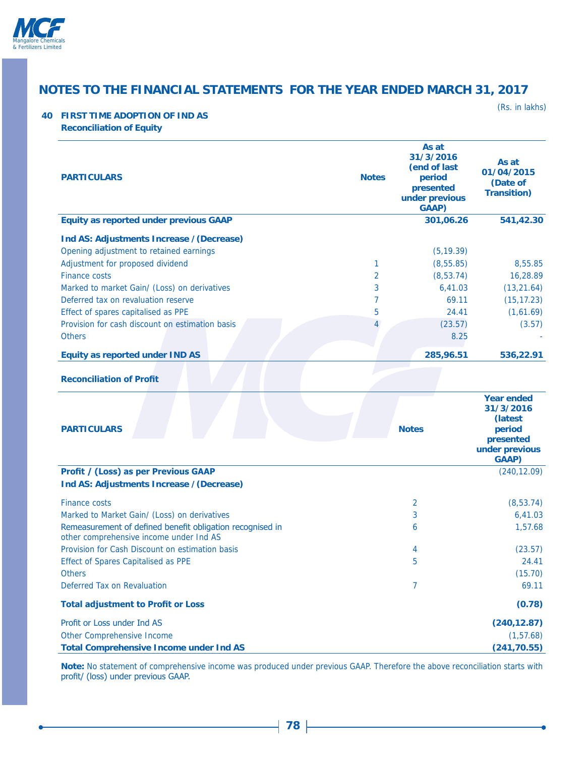## NOTES TO THE FINANCIAL STATEMENTS FOR THE YEAR ENDED MARCH 31, 2017

(Rs. in lakhs)

### 40 FIRST TIME ADOPTION OF IND AS

**Reconciliation of Equity**

| PARTICULARS | Notes | As at 31/3/2016 (end of last period presented under previous GAAP) | As at 01/04/2015 (Date of Transition) |
|---|---|---|---|
| **Equity as reported under previous GAAP** | | **301,06.26** | **541,42.30** |
| **Ind AS: Adjustments Increase / (Decrease)** | | | |
| Opening adjustment to retained earnings | | (5,19.39) | |
| Adjustment for proposed dividend | 1 | (8,55.85) | 8,55.85 |
| Finance costs | 2 | (8,53.74) | 16,28.89 |
| Marked to market Gain/ (Loss) on derivatives | 3 | 6,41.03 | (13,21.64) |
| Deferred tax on revaluation reserve | 7 | 69.11 | (15,17.23) |
| Effect of spares capitalised as PPE | 5 | 24.41 | (1,61.69) |
| Provision for cash discount on estimation basis | 4 | (23.57) | (3.57) |
| Others | | 8.25 | - |
| **Equity as reported under IND AS** | | **285,96.51** | **536,22.91** |

**Reconciliation of Profit**

| PARTICULARS | Notes | Year ended 31/3/2016 (latest period presented under previous GAAP) |
|---|---|---|
| **Profit / (Loss) as per Previous GAAP** | | (240,12.09) |
| **Ind AS: Adjustments Increase / (Decrease)** | | |
| Finance costs | 2 | (8,53.74) |
| Marked to Market Gain/ (Loss) on derivatives | 3 | 6,41.03 |
| Remeasurement of defined benefit obligation recognised in other comprehensive income under Ind AS | 6 | 1,57.68 |
| Provision for Cash Discount on estimation basis | 4 | (23.57) |
| Effect of Spares Capitalised as PPE | 5 | 24.41 |
| Others | | (15.70) |
| Deferred Tax on Revaluation | 7 | 69.11 |
| **Total adjustment to Profit or Loss** | | **(0.78)** |
| Profit or Loss under Ind AS | | **(240,12.87)** |
| Other Comprehensive Income | | (1,57.68) |
| **Total Comprehensive Income under Ind AS** | | **(241,70.55)** |

**Note:** No statement of comprehensive income was produced under previous GAAP. Therefore the above reconciliation starts with profit/ (loss) under previous GAAP.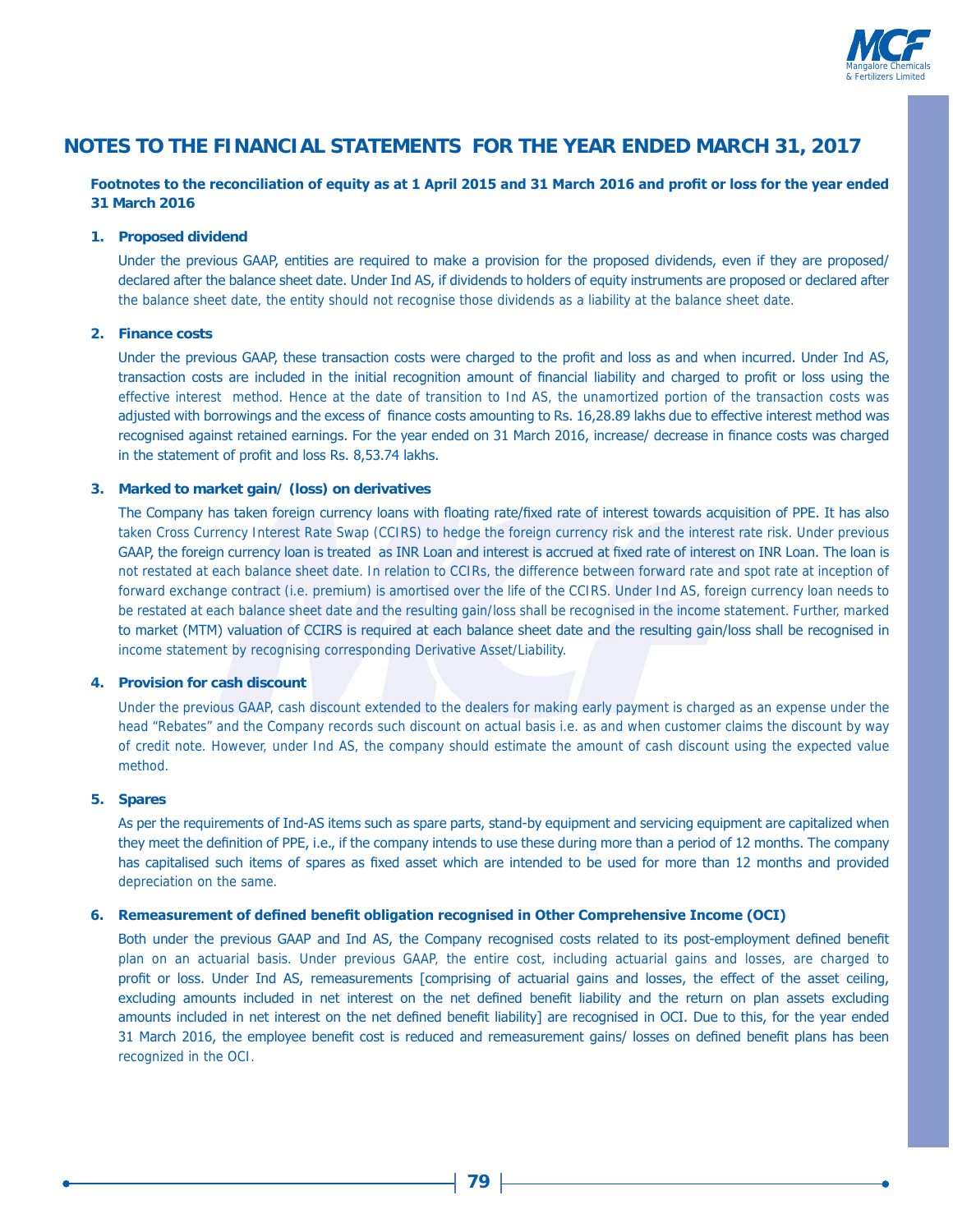# NOTES TO THE FINANCIAL STATEMENTS FOR THE YEAR ENDED MARCH 31, 2017

**Footnotes to the reconciliation of equity as at 1 April 2015 and 31 March 2016 and profit or loss for the year ended 31 March 2016**

**1. Proposed dividend**

Under the previous GAAP, entities are required to make a provision for the proposed dividends, even if they are proposed/ declared after the balance sheet date. Under Ind AS, if dividends to holders of equity instruments are proposed or declared after the balance sheet date, the entity should not recognise those dividends as a liability at the balance sheet date.

**2. Finance costs**

Under the previous GAAP, these transaction costs were charged to the profit and loss as and when incurred. Under Ind AS, transaction costs are included in the initial recognition amount of financial liability and charged to profit or loss using the effective interest method. Hence at the date of transition to Ind AS, the unamortized portion of the transaction costs was adjusted with borrowings and the excess of finance costs amounting to Rs. 16,28.89 lakhs due to effective interest method was recognised against retained earnings. For the year ended on 31 March 2016, increase/ decrease in finance costs was charged in the statement of profit and loss Rs. 8,53.74 lakhs.

**3. Marked to market gain/ (loss) on derivatives**

The Company has taken foreign currency loans with floating rate/fixed rate of interest towards acquisition of PPE. It has also taken Cross Currency Interest Rate Swap (CCIRS) to hedge the foreign currency risk and the interest rate risk. Under previous GAAP, the foreign currency loan is treated as INR Loan and interest is accrued at fixed rate of interest on INR Loan. The loan is not restated at each balance sheet date. In relation to CCIRs, the difference between forward rate and spot rate at inception of forward exchange contract (i.e. premium) is amortised over the life of the CCIRS. Under Ind AS, foreign currency loan needs to be restated at each balance sheet date and the resulting gain/loss shall be recognised in the income statement. Further, marked to market (MTM) valuation of CCIRS is required at each balance sheet date and the resulting gain/loss shall be recognised in income statement by recognising corresponding Derivative Asset/Liability.

**4. Provision for cash discount**

Under the previous GAAP, cash discount extended to the dealers for making early payment is charged as an expense under the head "Rebates" and the Company records such discount on actual basis i.e. as and when customer claims the discount by way of credit note. However, under Ind AS, the company should estimate the amount of cash discount using the expected value method.

**5. Spares**

As per the requirements of Ind-AS items such as spare parts, stand-by equipment and servicing equipment are capitalized when they meet the definition of PPE, i.e., if the company intends to use these during more than a period of 12 months. The company has capitalised such items of spares as fixed asset which are intended to be used for more than 12 months and provided depreciation on the same.

**6. Remeasurement of defined benefit obligation recognised in Other Comprehensive Income (OCI)**

Both under the previous GAAP and Ind AS, the Company recognised costs related to its post-employment defined benefit plan on an actuarial basis. Under previous GAAP, the entire cost, including actuarial gains and losses, are charged to profit or loss. Under Ind AS, remeasurements [comprising of actuarial gains and losses, the effect of the asset ceiling, excluding amounts included in net interest on the net defined benefit liability and the return on plan assets excluding amounts included in net interest on the net defined benefit liability] are recognised in OCI. Due to this, for the year ended 31 March 2016, the employee benefit cost is reduced and remeasurement gains/ losses on defined benefit plans has been recognized in the OCI.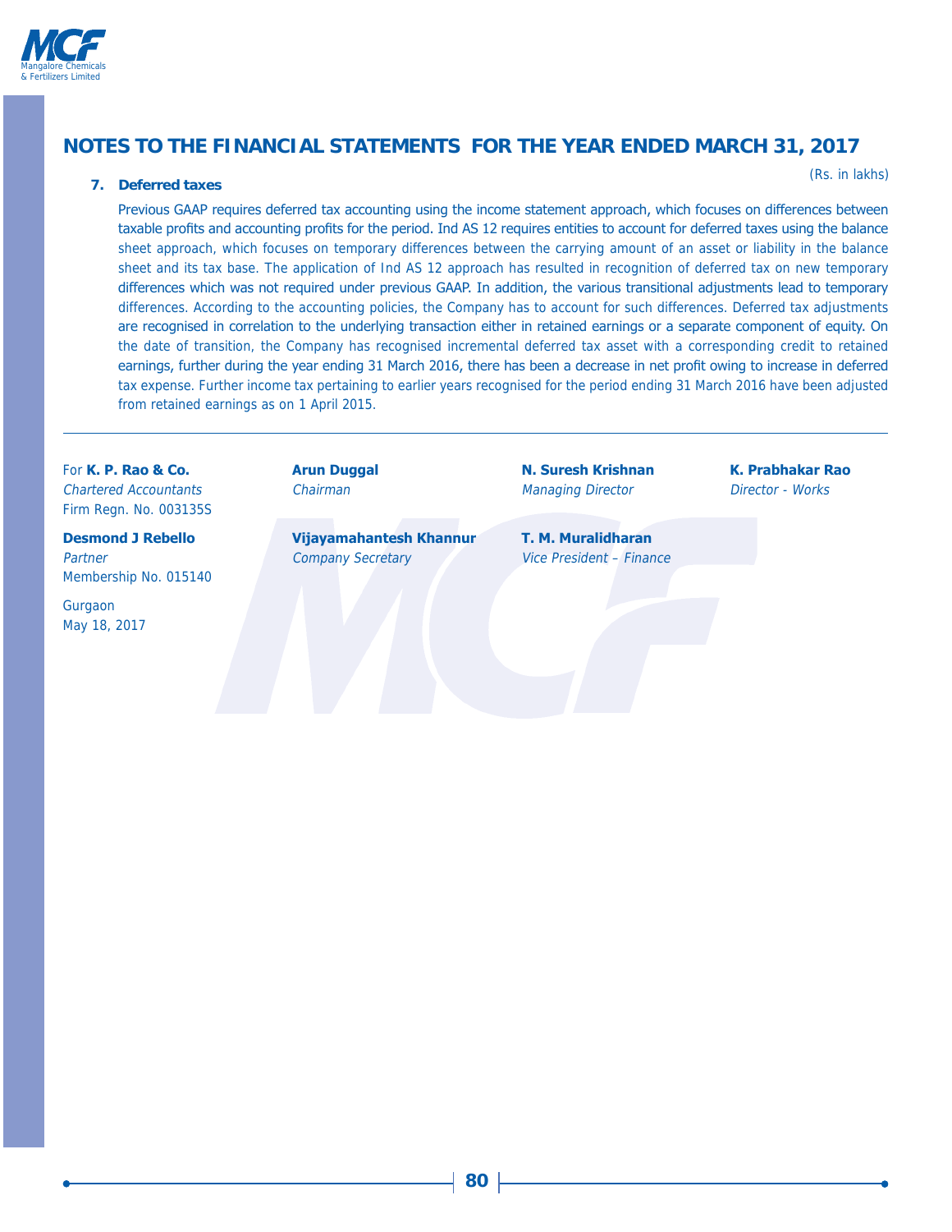## NOTES TO THE FINANCIAL STATEMENTS FOR THE YEAR ENDED MARCH 31, 2017

(Rs. in lakhs)

**7. Deferred taxes**

Previous GAAP requires deferred tax accounting using the income statement approach, which focuses on differences between taxable profits and accounting profits for the period. Ind AS 12 requires entities to account for deferred taxes using the balance sheet approach, which focuses on temporary differences between the carrying amount of an asset or liability in the balance sheet and its tax base. The application of Ind AS 12 approach has resulted in recognition of deferred tax on new temporary differences which was not required under previous GAAP. In addition, the various transitional adjustments lead to temporary differences. According to the accounting policies, the Company has to account for such differences. Deferred tax adjustments are recognised in correlation to the underlying transaction either in retained earnings or a separate component of equity. On the date of transition, the Company has recognised incremental deferred tax asset with a corresponding credit to retained earnings, further during the year ending 31 March 2016, there has been a decrease in net profit owing to increase in deferred tax expense. Further income tax pertaining to earlier years recognised for the period ending 31 March 2016 have been adjusted from retained earnings as on 1 April 2015.

For **K. P. Rao & Co.**
*Chartered Accountants*
Firm Regn. No. 003135S

**Desmond J Rebello**
*Partner*
Membership No. 015140

Gurgaon
May 18, 2017

**Arun Duggal**
*Chairman*

**Vijayamahantesh Khannur**
*Company Secretary*

**N. Suresh Krishnan**
*Managing Director*

**T. M. Muralidharan**
*Vice President – Finance*

**K. Prabhakar Rao**
*Director - Works*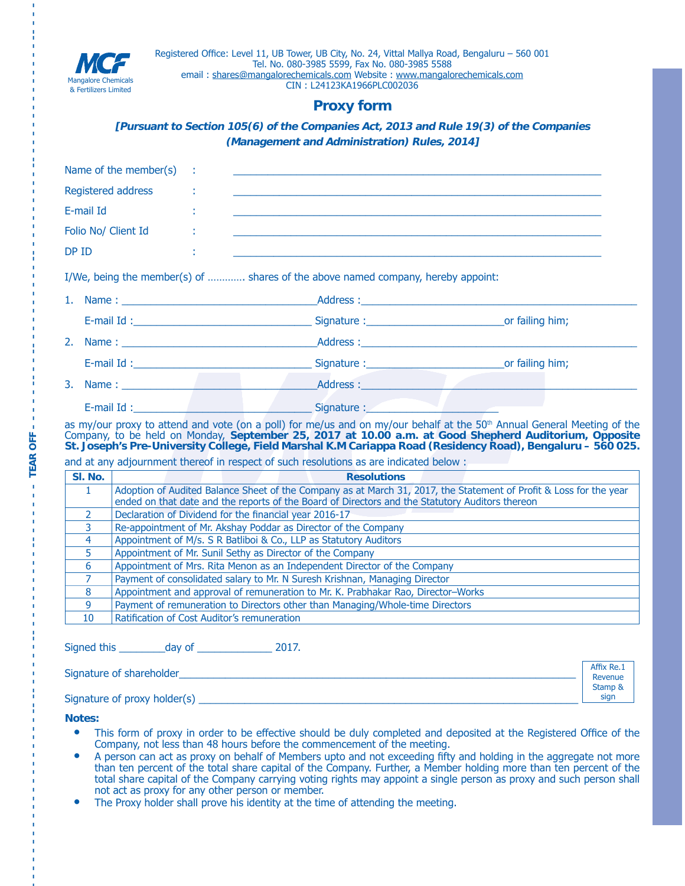MCF
Mangalore Chemicals & Fertilizers Limited

Registered Office: Level 11, UB Tower, UB City, No. 24, Vittal Mallya Road, Bengaluru – 560 001
Tel. No. 080-3985 5599, Fax No. 080-3985 5588
email : shares@mangalorechemicals.com Website : www.mangalorechemicals.com
CIN : L24123KA1966PLC002036

# Proxy form

***[Pursuant to Section 105(6) of the Companies Act, 2013 and Rule 19(3) of the Companies (Management and Administration) Rules, 2014]***

Name of the member(s) : ____________________

Registered address : ____________________

E-mail Id : ____________________

Folio No/ Client Id : ____________________

DP ID : ____________________

I/We, being the member(s) of ………… shares of the above named company, hereby appoint:

1. Name : ____________________ Address : ____________________

   E-mail Id : ____________________ Signature : ____________________ or failing him;

2. Name : ____________________ Address : ____________________

   E-mail Id : ____________________ Signature : ____________________ or failing him;

3. Name : ____________________ Address : ____________________

   E-mail Id : ____________________ Signature : ____________________

as my/our proxy to attend and vote (on a poll) for me/us and on my/our behalf at the 50th Annual General Meeting of the Company, to be held on Monday, **September 25, 2017 at 10.00 a.m. at Good Shepherd Auditorium, Opposite St. Joseph's Pre-University College, Field Marshal K.M Cariappa Road (Residency Road), Bengaluru – 560 025.** and at any adjournment thereof in respect of such resolutions as are indicated below :

| Sl. No. | Resolutions |
|---|---|
| 1 | Adoption of Audited Balance Sheet of the Company as at March 31, 2017, the Statement of Profit & Loss for the year ended on that date and the reports of the Board of Directors and the Statutory Auditors thereon |
| 2 | Declaration of Dividend for the financial year 2016-17 |
| 3 | Re-appointment of Mr. Akshay Poddar as Director of the Company |
| 4 | Appointment of M/s. S R Batliboi & Co., LLP as Statutory Auditors |
| 5 | Appointment of Mr. Sunil Sethy as Director of the Company |
| 6 | Appointment of Mrs. Rita Menon as an Independent Director of the Company |
| 7 | Payment of consolidated salary to Mr. N Suresh Krishnan, Managing Director |
| 8 | Appointment and approval of remuneration to Mr. K. Prabhakar Rao, Director–Works |
| 9 | Payment of remuneration to Directors other than Managing/Whole-time Directors |
| 10 | Ratification of Cost Auditor's remuneration |

Signed this ________day of _____________ 2017.

Signature of shareholder____________________

Signature of proxy holder(s) ____________________

Affix Re.1 Revenue Stamp & sign

**Notes:**

- This form of proxy in order to be effective should be duly completed and deposited at the Registered Office of the Company, not less than 48 hours before the commencement of the meeting.
- A person can act as proxy on behalf of Members upto and not exceeding fifty and holding in the aggregate not more than ten percent of the total share capital of the Company. Further, a Member holding more than ten percent of the total share capital of the Company carrying voting rights may appoint a single person as proxy and such person shall not act as proxy for any other person or member.
- The Proxy holder shall prove his identity at the time of attending the meeting.

TEAR OFF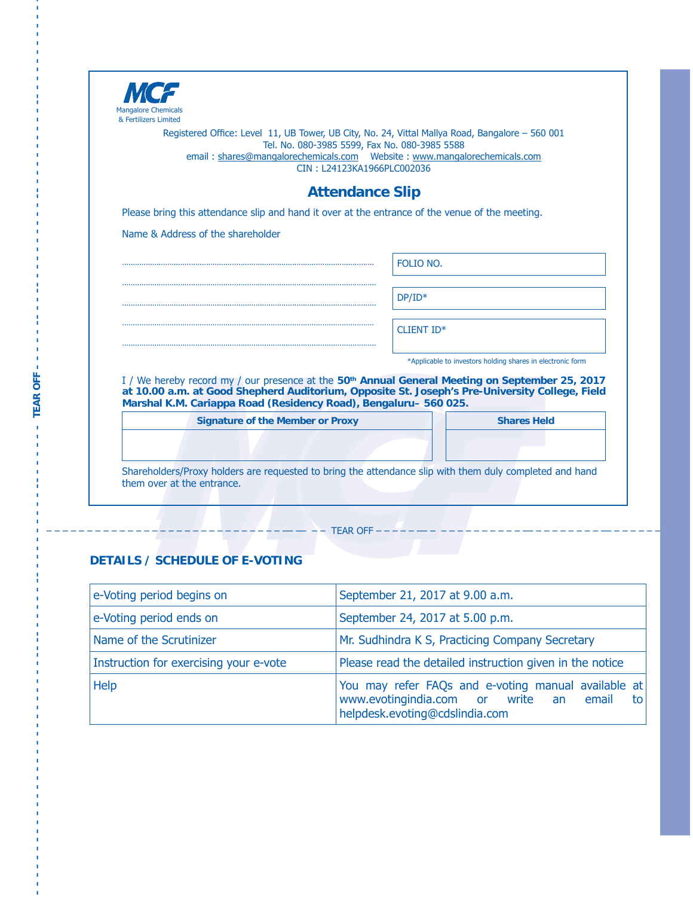**MCF**
Mangalore Chemicals & Fertilizers Limited

Registered Office: Level 11, UB Tower, UB City, No. 24, Vittal Mallya Road, Bangalore – 560 001
Tel. No. 080-3985 5599, Fax No. 080-3985 5588
email : shares@mangalorechemicals.com Website : www.mangalorechemicals.com
CIN : L24123KA1966PLC002036

## Attendance Slip

Please bring this attendance slip and hand it over at the entrance of the venue of the meeting.

Name & Address of the shareholder

.................................................................................................................

.................................................................................................................

.................................................................................................................

.................................................................................................................

.................................................................................................................

| FOLIO NO. |
|---|
| DP/ID* |
| CLIENT ID* |

*Applicable to investors holding shares in electronic form

I / We hereby record my / our presence at the **50th Annual General Meeting on September 25, 2017 at 10.00 a.m. at Good Shepherd Auditorium, Opposite St. Joseph's Pre-University College, Field Marshal K.M. Cariappa Road (Residency Road), Bengaluru– 560 025.**

| Signature of the Member or Proxy | Shares Held |
|---|---|
| | |

Shareholders/Proxy holders are requested to bring the attendance slip with them duly completed and hand them over at the entrance.

TEAR OFF

### DETAILS / SCHEDULE OF E-VOTING

| | |
|---|---|
| e-Voting period begins on | September 21, 2017 at 9.00 a.m. |
| e-Voting period ends on | September 24, 2017 at 5.00 p.m. |
| Name of the Scrutinizer | Mr. Sudhindra K S, Practicing Company Secretary |
| Instruction for exercising your e-vote | Please read the detailed instruction given in the notice |
| Help | You may refer FAQs and e-voting manual available at www.evotingindia.com or write an email to helpdesk.evoting@cdslindia.com |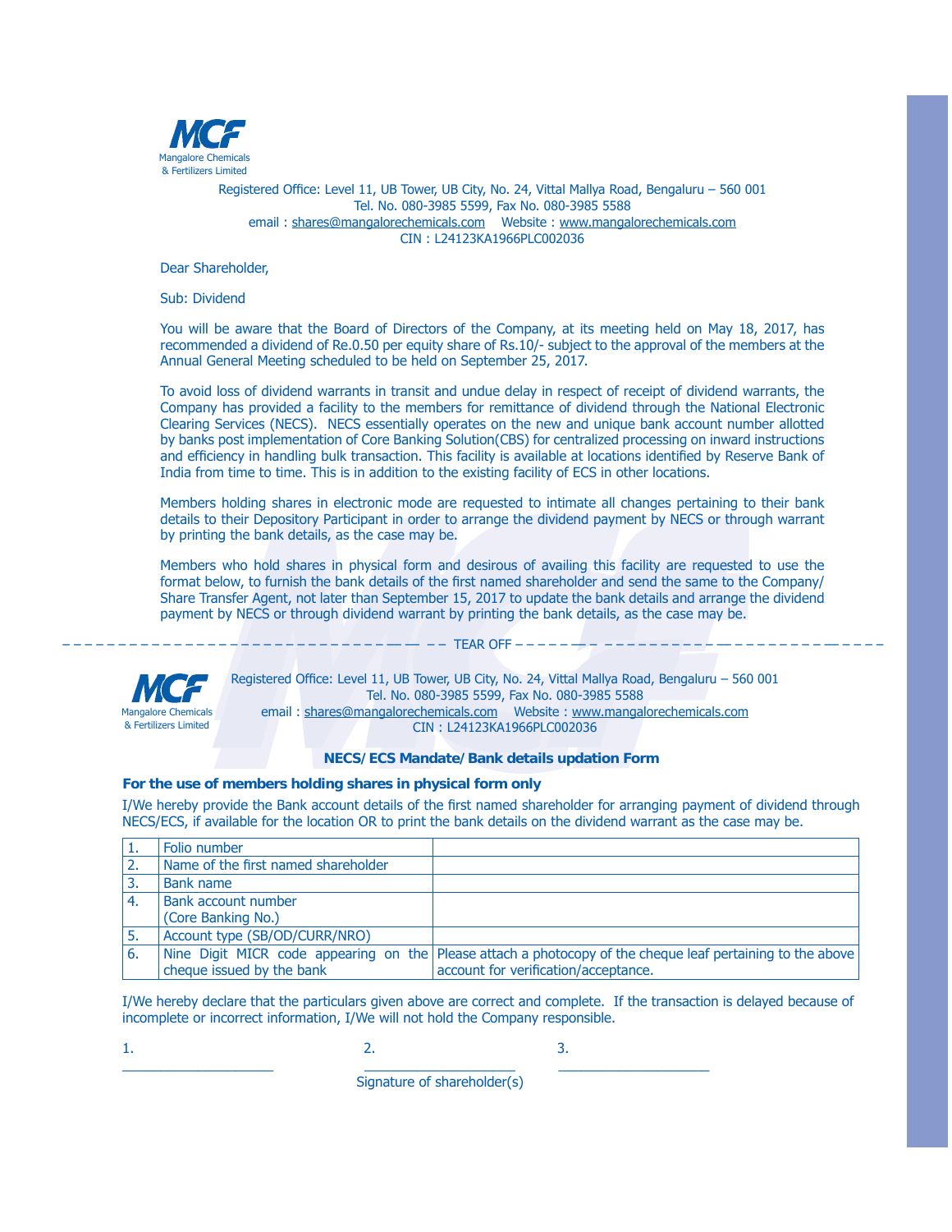MCF
Mangalore Chemicals & Fertilizers Limited

Registered Office: Level 11, UB Tower, UB City, No. 24, Vittal Mallya Road, Bengaluru – 560 001
Tel. No. 080-3985 5599, Fax No. 080-3985 5588
email : shares@mangalorechemicals.com Website : www.mangalorechemicals.com
CIN : L24123KA1966PLC002036

Dear Shareholder,

Sub: Dividend

You will be aware that the Board of Directors of the Company, at its meeting held on May 18, 2017, has recommended a dividend of Re.0.50 per equity share of Rs.10/- subject to the approval of the members at the Annual General Meeting scheduled to be held on September 25, 2017.

To avoid loss of dividend warrants in transit and undue delay in respect of receipt of dividend warrants, the Company has provided a facility to the members for remittance of dividend through the National Electronic Clearing Services (NECS). NECS essentially operates on the new and unique bank account number allotted by banks post implementation of Core Banking Solution(CBS) for centralized processing on inward instructions and efficiency in handling bulk transaction. This facility is available at locations identified by Reserve Bank of India from time to time. This is in addition to the existing facility of ECS in other locations.

Members holding shares in electronic mode are requested to intimate all changes pertaining to their bank details to their Depository Participant in order to arrange the dividend payment by NECS or through warrant by printing the bank details, as the case may be.

Members who hold shares in physical form and desirous of availing this facility are requested to use the format below, to furnish the bank details of the first named shareholder and send the same to the Company/ Share Transfer Agent, not later than September 15, 2017 to update the bank details and arrange the dividend payment by NECS or through dividend warrant by printing the bank details, as the case may be.

- - - - - - - - - - - - - - - - TEAR OFF - - - - - - - - - - - - - - - -

MCF
Mangalore Chemicals & Fertilizers Limited

Registered Office: Level 11, UB Tower, UB City, No. 24, Vittal Mallya Road, Bengaluru – 560 001
Tel. No. 080-3985 5599, Fax No. 080-3985 5588
email : shares@mangalorechemicals.com Website : www.mangalorechemicals.com
CIN : L24123KA1966PLC002036

## NECS/ECS Mandate/Bank details updation Form

**For the use of members holding shares in physical form only**

I/We hereby provide the Bank account details of the first named shareholder for arranging payment of dividend through NECS/ECS, if available for the location OR to print the bank details on the dividend warrant as the case may be.

| | | |
|---|---|---|
| 1. | Folio number | |
| 2. | Name of the first named shareholder | |
| 3. | Bank name | |
| 4. | Bank account number (Core Banking No.) | |
| 5. | Account type (SB/OD/CURR/NRO) | |
| 6. | Nine Digit MICR code appearing on the cheque issued by the bank | Please attach a photocopy of the cheque leaf pertaining to the above account for verification/acceptance. |

I/We hereby declare that the particulars given above are correct and complete. If the transaction is delayed because of incomplete or incorrect information, I/We will not hold the Company responsible.

1. ____________________ 2. ____________________ 3. ____________________

Signature of shareholder(s)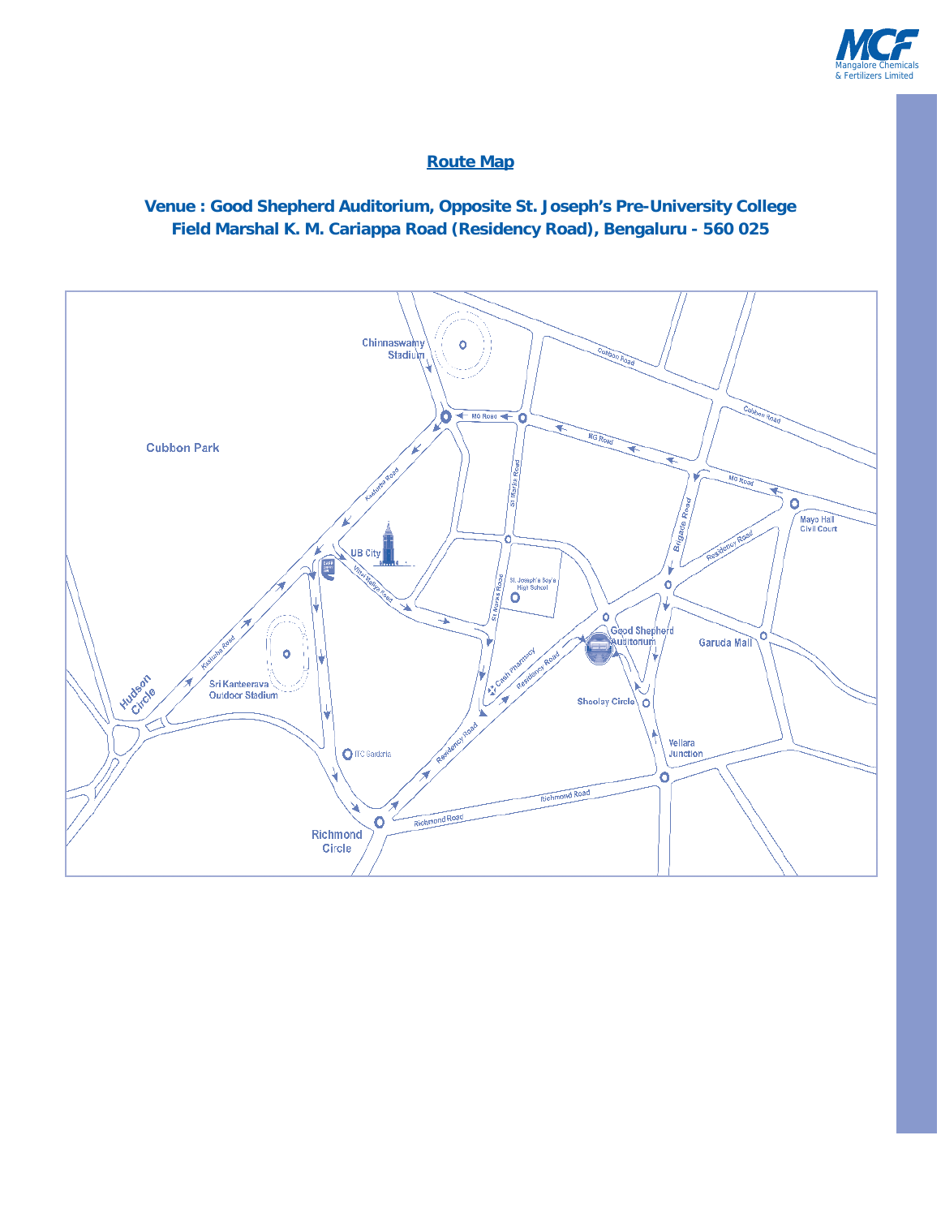## Route Map

**Venue : Good Shepherd Auditorium, Opposite St. Joseph's Pre-University College**
**Field Marshal K. M. Cariappa Road (Residency Road), Bengaluru - 560 025**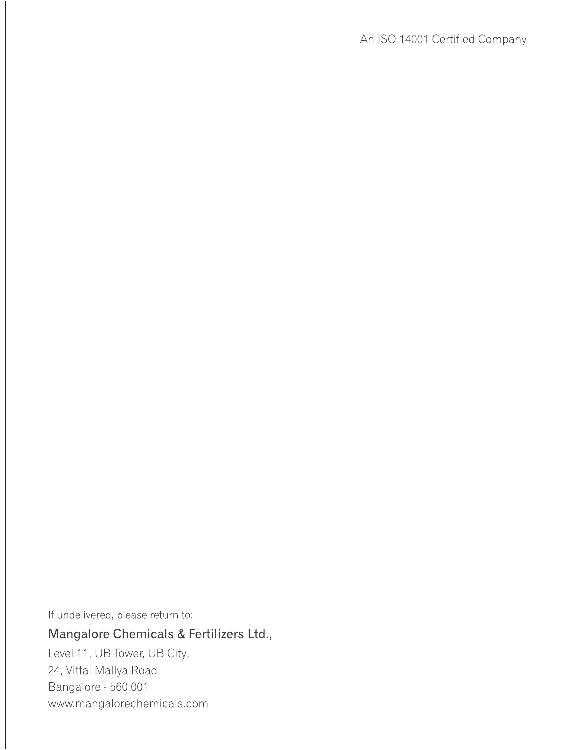An ISO 14001 Certified Company

If undelivered, please return to:

Mangalore Chemicals & Fertilizers Ltd.,

Level 11, UB Tower, UB City,
24, Vittal Mallya Road
Bangalore - 560 001
www.mangalorechemicals.com